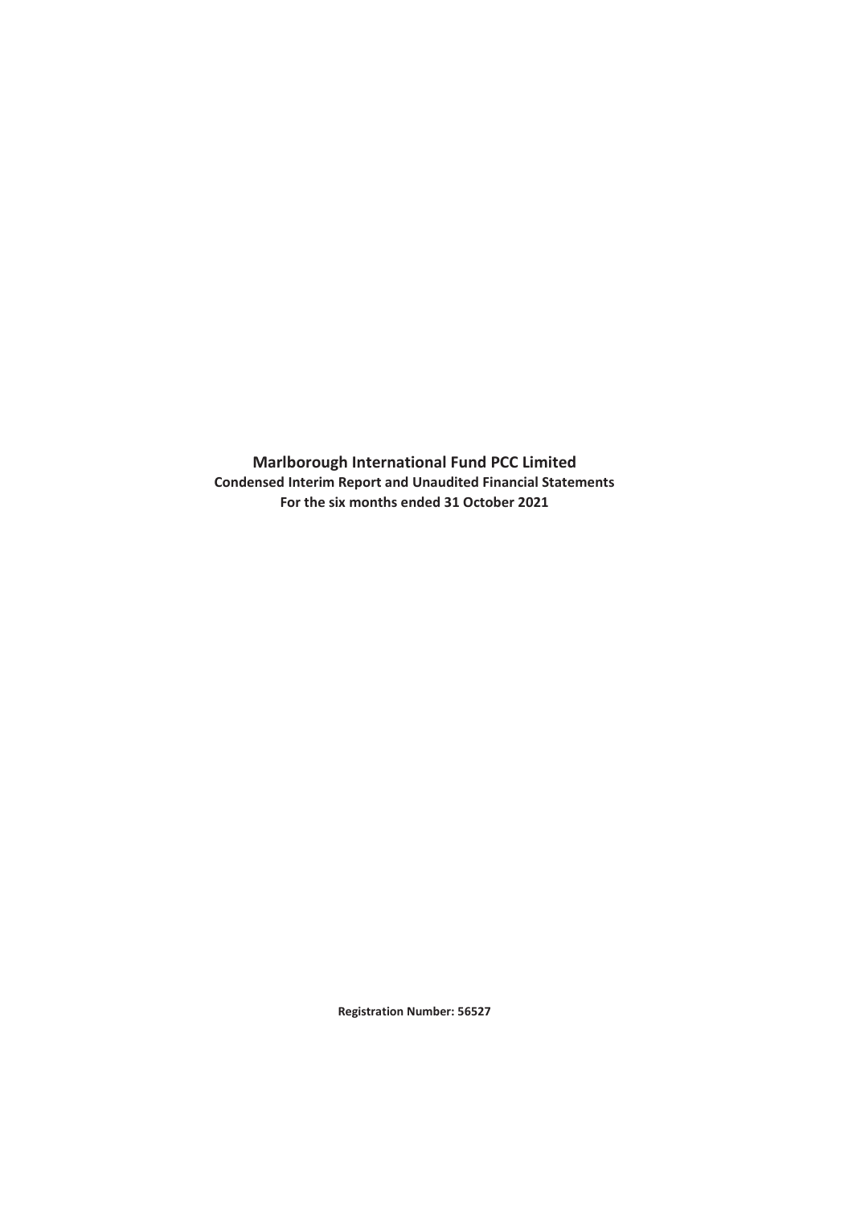# Marlborough International Fund PCC Limited

**Condensed Interim Report and Unaudited Financial Statements**

**For the six months ended 31 October 2021**

**Registration Number: 56527**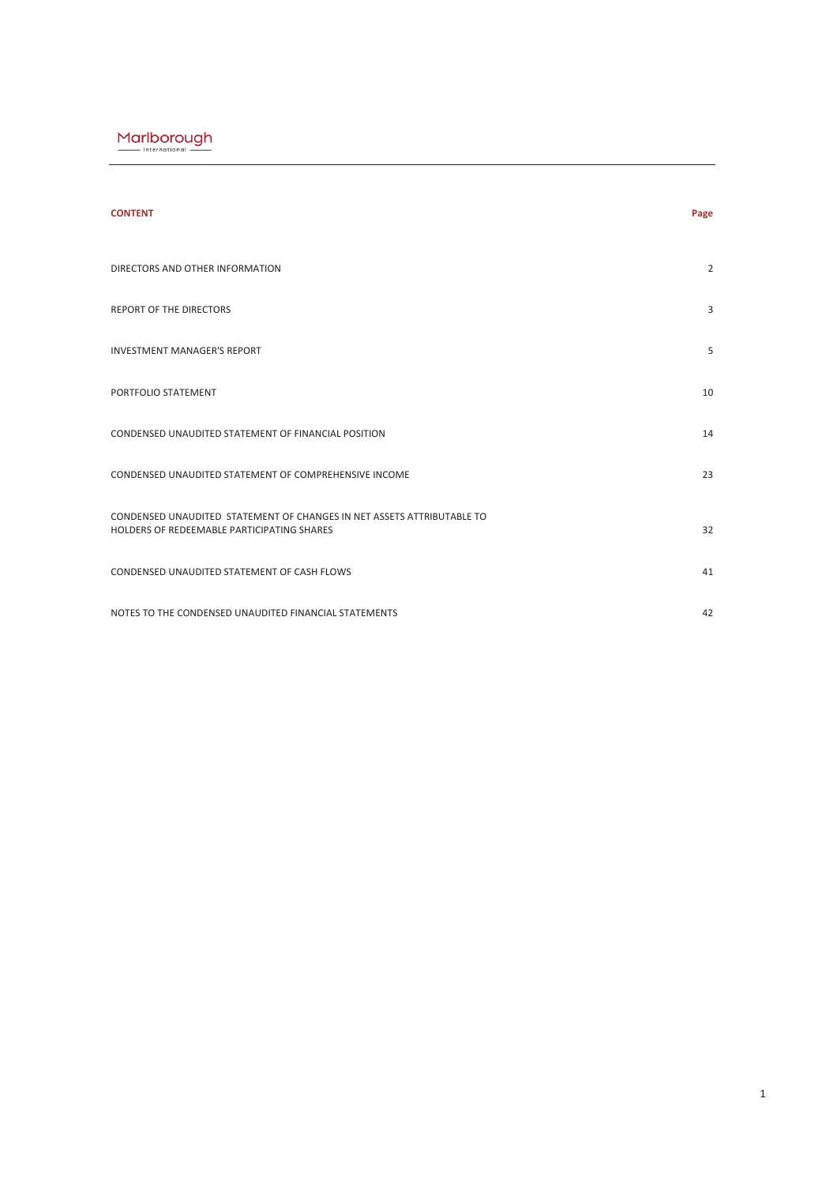Marlborough International

| CONTENT | Page |
|---|---|
| DIRECTORS AND OTHER INFORMATION | 2 |
| REPORT OF THE DIRECTORS | 3 |
| INVESTMENT MANAGER'S REPORT | 5 |
| PORTFOLIO STATEMENT | 10 |
| CONDENSED UNAUDITED STATEMENT OF FINANCIAL POSITION | 14 |
| CONDENSED UNAUDITED STATEMENT OF COMPREHENSIVE INCOME | 23 |
| CONDENSED UNAUDITED STATEMENT OF CHANGES IN NET ASSETS ATTRIBUTABLE TO HOLDERS OF REDEEMABLE PARTICIPATING SHARES | 32 |
| CONDENSED UNAUDITED STATEMENT OF CASH FLOWS | 41 |
| NOTES TO THE CONDENSED UNAUDITED FINANCIAL STATEMENTS | 42 |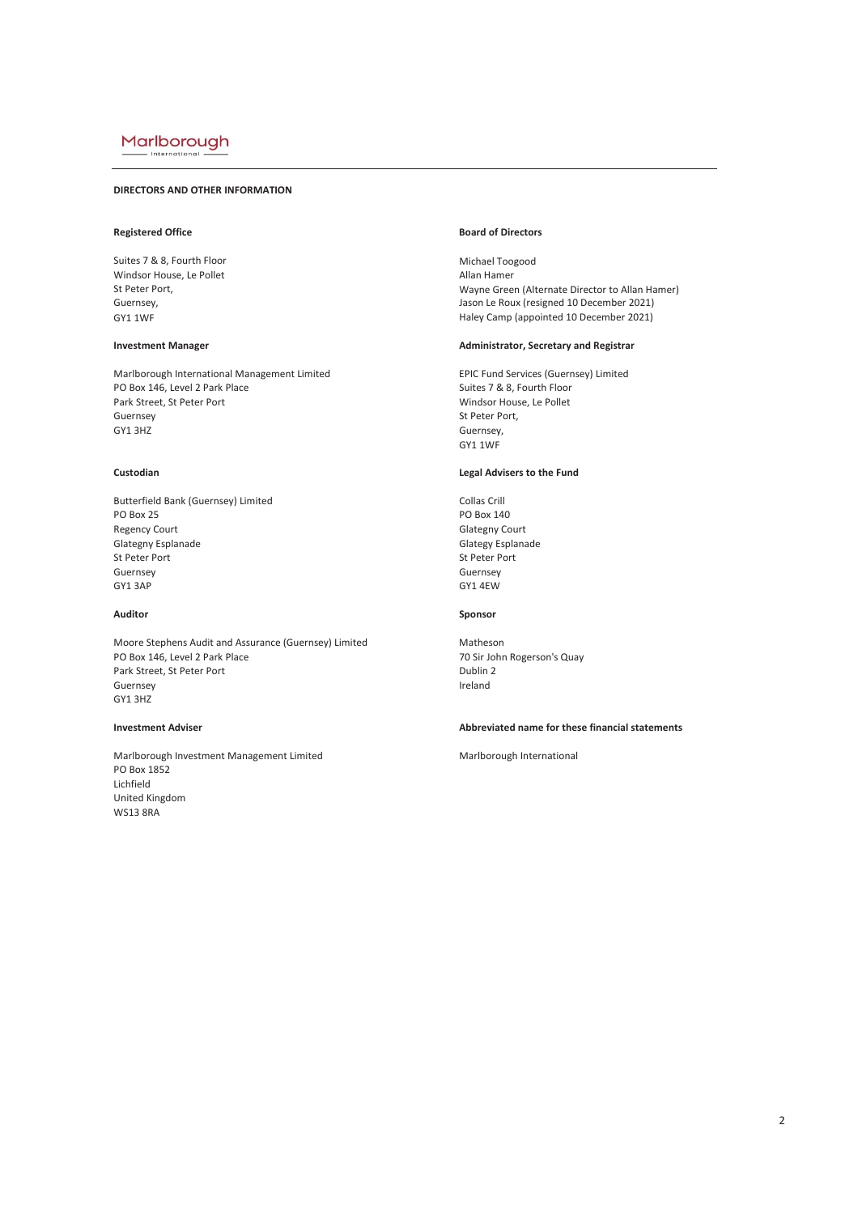## DIRECTORS AND OTHER INFORMATION

**Registered Office**

Suites 7 & 8, Fourth Floor
Windsor House, Le Pollet
St Peter Port,
Guernsey,
GY1 1WF

**Board of Directors**

Michael Toogood
Allan Hamer
Wayne Green (Alternate Director to Allan Hamer)
Jason Le Roux (resigned 10 December 2021)
Haley Camp (appointed 10 December 2021)

**Investment Manager**

Marlborough International Management Limited
PO Box 146, Level 2 Park Place
Park Street, St Peter Port
Guernsey
GY1 3HZ

**Administrator, Secretary and Registrar**

EPIC Fund Services (Guernsey) Limited
Suites 7 & 8, Fourth Floor
Windsor House, Le Pollet
St Peter Port,
Guernsey,
GY1 1WF

**Custodian**

Butterfield Bank (Guernsey) Limited
PO Box 25
Regency Court
Glategny Esplanade
St Peter Port
Guernsey
GY1 3AP

**Legal Advisers to the Fund**

Collas Crill
PO Box 140
Glategny Court
Glategy Esplanade
St Peter Port
Guernsey
GY1 4EW

**Auditor**

Moore Stephens Audit and Assurance (Guernsey) Limited
PO Box 146, Level 2 Park Place
Park Street, St Peter Port
Guernsey
GY1 3HZ

**Sponsor**

Matheson
70 Sir John Rogerson's Quay
Dublin 2
Ireland

**Investment Adviser**

Marlborough Investment Management Limited
PO Box 1852
Lichfield
United Kingdom
WS13 8RA

**Abbreviated name for these financial statements**

Marlborough International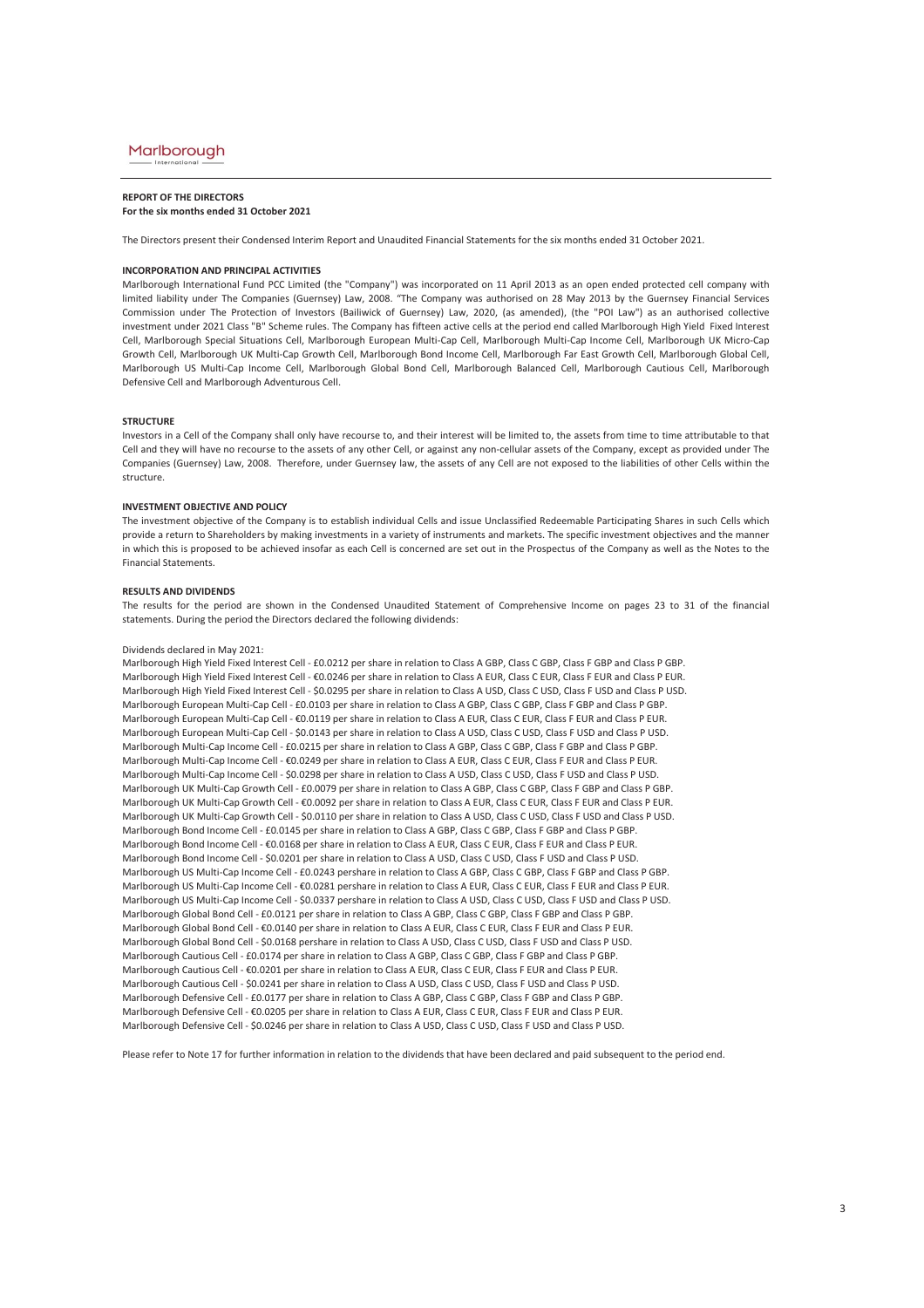**REPORT OF THE DIRECTORS**
**For the six months ended 31 October 2021**

The Directors present their Condensed Interim Report and Unaudited Financial Statements for the six months ended 31 October 2021.

**INCORPORATION AND PRINCIPAL ACTIVITIES**

Marlborough International Fund PCC Limited (the "Company") was incorporated on 11 April 2013 as an open ended protected cell company with limited liability under The Companies (Guernsey) Law, 2008. "The Company was authorised on 28 May 2013 by the Guernsey Financial Services Commission under The Protection of Investors (Bailiwick of Guernsey) Law, 2020, (as amended), (the "POI Law") as an authorised collective investment under 2021 Class "B" Scheme rules. The Company has fifteen active cells at the period end called Marlborough High Yield Fixed Interest Cell, Marlborough Special Situations Cell, Marlborough European Multi-Cap Cell, Marlborough Multi-Cap Income Cell, Marlborough UK Micro-Cap Growth Cell, Marlborough UK Multi-Cap Growth Cell, Marlborough Bond Income Cell, Marlborough Far East Growth Cell, Marlborough Global Cell, Marlborough US Multi-Cap Income Cell, Marlborough Global Bond Cell, Marlborough Balanced Cell, Marlborough Cautious Cell, Marlborough Defensive Cell and Marlborough Adventurous Cell.

**STRUCTURE**

Investors in a Cell of the Company shall only have recourse to, and their interest will be limited to, the assets from time to time attributable to that Cell and they will have no recourse to the assets of any other Cell, or against any non-cellular assets of the Company, except as provided under The Companies (Guernsey) Law, 2008. Therefore, under Guernsey law, the assets of any Cell are not exposed to the liabilities of other Cells within the structure.

**INVESTMENT OBJECTIVE AND POLICY**

The investment objective of the Company is to establish individual Cells and issue Unclassified Redeemable Participating Shares in such Cells which provide a return to Shareholders by making investments in a variety of instruments and markets. The specific investment objectives and the manner in which this is proposed to be achieved insofar as each Cell is concerned are set out in the Prospectus of the Company as well as the Notes to the Financial Statements.

**RESULTS AND DIVIDENDS**

The results for the period are shown in the Condensed Unaudited Statement of Comprehensive Income on pages 23 to 31 of the financial statements. During the period the Directors declared the following dividends:

Dividends declared in May 2021:
Marlborough High Yield Fixed Interest Cell - £0.0212 per share in relation to Class A GBP, Class C GBP, Class F GBP and Class P GBP.
Marlborough High Yield Fixed Interest Cell - €0.0246 per share in relation to Class A EUR, Class C EUR, Class F EUR and Class P EUR.
Marlborough High Yield Fixed Interest Cell - $0.0295 per share in relation to Class A USD, Class C USD, Class F USD and Class P USD.
Marlborough European Multi-Cap Cell - £0.0103 per share in relation to Class A GBP, Class C GBP, Class F GBP and Class P GBP.
Marlborough European Multi-Cap Cell - €0.0119 per share in relation to Class A EUR, Class C EUR, Class F EUR and Class P EUR.
Marlborough European Multi-Cap Cell - $0.0143 per share in relation to Class A USD, Class C USD, Class F USD and Class P USD.
Marlborough Multi-Cap Income Cell - £0.0215 per share in relation to Class A GBP, Class C GBP, Class F GBP and Class P GBP.
Marlborough Multi-Cap Income Cell - €0.0249 per share in relation to Class A EUR, Class C EUR, Class F EUR and Class P EUR.
Marlborough Multi-Cap Income Cell - $0.0298 per share in relation to Class A USD, Class C USD, Class F USD and Class P USD.
Marlborough UK Multi-Cap Growth Cell - £0.0079 per share in relation to Class A GBP, Class C GBP, Class F GBP and Class P GBP.
Marlborough UK Multi-Cap Growth Cell - €0.0092 per share in relation to Class A EUR, Class C EUR, Class F EUR and Class P EUR.
Marlborough UK Multi-Cap Growth Cell - $0.0110 per share in relation to Class A USD, Class C USD, Class F USD and Class P USD.
Marlborough Bond Income Cell - £0.0145 per share in relation to Class A GBP, Class C GBP, Class F GBP and Class P GBP.
Marlborough Bond Income Cell - €0.0168 per share in relation to Class A EUR, Class C EUR, Class F EUR and Class P EUR.
Marlborough Bond Income Cell - $0.0201 per share in relation to Class A USD, Class C USD, Class F USD and Class P USD.
Marlborough US Multi-Cap Income Cell - £0.0243 pershare in relation to Class A GBP, Class C GBP, Class F GBP and Class P GBP.
Marlborough US Multi-Cap Income Cell - €0.0281 pershare in relation to Class A EUR, Class C EUR, Class F EUR and Class P EUR.
Marlborough US Multi-Cap Income Cell - $0.0337 pershare in relation to Class A USD, Class C USD, Class F USD and Class P USD.
Marlborough Global Bond Cell - £0.0121 per share in relation to Class A GBP, Class C GBP, Class F GBP and Class P GBP.
Marlborough Global Bond Cell - €0.0140 per share in relation to Class A EUR, Class C EUR, Class F EUR and Class P EUR.
Marlborough Global Bond Cell - $0.0168 pershare in relation to Class A USD, Class C USD, Class F USD and Class P USD.
Marlborough Cautious Cell - £0.0174 per share in relation to Class A GBP, Class C GBP, Class F GBP and Class P GBP.
Marlborough Cautious Cell - €0.0201 per share in relation to Class A EUR, Class C EUR, Class F EUR and Class P EUR.
Marlborough Cautious Cell - $0.0241 per share in relation to Class A USD, Class C USD, Class F USD and Class P USD.
Marlborough Defensive Cell - £0.0177 per share in relation to Class A GBP, Class C GBP, Class F GBP and Class P GBP.
Marlborough Defensive Cell - €0.0205 per share in relation to Class A EUR, Class C EUR, Class F EUR and Class P EUR.
Marlborough Defensive Cell - $0.0246 per share in relation to Class A USD, Class C USD, Class F USD and Class P USD.

Please refer to Note 17 for further information in relation to the dividends that have been declared and paid subsequent to the period end.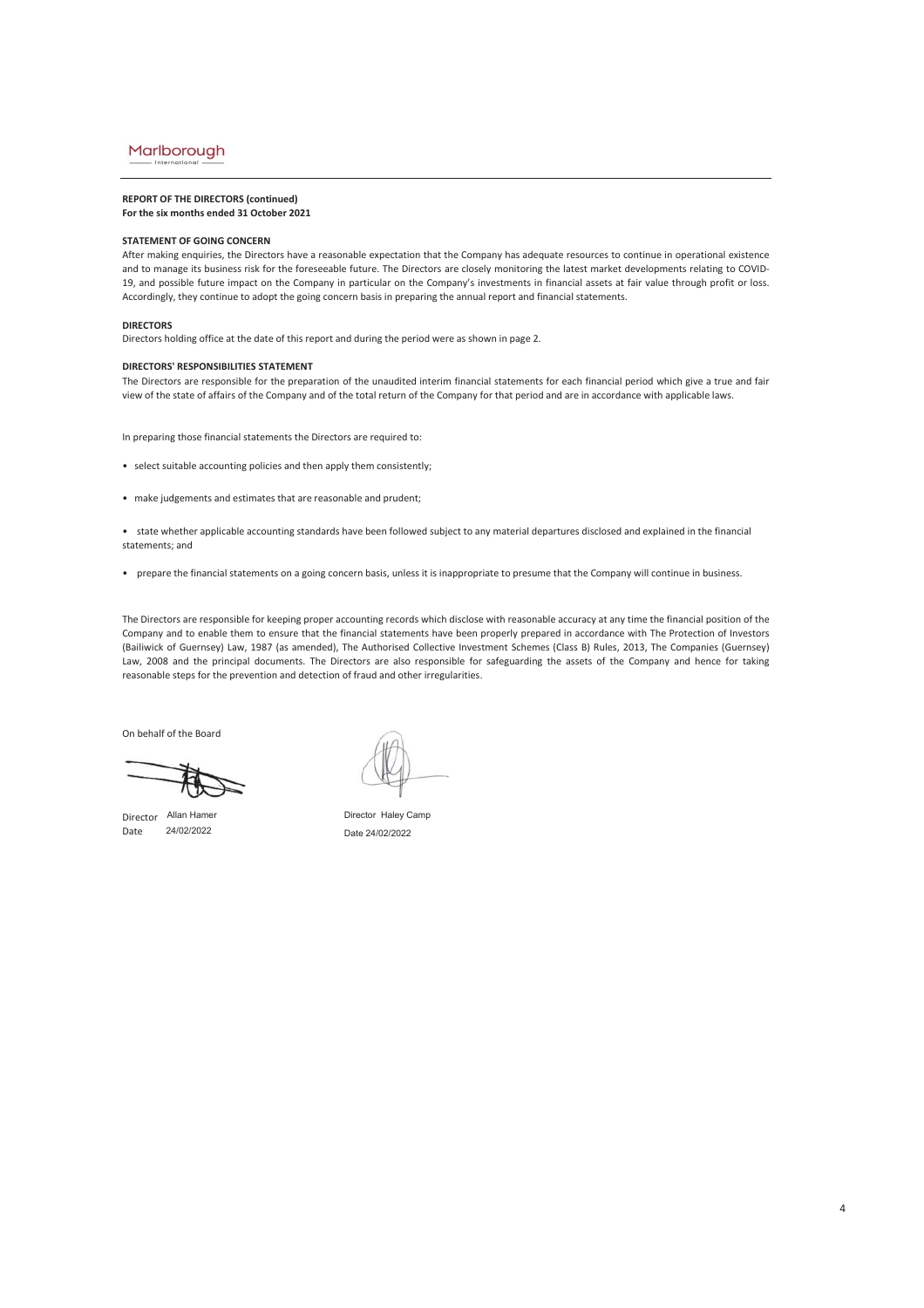**REPORT OF THE DIRECTORS (continued)**
**For the six months ended 31 October 2021**

**STATEMENT OF GOING CONCERN**

After making enquiries, the Directors have a reasonable expectation that the Company has adequate resources to continue in operational existence and to manage its business risk for the foreseeable future. The Directors are closely monitoring the latest market developments relating to COVID-19, and possible future impact on the Company in particular on the Company's investments in financial assets at fair value through profit or loss. Accordingly, they continue to adopt the going concern basis in preparing the annual report and financial statements.

**DIRECTORS**

Directors holding office at the date of this report and during the period were as shown in page 2.

**DIRECTORS' RESPONSIBILITIES STATEMENT**

The Directors are responsible for the preparation of the unaudited interim financial statements for each financial period which give a true and fair view of the state of affairs of the Company and of the total return of the Company for that period and are in accordance with applicable laws.

In preparing those financial statements the Directors are required to:

- select suitable accounting policies and then apply them consistently;
- make judgements and estimates that are reasonable and prudent;
- state whether applicable accounting standards have been followed subject to any material departures disclosed and explained in the financial statements; and
- prepare the financial statements on a going concern basis, unless it is inappropriate to presume that the Company will continue in business.

The Directors are responsible for keeping proper accounting records which disclose with reasonable accuracy at any time the financial position of the Company and to enable them to ensure that the financial statements have been properly prepared in accordance with The Protection of Investors (Bailiwick of Guernsey) Law, 1987 (as amended), The Authorised Collective Investment Schemes (Class B) Rules, 2013, The Companies (Guernsey) Law, 2008 and the principal documents. The Directors are also responsible for safeguarding the assets of the Company and hence for taking reasonable steps for the prevention and detection of fraud and other irregularities.

On behalf of the Board

Director Allan Hamer
Date 24/02/2022

Director Haley Camp
Date 24/02/2022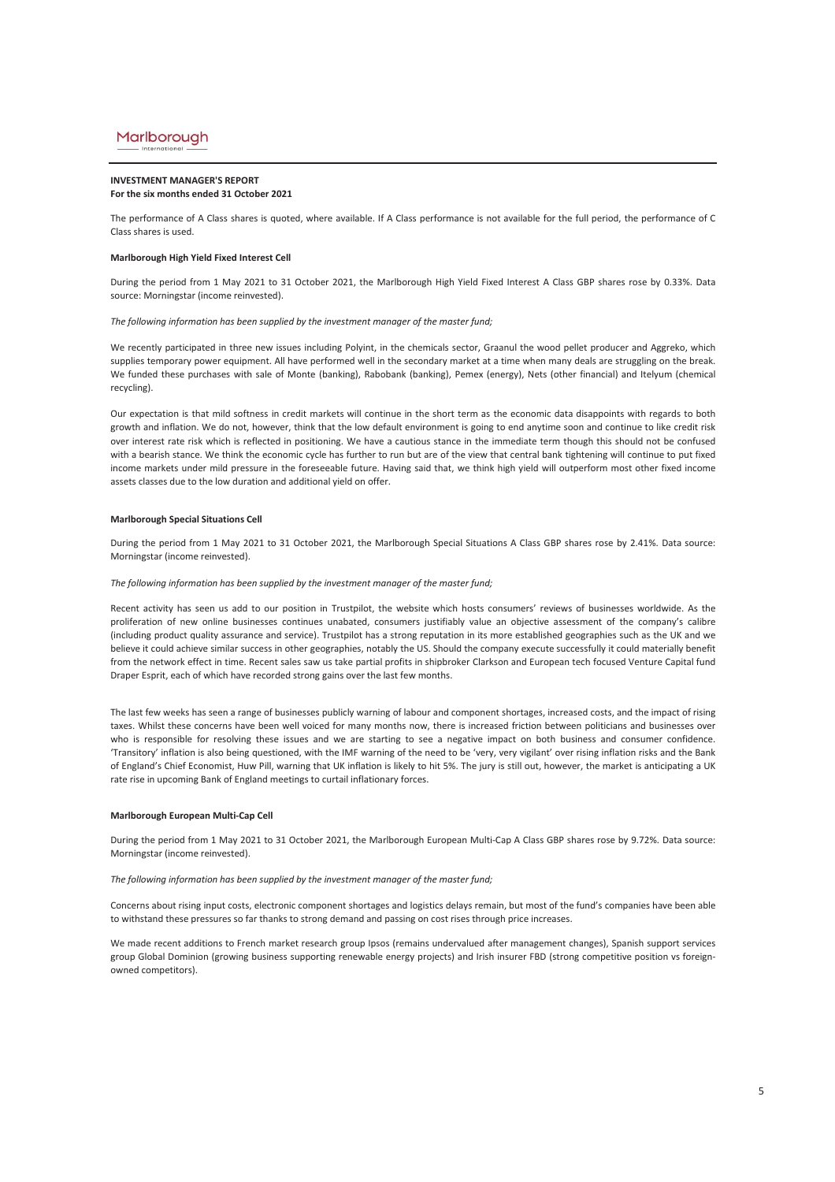## INVESTMENT MANAGER'S REPORT
**For the six months ended 31 October 2021**

The performance of A Class shares is quoted, where available. If A Class performance is not available for the full period, the performance of C Class shares is used.

### Marlborough High Yield Fixed Interest Cell

During the period from 1 May 2021 to 31 October 2021, the Marlborough High Yield Fixed Interest A Class GBP shares rose by 0.33%. Data source: Morningstar (income reinvested).

*The following information has been supplied by the investment manager of the master fund;*

We recently participated in three new issues including Polyint, in the chemicals sector, Graanul the wood pellet producer and Aggreko, which supplies temporary power equipment. All have performed well in the secondary market at a time when many deals are struggling on the break. We funded these purchases with sale of Monte (banking), Rabobank (banking), Pemex (energy), Nets (other financial) and Itelyum (chemical recycling).

Our expectation is that mild softness in credit markets will continue in the short term as the economic data disappoints with regards to both growth and inflation. We do not, however, think that the low default environment is going to end anytime soon and continue to like credit risk over interest rate risk which is reflected in positioning. We have a cautious stance in the immediate term though this should not be confused with a bearish stance. We think the economic cycle has further to run but are of the view that central bank tightening will continue to put fixed income markets under mild pressure in the foreseeable future. Having said that, we think high yield will outperform most other fixed income assets classes due to the low duration and additional yield on offer.

### Marlborough Special Situations Cell

During the period from 1 May 2021 to 31 October 2021, the Marlborough Special Situations A Class GBP shares rose by 2.41%. Data source: Morningstar (income reinvested).

*The following information has been supplied by the investment manager of the master fund;*

Recent activity has seen us add to our position in Trustpilot, the website which hosts consumers' reviews of businesses worldwide. As the proliferation of new online businesses continues unabated, consumers justifiably value an objective assessment of the company's calibre (including product quality assurance and service). Trustpilot has a strong reputation in its more established geographies such as the UK and we believe it could achieve similar success in other geographies, notably the US. Should the company execute successfully it could materially benefit from the network effect in time. Recent sales saw us take partial profits in shipbroker Clarkson and European tech focused Venture Capital fund Draper Esprit, each of which have recorded strong gains over the last few months.

The last few weeks has seen a range of businesses publicly warning of labour and component shortages, increased costs, and the impact of rising taxes. Whilst these concerns have been well voiced for many months now, there is increased friction between politicians and businesses over who is responsible for resolving these issues and we are starting to see a negative impact on both business and consumer confidence. 'Transitory' inflation is also being questioned, with the IMF warning of the need to be 'very, very vigilant' over rising inflation risks and the Bank of England's Chief Economist, Huw Pill, warning that UK inflation is likely to hit 5%. The jury is still out, however, the market is anticipating a UK rate rise in upcoming Bank of England meetings to curtail inflationary forces.

### Marlborough European Multi-Cap Cell

During the period from 1 May 2021 to 31 October 2021, the Marlborough European Multi-Cap A Class GBP shares rose by 9.72%. Data source: Morningstar (income reinvested).

*The following information has been supplied by the investment manager of the master fund;*

Concerns about rising input costs, electronic component shortages and logistics delays remain, but most of the fund's companies have been able to withstand these pressures so far thanks to strong demand and passing on cost rises through price increases.

We made recent additions to French market research group Ipsos (remains undervalued after management changes), Spanish support services group Global Dominion (growing business supporting renewable energy projects) and Irish insurer FBD (strong competitive position vs foreign-owned competitors).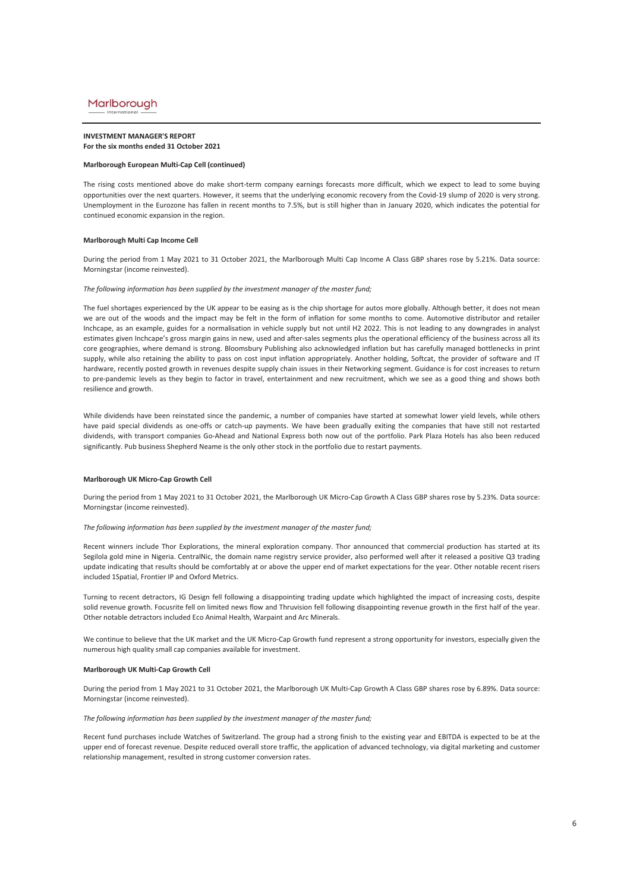**INVESTMENT MANAGER'S REPORT**
**For the six months ended 31 October 2021**

**Marlborough European Multi-Cap Cell (continued)**

The rising costs mentioned above do make short-term company earnings forecasts more difficult, which we expect to lead to some buying opportunities over the next quarters. However, it seems that the underlying economic recovery from the Covid-19 slump of 2020 is very strong. Unemployment in the Eurozone has fallen in recent months to 7.5%, but is still higher than in January 2020, which indicates the potential for continued economic expansion in the region.

**Marlborough Multi Cap Income Cell**

During the period from 1 May 2021 to 31 October 2021, the Marlborough Multi Cap Income A Class GBP shares rose by 5.21%. Data source: Morningstar (income reinvested).

*The following information has been supplied by the investment manager of the master fund;*

The fuel shortages experienced by the UK appear to be easing as is the chip shortage for autos more globally. Although better, it does not mean we are out of the woods and the impact may be felt in the form of inflation for some months to come. Automotive distributor and retailer Inchcape, as an example, guides for a normalisation in vehicle supply but not until H2 2022. This is not leading to any downgrades in analyst estimates given Inchcape's gross margin gains in new, used and after-sales segments plus the operational efficiency of the business across all its core geographies, where demand is strong. Bloomsbury Publishing also acknowledged inflation but has carefully managed bottlenecks in print supply, while also retaining the ability to pass on cost input inflation appropriately. Another holding, Softcat, the provider of software and IT hardware, recently posted growth in revenues despite supply chain issues in their Networking segment. Guidance is for cost increases to return to pre-pandemic levels as they begin to factor in travel, entertainment and new recruitment, which we see as a good thing and shows both resilience and growth.

While dividends have been reinstated since the pandemic, a number of companies have started at somewhat lower yield levels, while others have paid special dividends as one-offs or catch-up payments. We have been gradually exiting the companies that have still not restarted dividends, with transport companies Go-Ahead and National Express both now out of the portfolio. Park Plaza Hotels has also been reduced significantly. Pub business Shepherd Neame is the only other stock in the portfolio due to restart payments.

**Marlborough UK Micro-Cap Growth Cell**

During the period from 1 May 2021 to 31 October 2021, the Marlborough UK Micro-Cap Growth A Class GBP shares rose by 5.23%. Data source: Morningstar (income reinvested).

*The following information has been supplied by the investment manager of the master fund;*

Recent winners include Thor Explorations, the mineral exploration company. Thor announced that commercial production has started at its Segilola gold mine in Nigeria. CentralNic, the domain name registry service provider, also performed well after it released a positive Q3 trading update indicating that results should be comfortably at or above the upper end of market expectations for the year. Other notable recent risers included 1Spatial, Frontier IP and Oxford Metrics.

Turning to recent detractors, IG Design fell following a disappointing trading update which highlighted the impact of increasing costs, despite solid revenue growth. Focusrite fell on limited news flow and Thruvision fell following disappointing revenue growth in the first half of the year. Other notable detractors included Eco Animal Health, Warpaint and Arc Minerals.

We continue to believe that the UK market and the UK Micro-Cap Growth fund represent a strong opportunity for investors, especially given the numerous high quality small cap companies available for investment.

**Marlborough UK Multi-Cap Growth Cell**

During the period from 1 May 2021 to 31 October 2021, the Marlborough UK Multi-Cap Growth A Class GBP shares rose by 6.89%. Data source: Morningstar (income reinvested).

*The following information has been supplied by the investment manager of the master fund;*

Recent fund purchases include Watches of Switzerland. The group had a strong finish to the existing year and EBITDA is expected to be at the upper end of forecast revenue. Despite reduced overall store traffic, the application of advanced technology, via digital marketing and customer relationship management, resulted in strong customer conversion rates.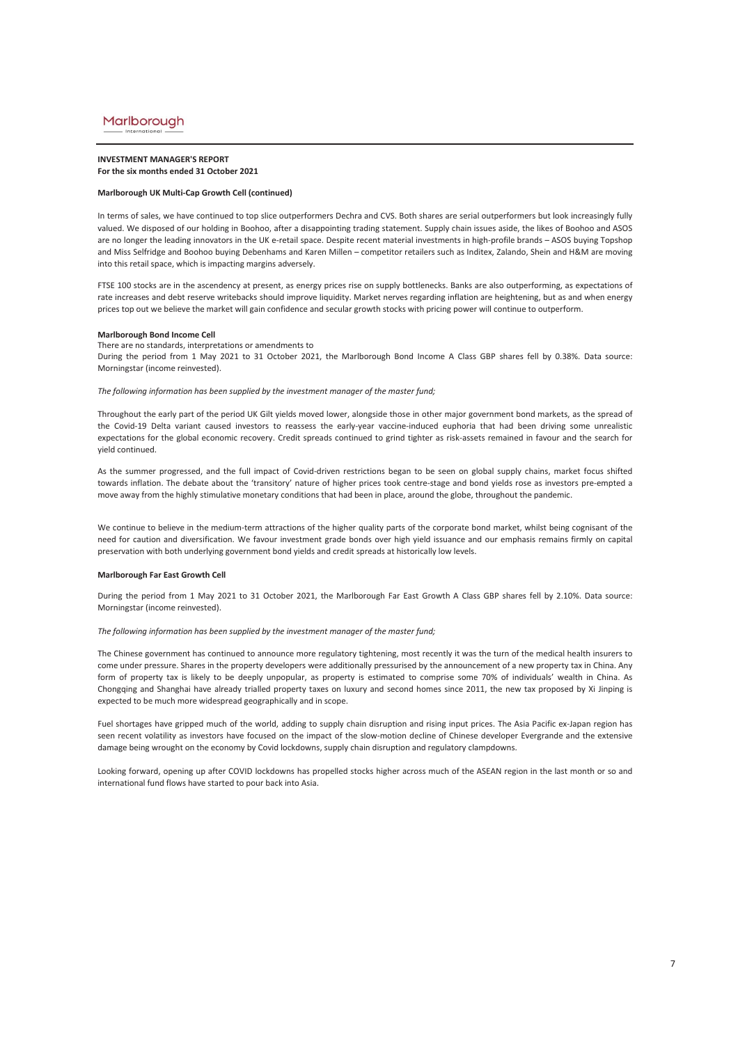**INVESTMENT MANAGER'S REPORT**
**For the six months ended 31 October 2021**

**Marlborough UK Multi-Cap Growth Cell (continued)**

In terms of sales, we have continued to top slice outperformers Dechra and CVS. Both shares are serial outperformers but look increasingly fully valued. We disposed of our holding in Boohoo, after a disappointing trading statement. Supply chain issues aside, the likes of Boohoo and ASOS are no longer the leading innovators in the UK e-retail space. Despite recent material investments in high-profile brands – ASOS buying Topshop and Miss Selfridge and Boohoo buying Debenhams and Karen Millen – competitor retailers such as Inditex, Zalando, Shein and H&M are moving into this retail space, which is impacting margins adversely.

FTSE 100 stocks are in the ascendency at present, as energy prices rise on supply bottlenecks. Banks are also outperforming, as expectations of rate increases and debt reserve writebacks should improve liquidity. Market nerves regarding inflation are heightening, but as and when energy prices top out we believe the market will gain confidence and secular growth stocks with pricing power will continue to outperform.

**Marlborough Bond Income Cell**

There are no standards, interpretations or amendments to
During the period from 1 May 2021 to 31 October 2021, the Marlborough Bond Income A Class GBP shares fell by 0.38%. Data source: Morningstar (income reinvested).

*The following information has been supplied by the investment manager of the master fund;*

Throughout the early part of the period UK Gilt yields moved lower, alongside those in other major government bond markets, as the spread of the Covid-19 Delta variant caused investors to reassess the early-year vaccine-induced euphoria that had been driving some unrealistic expectations for the global economic recovery. Credit spreads continued to grind tighter as risk-assets remained in favour and the search for yield continued.

As the summer progressed, and the full impact of Covid-driven restrictions began to be seen on global supply chains, market focus shifted towards inflation. The debate about the 'transitory' nature of higher prices took centre-stage and bond yields rose as investors pre-empted a move away from the highly stimulative monetary conditions that had been in place, around the globe, throughout the pandemic.

We continue to believe in the medium-term attractions of the higher quality parts of the corporate bond market, whilst being cognisant of the need for caution and diversification. We favour investment grade bonds over high yield issuance and our emphasis remains firmly on capital preservation with both underlying government bond yields and credit spreads at historically low levels.

**Marlborough Far East Growth Cell**

During the period from 1 May 2021 to 31 October 2021, the Marlborough Far East Growth A Class GBP shares fell by 2.10%. Data source: Morningstar (income reinvested).

*The following information has been supplied by the investment manager of the master fund;*

The Chinese government has continued to announce more regulatory tightening, most recently it was the turn of the medical health insurers to come under pressure. Shares in the property developers were additionally pressurised by the announcement of a new property tax in China. Any form of property tax is likely to be deeply unpopular, as property is estimated to comprise some 70% of individuals' wealth in China. As Chongqing and Shanghai have already trialled property taxes on luxury and second homes since 2011, the new tax proposed by Xi Jinping is expected to be much more widespread geographically and in scope.

Fuel shortages have gripped much of the world, adding to supply chain disruption and rising input prices. The Asia Pacific ex-Japan region has seen recent volatility as investors have focused on the impact of the slow-motion decline of Chinese developer Evergrande and the extensive damage being wrought on the economy by Covid lockdowns, supply chain disruption and regulatory clampdowns.

Looking forward, opening up after COVID lockdowns has propelled stocks higher across much of the ASEAN region in the last month or so and international fund flows have started to pour back into Asia.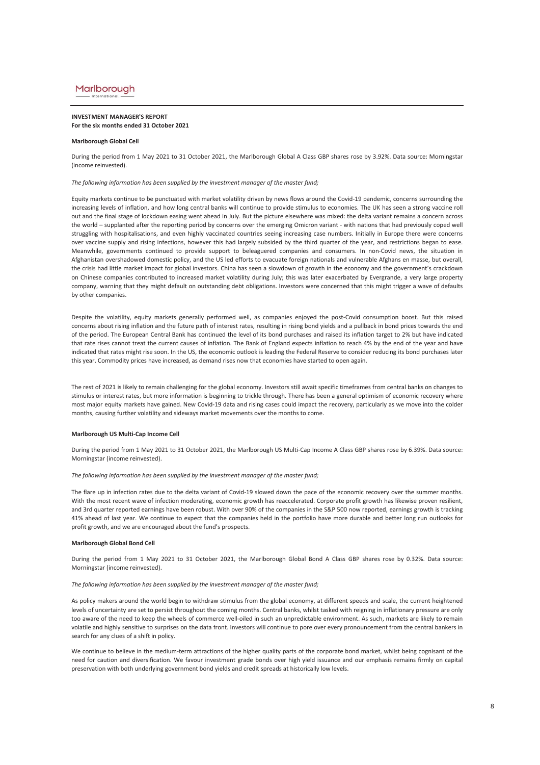Marlborough
International

**INVESTMENT MANAGER'S REPORT**
**For the six months ended 31 October 2021**

**Marlborough Global Cell**

During the period from 1 May 2021 to 31 October 2021, the Marlborough Global A Class GBP shares rose by 3.92%. Data source: Morningstar (income reinvested).

*The following information has been supplied by the investment manager of the master fund;*

Equity markets continue to be punctuated with market volatility driven by news flows around the Covid-19 pandemic, concerns surrounding the increasing levels of inflation, and how long central banks will continue to provide stimulus to economies. The UK has seen a strong vaccine roll out and the final stage of lockdown easing went ahead in July. But the picture elsewhere was mixed: the delta variant remains a concern across the world – supplanted after the reporting period by concerns over the emerging Omicron variant - with nations that had previously coped well struggling with hospitalisations, and even highly vaccinated countries seeing increasing case numbers. Initially in Europe there were concerns over vaccine supply and rising infections, however this had largely subsided by the third quarter of the year, and restrictions began to ease. Meanwhile, governments continued to provide support to beleaguered companies and consumers. In non-Covid news, the situation in Afghanistan overshadowed domestic policy, and the US led efforts to evacuate foreign nationals and vulnerable Afghans en masse, but overall, the crisis had little market impact for global investors. China has seen a slowdown of growth in the economy and the government's crackdown on Chinese companies contributed to increased market volatility during July; this was later exacerbated by Evergrande, a very large property company, warning that they might default on outstanding debt obligations. Investors were concerned that this might trigger a wave of defaults by other companies.

Despite the volatility, equity markets generally performed well, as companies enjoyed the post-Covid consumption boost. But this raised concerns about rising inflation and the future path of interest rates, resulting in rising bond yields and a pullback in bond prices towards the end of the period. The European Central Bank has continued the level of its bond purchases and raised its inflation target to 2% but have indicated that rate rises cannot treat the current causes of inflation. The Bank of England expects inflation to reach 4% by the end of the year and have indicated that rates might rise soon. In the US, the economic outlook is leading the Federal Reserve to consider reducing its bond purchases later this year. Commodity prices have increased, as demand rises now that economies have started to open again.

The rest of 2021 is likely to remain challenging for the global economy. Investors still await specific timeframes from central banks on changes to stimulus or interest rates, but more information is beginning to trickle through. There has been a general optimism of economic recovery where most major equity markets have gained. New Covid-19 data and rising cases could impact the recovery, particularly as we move into the colder months, causing further volatility and sideways market movements over the months to come.

**Marlborough US Multi-Cap Income Cell**

During the period from 1 May 2021 to 31 October 2021, the Marlborough US Multi-Cap Income A Class GBP shares rose by 6.39%. Data source: Morningstar (income reinvested).

*The following information has been supplied by the investment manager of the master fund;*

The flare up in infection rates due to the delta variant of Covid-19 slowed down the pace of the economic recovery over the summer months. With the most recent wave of infection moderating, economic growth has reaccelerated. Corporate profit growth has likewise proven resilient, and 3rd quarter reported earnings have been robust. With over 90% of the companies in the S&P 500 now reported, earnings growth is tracking 41% ahead of last year. We continue to expect that the companies held in the portfolio have more durable and better long run outlooks for profit growth, and we are encouraged about the fund's prospects.

**Marlborough Global Bond Cell**

During the period from 1 May 2021 to 31 October 2021, the Marlborough Global Bond A Class GBP shares rose by 0.32%. Data source: Morningstar (income reinvested).

*The following information has been supplied by the investment manager of the master fund;*

As policy makers around the world begin to withdraw stimulus from the global economy, at different speeds and scale, the current heightened levels of uncertainty are set to persist throughout the coming months. Central banks, whilst tasked with reigning in inflationary pressure are only too aware of the need to keep the wheels of commerce well-oiled in such an unpredictable environment. As such, markets are likely to remain volatile and highly sensitive to surprises on the data front. Investors will continue to pore over every pronouncement from the central bankers in search for any clues of a shift in policy.

We continue to believe in the medium-term attractions of the higher quality parts of the corporate bond market, whilst being cognisant of the need for caution and diversification. We favour investment grade bonds over high yield issuance and our emphasis remains firmly on capital preservation with both underlying government bond yields and credit spreads at historically low levels.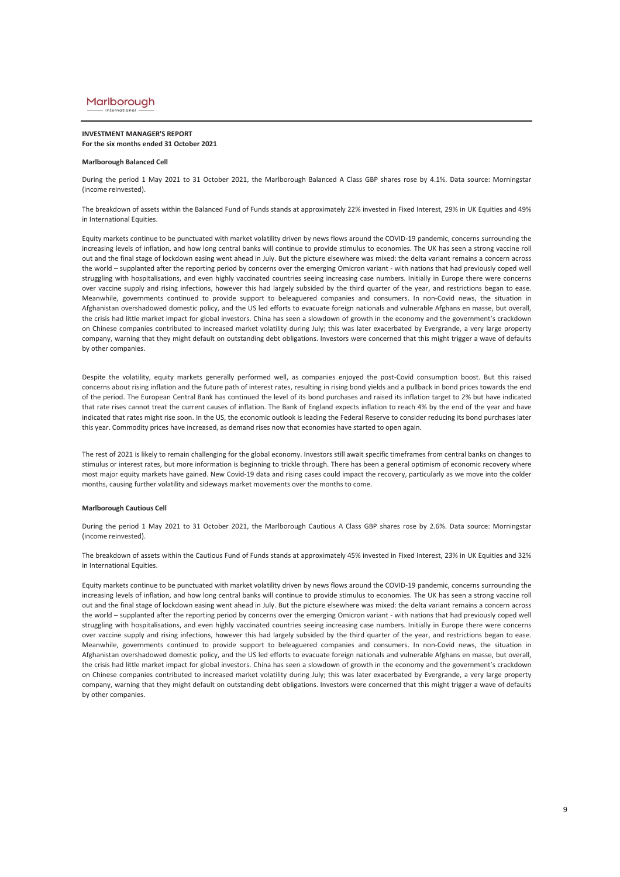# INVESTMENT MANAGER'S REPORT

**For the six months ended 31 October 2021**

### Marlborough Balanced Cell

During the period 1 May 2021 to 31 October 2021, the Marlborough Balanced A Class GBP shares rose by 4.1%. Data source: Morningstar (income reinvested).

The breakdown of assets within the Balanced Fund of Funds stands at approximately 22% invested in Fixed Interest, 29% in UK Equities and 49% in International Equities.

Equity markets continue to be punctuated with market volatility driven by news flows around the COVID-19 pandemic, concerns surrounding the increasing levels of inflation, and how long central banks will continue to provide stimulus to economies. The UK has seen a strong vaccine roll out and the final stage of lockdown easing went ahead in July. But the picture elsewhere was mixed: the delta variant remains a concern across the world – supplanted after the reporting period by concerns over the emerging Omicron variant - with nations that had previously coped well struggling with hospitalisations, and even highly vaccinated countries seeing increasing case numbers. Initially in Europe there were concerns over vaccine supply and rising infections, however this had largely subsided by the third quarter of the year, and restrictions began to ease. Meanwhile, governments continued to provide support to beleaguered companies and consumers. In non-Covid news, the situation in Afghanistan overshadowed domestic policy, and the US led efforts to evacuate foreign nationals and vulnerable Afghans en masse, but overall, the crisis had little market impact for global investors. China has seen a slowdown of growth in the economy and the government's crackdown on Chinese companies contributed to increased market volatility during July; this was later exacerbated by Evergrande, a very large property company, warning that they might default on outstanding debt obligations. Investors were concerned that this might trigger a wave of defaults by other companies.

Despite the volatility, equity markets generally performed well, as companies enjoyed the post-Covid consumption boost. But this raised concerns about rising inflation and the future path of interest rates, resulting in rising bond yields and a pullback in bond prices towards the end of the period. The European Central Bank has continued the level of its bond purchases and raised its inflation target to 2% but have indicated that rate rises cannot treat the current causes of inflation. The Bank of England expects inflation to reach 4% by the end of the year and have indicated that rates might rise soon. In the US, the economic outlook is leading the Federal Reserve to consider reducing its bond purchases later this year. Commodity prices have increased, as demand rises now that economies have started to open again.

The rest of 2021 is likely to remain challenging for the global economy. Investors still await specific timeframes from central banks on changes to stimulus or interest rates, but more information is beginning to trickle through. There has been a general optimism of economic recovery where most major equity markets have gained. New Covid-19 data and rising cases could impact the recovery, particularly as we move into the colder months, causing further volatility and sideways market movements over the months to come.

### Marlborough Cautious Cell

During the period 1 May 2021 to 31 October 2021, the Marlborough Cautious A Class GBP shares rose by 2.6%. Data source: Morningstar (income reinvested).

The breakdown of assets within the Cautious Fund of Funds stands at approximately 45% invested in Fixed Interest, 23% in UK Equities and 32% in International Equities.

Equity markets continue to be punctuated with market volatility driven by news flows around the COVID-19 pandemic, concerns surrounding the increasing levels of inflation, and how long central banks will continue to provide stimulus to economies. The UK has seen a strong vaccine roll out and the final stage of lockdown easing went ahead in July. But the picture elsewhere was mixed: the delta variant remains a concern across the world – supplanted after the reporting period by concerns over the emerging Omicron variant - with nations that had previously coped well struggling with hospitalisations, and even highly vaccinated countries seeing increasing case numbers. Initially in Europe there were concerns over vaccine supply and rising infections, however this had largely subsided by the third quarter of the year, and restrictions began to ease. Meanwhile, governments continued to provide support to beleaguered companies and consumers. In non-Covid news, the situation in Afghanistan overshadowed domestic policy, and the US led efforts to evacuate foreign nationals and vulnerable Afghans en masse, but overall, the crisis had little market impact for global investors. China has seen a slowdown of growth in the economy and the government's crackdown on Chinese companies contributed to increased market volatility during July; this was later exacerbated by Evergrande, a very large property company, warning that they might default on outstanding debt obligations. Investors were concerned that this might trigger a wave of defaults by other companies.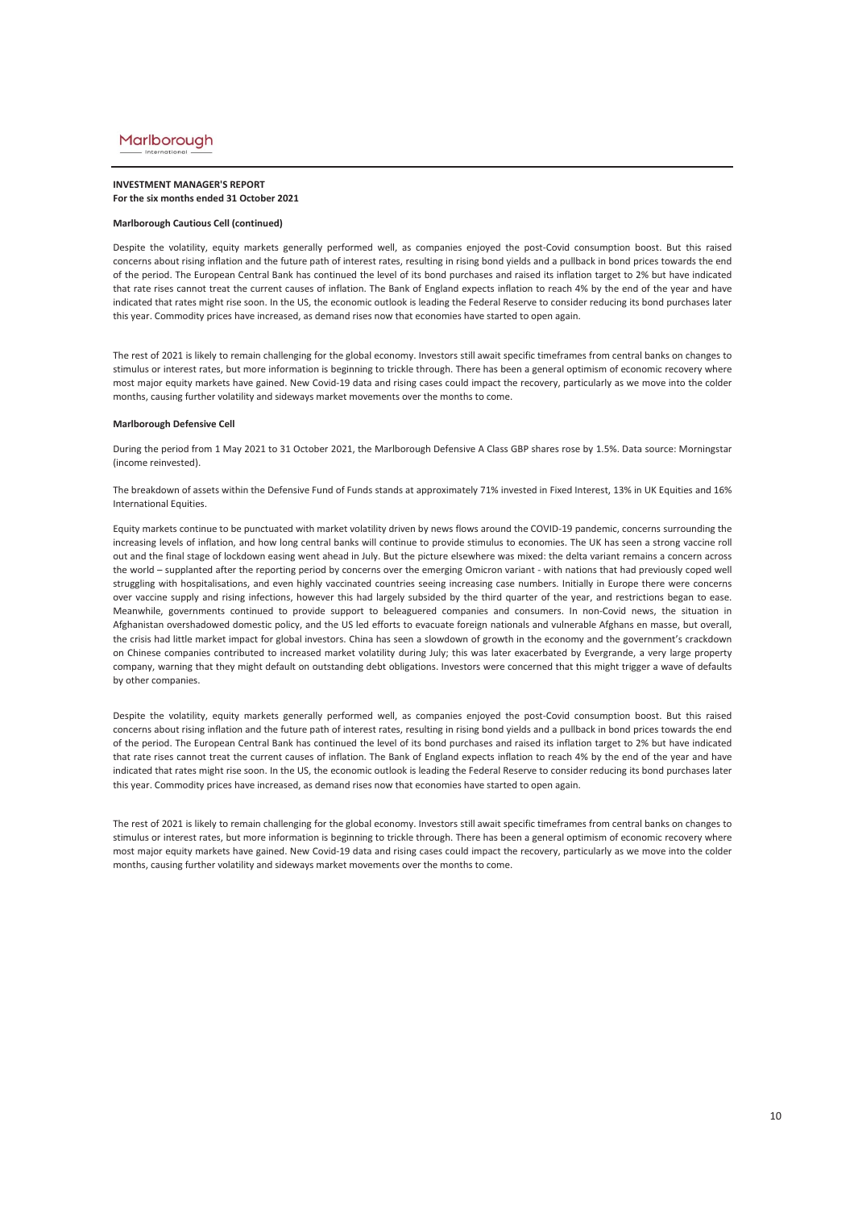**INVESTMENT MANAGER'S REPORT**
**For the six months ended 31 October 2021**

**Marlborough Cautious Cell (continued)**

Despite the volatility, equity markets generally performed well, as companies enjoyed the post-Covid consumption boost. But this raised concerns about rising inflation and the future path of interest rates, resulting in rising bond yields and a pullback in bond prices towards the end of the period. The European Central Bank has continued the level of its bond purchases and raised its inflation target to 2% but have indicated that rate rises cannot treat the current causes of inflation. The Bank of England expects inflation to reach 4% by the end of the year and have indicated that rates might rise soon. In the US, the economic outlook is leading the Federal Reserve to consider reducing its bond purchases later this year. Commodity prices have increased, as demand rises now that economies have started to open again.

The rest of 2021 is likely to remain challenging for the global economy. Investors still await specific timeframes from central banks on changes to stimulus or interest rates, but more information is beginning to trickle through. There has been a general optimism of economic recovery where most major equity markets have gained. New Covid-19 data and rising cases could impact the recovery, particularly as we move into the colder months, causing further volatility and sideways market movements over the months to come.

**Marlborough Defensive Cell**

During the period from 1 May 2021 to 31 October 2021, the Marlborough Defensive A Class GBP shares rose by 1.5%. Data source: Morningstar (income reinvested).

The breakdown of assets within the Defensive Fund of Funds stands at approximately 71% invested in Fixed Interest, 13% in UK Equities and 16% International Equities.

Equity markets continue to be punctuated with market volatility driven by news flows around the COVID-19 pandemic, concerns surrounding the increasing levels of inflation, and how long central banks will continue to provide stimulus to economies. The UK has seen a strong vaccine roll out and the final stage of lockdown easing went ahead in July. But the picture elsewhere was mixed: the delta variant remains a concern across the world – supplanted after the reporting period by concerns over the emerging Omicron variant - with nations that had previously coped well struggling with hospitalisations, and even highly vaccinated countries seeing increasing case numbers. Initially in Europe there were concerns over vaccine supply and rising infections, however this had largely subsided by the third quarter of the year, and restrictions began to ease. Meanwhile, governments continued to provide support to beleaguered companies and consumers. In non-Covid news, the situation in Afghanistan overshadowed domestic policy, and the US led efforts to evacuate foreign nationals and vulnerable Afghans en masse, but overall, the crisis had little market impact for global investors. China has seen a slowdown of growth in the economy and the government's crackdown on Chinese companies contributed to increased market volatility during July; this was later exacerbated by Evergrande, a very large property company, warning that they might default on outstanding debt obligations. Investors were concerned that this might trigger a wave of defaults by other companies.

Despite the volatility, equity markets generally performed well, as companies enjoyed the post-Covid consumption boost. But this raised concerns about rising inflation and the future path of interest rates, resulting in rising bond yields and a pullback in bond prices towards the end of the period. The European Central Bank has continued the level of its bond purchases and raised its inflation target to 2% but have indicated that rate rises cannot treat the current causes of inflation. The Bank of England expects inflation to reach 4% by the end of the year and have indicated that rates might rise soon. In the US, the economic outlook is leading the Federal Reserve to consider reducing its bond purchases later this year. Commodity prices have increased, as demand rises now that economies have started to open again.

The rest of 2021 is likely to remain challenging for the global economy. Investors still await specific timeframes from central banks on changes to stimulus or interest rates, but more information is beginning to trickle through. There has been a general optimism of economic recovery where most major equity markets have gained. New Covid-19 data and rising cases could impact the recovery, particularly as we move into the colder months, causing further volatility and sideways market movements over the months to come.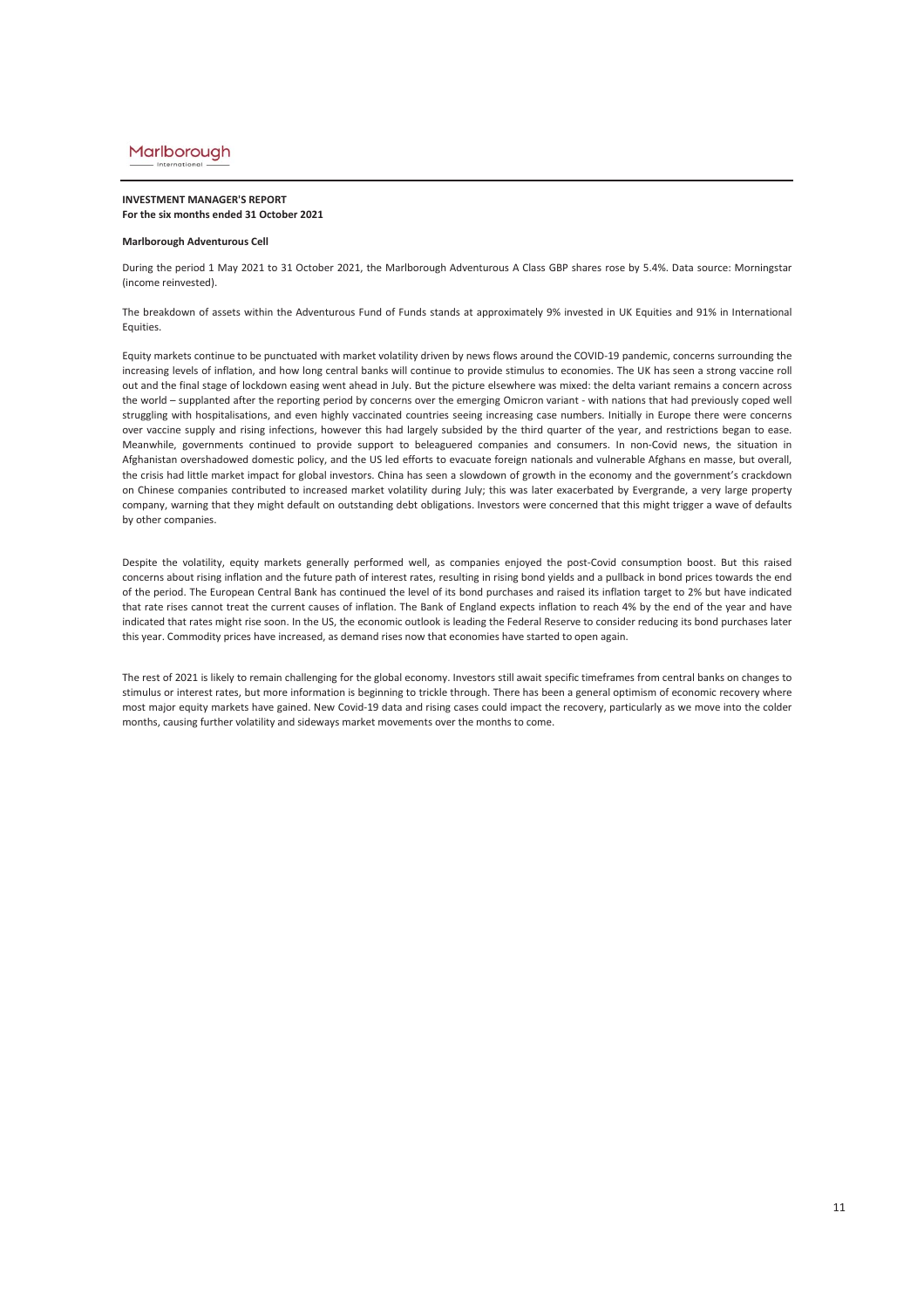**INVESTMENT MANAGER'S REPORT**
**For the six months ended 31 October 2021**

**Marlborough Adventurous Cell**

During the period 1 May 2021 to 31 October 2021, the Marlborough Adventurous A Class GBP shares rose by 5.4%. Data source: Morningstar (income reinvested).

The breakdown of assets within the Adventurous Fund of Funds stands at approximately 9% invested in UK Equities and 91% in International Equities.

Equity markets continue to be punctuated with market volatility driven by news flows around the COVID-19 pandemic, concerns surrounding the increasing levels of inflation, and how long central banks will continue to provide stimulus to economies. The UK has seen a strong vaccine roll out and the final stage of lockdown easing went ahead in July. But the picture elsewhere was mixed: the delta variant remains a concern across the world – supplanted after the reporting period by concerns over the emerging Omicron variant - with nations that had previously coped well struggling with hospitalisations, and even highly vaccinated countries seeing increasing case numbers. Initially in Europe there were concerns over vaccine supply and rising infections, however this had largely subsided by the third quarter of the year, and restrictions began to ease. Meanwhile, governments continued to provide support to beleaguered companies and consumers. In non-Covid news, the situation in Afghanistan overshadowed domestic policy, and the US led efforts to evacuate foreign nationals and vulnerable Afghans en masse, but overall, the crisis had little market impact for global investors. China has seen a slowdown of growth in the economy and the government's crackdown on Chinese companies contributed to increased market volatility during July; this was later exacerbated by Evergrande, a very large property company, warning that they might default on outstanding debt obligations. Investors were concerned that this might trigger a wave of defaults by other companies.

Despite the volatility, equity markets generally performed well, as companies enjoyed the post-Covid consumption boost. But this raised concerns about rising inflation and the future path of interest rates, resulting in rising bond yields and a pullback in bond prices towards the end of the period. The European Central Bank has continued the level of its bond purchases and raised its inflation target to 2% but have indicated that rate rises cannot treat the current causes of inflation. The Bank of England expects inflation to reach 4% by the end of the year and have indicated that rates might rise soon. In the US, the economic outlook is leading the Federal Reserve to consider reducing its bond purchases later this year. Commodity prices have increased, as demand rises now that economies have started to open again.

The rest of 2021 is likely to remain challenging for the global economy. Investors still await specific timeframes from central banks on changes to stimulus or interest rates, but more information is beginning to trickle through. There has been a general optimism of economic recovery where most major equity markets have gained. New Covid-19 data and rising cases could impact the recovery, particularly as we move into the colder months, causing further volatility and sideways market movements over the months to come.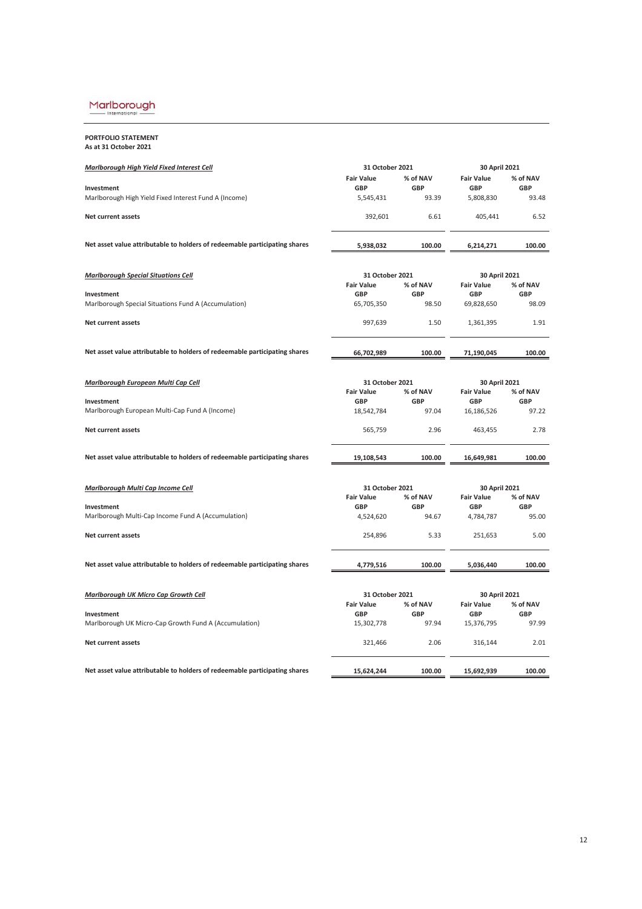Marlborough International

**PORTFOLIO STATEMENT**
**As at 31 October 2021**

| ***Marlborough High Yield Fixed Interest Cell*** | 31 October 2021 | | 30 April 2021 | |
|---|---|---|---|---|
| | **Fair Value** | **% of NAV** | **Fair Value** | **% of NAV** |
| **Investment** | **GBP** | **GBP** | **GBP** | **GBP** |
| Marlborough High Yield Fixed Interest Fund A (Income) | 5,545,431 | 93.39 | 5,808,830 | 93.48 |
| **Net current assets** | 392,601 | 6.61 | 405,441 | 6.52 |
| **Net asset value attributable to holders of redeemable participating shares** | **5,938,032** | **100.00** | **6,214,271** | **100.00** |

| ***Marlborough Special Situations Cell*** | 31 October 2021 | | 30 April 2021 | |
|---|---|---|---|---|
| | **Fair Value** | **% of NAV** | **Fair Value** | **% of NAV** |
| **Investment** | **GBP** | **GBP** | **GBP** | **GBP** |
| Marlborough Special Situations Fund A (Accumulation) | 65,705,350 | 98.50 | 69,828,650 | 98.09 |
| **Net current assets** | 997,639 | 1.50 | 1,361,395 | 1.91 |
| **Net asset value attributable to holders of redeemable participating shares** | **66,702,989** | **100.00** | **71,190,045** | **100.00** |

| ***Marlborough European Multi Cap Cell*** | 31 October 2021 | | 30 April 2021 | |
|---|---|---|---|---|
| | **Fair Value** | **% of NAV** | **Fair Value** | **% of NAV** |
| **Investment** | **GBP** | **GBP** | **GBP** | **GBP** |
| Marlborough European Multi-Cap Fund A (Income) | 18,542,784 | 97.04 | 16,186,526 | 97.22 |
| **Net current assets** | 565,759 | 2.96 | 463,455 | 2.78 |
| **Net asset value attributable to holders of redeemable participating shares** | **19,108,543** | **100.00** | **16,649,981** | **100.00** |

| ***Marlborough Multi Cap Income Cell*** | 31 October 2021 | | 30 April 2021 | |
|---|---|---|---|---|
| | **Fair Value** | **% of NAV** | **Fair Value** | **% of NAV** |
| **Investment** | **GBP** | **GBP** | **GBP** | **GBP** |
| Marlborough Multi-Cap Income Fund A (Accumulation) | 4,524,620 | 94.67 | 4,784,787 | 95.00 |
| **Net current assets** | 254,896 | 5.33 | 251,653 | 5.00 |
| **Net asset value attributable to holders of redeemable participating shares** | **4,779,516** | **100.00** | **5,036,440** | **100.00** |

| ***Marlborough UK Micro Cap Growth Cell*** | 31 October 2021 | | 30 April 2021 | |
|---|---|---|---|---|
| | **Fair Value** | **% of NAV** | **Fair Value** | **% of NAV** |
| **Investment** | **GBP** | **GBP** | **GBP** | **GBP** |
| Marlborough UK Micro-Cap Growth Fund A (Accumulation) | 15,302,778 | 97.94 | 15,376,795 | 97.99 |
| **Net current assets** | 321,466 | 2.06 | 316,144 | 2.01 |
| **Net asset value attributable to holders of redeemable participating shares** | **15,624,244** | **100.00** | **15,692,939** | **100.00** |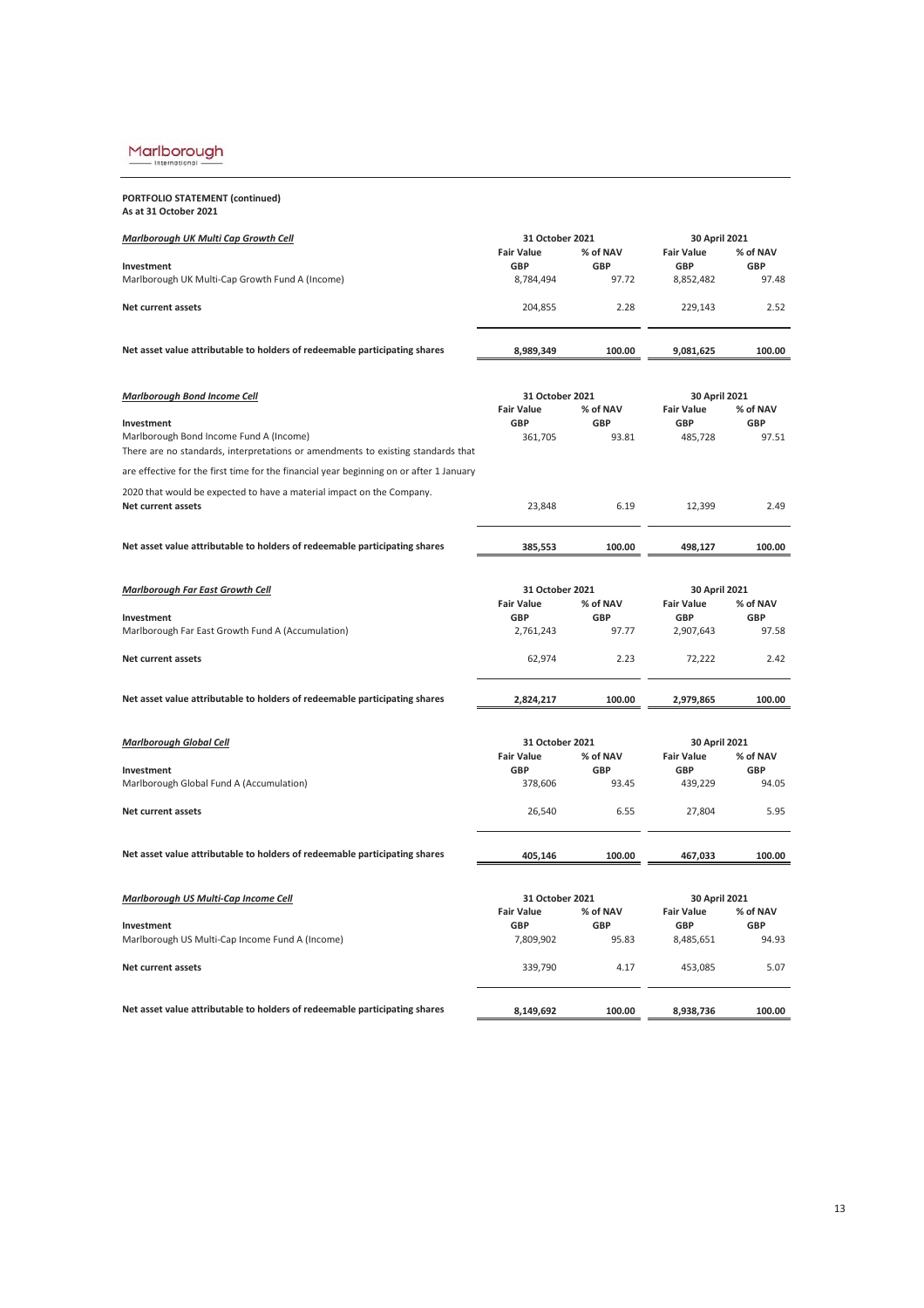**PORTFOLIO STATEMENT (continued)**
**As at 31 October 2021**

| ***Marlborough UK Multi Cap Growth Cell*** | 31 October 2021 | | 30 April 2021 | |
|---|---|---|---|---|
| | **Fair Value** | **% of NAV** | **Fair Value** | **% of NAV** |
| **Investment** | **GBP** | **GBP** | **GBP** | **GBP** |
| Marlborough UK Multi-Cap Growth Fund A (Income) | 8,784,494 | 97.72 | 8,852,482 | 97.48 |
| **Net current assets** | 204,855 | 2.28 | 229,143 | 2.52 |
| **Net asset value attributable to holders of redeemable participating shares** | **8,989,349** | **100.00** | **9,081,625** | **100.00** |

| ***Marlborough Bond Income Cell*** | 31 October 2021 | | 30 April 2021 | |
|---|---|---|---|---|
| | **Fair Value** | **% of NAV** | **Fair Value** | **% of NAV** |
| **Investment** | **GBP** | **GBP** | **GBP** | **GBP** |
| Marlborough Bond Income Fund A (Income) | 361,705 | 93.81 | 485,728 | 97.51 |
| There are no standards, interpretations or amendments to existing standards that are effective for the first time for the financial year beginning on or after 1 January 2020 that would be expected to have a material impact on the Company. | | | | |
| **Net current assets** | 23,848 | 6.19 | 12,399 | 2.49 |
| **Net asset value attributable to holders of redeemable participating shares** | **385,553** | **100.00** | **498,127** | **100.00** |

| ***Marlborough Far East Growth Cell*** | 31 October 2021 | | 30 April 2021 | |
|---|---|---|---|---|
| | **Fair Value** | **% of NAV** | **Fair Value** | **% of NAV** |
| **Investment** | **GBP** | **GBP** | **GBP** | **GBP** |
| Marlborough Far East Growth Fund A (Accumulation) | 2,761,243 | 97.77 | 2,907,643 | 97.58 |
| **Net current assets** | 62,974 | 2.23 | 72,222 | 2.42 |
| **Net asset value attributable to holders of redeemable participating shares** | **2,824,217** | **100.00** | **2,979,865** | **100.00** |

| ***Marlborough Global Cell*** | 31 October 2021 | | 30 April 2021 | |
|---|---|---|---|---|
| | **Fair Value** | **% of NAV** | **Fair Value** | **% of NAV** |
| **Investment** | **GBP** | **GBP** | **GBP** | **GBP** |
| Marlborough Global Fund A (Accumulation) | 378,606 | 93.45 | 439,229 | 94.05 |
| **Net current assets** | 26,540 | 6.55 | 27,804 | 5.95 |
| **Net asset value attributable to holders of redeemable participating shares** | **405,146** | **100.00** | **467,033** | **100.00** |

| ***Marlborough US Multi-Cap Income Cell*** | 31 October 2021 | | 30 April 2021 | |
|---|---|---|---|---|
| | **Fair Value** | **% of NAV** | **Fair Value** | **% of NAV** |
| **Investment** | **GBP** | **GBP** | **GBP** | **GBP** |
| Marlborough US Multi-Cap Income Fund A (Income) | 7,809,902 | 95.83 | 8,485,651 | 94.93 |
| **Net current assets** | 339,790 | 4.17 | 453,085 | 5.07 |
| **Net asset value attributable to holders of redeemable participating shares** | **8,149,692** | **100.00** | **8,938,736** | **100.00** |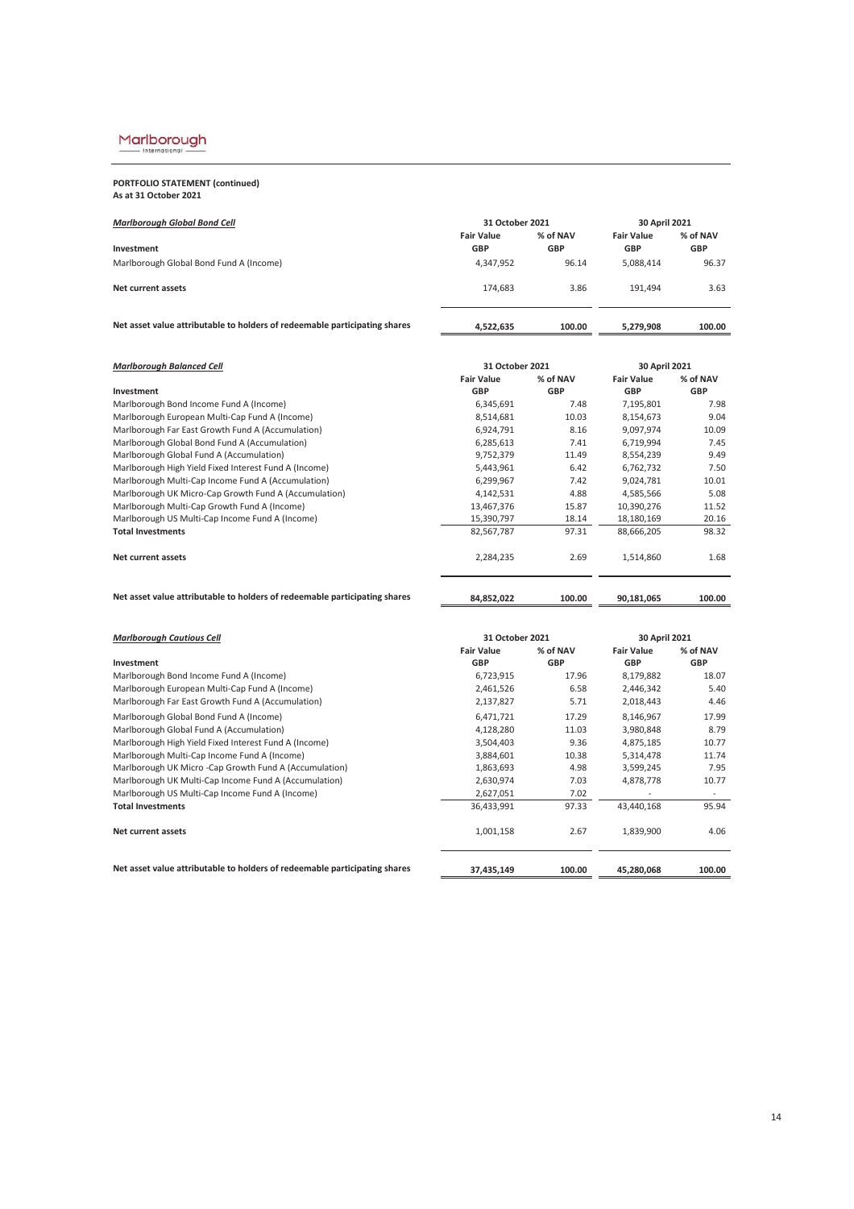**PORTFOLIO STATEMENT (continued)**
**As at 31 October 2021**

| ***Marlborough Global Bond Cell*** | 31 October 2021 | | 30 April 2021 | |
|---|---|---|---|---|
| | **Fair Value** | **% of NAV** | **Fair Value** | **% of NAV** |
| **Investment** | **GBP** | **GBP** | **GBP** | **GBP** |
| Marlborough Global Bond Fund A (Income) | 4,347,952 | 96.14 | 5,088,414 | 96.37 |
| **Net current assets** | 174,683 | 3.86 | 191,494 | 3.63 |
| **Net asset value attributable to holders of redeemable participating shares** | **4,522,635** | **100.00** | **5,279,908** | **100.00** |

| ***Marlborough Balanced Cell*** | 31 October 2021 | | 30 April 2021 | |
|---|---|---|---|---|
| | **Fair Value** | **% of NAV** | **Fair Value** | **% of NAV** |
| **Investment** | **GBP** | **GBP** | **GBP** | **GBP** |
| Marlborough Bond Income Fund A (Income) | 6,345,691 | 7.48 | 7,195,801 | 7.98 |
| Marlborough European Multi-Cap Fund A (Income) | 8,514,681 | 10.03 | 8,154,673 | 9.04 |
| Marlborough Far East Growth Fund A (Accumulation) | 6,924,791 | 8.16 | 9,097,974 | 10.09 |
| Marlborough Global Bond Fund A (Accumulation) | 6,285,613 | 7.41 | 6,719,994 | 7.45 |
| Marlborough Global Fund A (Accumulation) | 9,752,379 | 11.49 | 8,554,239 | 9.49 |
| Marlborough High Yield Fixed Interest Fund A (Income) | 5,443,961 | 6.42 | 6,762,732 | 7.50 |
| Marlborough Multi-Cap Income Fund A (Accumulation) | 6,299,967 | 7.42 | 9,024,781 | 10.01 |
| Marlborough UK Micro-Cap Growth Fund A (Accumulation) | 4,142,531 | 4.88 | 4,585,566 | 5.08 |
| Marlborough Multi-Cap Growth Fund A (Income) | 13,467,376 | 15.87 | 10,390,276 | 11.52 |
| Marlborough US Multi-Cap Income Fund A (Income) | 15,390,797 | 18.14 | 18,180,169 | 20.16 |
| **Total Investments** | 82,567,787 | 97.31 | 88,666,205 | 98.32 |
| **Net current assets** | 2,284,235 | 2.69 | 1,514,860 | 1.68 |
| **Net asset value attributable to holders of redeemable participating shares** | **84,852,022** | **100.00** | **90,181,065** | **100.00** |

| ***Marlborough Cautious Cell*** | 31 October 2021 | | 30 April 2021 | |
|---|---|---|---|---|
| | **Fair Value** | **% of NAV** | **Fair Value** | **% of NAV** |
| **Investment** | **GBP** | **GBP** | **GBP** | **GBP** |
| Marlborough Bond Income Fund A (Income) | 6,723,915 | 17.96 | 8,179,882 | 18.07 |
| Marlborough European Multi-Cap Fund A (Income) | 2,461,526 | 6.58 | 2,446,342 | 5.40 |
| Marlborough Far East Growth Fund A (Accumulation) | 2,137,827 | 5.71 | 2,018,443 | 4.46 |
| Marlborough Global Bond Fund A (Income) | 6,471,721 | 17.29 | 8,146,967 | 17.99 |
| Marlborough Global Fund A (Accumulation) | 4,128,280 | 11.03 | 3,980,848 | 8.79 |
| Marlborough High Yield Fixed Interest Fund A (Income) | 3,504,403 | 9.36 | 4,875,185 | 10.77 |
| Marlborough Multi-Cap Income Fund A (Income) | 3,884,601 | 10.38 | 5,314,478 | 11.74 |
| Marlborough UK Micro -Cap Growth Fund A (Accumulation) | 1,863,693 | 4.98 | 3,599,245 | 7.95 |
| Marlborough UK Multi-Cap Income Fund A (Accumulation) | 2,630,974 | 7.03 | 4,878,778 | 10.77 |
| Marlborough US Multi-Cap Income Fund A (Income) | 2,627,051 | 7.02 | - | - |
| **Total Investments** | 36,433,991 | 97.33 | 43,440,168 | 95.94 |
| **Net current assets** | 1,001,158 | 2.67 | 1,839,900 | 4.06 |
| **Net asset value attributable to holders of redeemable participating shares** | **37,435,149** | **100.00** | **45,280,068** | **100.00** |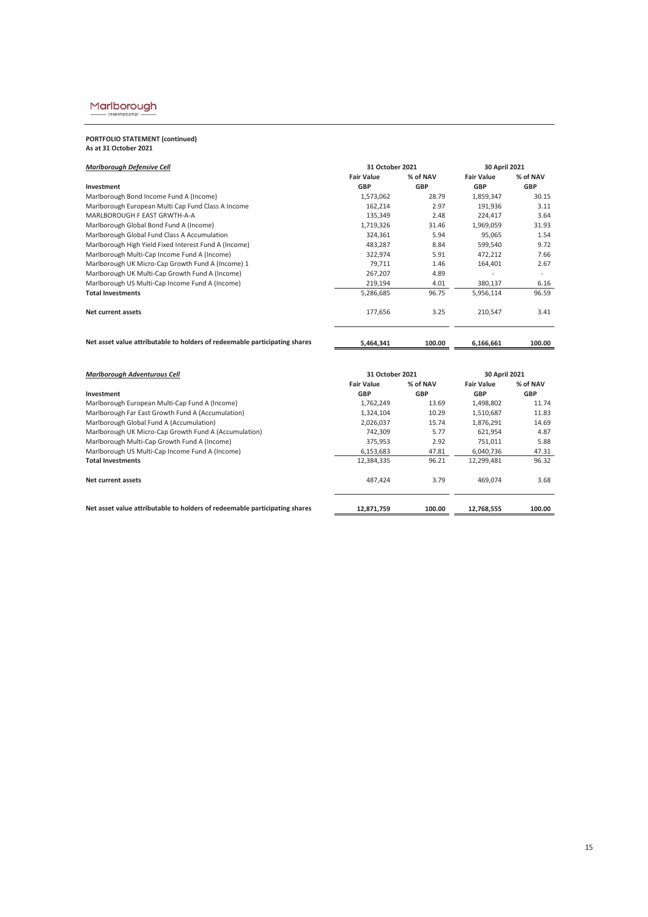**PORTFOLIO STATEMENT (continued)**
**As at 31 October 2021**

| ***Marlborough Defensive Cell*** | 31 October 2021 | | 30 April 2021 | |
|---|---|---|---|---|
| | **Fair Value** | **% of NAV** | **Fair Value** | **% of NAV** |
| **Investment** | **GBP** | **GBP** | **GBP** | **GBP** |
| Marlborough Bond Income Fund A (Income) | 1,573,062 | 28.79 | 1,859,347 | 30.15 |
| Marlborough European Multi Cap Fund Class A Income | 162,214 | 2.97 | 191,936 | 3.11 |
| MARLBOROUGH F EAST GRWTH-A-A | 135,349 | 2.48 | 224,417 | 3.64 |
| Marlborough Global Bond Fund A (Income) | 1,719,326 | 31.46 | 1,969,059 | 31.93 |
| Marlborough Global Fund Class A Accumulation | 324,361 | 5.94 | 95,065 | 1.54 |
| Marlborough High Yield Fixed Interest Fund A (Income) | 483,287 | 8.84 | 599,540 | 9.72 |
| Marlborough Multi-Cap Income Fund A (Income) | 322,974 | 5.91 | 472,212 | 7.66 |
| Marlborough UK Micro-Cap Growth Fund A (Income) 1 | 79,711 | 1.46 | 164,401 | 2.67 |
| Marlborough UK Multi-Cap Growth Fund A (Income) | 267,207 | 4.89 | - | - |
| Marlborough US Multi-Cap Income Fund A (Income) | 219,194 | 4.01 | 380,137 | 6.16 |
| **Total Investments** | 5,286,685 | 96.75 | 5,956,114 | 96.59 |
| **Net current assets** | 177,656 | 3.25 | 210,547 | 3.41 |
| **Net asset value attributable to holders of redeemable participating shares** | **5,464,341** | **100.00** | **6,166,661** | **100.00** |

| ***Marlborough Adventurous Cell*** | 31 October 2021 | | 30 April 2021 | |
|---|---|---|---|---|
| | **Fair Value** | **% of NAV** | **Fair Value** | **% of NAV** |
| **Investment** | **GBP** | **GBP** | **GBP** | **GBP** |
| Marlborough European Multi-Cap Fund A (Income) | 1,762,249 | 13.69 | 1,498,802 | 11.74 |
| Marlborough Far East Growth Fund A (Accumulation) | 1,324,104 | 10.29 | 1,510,687 | 11.83 |
| Marlborough Global Fund A (Accumulation) | 2,026,037 | 15.74 | 1,876,291 | 14.69 |
| Marlborough UK Micro-Cap Growth Fund A (Accumulation) | 742,309 | 5.77 | 621,954 | 4.87 |
| Marlborough Multi-Cap Growth Fund A (Income) | 375,953 | 2.92 | 751,011 | 5.88 |
| Marlborough US Multi-Cap Income Fund A (Income) | 6,153,683 | 47.81 | 6,040,736 | 47.31 |
| **Total Investments** | 12,384,335 | 96.21 | 12,299,481 | 96.32 |
| **Net current assets** | 487,424 | 3.79 | 469,074 | 3.68 |
| **Net asset value attributable to holders of redeemable participating shares** | **12,871,759** | **100.00** | **12,768,555** | **100.00** |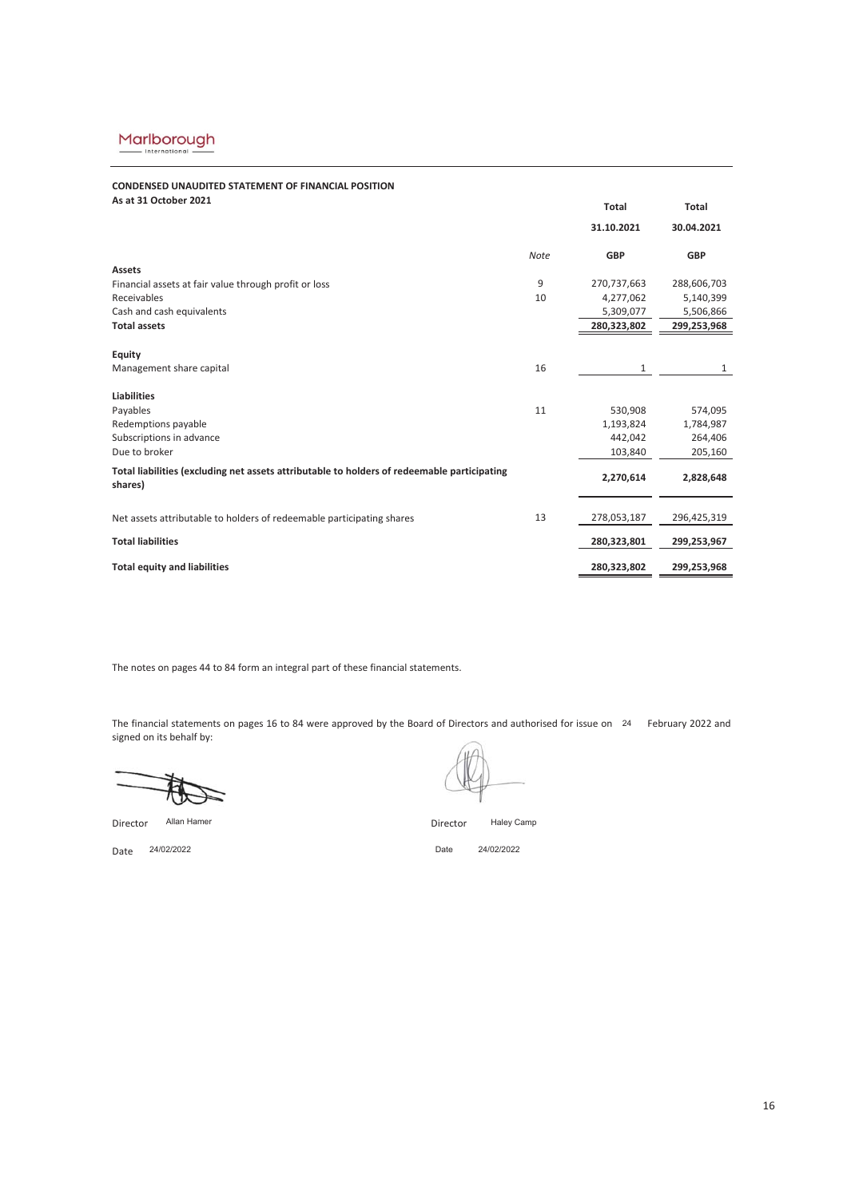Marlborough International

**CONDENSED UNAUDITED STATEMENT OF FINANCIAL POSITION**
**As at 31 October 2021**

| | Note | Total 31.10.2021 GBP | Total 30.04.2021 GBP |
|---|---|---|---|
| **Assets** | | | |
| Financial assets at fair value through profit or loss | 9 | 270,737,663 | 288,606,703 |
| Receivables | 10 | 4,277,062 | 5,140,399 |
| Cash and cash equivalents | | 5,309,077 | 5,506,866 |
| **Total assets** | | **280,323,802** | **299,253,968** |
| **Equity** | | | |
| Management share capital | 16 | 1 | 1 |
| **Liabilities** | | | |
| Payables | 11 | 530,908 | 574,095 |
| Redemptions payable | | 1,193,824 | 1,784,987 |
| Subscriptions in advance | | 442,042 | 264,406 |
| Due to broker | | 103,840 | 205,160 |
| **Total liabilities (excluding net assets attributable to holders of redeemable participating shares)** | | **2,270,614** | **2,828,648** |
| Net assets attributable to holders of redeemable participating shares | 13 | 278,053,187 | 296,425,319 |
| **Total liabilities** | | **280,323,801** | **299,253,967** |
| **Total equity and liabilities** | | **280,323,802** | **299,253,968** |

The notes on pages 44 to 84 form an integral part of these financial statements.

The financial statements on pages 16 to 84 were approved by the Board of Directors and authorised for issue on 24 February 2022 and signed on its behalf by:

Director Allan Hamer

Date 24/02/2022

Director Haley Camp

Date 24/02/2022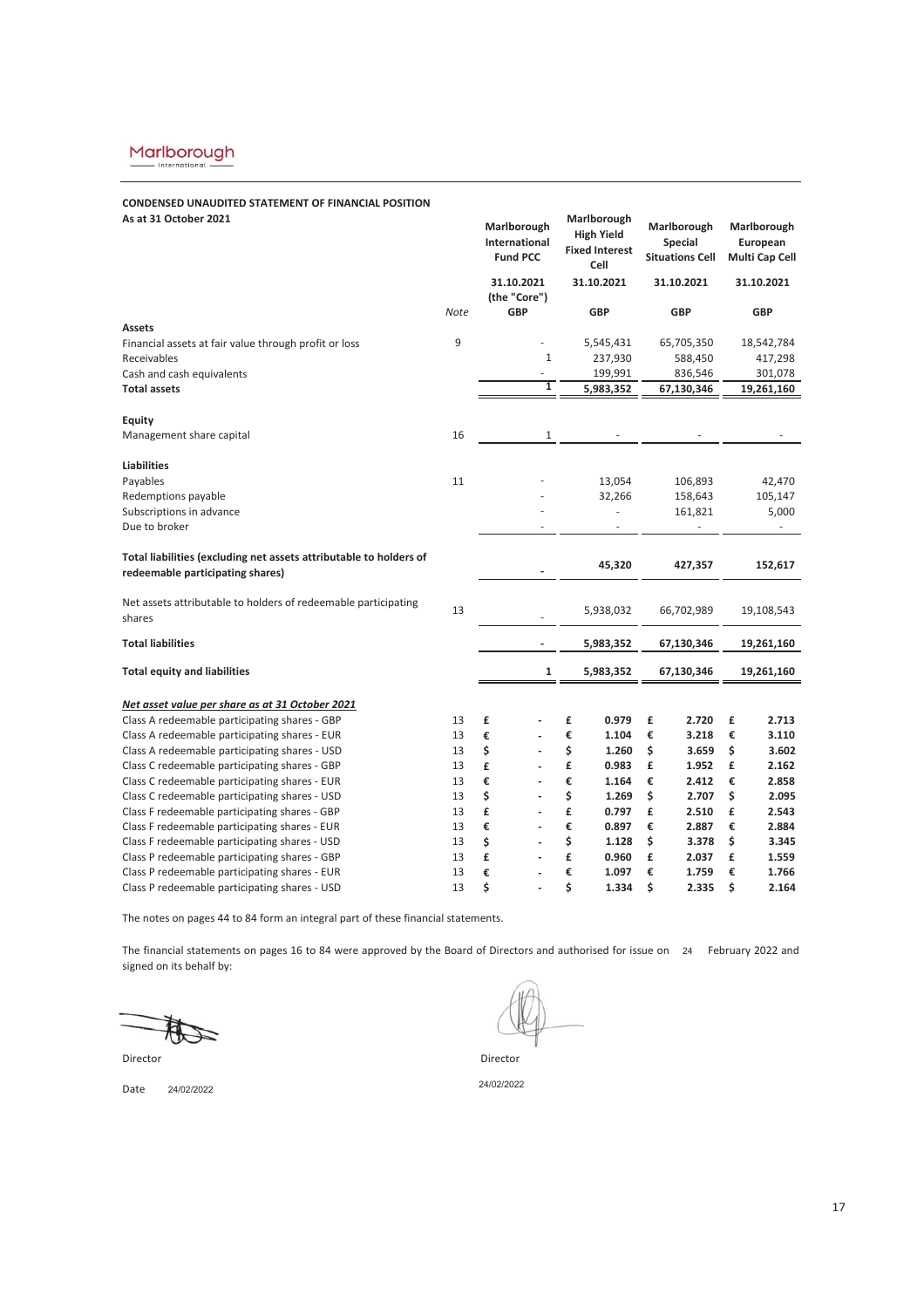Marlborough International

**CONDENSED UNAUDITED STATEMENT OF FINANCIAL POSITION**
**As at 31 October 2021**

| | Note | Marlborough International Fund PCC | Marlborough High Yield Fixed Interest Cell | Marlborough Special Situations Cell | Marlborough European Multi Cap Cell |
|---|---|---|---|---|---|
| | | 31.10.2021 (the "Core") | 31.10.2021 | 31.10.2021 | 31.10.2021 |
| | | GBP | GBP | GBP | GBP |
| **Assets** | | | | | |
| Financial assets at fair value through profit or loss | 9 | - | 5,545,431 | 65,705,350 | 18,542,784 |
| Receivables | | 1 | 237,930 | 588,450 | 417,298 |
| Cash and cash equivalents | | - | 199,991 | 836,546 | 301,078 |
| **Total assets** | | **1** | **5,983,352** | **67,130,346** | **19,261,160** |
| **Equity** | | | | | |
| Management share capital | 16 | 1 | - | - | - |
| **Liabilities** | | | | | |
| Payables | 11 | - | 13,054 | 106,893 | 42,470 |
| Redemptions payable | | - | 32,266 | 158,643 | 105,147 |
| Subscriptions in advance | | - | - | 161,821 | 5,000 |
| Due to broker | | - | - | - | - |
| **Total liabilities (excluding net assets attributable to holders of redeemable participating shares)** | | **-** | **45,320** | **427,357** | **152,617** |
| Net assets attributable to holders of redeemable participating shares | 13 | - | 5,938,032 | 66,702,989 | 19,108,543 |
| **Total liabilities** | | **-** | **5,983,352** | **67,130,346** | **19,261,160** |
| **Total equity and liabilities** | | **1** | **5,983,352** | **67,130,346** | **19,261,160** |
| ***Net asset value per share as at 31 October 2021*** | | | | | |
| Class A redeemable participating shares - GBP | 13 | £ - | £ **0.979** | £ **2.720** | £ **2.713** |
| Class A redeemable participating shares - EUR | 13 | € - | € **1.104** | € **3.218** | € **3.110** |
| Class A redeemable participating shares - USD | 13 | $ - | $ **1.260** | $ **3.659** | $ **3.602** |
| Class C redeemable participating shares - GBP | 13 | £ - | £ **0.983** | £ **1.952** | £ **2.162** |
| Class C redeemable participating shares - EUR | 13 | € - | € **1.164** | € **2.412** | € **2.858** |
| Class C redeemable participating shares - USD | 13 | $ - | $ **1.269** | $ **2.707** | $ **2.095** |
| Class F redeemable participating shares - GBP | 13 | £ - | £ **0.797** | £ **2.510** | £ **2.543** |
| Class F redeemable participating shares - EUR | 13 | € - | € **0.897** | € **2.887** | € **2.884** |
| Class F redeemable participating shares - USD | 13 | $ - | $ **1.128** | $ **3.378** | $ **3.345** |
| Class P redeemable participating shares - GBP | 13 | £ - | £ **0.960** | £ **2.037** | £ **1.559** |
| Class P redeemable participating shares - EUR | 13 | € - | € **1.097** | € **1.759** | € **1.766** |
| Class P redeemable participating shares - USD | 13 | $ - | $ **1.334** | $ **2.335** | $ **2.164** |

The notes on pages 44 to 84 form an integral part of these financial statements.

The financial statements on pages 16 to 84 were approved by the Board of Directors and authorised for issue on 24 February 2022 and signed on its behalf by:

Director

Date 24/02/2022

Director

24/02/2022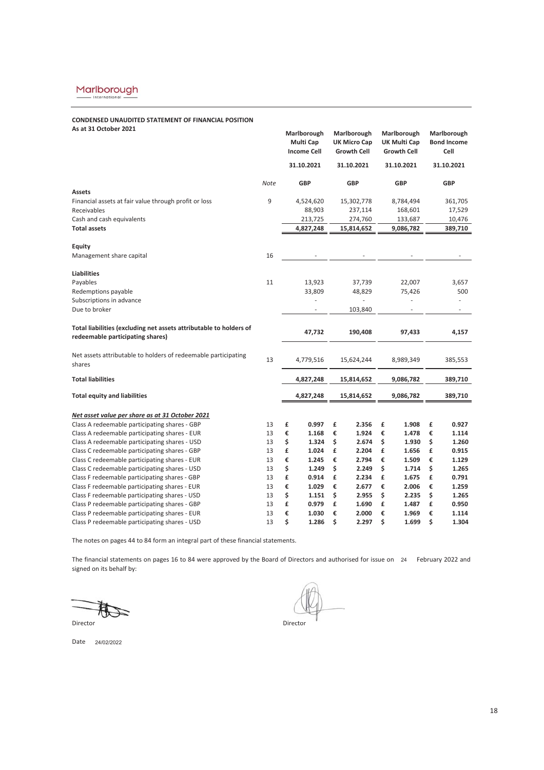Marlborough International

**CONDENSED UNAUDITED STATEMENT OF FINANCIAL POSITION**
**As at 31 October 2021**

| | Note | Marlborough Multi Cap Income Cell | Marlborough UK Micro Cap Growth Cell | Marlborough UK Multi Cap Growth Cell | Marlborough Bond Income Cell |
|---|---|---|---|---|---|
| | | 31.10.2021 | 31.10.2021 | 31.10.2021 | 31.10.2021 |
| | | GBP | GBP | GBP | GBP |
| **Assets** | | | | | |
| Financial assets at fair value through profit or loss | 9 | 4,524,620 | 15,302,778 | 8,784,494 | 361,705 |
| Receivables | | 88,903 | 237,114 | 168,601 | 17,529 |
| Cash and cash equivalents | | 213,725 | 274,760 | 133,687 | 10,476 |
| **Total assets** | | **4,827,248** | **15,814,652** | **9,086,782** | **389,710** |
| **Equity** | | | | | |
| Management share capital | 16 | - | - | - | - |
| **Liabilities** | | | | | |
| Payables | 11 | 13,923 | 37,739 | 22,007 | 3,657 |
| Redemptions payable | | 33,809 | 48,829 | 75,426 | 500 |
| Subscriptions in advance | | - | - | - | - |
| Due to broker | | - | 103,840 | - | - |
| **Total liabilities (excluding net assets attributable to holders of redeemable participating shares)** | | **47,732** | **190,408** | **97,433** | **4,157** |
| Net assets attributable to holders of redeemable participating shares | 13 | 4,779,516 | 15,624,244 | 8,989,349 | 385,553 |
| **Total liabilities** | | **4,827,248** | **15,814,652** | **9,086,782** | **389,710** |
| **Total equity and liabilities** | | **4,827,248** | **15,814,652** | **9,086,782** | **389,710** |
| ***Net asset value per share as at 31 October 2021*** | | | | | |
| Class A redeemable participating shares - GBP | 13 | £ **0.997** | £ **2.356** | £ **1.908** | £ **0.927** |
| Class A redeemable participating shares - EUR | 13 | € **1.168** | € **1.924** | € **1.478** | € **1.114** |
| Class A redeemable participating shares - USD | 13 | $ **1.324** | $ **2.674** | $ **1.930** | $ **1.260** |
| Class C redeemable participating shares - GBP | 13 | £ **1.024** | £ **2.204** | £ **1.656** | £ **0.915** |
| Class C redeemable participating shares - EUR | 13 | € **1.245** | € **2.794** | € **1.509** | € **1.129** |
| Class C redeemable participating shares - USD | 13 | $ **1.249** | $ **2.249** | $ **1.714** | $ **1.265** |
| Class F redeemable participating shares - GBP | 13 | £ **0.914** | £ **2.234** | £ **1.675** | £ **0.791** |
| Class F redeemable participating shares - EUR | 13 | € **1.029** | € **2.677** | € **2.006** | € **1.259** |
| Class F redeemable participating shares - USD | 13 | $ **1.151** | $ **2.955** | $ **2.235** | $ **1.265** |
| Class P redeemable participating shares - GBP | 13 | £ **0.979** | £ **1.690** | £ **1.487** | £ **0.950** |
| Class P redeemable participating shares - EUR | 13 | € **1.030** | € **2.000** | € **1.969** | € **1.114** |
| Class P redeemable participating shares - USD | 13 | $ **1.286** | $ **2.297** | $ **1.699** | $ **1.304** |

The notes on pages 44 to 84 form an integral part of these financial statements.

The financial statements on pages 16 to 84 were approved by the Board of Directors and authorised for issue on 24 February 2022 and signed on its behalf by:

Director

Director

Date 24/02/2022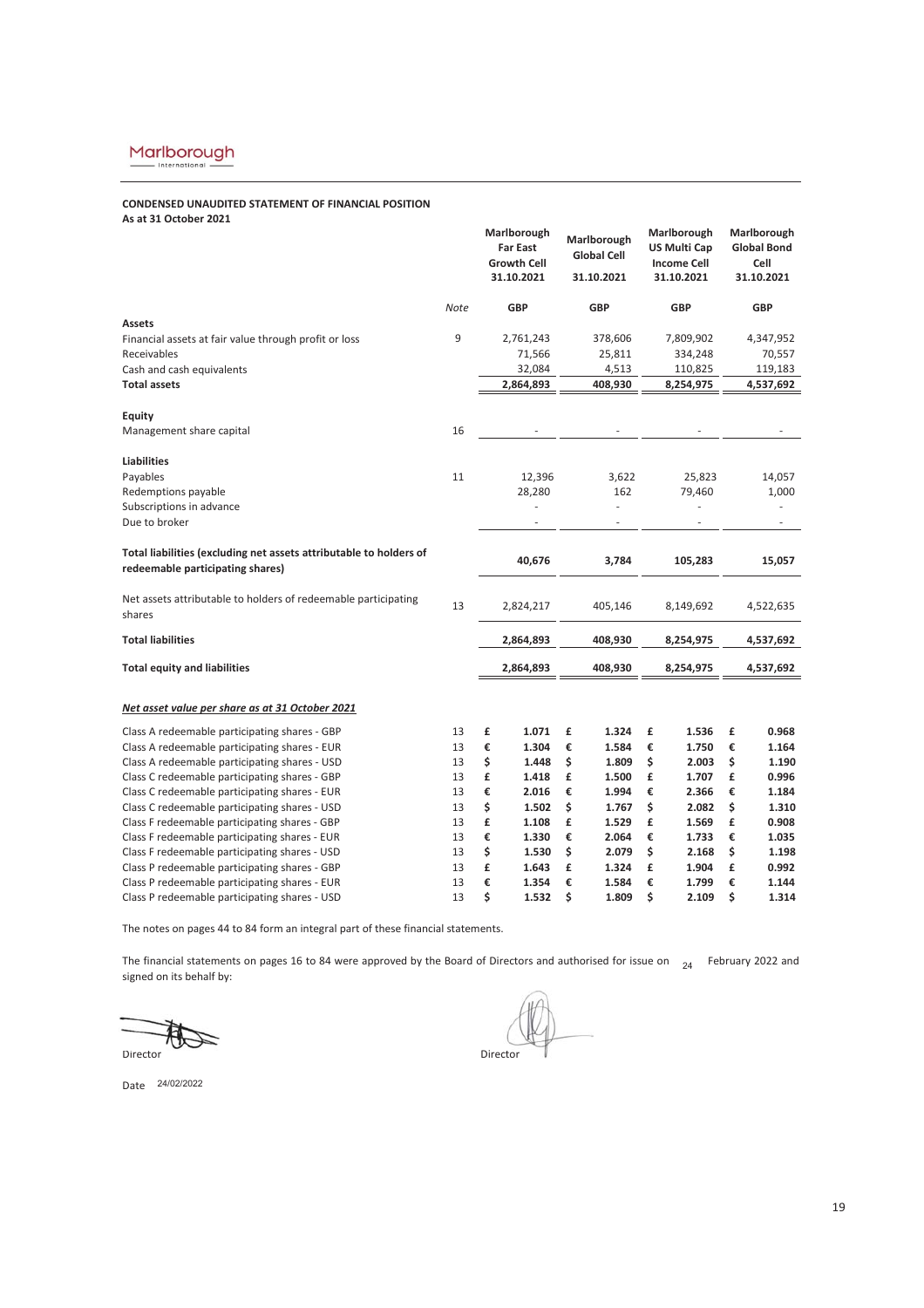Marlborough International

**CONDENSED UNAUDITED STATEMENT OF FINANCIAL POSITION**
**As at 31 October 2021**

| | Note | Marlborough Far East Growth Cell 31.10.2021 | Marlborough Global Cell 31.10.2021 | Marlborough US Multi Cap Income Cell 31.10.2021 | Marlborough Global Bond Cell 31.10.2021 |
|---|---|---|---|---|---|
| | | GBP | GBP | GBP | GBP |
| **Assets** | | | | | |
| Financial assets at fair value through profit or loss | 9 | 2,761,243 | 378,606 | 7,809,902 | 4,347,952 |
| Receivables | | 71,566 | 25,811 | 334,248 | 70,557 |
| Cash and cash equivalents | | 32,084 | 4,513 | 110,825 | 119,183 |
| **Total assets** | | **2,864,893** | **408,930** | **8,254,975** | **4,537,692** |
| **Equity** | | | | | |
| Management share capital | 16 | - | - | - | - |
| **Liabilities** | | | | | |
| Payables | 11 | 12,396 | 3,622 | 25,823 | 14,057 |
| Redemptions payable | | 28,280 | 162 | 79,460 | 1,000 |
| Subscriptions in advance | | - | - | - | - |
| Due to broker | | - | - | - | - |
| **Total liabilities (excluding net assets attributable to holders of redeemable participating shares)** | | **40,676** | **3,784** | **105,283** | **15,057** |
| Net assets attributable to holders of redeemable participating shares | 13 | 2,824,217 | 405,146 | 8,149,692 | 4,522,635 |
| **Total liabilities** | | **2,864,893** | **408,930** | **8,254,975** | **4,537,692** |
| **Total equity and liabilities** | | **2,864,893** | **408,930** | **8,254,975** | **4,537,692** |
| ***Net asset value per share as at 31 October 2021*** | | | | | |
| Class A redeemable participating shares - GBP | 13 | £ **1.071** | £ **1.324** | £ **1.536** | £ **0.968** |
| Class A redeemable participating shares - EUR | 13 | € **1.304** | € **1.584** | € **1.750** | € **1.164** |
| Class A redeemable participating shares - USD | 13 | $ **1.448** | $ **1.809** | $ **2.003** | $ **1.190** |
| Class C redeemable participating shares - GBP | 13 | £ **1.418** | £ **1.500** | £ **1.707** | £ **0.996** |
| Class C redeemable participating shares - EUR | 13 | € **2.016** | € **1.994** | € **2.366** | € **1.184** |
| Class C redeemable participating shares - USD | 13 | $ **1.502** | $ **1.767** | $ **2.082** | $ **1.310** |
| Class F redeemable participating shares - GBP | 13 | £ **1.108** | £ **1.529** | £ **1.569** | £ **0.908** |
| Class F redeemable participating shares - EUR | 13 | € **1.330** | € **2.064** | € **1.733** | € **1.035** |
| Class F redeemable participating shares - USD | 13 | $ **1.530** | $ **2.079** | $ **2.168** | $ **1.198** |
| Class P redeemable participating shares - GBP | 13 | £ **1.643** | £ **1.324** | £ **1.904** | £ **0.992** |
| Class P redeemable participating shares - EUR | 13 | € **1.354** | € **1.584** | € **1.799** | € **1.144** |
| Class P redeemable participating shares - USD | 13 | $ **1.532** | $ **1.809** | $ **2.109** | $ **1.314** |

The notes on pages 44 to 84 form an integral part of these financial statements.

The financial statements on pages 16 to 84 were approved by the Board of Directors and authorised for issue on 24 February 2022 and signed on its behalf by:

Director

Director

Date 24/02/2022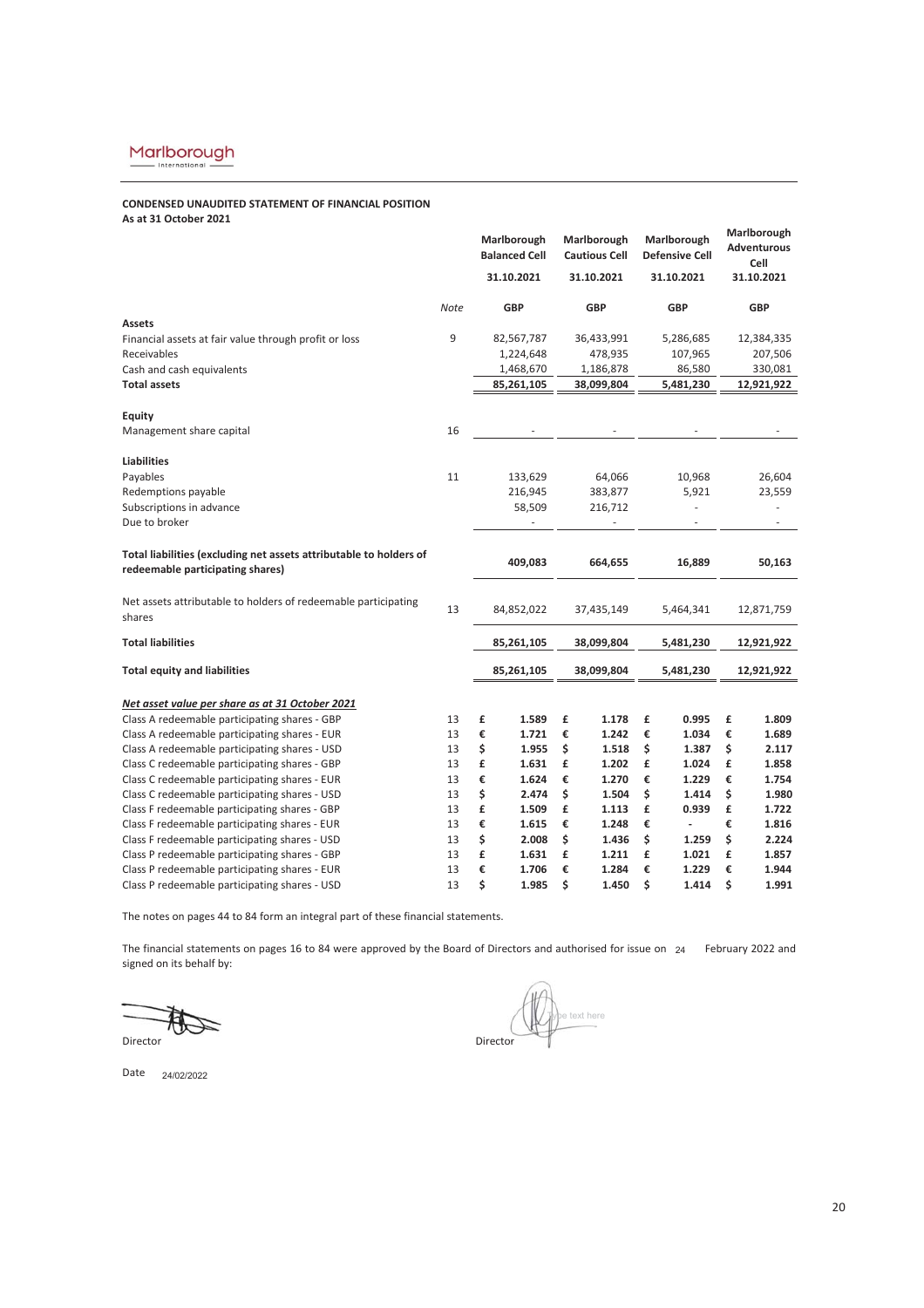**CONDENSED UNAUDITED STATEMENT OF FINANCIAL POSITION**
**As at 31 October 2021**

| | Note | Marlborough Balanced Cell 31.10.2021 | Marlborough Cautious Cell 31.10.2021 | Marlborough Defensive Cell 31.10.2021 | Marlborough Adventurous Cell 31.10.2021 |
|---|---|---|---|---|---|
| | | GBP | GBP | GBP | GBP |
| **Assets** | | | | | |
| Financial assets at fair value through profit or loss | 9 | 82,567,787 | 36,433,991 | 5,286,685 | 12,384,335 |
| Receivables | | 1,224,648 | 478,935 | 107,965 | 207,506 |
| Cash and cash equivalents | | 1,468,670 | 1,186,878 | 86,580 | 330,081 |
| **Total assets** | | **85,261,105** | **38,099,804** | **5,481,230** | **12,921,922** |
| **Equity** | | | | | |
| Management share capital | 16 | - | - | - | - |
| **Liabilities** | | | | | |
| Payables | 11 | 133,629 | 64,066 | 10,968 | 26,604 |
| Redemptions payable | | 216,945 | 383,877 | 5,921 | 23,559 |
| Subscriptions in advance | | 58,509 | 216,712 | - | - |
| Due to broker | | - | - | - | - |
| **Total liabilities (excluding net assets attributable to holders of redeemable participating shares)** | | **409,083** | **664,655** | **16,889** | **50,163** |
| Net assets attributable to holders of redeemable participating shares | 13 | 84,852,022 | 37,435,149 | 5,464,341 | 12,871,759 |
| **Total liabilities** | | **85,261,105** | **38,099,804** | **5,481,230** | **12,921,922** |
| **Total equity and liabilities** | | **85,261,105** | **38,099,804** | **5,481,230** | **12,921,922** |
| ***Net asset value per share as at 31 October 2021*** | | | | | |
| Class A redeemable participating shares - GBP | 13 | £ **1.589** | £ **1.178** | £ **0.995** | £ **1.809** |
| Class A redeemable participating shares - EUR | 13 | € **1.721** | € **1.242** | € **1.034** | € **1.689** |
| Class A redeemable participating shares - USD | 13 | $ **1.955** | $ **1.518** | $ **1.387** | $ **2.117** |
| Class C redeemable participating shares - GBP | 13 | £ **1.631** | £ **1.202** | £ **1.024** | £ **1.858** |
| Class C redeemable participating shares - EUR | 13 | € **1.624** | € **1.270** | € **1.229** | € **1.754** |
| Class C redeemable participating shares - USD | 13 | $ **2.474** | $ **1.504** | $ **1.414** | $ **1.980** |
| Class F redeemable participating shares - GBP | 13 | £ **1.509** | £ **1.113** | £ **0.939** | £ **1.722** |
| Class F redeemable participating shares - EUR | 13 | € **1.615** | € **1.248** | € **-** | € **1.816** |
| Class F redeemable participating shares - USD | 13 | $ **2.008** | $ **1.436** | $ **1.259** | $ **2.224** |
| Class P redeemable participating shares - GBP | 13 | £ **1.631** | £ **1.211** | £ **1.021** | £ **1.857** |
| Class P redeemable participating shares - EUR | 13 | € **1.706** | € **1.284** | € **1.229** | € **1.944** |
| Class P redeemable participating shares - USD | 13 | $ **1.985** | $ **1.450** | $ **1.414** | $ **1.991** |

The notes on pages 44 to 84 form an integral part of these financial statements.

The financial statements on pages 16 to 84 were approved by the Board of Directors and authorised for issue on 24 February 2022 and signed on its behalf by:

Director

Director

Date 24/02/2022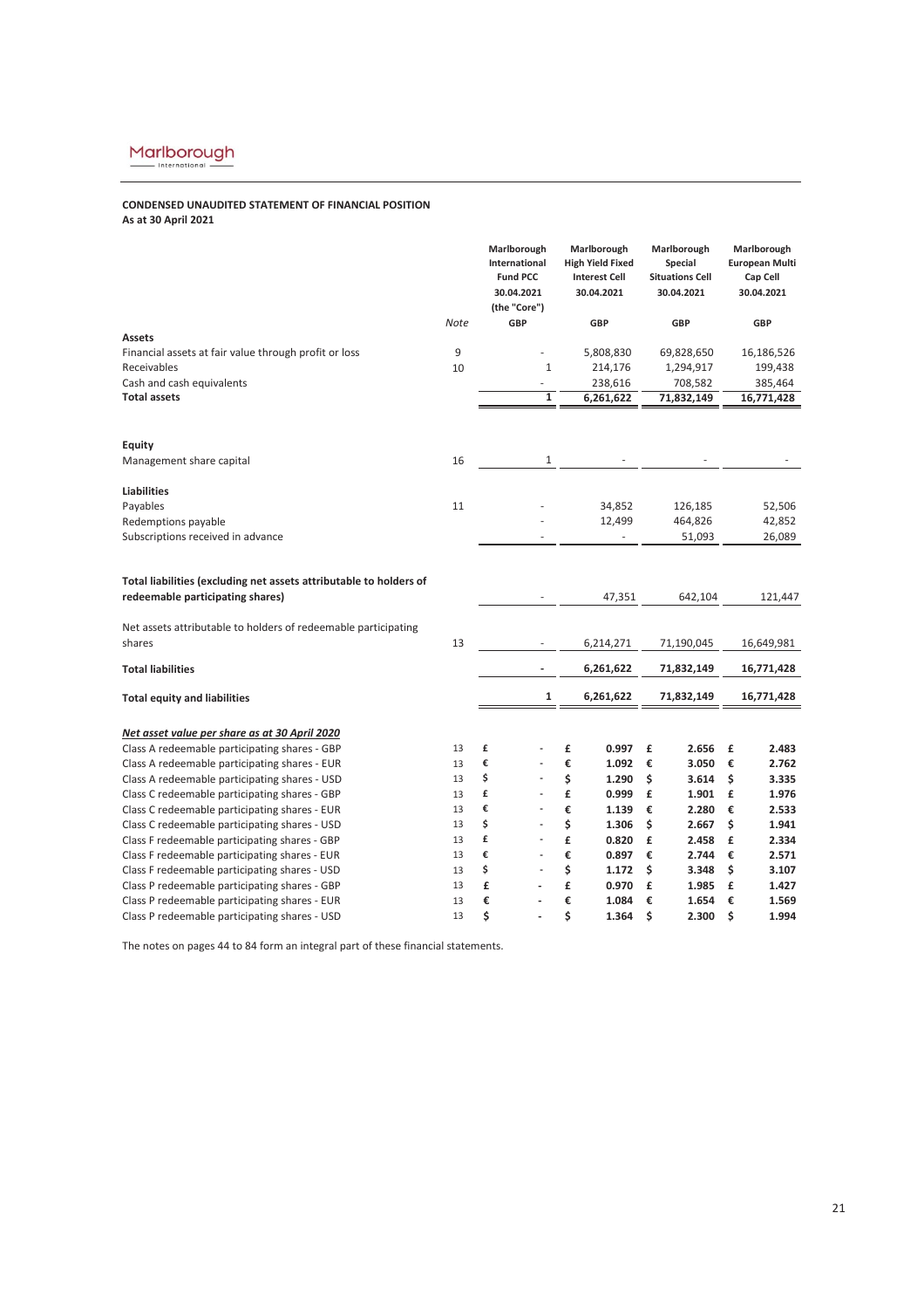**CONDENSED UNAUDITED STATEMENT OF FINANCIAL POSITION**
**As at 30 April 2021**

| | Note | Marlborough International Fund PCC 30.04.2021 (the "Core") | Marlborough High Yield Fixed Interest Cell 30.04.2021 | Marlborough Special Situations Cell 30.04.2021 | Marlborough European Multi Cap Cell 30.04.2021 |
|---|---|---|---|---|---|
| | | GBP | GBP | GBP | GBP |
| **Assets** | | | | | |
| Financial assets at fair value through profit or loss | 9 | - | 5,808,830 | 69,828,650 | 16,186,526 |
| Receivables | 10 | 1 | 214,176 | 1,294,917 | 199,438 |
| Cash and cash equivalents | | - | 238,616 | 708,582 | 385,464 |
| **Total assets** | | **1** | **6,261,622** | **71,832,149** | **16,771,428** |
| **Equity** | | | | | |
| Management share capital | 16 | 1 | - | - | - |
| **Liabilities** | | | | | |
| Payables | 11 | - | 34,852 | 126,185 | 52,506 |
| Redemptions payable | | - | 12,499 | 464,826 | 42,852 |
| Subscriptions received in advance | | - | - | 51,093 | 26,089 |
| **Total liabilities (excluding net assets attributable to holders of redeemable participating shares)** | | - | 47,351 | 642,104 | 121,447 |
| Net assets attributable to holders of redeemable participating shares | 13 | - | 6,214,271 | 71,190,045 | 16,649,981 |
| **Total liabilities** | | **-** | **6,261,622** | **71,832,149** | **16,771,428** |
| **Total equity and liabilities** | | **1** | **6,261,622** | **71,832,149** | **16,771,428** |
| ***Net asset value per share as at 30 April 2020*** | | | | | |
| Class A redeemable participating shares - GBP | 13 | £ - | £ **0.997** | £ **2.656** | £ **2.483** |
| Class A redeemable participating shares - EUR | 13 | € - | € **1.092** | € **3.050** | € **2.762** |
| Class A redeemable participating shares - USD | 13 | $ - | $ **1.290** | $ **3.614** | $ **3.335** |
| Class C redeemable participating shares - GBP | 13 | £ - | £ **0.999** | £ **1.901** | £ **1.976** |
| Class C redeemable participating shares - EUR | 13 | € - | € **1.139** | € **2.280** | € **2.533** |
| Class C redeemable participating shares - USD | 13 | $ - | $ **1.306** | $ **2.667** | $ **1.941** |
| Class F redeemable participating shares - GBP | 13 | £ - | £ **0.820** | £ **2.458** | £ **2.334** |
| Class F redeemable participating shares - EUR | 13 | € - | € **0.897** | € **2.744** | € **2.571** |
| Class F redeemable participating shares - USD | 13 | $ - | $ **1.172** | $ **3.348** | $ **3.107** |
| Class P redeemable participating shares - GBP | 13 | £ - | £ **0.970** | £ **1.985** | £ **1.427** |
| Class P redeemable participating shares - EUR | 13 | € - | € **1.084** | € **1.654** | € **1.569** |
| Class P redeemable participating shares - USD | 13 | $ - | $ **1.364** | $ **2.300** | $ **1.994** |

The notes on pages 44 to 84 form an integral part of these financial statements.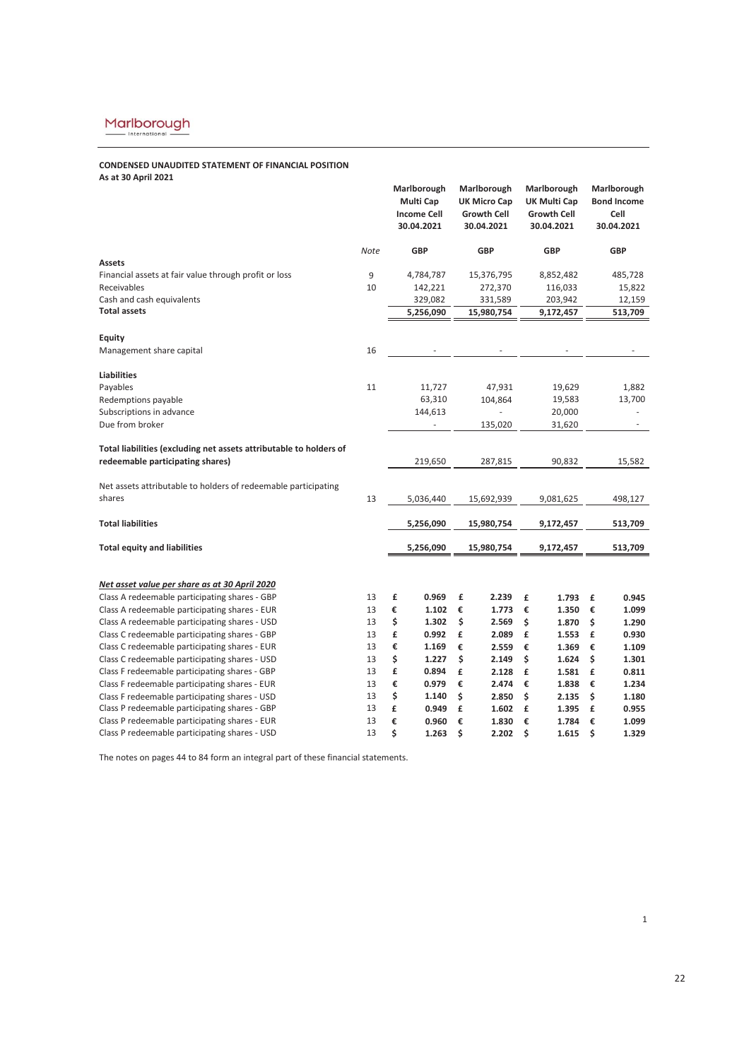Marlborough International

**CONDENSED UNAUDITED STATEMENT OF FINANCIAL POSITION**
**As at 30 April 2021**

| | Note | Marlborough Multi Cap Income Cell 30.04.2021 | Marlborough UK Micro Cap Growth Cell 30.04.2021 | Marlborough UK Multi Cap Growth Cell 30.04.2021 | Marlborough Bond Income Cell 30.04.2021 |
|---|---|---|---|---|---|
| | | GBP | GBP | GBP | GBP |
| **Assets** | | | | | |
| Financial assets at fair value through profit or loss | 9 | 4,784,787 | 15,376,795 | 8,852,482 | 485,728 |
| Receivables | 10 | 142,221 | 272,370 | 116,033 | 15,822 |
| Cash and cash equivalents | | 329,082 | 331,589 | 203,942 | 12,159 |
| **Total assets** | | **5,256,090** | **15,980,754** | **9,172,457** | **513,709** |
| **Equity** | | | | | |
| Management share capital | 16 | - | - | - | - |
| **Liabilities** | | | | | |
| Payables | 11 | 11,727 | 47,931 | 19,629 | 1,882 |
| Redemptions payable | | 63,310 | 104,864 | 19,583 | 13,700 |
| Subscriptions in advance | | 144,613 | - | 20,000 | - |
| Due from broker | | - | 135,020 | 31,620 | - |
| **Total liabilities (excluding net assets attributable to holders of redeemable participating shares)** | | 219,650 | 287,815 | 90,832 | 15,582 |
| Net assets attributable to holders of redeemable participating shares | 13 | 5,036,440 | 15,692,939 | 9,081,625 | 498,127 |
| **Total liabilities** | | **5,256,090** | **15,980,754** | **9,172,457** | **513,709** |
| **Total equity and liabilities** | | **5,256,090** | **15,980,754** | **9,172,457** | **513,709** |
| ***Net asset value per share as at 30 April 2020*** | | | | | |
| Class A redeemable participating shares - GBP | 13 | £ **0.969** | £ **2.239** | £ **1.793** | £ **0.945** |
| Class A redeemable participating shares - EUR | 13 | € **1.102** | € **1.773** | € **1.350** | € **1.099** |
| Class A redeemable participating shares - USD | 13 | $ **1.302** | $ **2.569** | $ **1.870** | $ **1.290** |
| Class C redeemable participating shares - GBP | 13 | £ **0.992** | £ **2.089** | £ **1.553** | £ **0.930** |
| Class C redeemable participating shares - EUR | 13 | € **1.169** | € **2.559** | € **1.369** | € **1.109** |
| Class C redeemable participating shares - USD | 13 | $ **1.227** | $ **2.149** | $ **1.624** | $ **1.301** |
| Class F redeemable participating shares - GBP | 13 | £ **0.894** | £ **2.128** | £ **1.581** | £ **0.811** |
| Class F redeemable participating shares - EUR | 13 | € **0.979** | € **2.474** | € **1.838** | € **1.234** |
| Class F redeemable participating shares - USD | 13 | $ **1.140** | $ **2.850** | $ **2.135** | $ **1.180** |
| Class P redeemable participating shares - GBP | 13 | £ **0.949** | £ **1.602** | £ **1.395** | £ **0.955** |
| Class P redeemable participating shares - EUR | 13 | € **0.960** | € **1.830** | € **1.784** | € **1.099** |
| Class P redeemable participating shares - USD | 13 | $ **1.263** | $ **2.202** | $ **1.615** | $ **1.329** |

The notes on pages 44 to 84 form an integral part of these financial statements.

1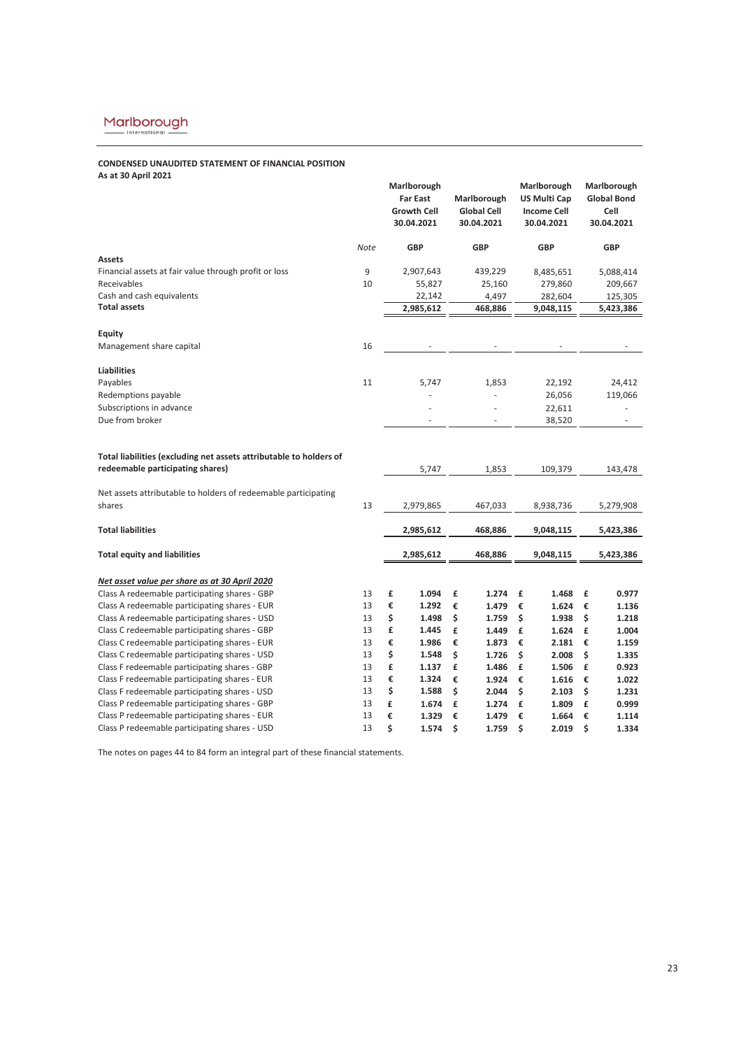**CONDENSED UNAUDITED STATEMENT OF FINANCIAL POSITION**
**As at 30 April 2021**

| | Note | Marlborough Far East Growth Cell 30.04.2021 | Marlborough Global Cell 30.04.2021 | Marlborough US Multi Cap Income Cell 30.04.2021 | Marlborough Global Bond Cell 30.04.2021 |
|---|---|---|---|---|---|
| | | **GBP** | **GBP** | **GBP** | **GBP** |
| **Assets** | | | | | |
| Financial assets at fair value through profit or loss | 9 | 2,907,643 | 439,229 | 8,485,651 | 5,088,414 |
| Receivables | 10 | 55,827 | 25,160 | 279,860 | 209,667 |
| Cash and cash equivalents | | 22,142 | 4,497 | 282,604 | 125,305 |
| **Total assets** | | **2,985,612** | **468,886** | **9,048,115** | **5,423,386** |
| | | | | | |
| **Equity** | | | | | |
| Management share capital | 16 | - | - | - | - |
| | | | | | |
| **Liabilities** | | | | | |
| Payables | 11 | 5,747 | 1,853 | 22,192 | 24,412 |
| Redemptions payable | | - | - | 26,056 | 119,066 |
| Subscriptions in advance | | - | - | 22,611 | - |
| Due from broker | | - | - | 38,520 | - |
| | | | | | |
| **Total liabilities (excluding net assets attributable to holders of redeemable participating shares)** | | 5,747 | 1,853 | 109,379 | 143,478 |
| | | | | | |
| Net assets attributable to holders of redeemable participating shares | 13 | 2,979,865 | 467,033 | 8,938,736 | 5,279,908 |
| | | | | | |
| **Total liabilities** | | **2,985,612** | **468,886** | **9,048,115** | **5,423,386** |
| | | | | | |
| **Total equity and liabilities** | | **2,985,612** | **468,886** | **9,048,115** | **5,423,386** |
| | | | | | |
| ***Net asset value per share as at 30 April 2020*** | | | | | |
| Class A redeemable participating shares - GBP | 13 | **£ 1.094** | **£ 1.274** | **£ 1.468** | **£ 0.977** |
| Class A redeemable participating shares - EUR | 13 | **€ 1.292** | **€ 1.479** | **€ 1.624** | **€ 1.136** |
| Class A redeemable participating shares - USD | 13 | **$ 1.498** | **$ 1.759** | **$ 1.938** | **$ 1.218** |
| Class C redeemable participating shares - GBP | 13 | **£ 1.445** | **£ 1.449** | **£ 1.624** | **£ 1.004** |
| Class C redeemable participating shares - EUR | 13 | **€ 1.986** | **€ 1.873** | **€ 2.181** | **€ 1.159** |
| Class C redeemable participating shares - USD | 13 | **$ 1.548** | **$ 1.726** | **$ 2.008** | **$ 1.335** |
| Class F redeemable participating shares - GBP | 13 | **£ 1.137** | **£ 1.486** | **£ 1.506** | **£ 0.923** |
| Class F redeemable participating shares - EUR | 13 | **€ 1.324** | **€ 1.924** | **€ 1.616** | **€ 1.022** |
| Class F redeemable participating shares - USD | 13 | **$ 1.588** | **$ 2.044** | **$ 2.103** | **$ 1.231** |
| Class P redeemable participating shares - GBP | 13 | **£ 1.674** | **£ 1.274** | **£ 1.809** | **£ 0.999** |
| Class P redeemable participating shares - EUR | 13 | **€ 1.329** | **€ 1.479** | **€ 1.664** | **€ 1.114** |
| Class P redeemable participating shares - USD | 13 | **$ 1.574** | **$ 1.759** | **$ 2.019** | **$ 1.334** |

The notes on pages 44 to 84 form an integral part of these financial statements.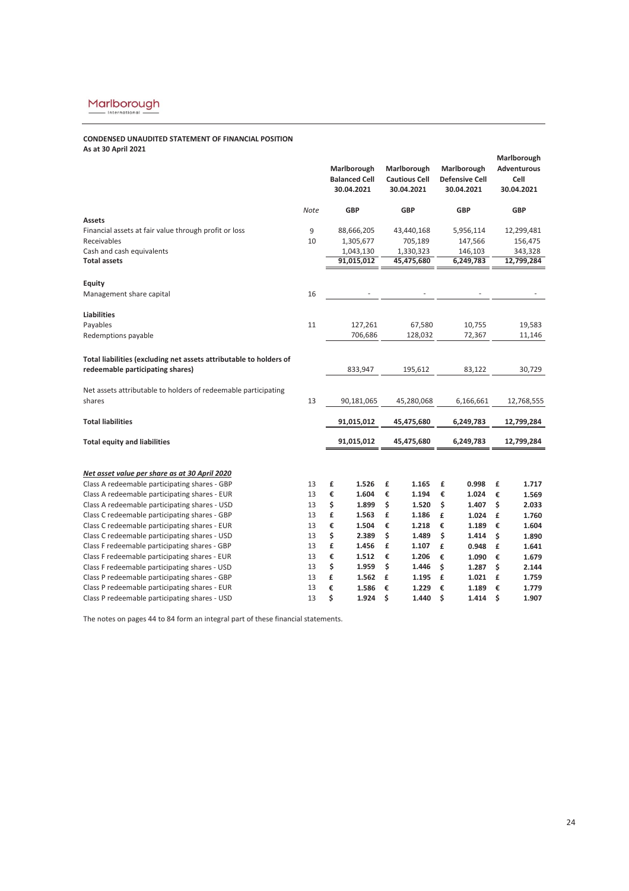**CONDENSED UNAUDITED STATEMENT OF FINANCIAL POSITION**
**As at 30 April 2021**

| | Note | Marlborough Balanced Cell 30.04.2021 | Marlborough Cautious Cell 30.04.2021 | Marlborough Defensive Cell 30.04.2021 | Marlborough Adventurous Cell 30.04.2021 |
|---|---|---|---|---|---|
| | | GBP | GBP | GBP | GBP |
| **Assets** | | | | | |
| Financial assets at fair value through profit or loss | 9 | 88,666,205 | 43,440,168 | 5,956,114 | 12,299,481 |
| Receivables | 10 | 1,305,677 | 705,189 | 147,566 | 156,475 |
| Cash and cash equivalents | | 1,043,130 | 1,330,323 | 146,103 | 343,328 |
| **Total assets** | | **91,015,012** | **45,475,680** | **6,249,783** | **12,799,284** |
| **Equity** | | | | | |
| Management share capital | 16 | - | - | - | - |
| **Liabilities** | | | | | |
| Payables | 11 | 127,261 | 67,580 | 10,755 | 19,583 |
| Redemptions payable | | 706,686 | 128,032 | 72,367 | 11,146 |
| **Total liabilities (excluding net assets attributable to holders of redeemable participating shares)** | | 833,947 | 195,612 | 83,122 | 30,729 |
| Net assets attributable to holders of redeemable participating shares | 13 | 90,181,065 | 45,280,068 | 6,166,661 | 12,768,555 |
| **Total liabilities** | | **91,015,012** | **45,475,680** | **6,249,783** | **12,799,284** |
| **Total equity and liabilities** | | **91,015,012** | **45,475,680** | **6,249,783** | **12,799,284** |
| ***Net asset value per share as at 30 April 2020*** | | | | | |
| Class A redeemable participating shares - GBP | 13 | £ **1.526** | £ **1.165** | £ **0.998** | £ **1.717** |
| Class A redeemable participating shares - EUR | 13 | € **1.604** | € **1.194** | € **1.024** | € **1.569** |
| Class A redeemable participating shares - USD | 13 | $ **1.899** | $ **1.520** | $ **1.407** | $ **2.033** |
| Class C redeemable participating shares - GBP | 13 | £ **1.563** | £ **1.186** | £ **1.024** | £ **1.760** |
| Class C redeemable participating shares - EUR | 13 | € **1.504** | € **1.218** | € **1.189** | € **1.604** |
| Class C redeemable participating shares - USD | 13 | $ **2.389** | $ **1.489** | $ **1.414** | $ **1.890** |
| Class F redeemable participating shares - GBP | 13 | £ **1.456** | £ **1.107** | £ **0.948** | £ **1.641** |
| Class F redeemable participating shares - EUR | 13 | € **1.512** | € **1.206** | € **1.090** | € **1.679** |
| Class F redeemable participating shares - USD | 13 | $ **1.959** | $ **1.446** | $ **1.287** | $ **2.144** |
| Class P redeemable participating shares - GBP | 13 | £ **1.562** | £ **1.195** | £ **1.021** | £ **1.759** |
| Class P redeemable participating shares - EUR | 13 | € **1.586** | € **1.229** | € **1.189** | € **1.779** |
| Class P redeemable participating shares - USD | 13 | $ **1.924** | $ **1.440** | $ **1.414** | $ **1.907** |

The notes on pages 44 to 84 form an integral part of these financial statements.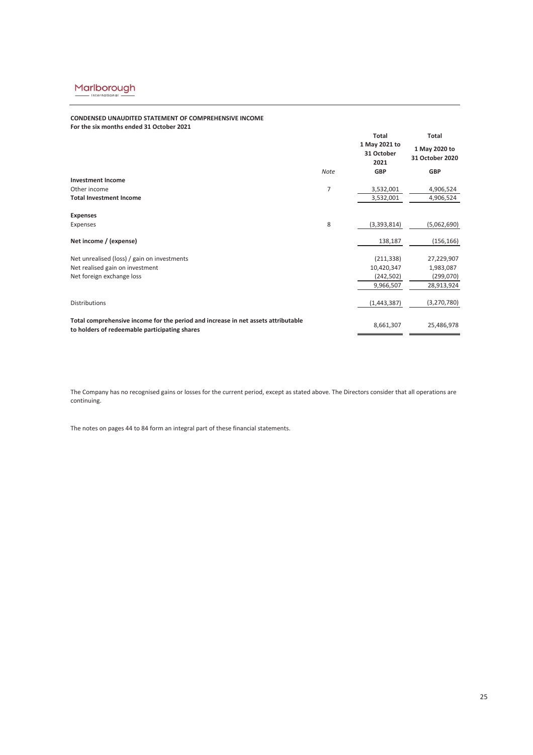Marlborough International

**CONDENSED UNAUDITED STATEMENT OF COMPREHENSIVE INCOME**
**For the six months ended 31 October 2021**

| | Note | Total 1 May 2021 to 31 October 2021 GBP | Total 1 May 2020 to 31 October 2020 GBP |
|---|---|---|---|
| **Investment Income** | | | |
| Other income | 7 | 3,532,001 | 4,906,524 |
| **Total Investment Income** | | 3,532,001 | 4,906,524 |
| | | | |
| **Expenses** | | | |
| Expenses | 8 | (3,393,814) | (5,062,690) |
| | | | |
| **Net income / (expense)** | | 138,187 | (156,166) |
| | | | |
| Net unrealised (loss) / gain on investments | | (211,338) | 27,229,907 |
| Net realised gain on investment | | 10,420,347 | 1,983,087 |
| Net foreign exchange loss | | (242,502) | (299,070) |
| | | 9,966,507 | 28,913,924 |
| | | | |
| Distributions | | (1,443,387) | (3,270,780) |
| | | | |
| **Total comprehensive income for the period and increase in net assets attributable to holders of redeemable participating shares** | | 8,661,307 | 25,486,978 |

The Company has no recognised gains or losses for the current period, except as stated above. The Directors consider that all operations are continuing.

The notes on pages 44 to 84 form an integral part of these financial statements.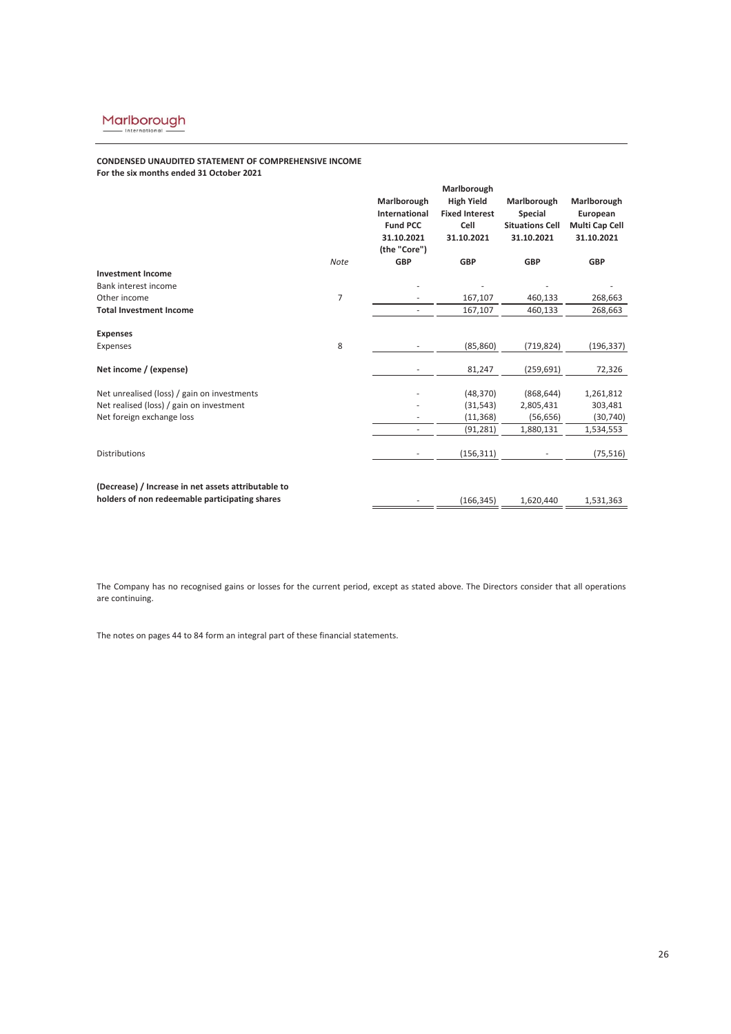**CONDENSED UNAUDITED STATEMENT OF COMPREHENSIVE INCOME**
**For the six months ended 31 October 2021**

| | Note | Marlborough International Fund PCC 31.10.2021 (the "Core") | Marlborough High Yield Fixed Interest Cell 31.10.2021 | Marlborough Special Situations Cell 31.10.2021 | Marlborough European Multi Cap Cell 31.10.2021 |
|---|---|---|---|---|---|
| | | GBP | GBP | GBP | GBP |
| **Investment Income** | | | | | |
| Bank interest income | | - | - | - | - |
| Other income | 7 | - | 167,107 | 460,133 | 268,663 |
| **Total Investment Income** | | - | 167,107 | 460,133 | 268,663 |
| **Expenses** | | | | | |
| Expenses | 8 | - | (85,860) | (719,824) | (196,337) |
| **Net income / (expense)** | | - | 81,247 | (259,691) | 72,326 |
| Net unrealised (loss) / gain on investments | | - | (48,370) | (868,644) | 1,261,812 |
| Net realised (loss) / gain on investment | | - | (31,543) | 2,805,431 | 303,481 |
| Net foreign exchange loss | | - | (11,368) | (56,656) | (30,740) |
| | | - | (91,281) | 1,880,131 | 1,534,553 |
| Distributions | | - | (156,311) | - | (75,516) |
| **(Decrease) / Increase in net assets attributable to holders of non redeemable participating shares** | | - | (166,345) | 1,620,440 | 1,531,363 |

The Company has no recognised gains or losses for the current period, except as stated above. The Directors consider that all operations are continuing.

The notes on pages 44 to 84 form an integral part of these financial statements.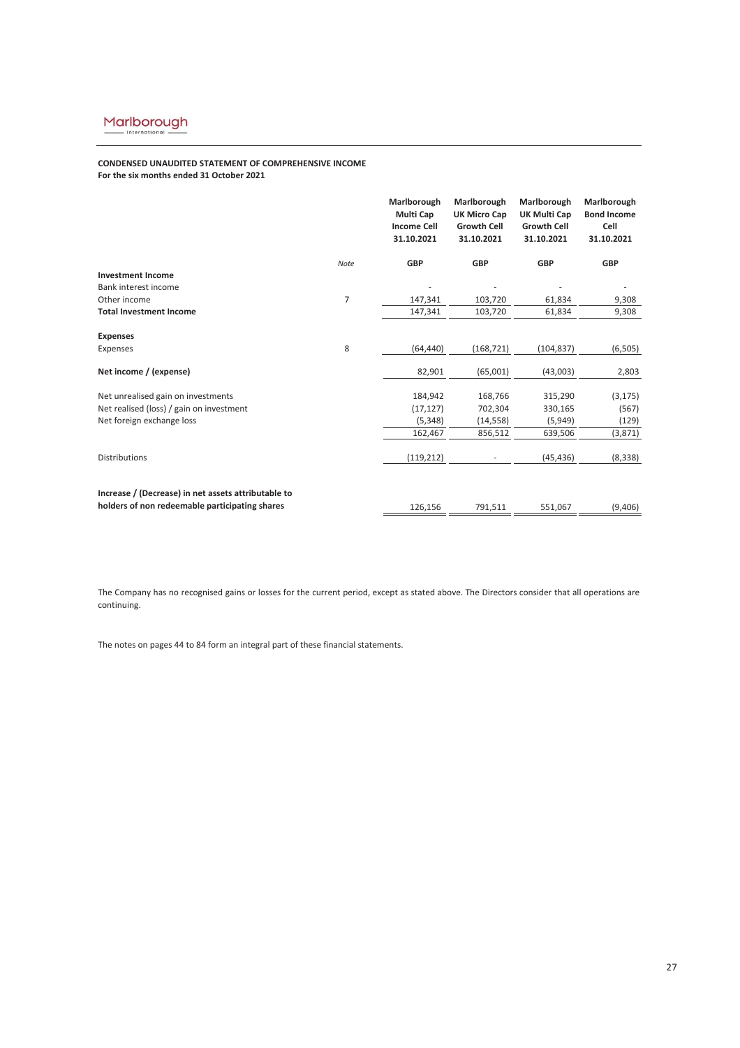**CONDENSED UNAUDITED STATEMENT OF COMPREHENSIVE INCOME**
**For the six months ended 31 October 2021**

| | Note | Marlborough Multi Cap Income Cell 31.10.2021 | Marlborough UK Micro Cap Growth Cell 31.10.2021 | Marlborough UK Multi Cap Growth Cell 31.10.2021 | Marlborough Bond Income Cell 31.10.2021 |
|---|---|---|---|---|---|
| | | GBP | GBP | GBP | GBP |
| **Investment Income** | | | | | |
| Bank interest income | | - | - | - | - |
| Other income | 7 | 147,341 | 103,720 | 61,834 | 9,308 |
| **Total Investment Income** | | 147,341 | 103,720 | 61,834 | 9,308 |
| **Expenses** | | | | | |
| Expenses | 8 | (64,440) | (168,721) | (104,837) | (6,505) |
| **Net income / (expense)** | | 82,901 | (65,001) | (43,003) | 2,803 |
| Net unrealised gain on investments | | 184,942 | 168,766 | 315,290 | (3,175) |
| Net realised (loss) / gain on investment | | (17,127) | 702,304 | 330,165 | (567) |
| Net foreign exchange loss | | (5,348) | (14,558) | (5,949) | (129) |
| | | 162,467 | 856,512 | 639,506 | (3,871) |
| Distributions | | (119,212) | - | (45,436) | (8,338) |
| **Increase / (Decrease) in net assets attributable to holders of non redeemable participating shares** | | 126,156 | 791,511 | 551,067 | (9,406) |

The Company has no recognised gains or losses for the current period, except as stated above. The Directors consider that all operations are continuing.

The notes on pages 44 to 84 form an integral part of these financial statements.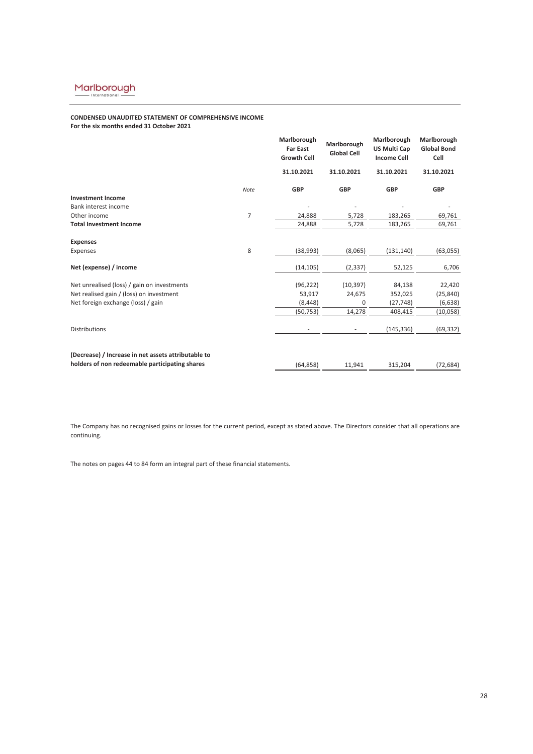**CONDENSED UNAUDITED STATEMENT OF COMPREHENSIVE INCOME**
**For the six months ended 31 October 2021**

| | Note | Marlborough Far East Growth Cell | Marlborough Global Cell | Marlborough US Multi Cap Income Cell | Marlborough Global Bond Cell |
|---|---|---|---|---|---|
| | | 31.10.2021 | 31.10.2021 | 31.10.2021 | 31.10.2021 |
| | *Note* | GBP | GBP | GBP | GBP |
| **Investment Income** | | | | | |
| Bank interest income | | - | - | - | - |
| Other income | 7 | 24,888 | 5,728 | 183,265 | 69,761 |
| **Total Investment Income** | | 24,888 | 5,728 | 183,265 | 69,761 |
| **Expenses** | | | | | |
| Expenses | 8 | (38,993) | (8,065) | (131,140) | (63,055) |
| **Net (expense) / income** | | (14,105) | (2,337) | 52,125 | 6,706 |
| Net unrealised (loss) / gain on investments | | (96,222) | (10,397) | 84,138 | 22,420 |
| Net realised gain / (loss) on investment | | 53,917 | 24,675 | 352,025 | (25,840) |
| Net foreign exchange (loss) / gain | | (8,448) | 0 | (27,748) | (6,638) |
| | | (50,753) | 14,278 | 408,415 | (10,058) |
| Distributions | | - | - | (145,336) | (69,332) |
| **(Decrease) / Increase in net assets attributable to holders of non redeemable participating shares** | | (64,858) | 11,941 | 315,204 | (72,684) |

The Company has no recognised gains or losses for the current period, except as stated above. The Directors consider that all operations are continuing.

The notes on pages 44 to 84 form an integral part of these financial statements.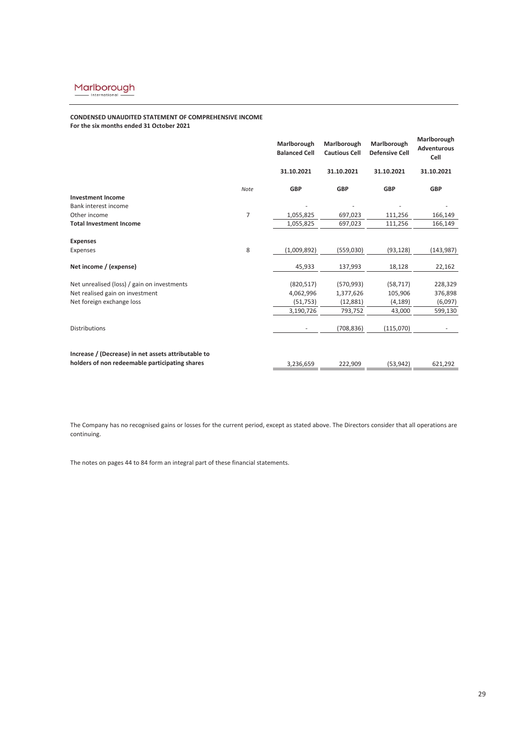**CONDENSED UNAUDITED STATEMENT OF COMPREHENSIVE INCOME**
**For the six months ended 31 October 2021**

| | Note | Marlborough Balanced Cell | Marlborough Cautious Cell | Marlborough Defensive Cell | Marlborough Adventurous Cell |
|---|---|---|---|---|---|
| | | 31.10.2021 | 31.10.2021 | 31.10.2021 | 31.10.2021 |
| | | GBP | GBP | GBP | GBP |
| **Investment Income** | | | | | |
| Bank interest income | | - | - | - | - |
| Other income | 7 | 1,055,825 | 697,023 | 111,256 | 166,149 |
| **Total Investment Income** | | 1,055,825 | 697,023 | 111,256 | 166,149 |
| **Expenses** | | | | | |
| Expenses | 8 | (1,009,892) | (559,030) | (93,128) | (143,987) |
| **Net income / (expense)** | | 45,933 | 137,993 | 18,128 | 22,162 |
| Net unrealised (loss) / gain on investments | | (820,517) | (570,993) | (58,717) | 228,329 |
| Net realised gain on investment | | 4,062,996 | 1,377,626 | 105,906 | 376,898 |
| Net foreign exchange loss | | (51,753) | (12,881) | (4,189) | (6,097) |
| | | 3,190,726 | 793,752 | 43,000 | 599,130 |
| Distributions | | - | (708,836) | (115,070) | - |
| **Increase / (Decrease) in net assets attributable to holders of non redeemable participating shares** | | 3,236,659 | 222,909 | (53,942) | 621,292 |

The Company has no recognised gains or losses for the current period, except as stated above. The Directors consider that all operations are continuing.

The notes on pages 44 to 84 form an integral part of these financial statements.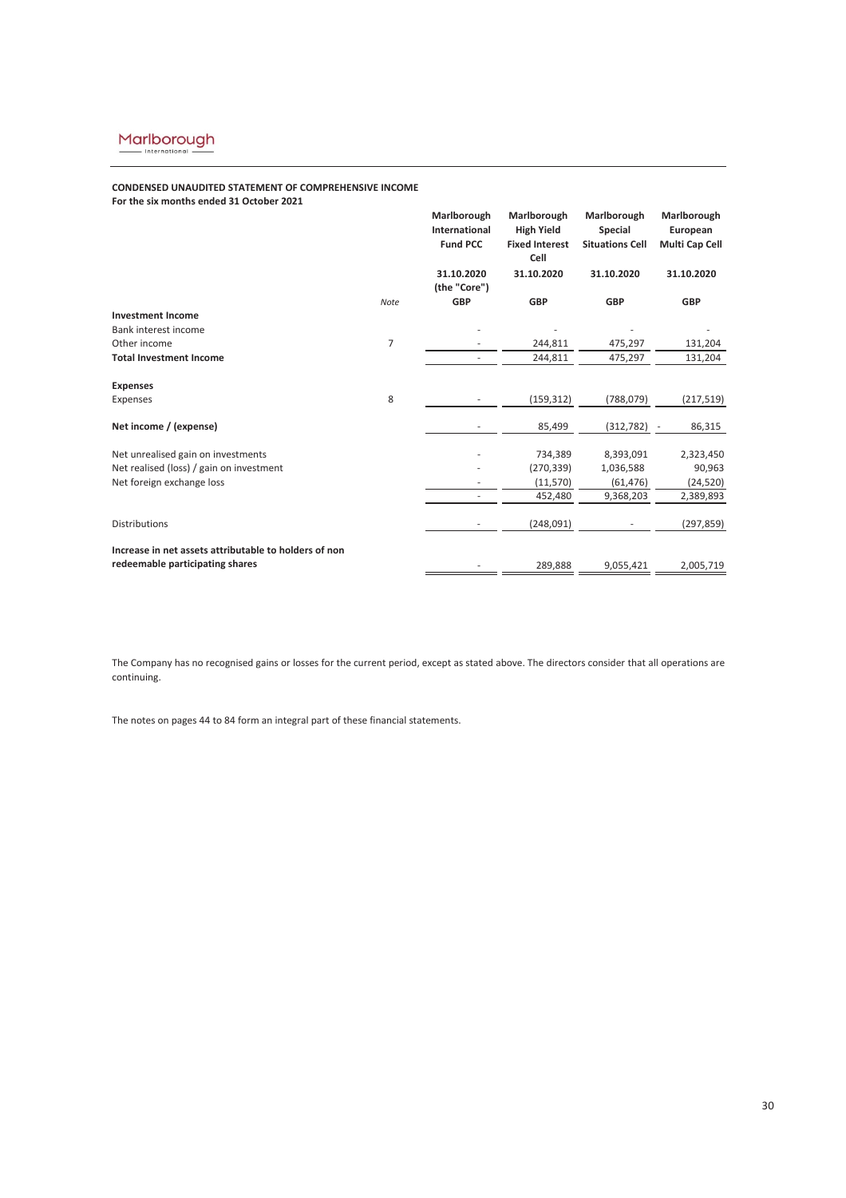Marlborough International

**CONDENSED UNAUDITED STATEMENT OF COMPREHENSIVE INCOME**
**For the six months ended 31 October 2021**

| | Note | Marlborough International Fund PCC | Marlborough High Yield Fixed Interest Cell | Marlborough Special Situations Cell | Marlborough European Multi Cap Cell |
|---|---|---|---|---|---|
| | | 31.10.2020 (the "Core") | 31.10.2020 | 31.10.2020 | 31.10.2020 |
| | | GBP | GBP | GBP | GBP |
| **Investment Income** | | | | | |
| Bank interest income | | - | - | - | - |
| Other income | 7 | - | 244,811 | 475,297 | 131,204 |
| **Total Investment Income** | | - | 244,811 | 475,297 | 131,204 |
| **Expenses** | | | | | |
| Expenses | 8 | - | (159,312) | (788,079) | (217,519) |
| **Net income / (expense)** | | - | 85,499 | (312,782) | 86,315 |
| Net unrealised gain on investments | | - | 734,389 | 8,393,091 | 2,323,450 |
| Net realised (loss) / gain on investment | | - | (270,339) | 1,036,588 | 90,963 |
| Net foreign exchange loss | | - | (11,570) | (61,476) | (24,520) |
| | | - | 452,480 | 9,368,203 | 2,389,893 |
| Distributions | | - | (248,091) | - | (297,859) |
| **Increase in net assets attributable to holders of non redeemable participating shares** | | - | 289,888 | 9,055,421 | 2,005,719 |

The Company has no recognised gains or losses for the current period, except as stated above. The directors consider that all operations are continuing.

The notes on pages 44 to 84 form an integral part of these financial statements.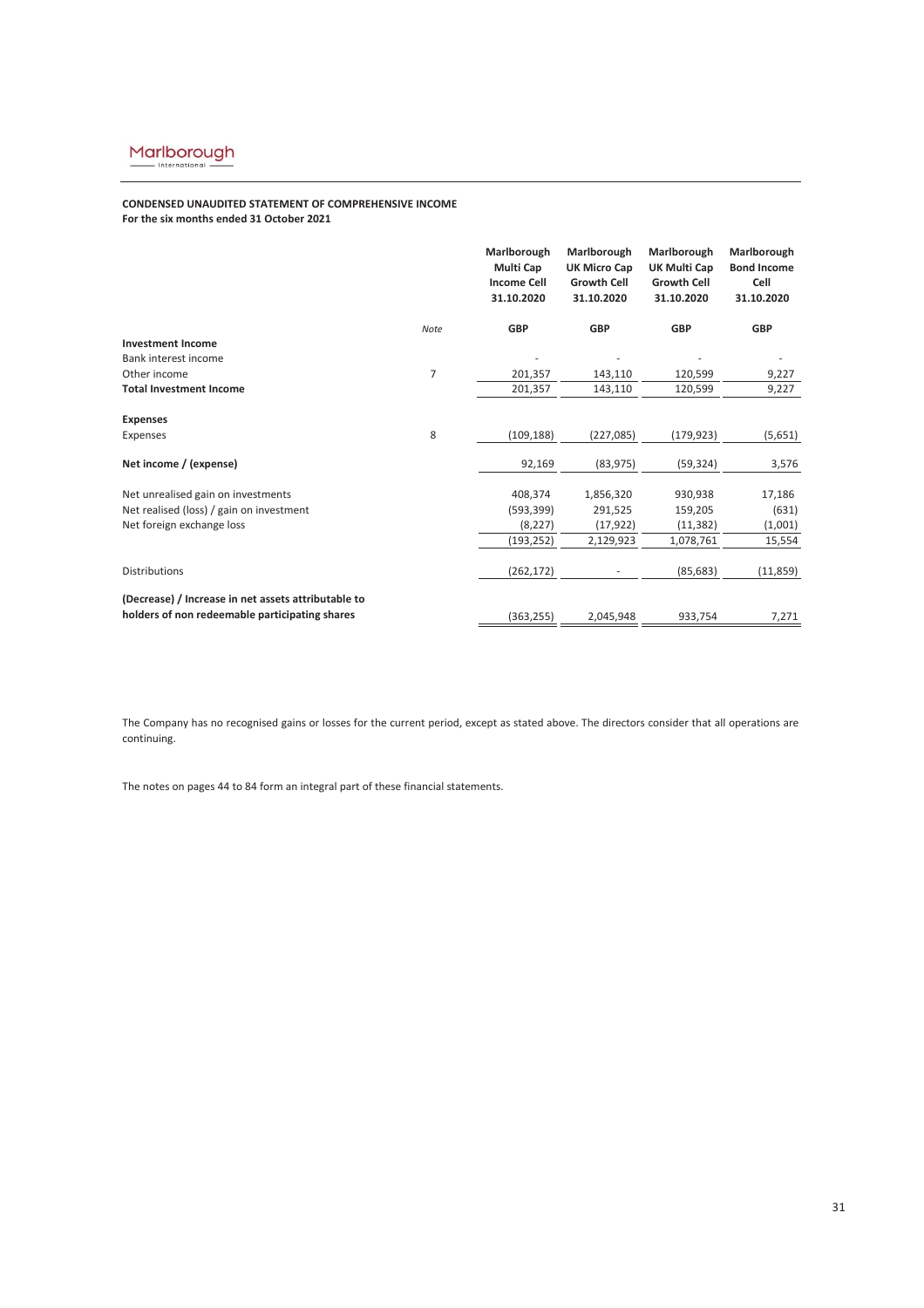**CONDENSED UNAUDITED STATEMENT OF COMPREHENSIVE INCOME**
**For the six months ended 31 October 2021**

| | Note | Marlborough Multi Cap Income Cell 31.10.2020 | Marlborough UK Micro Cap Growth Cell 31.10.2020 | Marlborough UK Multi Cap Growth Cell 31.10.2020 | Marlborough Bond Income Cell 31.10.2020 |
|---|---|---|---|---|---|
| | *Note* | **GBP** | **GBP** | **GBP** | **GBP** |
| **Investment Income** | | | | | |
| Bank interest income | | - | - | - | - |
| Other income | 7 | 201,357 | 143,110 | 120,599 | 9,227 |
| **Total Investment Income** | | 201,357 | 143,110 | 120,599 | 9,227 |
| **Expenses** | | | | | |
| Expenses | 8 | (109,188) | (227,085) | (179,923) | (5,651) |
| **Net income / (expense)** | | 92,169 | (83,975) | (59,324) | 3,576 |
| Net unrealised gain on investments | | 408,374 | 1,856,320 | 930,938 | 17,186 |
| Net realised (loss) / gain on investment | | (593,399) | 291,525 | 159,205 | (631) |
| Net foreign exchange loss | | (8,227) | (17,922) | (11,382) | (1,001) |
| | | (193,252) | 2,129,923 | 1,078,761 | 15,554 |
| Distributions | | (262,172) | - | (85,683) | (11,859) |
| **(Decrease) / Increase in net assets attributable to holders of non redeemable participating shares** | | (363,255) | 2,045,948 | 933,754 | 7,271 |

The Company has no recognised gains or losses for the current period, except as stated above. The directors consider that all operations are continuing.

The notes on pages 44 to 84 form an integral part of these financial statements.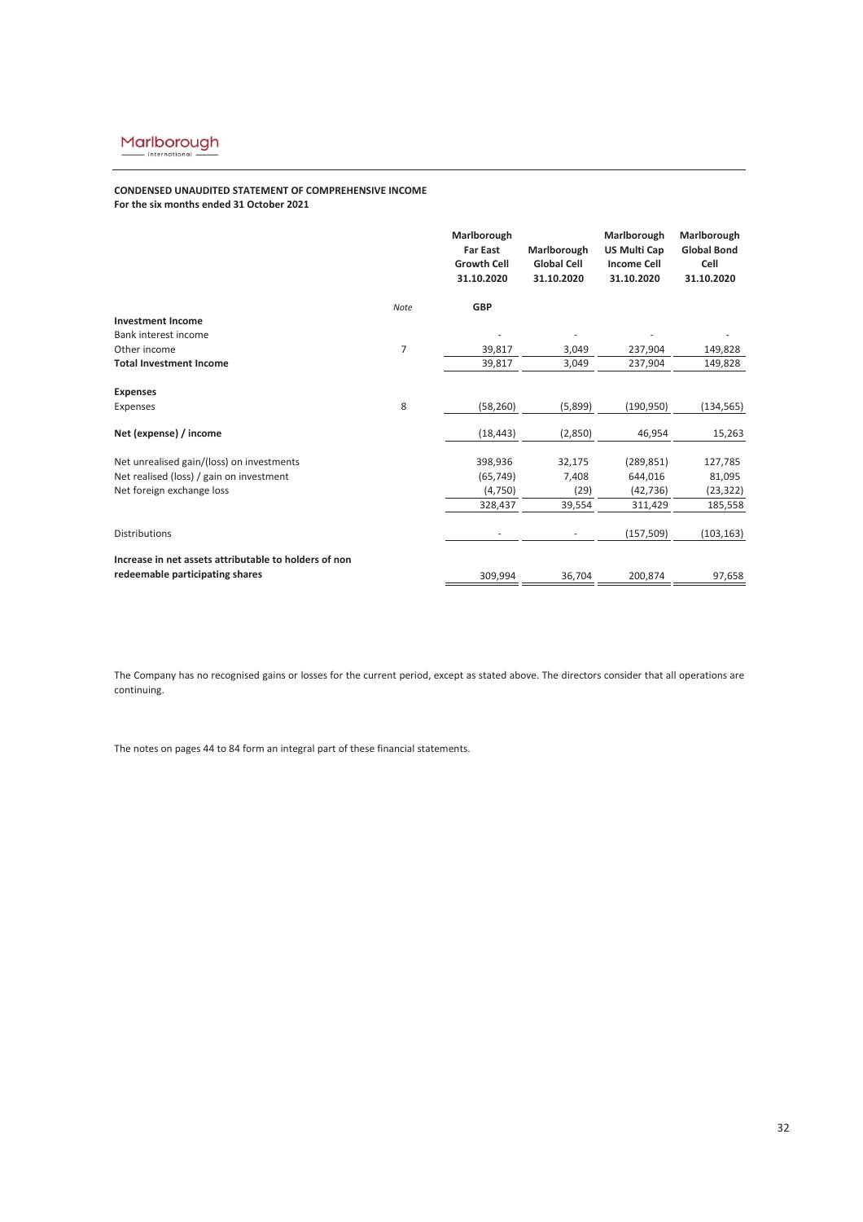**CONDENSED UNAUDITED STATEMENT OF COMPREHENSIVE INCOME**
**For the six months ended 31 October 2021**

| | Note | Marlborough Far East Growth Cell 31.10.2020 | Marlborough Global Cell 31.10.2020 | Marlborough US Multi Cap Income Cell 31.10.2020 | Marlborough Global Bond Cell 31.10.2020 |
|---|---|---|---|---|---|
| | | GBP | | | |
| **Investment Income** | | | | | |
| Bank interest income | | - | - | - | - |
| Other income | 7 | 39,817 | 3,049 | 237,904 | 149,828 |
| **Total Investment Income** | | 39,817 | 3,049 | 237,904 | 149,828 |
| **Expenses** | | | | | |
| Expenses | 8 | (58,260) | (5,899) | (190,950) | (134,565) |
| **Net (expense) / income** | | (18,443) | (2,850) | 46,954 | 15,263 |
| Net unrealised gain/(loss) on investments | | 398,936 | 32,175 | (289,851) | 127,785 |
| Net realised (loss) / gain on investment | | (65,749) | 7,408 | 644,016 | 81,095 |
| Net foreign exchange loss | | (4,750) | (29) | (42,736) | (23,322) |
| | | 328,437 | 39,554 | 311,429 | 185,558 |
| Distributions | | - | - | (157,509) | (103,163) |
| **Increase in net assets attributable to holders of non redeemable participating shares** | | 309,994 | 36,704 | 200,874 | 97,658 |

The Company has no recognised gains or losses for the current period, except as stated above. The directors consider that all operations are continuing.

The notes on pages 44 to 84 form an integral part of these financial statements.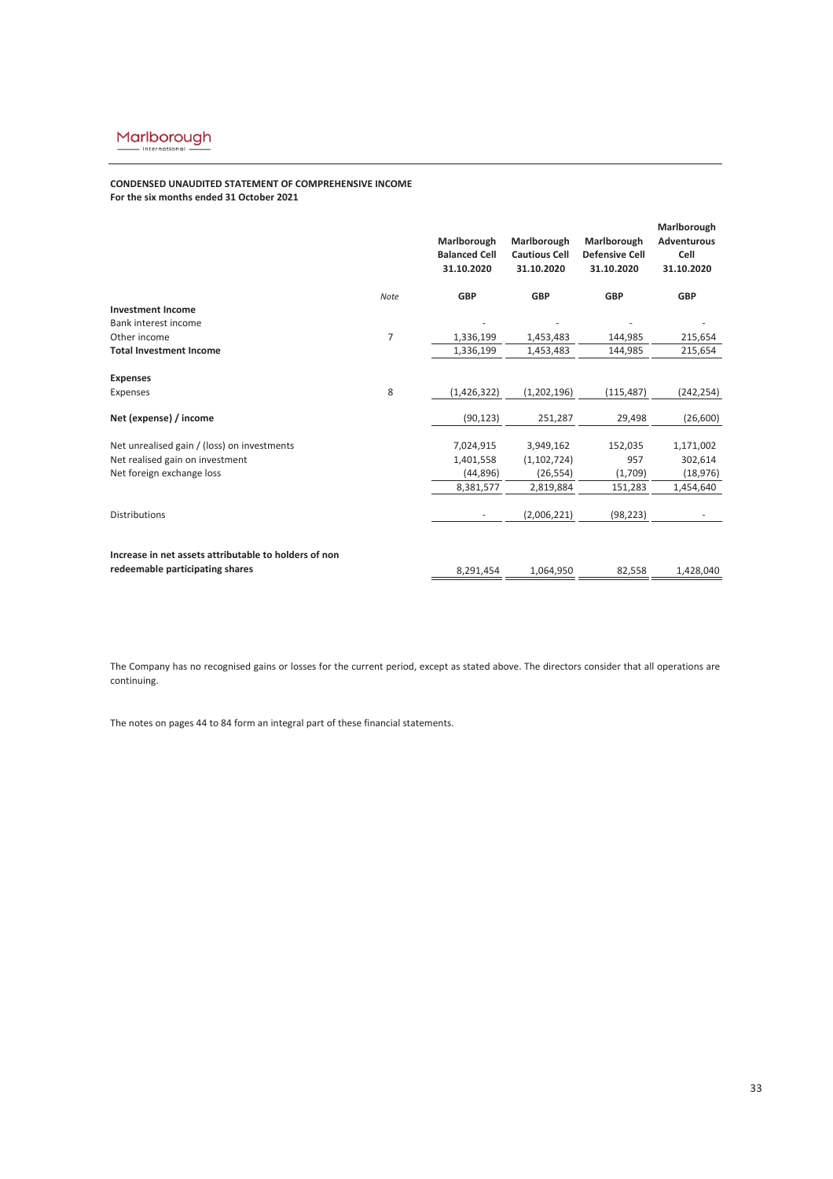**CONDENSED UNAUDITED STATEMENT OF COMPREHENSIVE INCOME**
**For the six months ended 31 October 2021**

| | Note | Marlborough Balanced Cell 31.10.2020 | Marlborough Cautious Cell 31.10.2020 | Marlborough Defensive Cell 31.10.2020 | Marlborough Adventurous Cell 31.10.2020 |
|---|---|---|---|---|---|
| | | GBP | GBP | GBP | GBP |
| **Investment Income** | | | | | |
| Bank interest income | | - | - | - | - |
| Other income | 7 | 1,336,199 | 1,453,483 | 144,985 | 215,654 |
| **Total Investment Income** | | 1,336,199 | 1,453,483 | 144,985 | 215,654 |
| **Expenses** | | | | | |
| Expenses | 8 | (1,426,322) | (1,202,196) | (115,487) | (242,254) |
| **Net (expense) / income** | | (90,123) | 251,287 | 29,498 | (26,600) |
| Net unrealised gain / (loss) on investments | | 7,024,915 | 3,949,162 | 152,035 | 1,171,002 |
| Net realised gain on investment | | 1,401,558 | (1,102,724) | 957 | 302,614 |
| Net foreign exchange loss | | (44,896) | (26,554) | (1,709) | (18,976) |
| | | 8,381,577 | 2,819,884 | 151,283 | 1,454,640 |
| Distributions | | - | (2,006,221) | (98,223) | - |
| **Increase in net assets attributable to holders of non redeemable participating shares** | | 8,291,454 | 1,064,950 | 82,558 | 1,428,040 |

The Company has no recognised gains or losses for the current period, except as stated above. The directors consider that all operations are continuing.

The notes on pages 44 to 84 form an integral part of these financial statements.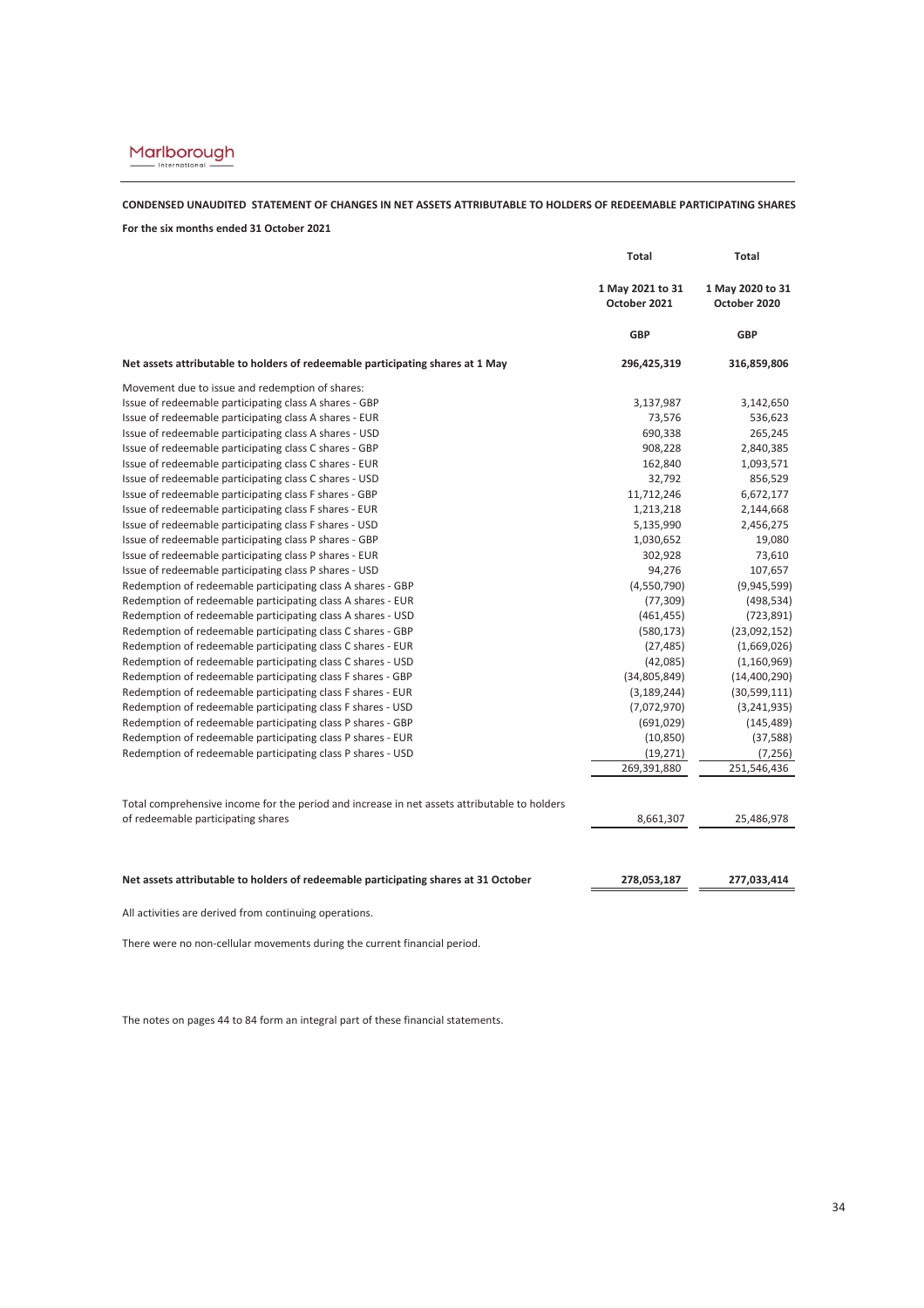Marlborough International

**CONDENSED UNAUDITED STATEMENT OF CHANGES IN NET ASSETS ATTRIBUTABLE TO HOLDERS OF REDEEMABLE PARTICIPATING SHARES**

**For the six months ended 31 October 2021**

| | Total | Total |
|---|---|---|
| | 1 May 2021 to 31 October 2021 | 1 May 2020 to 31 October 2020 |
| | GBP | GBP |
| **Net assets attributable to holders of redeemable participating shares at 1 May** | **296,425,319** | **316,859,806** |
| Movement due to issue and redemption of shares: | | |
| Issue of redeemable participating class A shares - GBP | 3,137,987 | 3,142,650 |
| Issue of redeemable participating class A shares - EUR | 73,576 | 536,623 |
| Issue of redeemable participating class A shares - USD | 690,338 | 265,245 |
| Issue of redeemable participating class C shares - GBP | 908,228 | 2,840,385 |
| Issue of redeemable participating class C shares - EUR | 162,840 | 1,093,571 |
| Issue of redeemable participating class C shares - USD | 32,792 | 856,529 |
| Issue of redeemable participating class F shares - GBP | 11,712,246 | 6,672,177 |
| Issue of redeemable participating class F shares - EUR | 1,213,218 | 2,144,668 |
| Issue of redeemable participating class F shares - USD | 5,135,990 | 2,456,275 |
| Issue of redeemable participating class P shares - GBP | 1,030,652 | 19,080 |
| Issue of redeemable participating class P shares - EUR | 302,928 | 73,610 |
| Issue of redeemable participating class P shares - USD | 94,276 | 107,657 |
| Redemption of redeemable participating class A shares - GBP | (4,550,790) | (9,945,599) |
| Redemption of redeemable participating class A shares - EUR | (77,309) | (498,534) |
| Redemption of redeemable participating class A shares - USD | (461,455) | (723,891) |
| Redemption of redeemable participating class C shares - GBP | (580,173) | (23,092,152) |
| Redemption of redeemable participating class C shares - EUR | (27,485) | (1,669,026) |
| Redemption of redeemable participating class C shares - USD | (42,085) | (1,160,969) |
| Redemption of redeemable participating class F shares - GBP | (34,805,849) | (14,400,290) |
| Redemption of redeemable participating class F shares - EUR | (3,189,244) | (30,599,111) |
| Redemption of redeemable participating class F shares - USD | (7,072,970) | (3,241,935) |
| Redemption of redeemable participating class P shares - GBP | (691,029) | (145,489) |
| Redemption of redeemable participating class P shares - EUR | (10,850) | (37,588) |
| Redemption of redeemable participating class P shares - USD | (19,271) | (7,256) |
| | 269,391,880 | 251,546,436 |
| Total comprehensive income for the period and increase in net assets attributable to holders of redeemable participating shares | 8,661,307 | 25,486,978 |
| **Net assets attributable to holders of redeemable participating shares at 31 October** | **278,053,187** | **277,033,414** |

All activities are derived from continuing operations.

There were no non-cellular movements during the current financial period.

The notes on pages 44 to 84 form an integral part of these financial statements.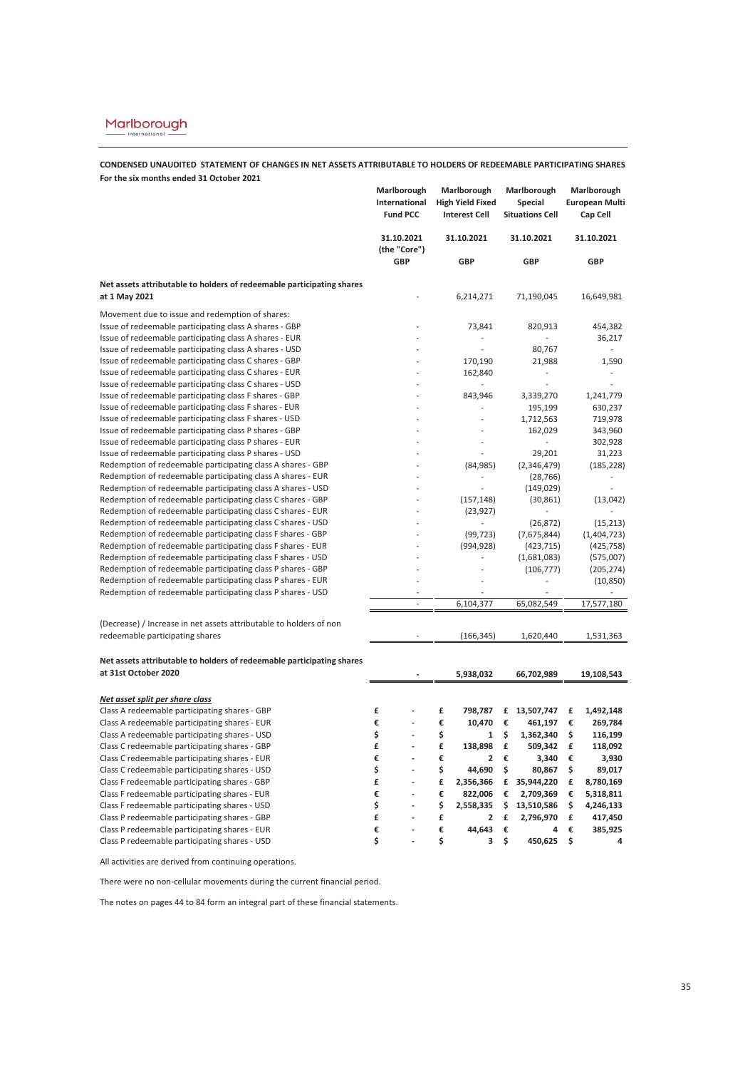**CONDENSED UNAUDITED STATEMENT OF CHANGES IN NET ASSETS ATTRIBUTABLE TO HOLDERS OF REDEEMABLE PARTICIPATING SHARES**
**For the six months ended 31 October 2021**

| | Marlborough International Fund PCC | Marlborough High Yield Fixed Interest Cell | Marlborough Special Situations Cell | Marlborough European Multi Cap Cell |
|---|---|---|---|---|
| | 31.10.2021 (the "Core") | 31.10.2021 | 31.10.2021 | 31.10.2021 |
| | GBP | GBP | GBP | GBP |
| **Net assets attributable to holders of redeemable participating shares at 1 May 2021** | - | 6,214,271 | 71,190,045 | 16,649,981 |
| Movement due to issue and redemption of shares: | | | | |
| Issue of redeemable participating class A shares - GBP | - | 73,841 | 820,913 | 454,382 |
| Issue of redeemable participating class A shares - EUR | - | - | - | 36,217 |
| Issue of redeemable participating class A shares - USD | - | - | 80,767 | - |
| Issue of redeemable participating class C shares - GBP | - | 170,190 | 21,988 | 1,590 |
| Issue of redeemable participating class C shares - EUR | - | 162,840 | - | - |
| Issue of redeemable participating class C shares - USD | - | - | - | - |
| Issue of redeemable participating class F shares - GBP | - | 843,946 | 3,339,270 | 1,241,779 |
| Issue of redeemable participating class F shares - EUR | - | - | 195,199 | 630,237 |
| Issue of redeemable participating class F shares - USD | - | - | 1,712,563 | 719,978 |
| Issue of redeemable participating class P shares - GBP | - | - | 162,029 | 343,960 |
| Issue of redeemable participating class P shares - EUR | - | - | - | 302,928 |
| Issue of redeemable participating class P shares - USD | - | - | 29,201 | 31,223 |
| Redemption of redeemable participating class A shares - GBP | - | (84,985) | (2,346,479) | (185,228) |
| Redemption of redeemable participating class A shares - EUR | - | - | (28,766) | - |
| Redemption of redeemable participating class A shares - USD | - | - | (149,029) | - |
| Redemption of redeemable participating class C shares - GBP | - | (157,148) | (30,861) | (13,042) |
| Redemption of redeemable participating class C shares - EUR | - | (23,927) | - | - |
| Redemption of redeemable participating class C shares - USD | - | - | (26,872) | (15,213) |
| Redemption of redeemable participating class F shares - GBP | - | (99,723) | (7,675,844) | (1,404,723) |
| Redemption of redeemable participating class F shares - EUR | - | (994,928) | (423,715) | (425,758) |
| Redemption of redeemable participating class F shares - USD | - | - | (1,681,083) | (575,007) |
| Redemption of redeemable participating class P shares - GBP | - | - | (106,777) | (205,274) |
| Redemption of redeemable participating class P shares - EUR | - | - | - | (10,850) |
| Redemption of redeemable participating class P shares - USD | - | - | - | - |
| | - | 6,104,377 | 65,082,549 | 17,577,180 |
| (Decrease) / Increase in net assets attributable to holders of non redeemable participating shares | - | (166,345) | 1,620,440 | 1,531,363 |
| **Net assets attributable to holders of redeemable participating shares at 31st October 2020** | **-** | **5,938,032** | **66,702,989** | **19,108,543** |
| ***Net asset split per share class*** | | | | |
| Class A redeemable participating shares - GBP | £ - | £ **798,787** | £ **13,507,747** | £ **1,492,148** |
| Class A redeemable participating shares - EUR | € - | € **10,470** | € **461,197** | € **269,784** |
| Class A redeemable participating shares - USD | $ - | $ **1** | $ **1,362,340** | $ **116,199** |
| Class C redeemable participating shares - GBP | £ - | £ **138,898** | £ **509,342** | £ **118,092** |
| Class C redeemable participating shares - EUR | € - | € **2** | € **3,340** | € **3,930** |
| Class C redeemable participating shares - USD | $ - | $ **44,690** | $ **80,867** | $ **89,017** |
| Class F redeemable participating shares - GBP | £ - | £ **2,356,366** | £ **35,944,220** | £ **8,780,169** |
| Class F redeemable participating shares - EUR | € - | € **822,006** | € **2,709,369** | € **5,318,811** |
| Class F redeemable participating shares - USD | $ - | $ **2,558,335** | $ **13,510,586** | $ **4,246,133** |
| Class P redeemable participating shares - GBP | £ - | £ **2** | £ **2,796,970** | £ **417,450** |
| Class P redeemable participating shares - EUR | € - | € **44,643** | € **4** | € **385,925** |
| Class P redeemable participating shares - USD | $ - | $ **3** | $ **450,625** | $ **4** |

All activities are derived from continuing operations.

There were no non-cellular movements during the current financial period.

The notes on pages 44 to 84 form an integral part of these financial statements.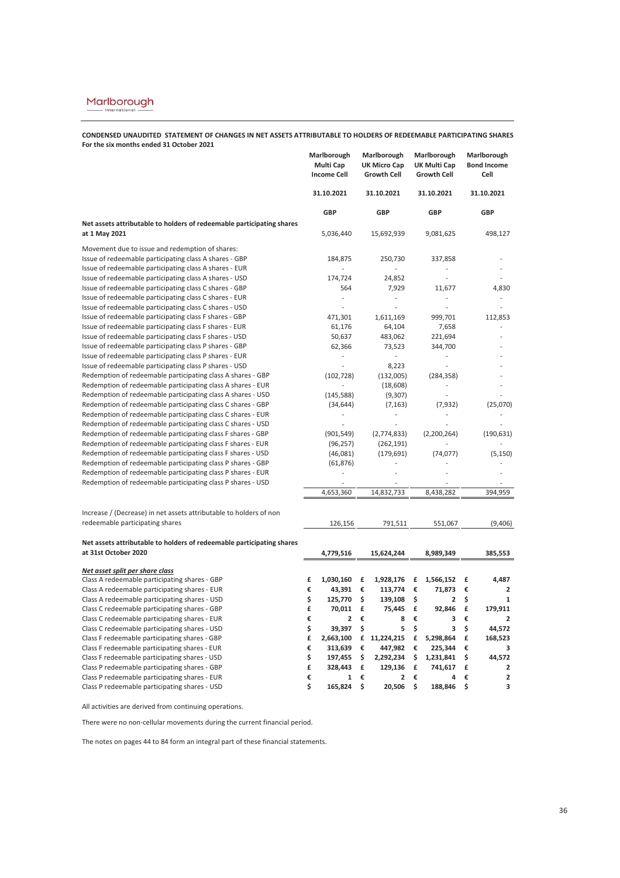**CONDENSED UNAUDITED STATEMENT OF CHANGES IN NET ASSETS ATTRIBUTABLE TO HOLDERS OF REDEEMABLE PARTICIPATING SHARES**
**For the six months ended 31 October 2021**

| | Marlborough Multi Cap Income Cell | Marlborough UK Micro Cap Growth Cell | Marlborough UK Multi Cap Growth Cell | Marlborough Bond Income Cell |
|---|---|---|---|---|
| | 31.10.2021 | 31.10.2021 | 31.10.2021 | 31.10.2021 |
| | GBP | GBP | GBP | GBP |
| **Net assets attributable to holders of redeemable participating shares at 1 May 2021** | 5,036,440 | 15,692,939 | 9,081,625 | 498,127 |
| Movement due to issue and redemption of shares: | | | | |
| Issue of redeemable participating class A shares - GBP | 184,875 | 250,730 | 337,858 | - |
| Issue of redeemable participating class A shares - EUR | - | - | - | - |
| Issue of redeemable participating class A shares - USD | 174,724 | 24,852 | - | - |
| Issue of redeemable participating class C shares - GBP | 564 | 7,929 | 11,677 | 4,830 |
| Issue of redeemable participating class C shares - EUR | - | - | - | - |
| Issue of redeemable participating class C shares - USD | - | - | - | - |
| Issue of redeemable participating class F shares - GBP | 471,301 | 1,611,169 | 999,701 | 112,853 |
| Issue of redeemable participating class F shares - EUR | 61,176 | 64,104 | 7,658 | - |
| Issue of redeemable participating class F shares - USD | 50,637 | 483,062 | 221,694 | - |
| Issue of redeemable participating class P shares - GBP | 62,366 | 73,523 | 344,700 | - |
| Issue of redeemable participating class P shares - EUR | - | - | - | - |
| Issue of redeemable participating class P shares - USD | - | 8,223 | - | - |
| Redemption of redeemable participating class A shares - GBP | (102,728) | (132,005) | (284,358) | - |
| Redemption of redeemable participating class A shares - EUR | - | (18,608) | - | - |
| Redemption of redeemable participating class A shares - USD | (145,588) | (9,307) | - | - |
| Redemption of redeemable participating class C shares - GBP | (34,644) | (7,163) | (7,932) | (25,070) |
| Redemption of redeemable participating class C shares - EUR | - | - | - | - |
| Redemption of redeemable participating class C shares - USD | - | - | - | - |
| Redemption of redeemable participating class F shares - GBP | (901,549) | (2,774,833) | (2,200,264) | (190,631) |
| Redemption of redeemable participating class F shares - EUR | (96,257) | (262,191) | - | - |
| Redemption of redeemable participating class F shares - USD | (46,081) | (179,691) | (74,077) | (5,150) |
| Redemption of redeemable participating class P shares - GBP | (61,876) | - | - | - |
| Redemption of redeemable participating class P shares - EUR | - | - | - | - |
| Redemption of redeemable participating class P shares - USD | - | - | - | - |
| | 4,653,360 | 14,832,733 | 8,438,282 | 394,959 |
| Increase / (Decrease) in net assets attributable to holders of non redeemable participating shares | 126,156 | 791,511 | 551,067 | (9,406) |
| **Net assets attributable to holders of redeemable participating shares at 31st October 2020** | **4,779,516** | **15,624,244** | **8,989,349** | **385,553** |
| ***Net asset split per share class*** | | | | |
| Class A redeemable participating shares - GBP | £ **1,030,160** | £ **1,928,176** | £ **1,566,152** | £ **4,487** |
| Class A redeemable participating shares - EUR | € **43,391** | € **113,774** | € **71,873** | € **2** |
| Class A redeemable participating shares - USD | $ **125,770** | $ **139,108** | $ **2** | $ **1** |
| Class C redeemable participating shares - GBP | £ **70,011** | £ **75,445** | £ **92,846** | £ **179,911** |
| Class C redeemable participating shares - EUR | € **2** | € **8** | € **3** | € **2** |
| Class C redeemable participating shares - USD | $ **39,397** | $ **5** | $ **3** | $ **44,572** |
| Class F redeemable participating shares - GBP | £ **2,663,100** | £ **11,224,215** | £ **5,298,864** | £ **168,523** |
| Class F redeemable participating shares - EUR | € **313,639** | € **447,982** | € **225,344** | € **3** |
| Class F redeemable participating shares - USD | $ **197,455** | $ **2,292,234** | $ **1,231,841** | $ **44,572** |
| Class P redeemable participating shares - GBP | £ **328,443** | £ **129,136** | £ **741,617** | £ **2** |
| Class P redeemable participating shares - EUR | € **1** | € **2** | € **4** | € **2** |
| Class P redeemable participating shares - USD | $ **165,824** | $ **20,506** | $ **188,846** | $ **3** |

All activities are derived from continuing operations.

There were no non-cellular movements during the current financial period.

The notes on pages 44 to 84 form an integral part of these financial statements.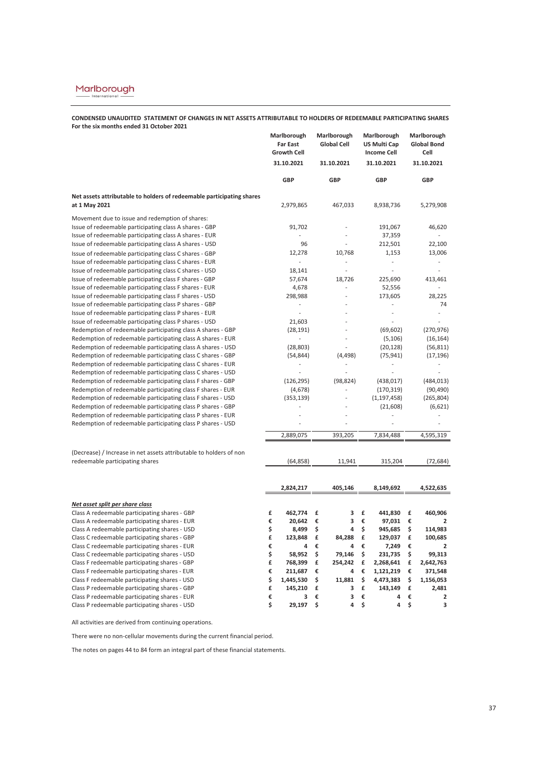**CONDENSED UNAUDITED STATEMENT OF CHANGES IN NET ASSETS ATTRIBUTABLE TO HOLDERS OF REDEEMABLE PARTICIPATING SHARES**
**For the six months ended 31 October 2021**

| | Marlborough Far East Growth Cell | Marlborough Global Cell | Marlborough US Multi Cap Income Cell | Marlborough Global Bond Cell |
|---|---|---|---|---|
| | 31.10.2021 | 31.10.2021 | 31.10.2021 | 31.10.2021 |
| | GBP | GBP | GBP | GBP |
| **Net assets attributable to holders of redeemable participating shares at 1 May 2021** | 2,979,865 | 467,033 | 8,938,736 | 5,279,908 |
| Movement due to issue and redemption of shares: | | | | |
| Issue of redeemable participating class A shares - GBP | 91,702 | - | 191,067 | 46,620 |
| Issue of redeemable participating class A shares - EUR | - | - | 37,359 | - |
| Issue of redeemable participating class A shares - USD | 96 | - | 212,501 | 22,100 |
| Issue of redeemable participating class C shares - GBP | 12,278 | 10,768 | 1,153 | 13,006 |
| Issue of redeemable participating class C shares - EUR | - | - | - | - |
| Issue of redeemable participating class C shares - USD | 18,141 | - | - | - |
| Issue of redeemable participating class F shares - GBP | 57,674 | 18,726 | 225,690 | 413,461 |
| Issue of redeemable participating class F shares - EUR | 4,678 | - | 52,556 | - |
| Issue of redeemable participating class F shares - USD | 298,988 | - | 173,605 | 28,225 |
| Issue of redeemable participating class P shares - GBP | - | - | - | 74 |
| Issue of redeemable participating class P shares - EUR | - | - | - | - |
| Issue of redeemable participating class P shares - USD | 21,603 | - | - | - |
| Redemption of redeemable participating class A shares - GBP | (28,191) | - | (69,602) | (270,976) |
| Redemption of redeemable participating class A shares - EUR | - | - | (5,106) | (16,164) |
| Redemption of redeemable participating class A shares - USD | (28,803) | - | (20,128) | (56,811) |
| Redemption of redeemable participating class C shares - GBP | (54,844) | (4,498) | (75,941) | (17,196) |
| Redemption of redeemable participating class C shares - EUR | - | - | - | - |
| Redemption of redeemable participating class C shares - USD | - | - | - | - |
| Redemption of redeemable participating class F shares - GBP | (126,295) | (98,824) | (438,017) | (484,013) |
| Redemption of redeemable participating class F shares - EUR | (4,678) | - | (170,319) | (90,490) |
| Redemption of redeemable participating class F shares - USD | (353,139) | - | (1,197,458) | (265,804) |
| Redemption of redeemable participating class P shares - GBP | - | - | (21,608) | (6,621) |
| Redemption of redeemable participating class P shares - EUR | - | - | - | - |
| Redemption of redeemable participating class P shares - USD | - | - | - | - |
| | 2,889,075 | 393,205 | 7,834,488 | 4,595,319 |
| (Decrease) / Increase in net assets attributable to holders of non redeemable participating shares | (64,858) | 11,941 | 315,204 | (72,684) |
| | **2,824,217** | **405,146** | **8,149,692** | **4,522,635** |
| ***Net asset split per share class*** | | | | |
| Class A redeemable participating shares - GBP | **£ 462,774** | **£ 3** | **£ 441,830** | **£ 460,906** |
| Class A redeemable participating shares - EUR | **€ 20,642** | **€ 3** | **€ 97,031** | **€ 2** |
| Class A redeemable participating shares - USD | **$ 8,499** | **$ 4** | **$ 945,685** | **$ 114,983** |
| Class C redeemable participating shares - GBP | **£ 123,848** | **£ 84,288** | **£ 129,037** | **£ 100,685** |
| Class C redeemable participating shares - EUR | **€ 4** | **€ 4** | **€ 7,249** | **€ 2** |
| Class C redeemable participating shares - USD | **$ 58,952** | **$ 79,146** | **$ 231,735** | **$ 99,313** |
| Class F redeemable participating shares - GBP | **£ 768,399** | **£ 254,242** | **£ 2,268,641** | **£ 2,642,763** |
| Class F redeemable participating shares - EUR | **€ 211,687** | **€ 4** | **€ 1,121,219** | **€ 371,548** |
| Class F redeemable participating shares - USD | **$ 1,445,530** | **$ 11,881** | **$ 4,473,383** | **$ 1,156,053** |
| Class P redeemable participating shares - GBP | **£ 145,210** | **£ 3** | **£ 143,149** | **£ 2,481** |
| Class P redeemable participating shares - EUR | **€ 3** | **€ 3** | **€ 4** | **€ 2** |
| Class P redeemable participating shares - USD | **$ 29,197** | **$ 4** | **$ 4** | **$ 3** |

All activities are derived from continuing operations.

There were no non-cellular movements during the current financial period.

The notes on pages 44 to 84 form an integral part of these financial statements.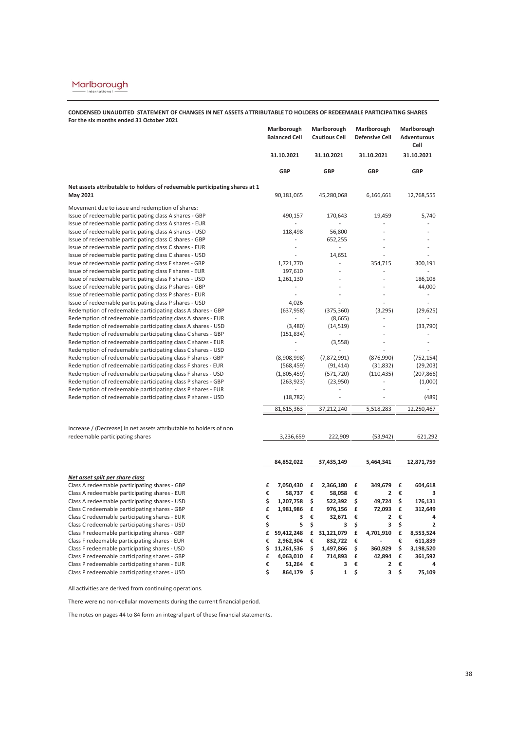Marlborough International

**CONDENSED UNAUDITED STATEMENT OF CHANGES IN NET ASSETS ATTRIBUTABLE TO HOLDERS OF REDEEMABLE PARTICIPATING SHARES**
**For the six months ended 31 October 2021**

| | Marlborough Balanced Cell | Marlborough Cautious Cell | Marlborough Defensive Cell | Marlborough Adventurous Cell |
|---|---|---|---|---|
| | 31.10.2021 | 31.10.2021 | 31.10.2021 | 31.10.2021 |
| | GBP | GBP | GBP | GBP |
| **Net assets attributable to holders of redeemable participating shares at 1 May 2021** | 90,181,065 | 45,280,068 | 6,166,661 | 12,768,555 |
| Movement due to issue and redemption of shares: | | | | |
| Issue of redeemable participating class A shares - GBP | 490,157 | 170,643 | 19,459 | 5,740 |
| Issue of redeemable participating class A shares - EUR | - | - | - | - |
| Issue of redeemable participating class A shares - USD | 118,498 | 56,800 | - | - |
| Issue of redeemable participating class C shares - GBP | - | 652,255 | - | - |
| Issue of redeemable participating class C shares - EUR | - | - | - | - |
| Issue of redeemable participating class C shares - USD | - | 14,651 | - | - |
| Issue of redeemable participating class F shares - GBP | 1,721,770 | - | 354,715 | 300,191 |
| Issue of redeemable participating class F shares - EUR | 197,610 | - | - | - |
| Issue of redeemable participating class F shares - USD | 1,261,130 | - | - | 186,108 |
| Issue of redeemable participating class P shares - GBP | - | - | - | 44,000 |
| Issue of redeemable participating class P shares - EUR | - | - | - | - |
| Issue of redeemable participating class P shares - USD | 4,026 | - | - | - |
| Redemption of redeemable participating class A shares - GBP | (637,958) | (375,360) | (3,295) | (29,625) |
| Redemption of redeemable participating class A shares - EUR | - | (8,665) | - | - |
| Redemption of redeemable participating class A shares - USD | (3,480) | (14,519) | - | (33,790) |
| Redemption of redeemable participating class C shares - GBP | (151,834) | - | - | - |
| Redemption of redeemable participating class C shares - EUR | - | (3,558) | - | - |
| Redemption of redeemable participating class C shares - USD | - | - | - | - |
| Redemption of redeemable participating class F shares - GBP | (8,908,998) | (7,872,991) | (876,990) | (752,154) |
| Redemption of redeemable participating class F shares - EUR | (568,459) | (91,414) | (31,832) | (29,203) |
| Redemption of redeemable participating class F shares - USD | (1,805,459) | (571,720) | (110,435) | (207,866) |
| Redemption of redeemable participating class P shares - GBP | (263,923) | (23,950) | - | (1,000) |
| Redemption of redeemable participating class P shares - EUR | - | - | - | - |
| Redemption of redeemable participating class P shares - USD | (18,782) | - | - | (489) |
| | 81,615,363 | 37,212,240 | 5,518,283 | 12,250,467 |
| Increase / (Decrease) in net assets attributable to holders of non redeemable participating shares | 3,236,659 | 222,909 | (53,942) | 621,292 |
| | **84,852,022** | **37,435,149** | **5,464,341** | **12,871,759** |
| ***Net asset split per share class*** | | | | |
| Class A redeemable participating shares - GBP | **£ 7,050,430** | **£ 2,366,180** | **£ 349,679** | **£ 604,618** |
| Class A redeemable participating shares - EUR | **€ 58,737** | **€ 58,058** | **€ 2** | **€ 3** |
| Class A redeemable participating shares - USD | **$ 1,207,758** | **$ 522,392** | **$ 49,724** | **$ 176,131** |
| Class C redeemable participating shares - GBP | **£ 1,981,986** | **£ 976,156** | **£ 72,093** | **£ 312,649** |
| Class C redeemable participating shares - EUR | **€ 3** | **€ 32,671** | **€ 2** | **€ 4** |
| Class C redeemable participating shares - USD | **$ 5** | **$ 3** | **$ 3** | **$ 2** |
| Class F redeemable participating shares - GBP | **£ 59,412,248** | **£ 31,121,079** | **£ 4,701,910** | **£ 8,553,524** |
| Class F redeemable participating shares - EUR | **€ 2,962,304** | **€ 832,722** | **€ -** | **€ 611,839** |
| Class F redeemable participating shares - USD | **$ 11,261,536** | **$ 1,497,866** | **$ 360,929** | **$ 3,198,520** |
| Class P redeemable participating shares - GBP | **£ 4,063,010** | **£ 714,893** | **£ 42,894** | **£ 361,592** |
| Class P redeemable participating shares - EUR | **€ 51,264** | **€ 3** | **€ 2** | **€ 4** |
| Class P redeemable participating shares - USD | **$ 864,179** | **$ 1** | **$ 3** | **$ 75,109** |

All activities are derived from continuing operations.

There were no non-cellular movements during the current financial period.

The notes on pages 44 to 84 form an integral part of these financial statements.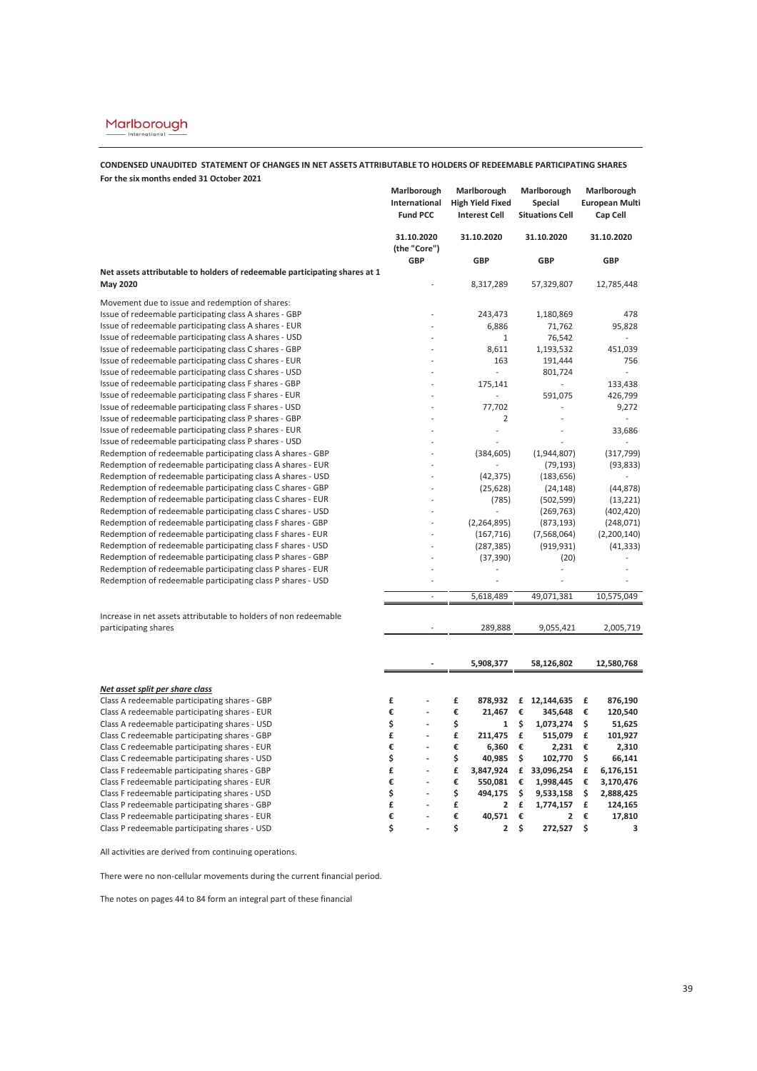**CONDENSED UNAUDITED STATEMENT OF CHANGES IN NET ASSETS ATTRIBUTABLE TO HOLDERS OF REDEEMABLE PARTICIPATING SHARES**
**For the six months ended 31 October 2021**

| | Marlborough International Fund PCC | Marlborough High Yield Fixed Interest Cell | Marlborough Special Situations Cell | Marlborough European Multi Cap Cell |
|---|---|---|---|---|
| | 31.10.2020 (the "Core") | 31.10.2020 | 31.10.2020 | 31.10.2020 |
| | GBP | GBP | GBP | GBP |
| **Net assets attributable to holders of redeemable participating shares at 1 May 2020** | - | 8,317,289 | 57,329,807 | 12,785,448 |
| Movement due to issue and redemption of shares: | | | | |
| Issue of redeemable participating class A shares - GBP | - | 243,473 | 1,180,869 | 478 |
| Issue of redeemable participating class A shares - EUR | - | 6,886 | 71,762 | 95,828 |
| Issue of redeemable participating class A shares - USD | - | 1 | 76,542 | - |
| Issue of redeemable participating class C shares - GBP | - | 8,611 | 1,193,532 | 451,039 |
| Issue of redeemable participating class C shares - EUR | - | 163 | 191,444 | 756 |
| Issue of redeemable participating class C shares - USD | - | - | 801,724 | - |
| Issue of redeemable participating class F shares - GBP | - | 175,141 | - | 133,438 |
| Issue of redeemable participating class F shares - EUR | - | - | 591,075 | 426,799 |
| Issue of redeemable participating class F shares - USD | - | 77,702 | - | 9,272 |
| Issue of redeemable participating class P shares - GBP | - | 2 | - | - |
| Issue of redeemable participating class P shares - EUR | - | - | - | 33,686 |
| Issue of redeemable participating class P shares - USD | - | - | - | - |
| Redemption of redeemable participating class A shares - GBP | - | (384,605) | (1,944,807) | (317,799) |
| Redemption of redeemable participating class A shares - EUR | - | - | (79,193) | (93,833) |
| Redemption of redeemable participating class A shares - USD | - | (42,375) | (183,656) | - |
| Redemption of redeemable participating class C shares - GBP | - | (25,628) | (24,148) | (44,878) |
| Redemption of redeemable participating class C shares - EUR | - | (785) | (502,599) | (13,221) |
| Redemption of redeemable participating class C shares - USD | - | - | (269,763) | (402,420) |
| Redemption of redeemable participating class F shares - GBP | - | (2,264,895) | (873,193) | (248,071) |
| Redemption of redeemable participating class F shares - EUR | - | (167,716) | (7,568,064) | (2,200,140) |
| Redemption of redeemable participating class F shares - USD | - | (287,385) | (919,931) | (41,333) |
| Redemption of redeemable participating class P shares - GBP | - | (37,390) | (20) | - |
| Redemption of redeemable participating class P shares - EUR | - | - | - | - |
| Redemption of redeemable participating class P shares - USD | - | - | - | - |
| | - | 5,618,489 | 49,071,381 | 10,575,049 |
| Increase in net assets attributable to holders of non redeemable participating shares | - | 289,888 | 9,055,421 | 2,005,719 |
| | **-** | **5,908,377** | **58,126,802** | **12,580,768** |
| ***Net asset split per share class*** | | | | |
| Class A redeemable participating shares - GBP | **£ -** | **£ 878,932** | **£ 12,144,635** | **£ 876,190** |
| Class A redeemable participating shares - EUR | **€ -** | **€ 21,467** | **€ 345,648** | **€ 120,540** |
| Class A redeemable participating shares - USD | **$ -** | **$ 1** | **$ 1,073,274** | **$ 51,625** |
| Class C redeemable participating shares - GBP | **£ -** | **£ 211,475** | **£ 515,079** | **£ 101,927** |
| Class C redeemable participating shares - EUR | **€ -** | **€ 6,360** | **€ 2,231** | **€ 2,310** |
| Class C redeemable participating shares - USD | **$ -** | **$ 40,985** | **$ 102,770** | **$ 66,141** |
| Class F redeemable participating shares - GBP | **£ -** | **£ 3,847,924** | **£ 33,096,254** | **£ 6,176,151** |
| Class F redeemable participating shares - EUR | **€ -** | **€ 550,081** | **€ 1,998,445** | **€ 3,170,476** |
| Class F redeemable participating shares - USD | **$ -** | **$ 494,175** | **$ 9,533,158** | **$ 2,888,425** |
| Class P redeemable participating shares - GBP | **£ -** | **£ 2** | **£ 1,774,157** | **£ 124,165** |
| Class P redeemable participating shares - EUR | **€ -** | **€ 40,571** | **€ 2** | **€ 17,810** |
| Class P redeemable participating shares - USD | **$ -** | **$ 2** | **$ 272,527** | **$ 3** |

All activities are derived from continuing operations.

There were no non-cellular movements during the current financial period.

The notes on pages 44 to 84 form an integral part of these financial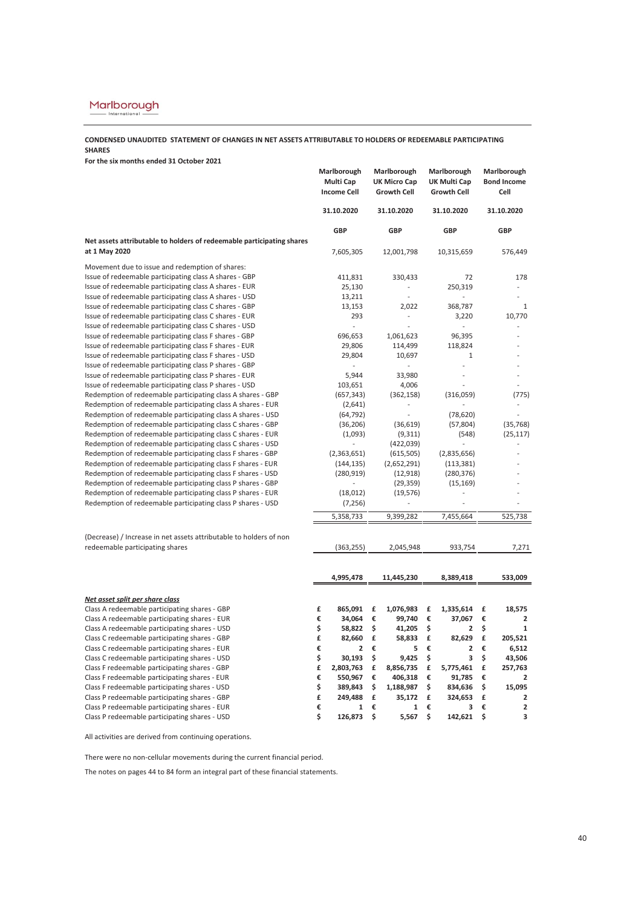**CONDENSED UNAUDITED STATEMENT OF CHANGES IN NET ASSETS ATTRIBUTABLE TO HOLDERS OF REDEEMABLE PARTICIPATING SHARES**

**For the six months ended 31 October 2021**

| | Marlborough Multi Cap Income Cell | Marlborough UK Micro Cap Growth Cell | Marlborough UK Multi Cap Growth Cell | Marlborough Bond Income Cell |
|---|---|---|---|---|
| | 31.10.2020 | 31.10.2020 | 31.10.2020 | 31.10.2020 |
| | GBP | GBP | GBP | GBP |
| **Net assets attributable to holders of redeemable participating shares at 1 May 2020** | 7,605,305 | 12,001,798 | 10,315,659 | 576,449 |
| Movement due to issue and redemption of shares: | | | | |
| Issue of redeemable participating class A shares - GBP | 411,831 | 330,433 | 72 | 178 |
| Issue of redeemable participating class A shares - EUR | 25,130 | - | 250,319 | - |
| Issue of redeemable participating class A shares - USD | 13,211 | - | - | - |
| Issue of redeemable participating class C shares - GBP | 13,153 | 2,022 | 368,787 | 1 |
| Issue of redeemable participating class C shares - EUR | 293 | - | 3,220 | 10,770 |
| Issue of redeemable participating class C shares - USD | - | - | - | - |
| Issue of redeemable participating class F shares - GBP | 696,653 | 1,061,623 | 96,395 | - |
| Issue of redeemable participating class F shares - EUR | 29,806 | 114,499 | 118,824 | - |
| Issue of redeemable participating class F shares - USD | 29,804 | 10,697 | 1 | - |
| Issue of redeemable participating class P shares - GBP | - | - | - | - |
| Issue of redeemable participating class P shares - EUR | 5,944 | 33,980 | - | - |
| Issue of redeemable participating class P shares - USD | 103,651 | 4,006 | - | - |
| Redemption of redeemable participating class A shares - GBP | (657,343) | (362,158) | (316,059) | (775) |
| Redemption of redeemable participating class A shares - EUR | (2,641) | - | - | - |
| Redemption of redeemable participating class A shares - USD | (64,792) | - | (78,620) | - |
| Redemption of redeemable participating class C shares - GBP | (36,206) | (36,619) | (57,804) | (35,768) |
| Redemption of redeemable participating class C shares - EUR | (1,093) | (9,311) | (548) | (25,117) |
| Redemption of redeemable participating class C shares - USD | - | (422,039) | - | - |
| Redemption of redeemable participating class F shares - GBP | (2,363,651) | (615,505) | (2,835,656) | - |
| Redemption of redeemable participating class F shares - EUR | (144,135) | (2,652,291) | (113,381) | - |
| Redemption of redeemable participating class F shares - USD | (280,919) | (12,918) | (280,376) | - |
| Redemption of redeemable participating class P shares - GBP | - | (29,359) | (15,169) | - |
| Redemption of redeemable participating class P shares - EUR | (18,012) | (19,576) | - | - |
| Redemption of redeemable participating class P shares - USD | (7,256) | - | - | - |
| | 5,358,733 | 9,399,282 | 7,455,664 | 525,738 |
| (Decrease) / Increase in net assets attributable to holders of non redeemable participating shares | (363,255) | 2,045,948 | 933,754 | 7,271 |
| | **4,995,478** | **11,445,230** | **8,389,418** | **533,009** |
| ***Net asset split per share class*** | | | | |
| Class A redeemable participating shares - GBP | **£ 865,091** | **£ 1,076,983** | **£ 1,335,614** | **£ 18,575** |
| Class A redeemable participating shares - EUR | **€ 34,064** | **€ 99,740** | **€ 37,067** | **€ 2** |
| Class A redeemable participating shares - USD | **$ 58,822** | **$ 41,205** | **$ 2** | **$ 1** |
| Class C redeemable participating shares - GBP | **£ 82,660** | **£ 58,833** | **£ 82,629** | **£ 205,521** |
| Class C redeemable participating shares - EUR | **€ 2** | **€ 5** | **€ 2** | **€ 6,512** |
| Class C redeemable participating shares - USD | **$ 30,193** | **$ 9,425** | **$ 3** | **$ 43,506** |
| Class F redeemable participating shares - GBP | **£ 2,803,763** | **£ 8,856,735** | **£ 5,775,461** | **£ 257,763** |
| Class F redeemable participating shares - EUR | **€ 550,967** | **€ 406,318** | **€ 91,785** | **€ 2** |
| Class F redeemable participating shares - USD | **$ 389,843** | **$ 1,188,987** | **$ 834,636** | **$ 15,095** |
| Class P redeemable participating shares - GBP | **£ 249,488** | **£ 35,172** | **£ 324,653** | **£ 2** |
| Class P redeemable participating shares - EUR | **€ 1** | **€ 1** | **€ 3** | **€ 2** |
| Class P redeemable participating shares - USD | **$ 126,873** | **$ 5,567** | **$ 142,621** | **$ 3** |

All activities are derived from continuing operations.

There were no non-cellular movements during the current financial period.

The notes on pages 44 to 84 form an integral part of these financial statements.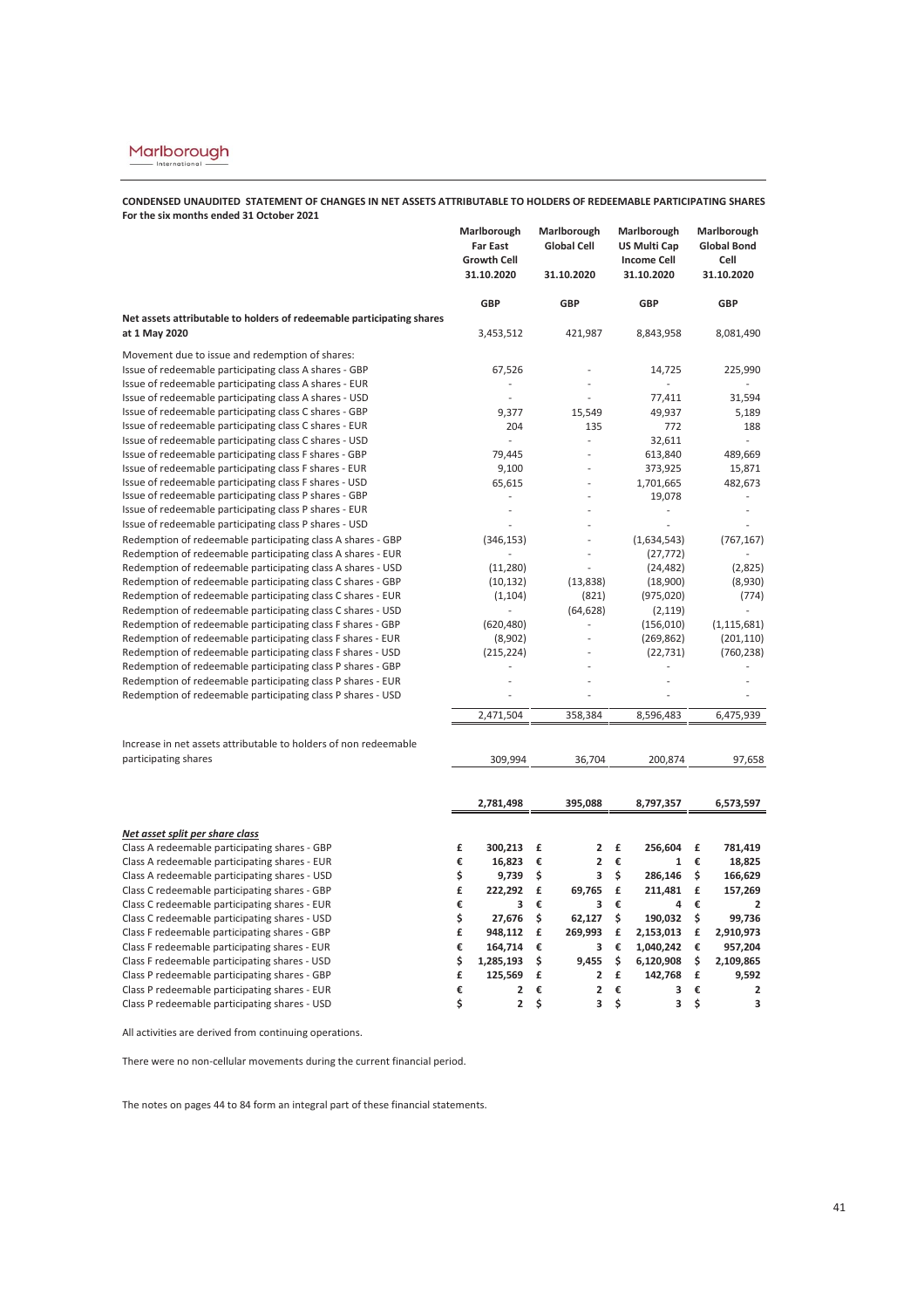**CONDENSED UNAUDITED STATEMENT OF CHANGES IN NET ASSETS ATTRIBUTABLE TO HOLDERS OF REDEEMABLE PARTICIPATING SHARES**
**For the six months ended 31 October 2021**

| | Marlborough Far East Growth Cell 31.10.2020 | Marlborough Global Cell 31.10.2020 | Marlborough US Multi Cap Income Cell 31.10.2020 | Marlborough Global Bond Cell 31.10.2020 |
|---|---|---|---|---|
| | **GBP** | **GBP** | **GBP** | **GBP** |
| **Net assets attributable to holders of redeemable participating shares at 1 May 2020** | 3,453,512 | 421,987 | 8,843,958 | 8,081,490 |
| Movement due to issue and redemption of shares: | | | | |
| Issue of redeemable participating class A shares - GBP | 67,526 | - | 14,725 | 225,990 |
| Issue of redeemable participating class A shares - EUR | - | - | - | - |
| Issue of redeemable participating class A shares - USD | - | - | 77,411 | 31,594 |
| Issue of redeemable participating class C shares - GBP | 9,377 | 15,549 | 49,937 | 5,189 |
| Issue of redeemable participating class C shares - EUR | 204 | 135 | 772 | 188 |
| Issue of redeemable participating class C shares - USD | - | - | 32,611 | - |
| Issue of redeemable participating class F shares - GBP | 79,445 | - | 613,840 | 489,669 |
| Issue of redeemable participating class F shares - EUR | 9,100 | - | 373,925 | 15,871 |
| Issue of redeemable participating class F shares - USD | 65,615 | - | 1,701,665 | 482,673 |
| Issue of redeemable participating class P shares - GBP | - | - | 19,078 | - |
| Issue of redeemable participating class P shares - EUR | - | - | - | - |
| Issue of redeemable participating class P shares - USD | - | - | - | - |
| Redemption of redeemable participating class A shares - GBP | (346,153) | - | (1,634,543) | (767,167) |
| Redemption of redeemable participating class A shares - EUR | - | - | (27,772) | - |
| Redemption of redeemable participating class A shares - USD | (11,280) | - | (24,482) | (2,825) |
| Redemption of redeemable participating class C shares - GBP | (10,132) | (13,838) | (18,900) | (8,930) |
| Redemption of redeemable participating class C shares - EUR | (1,104) | (821) | (975,020) | (774) |
| Redemption of redeemable participating class C shares - USD | - | (64,628) | (2,119) | - |
| Redemption of redeemable participating class F shares - GBP | (620,480) | - | (156,010) | (1,115,681) |
| Redemption of redeemable participating class F shares - EUR | (8,902) | - | (269,862) | (201,110) |
| Redemption of redeemable participating class F shares - USD | (215,224) | - | (22,731) | (760,238) |
| Redemption of redeemable participating class P shares - GBP | - | - | - | - |
| Redemption of redeemable participating class P shares - EUR | - | - | - | - |
| Redemption of redeemable participating class P shares - USD | - | - | - | - |
| | 2,471,504 | 358,384 | 8,596,483 | 6,475,939 |
| Increase in net assets attributable to holders of non redeemable participating shares | 309,994 | 36,704 | 200,874 | 97,658 |
| | **2,781,498** | **395,088** | **8,797,357** | **6,573,597** |
| ***Net asset split per share class*** | | | | |
| Class A redeemable participating shares - GBP | **£ 300,213** | **£ 2** | **£ 256,604** | **£ 781,419** |
| Class A redeemable participating shares - EUR | **€ 16,823** | **€ 2** | **€ 1** | **€ 18,825** |
| Class A redeemable participating shares - USD | **$ 9,739** | **$ 3** | **$ 286,146** | **$ 166,629** |
| Class C redeemable participating shares - GBP | **£ 222,292** | **£ 69,765** | **£ 211,481** | **£ 157,269** |
| Class C redeemable participating shares - EUR | **€ 3** | **€ 3** | **€ 4** | **€ 2** |
| Class C redeemable participating shares - USD | **$ 27,676** | **$ 62,127** | **$ 190,032** | **$ 99,736** |
| Class F redeemable participating shares - GBP | **£ 948,112** | **£ 269,993** | **£ 2,153,013** | **£ 2,910,973** |
| Class F redeemable participating shares - EUR | **€ 164,714** | **€ 3** | **€ 1,040,242** | **€ 957,204** |
| Class F redeemable participating shares - USD | **$ 1,285,193** | **$ 9,455** | **$ 6,120,908** | **$ 2,109,865** |
| Class P redeemable participating shares - GBP | **£ 125,569** | **£ 2** | **£ 142,768** | **£ 9,592** |
| Class P redeemable participating shares - EUR | **€ 2** | **€ 2** | **€ 3** | **€ 2** |
| Class P redeemable participating shares - USD | **$ 2** | **$ 3** | **$ 3** | **$ 3** |

All activities are derived from continuing operations.

There were no non-cellular movements during the current financial period.

The notes on pages 44 to 84 form an integral part of these financial statements.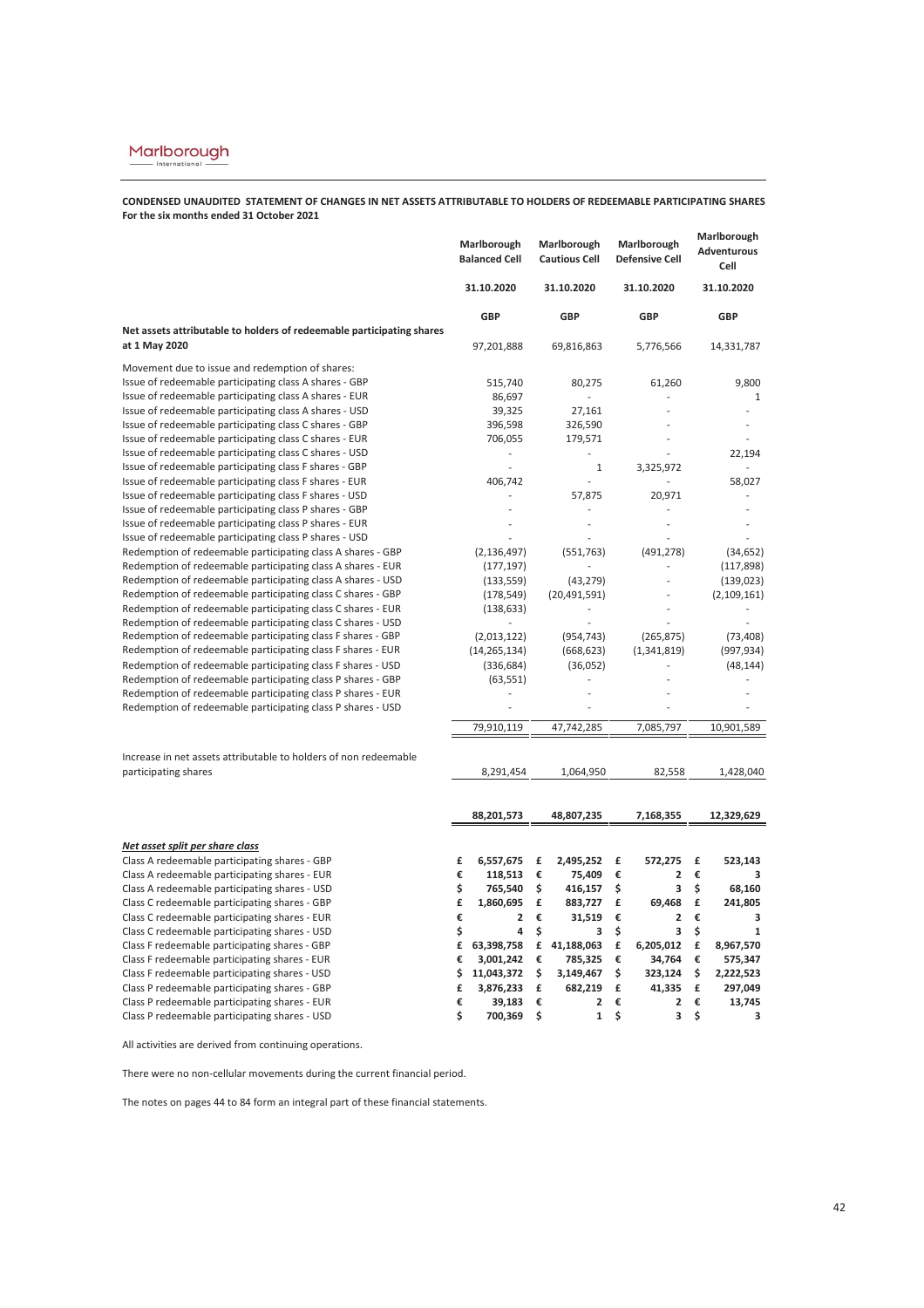**CONDENSED UNAUDITED STATEMENT OF CHANGES IN NET ASSETS ATTRIBUTABLE TO HOLDERS OF REDEEMABLE PARTICIPATING SHARES**
**For the six months ended 31 October 2021**

| | Marlborough Balanced Cell | Marlborough Cautious Cell | Marlborough Defensive Cell | Marlborough Adventurous Cell |
|---|---|---|---|---|
| | 31.10.2020 | 31.10.2020 | 31.10.2020 | 31.10.2020 |
| | GBP | GBP | GBP | GBP |
| **Net assets attributable to holders of redeemable participating shares at 1 May 2020** | 97,201,888 | 69,816,863 | 5,776,566 | 14,331,787 |
| Movement due to issue and redemption of shares: | | | | |
| Issue of redeemable participating class A shares - GBP | 515,740 | 80,275 | 61,260 | 9,800 |
| Issue of redeemable participating class A shares - EUR | 86,697 | - | - | 1 |
| Issue of redeemable participating class A shares - USD | 39,325 | 27,161 | - | - |
| Issue of redeemable participating class C shares - GBP | 396,598 | 326,590 | - | - |
| Issue of redeemable participating class C shares - EUR | 706,055 | 179,571 | - | - |
| Issue of redeemable participating class C shares - USD | - | - | - | 22,194 |
| Issue of redeemable participating class F shares - GBP | - | 1 | 3,325,972 | - |
| Issue of redeemable participating class F shares - EUR | 406,742 | - | - | 58,027 |
| Issue of redeemable participating class F shares - USD | - | 57,875 | 20,971 | - |
| Issue of redeemable participating class P shares - GBP | - | - | - | - |
| Issue of redeemable participating class P shares - EUR | - | - | - | - |
| Issue of redeemable participating class P shares - USD | - | - | - | - |
| Redemption of redeemable participating class A shares - GBP | (2,136,497) | (551,763) | (491,278) | (34,652) |
| Redemption of redeemable participating class A shares - EUR | (177,197) | - | - | (117,898) |
| Redemption of redeemable participating class A shares - USD | (133,559) | (43,279) | - | (139,023) |
| Redemption of redeemable participating class C shares - GBP | (178,549) | (20,491,591) | - | (2,109,161) |
| Redemption of redeemable participating class C shares - EUR | (138,633) | - | - | - |
| Redemption of redeemable participating class C shares - USD | - | - | - | - |
| Redemption of redeemable participating class F shares - GBP | (2,013,122) | (954,743) | (265,875) | (73,408) |
| Redemption of redeemable participating class F shares - EUR | (14,265,134) | (668,623) | (1,341,819) | (997,934) |
| Redemption of redeemable participating class F shares - USD | (336,684) | (36,052) | - | (48,144) |
| Redemption of redeemable participating class P shares - GBP | (63,551) | - | - | - |
| Redemption of redeemable participating class P shares - EUR | - | - | - | - |
| Redemption of redeemable participating class P shares - USD | - | - | - | - |
| | 79,910,119 | 47,742,285 | 7,085,797 | 10,901,589 |
| Increase in net assets attributable to holders of non redeemable participating shares | 8,291,454 | 1,064,950 | 82,558 | 1,428,040 |
| | **88,201,573** | **48,807,235** | **7,168,355** | **12,329,629** |
| ***Net asset split per share class*** | | | | |
| Class A redeemable participating shares - GBP | **£ 6,557,675** | **£ 2,495,252** | **£ 572,275** | **£ 523,143** |
| Class A redeemable participating shares - EUR | **€ 118,513** | **€ 75,409** | **€ 2** | **€ 3** |
| Class A redeemable participating shares - USD | **$ 765,540** | **$ 416,157** | **$ 3** | **$ 68,160** |
| Class C redeemable participating shares - GBP | **£ 1,860,695** | **£ 883,727** | **£ 69,468** | **£ 241,805** |
| Class C redeemable participating shares - EUR | **€ 2** | **€ 31,519** | **€ 2** | **€ 3** |
| Class C redeemable participating shares - USD | **$ 4** | **$ 3** | **$ 3** | **$ 1** |
| Class F redeemable participating shares - GBP | **£ 63,398,758** | **£ 41,188,063** | **£ 6,205,012** | **£ 8,967,570** |
| Class F redeemable participating shares - EUR | **€ 3,001,242** | **€ 785,325** | **€ 34,764** | **€ 575,347** |
| Class F redeemable participating shares - USD | **$ 11,043,372** | **$ 3,149,467** | **$ 323,124** | **$ 2,222,523** |
| Class P redeemable participating shares - GBP | **£ 3,876,233** | **£ 682,219** | **£ 41,335** | **£ 297,049** |
| Class P redeemable participating shares - EUR | **€ 39,183** | **€ 2** | **€ 2** | **€ 13,745** |
| Class P redeemable participating shares - USD | **$ 700,369** | **$ 1** | **$ 3** | **$ 3** |

All activities are derived from continuing operations.

There were no non-cellular movements during the current financial period.

The notes on pages 44 to 84 form an integral part of these financial statements.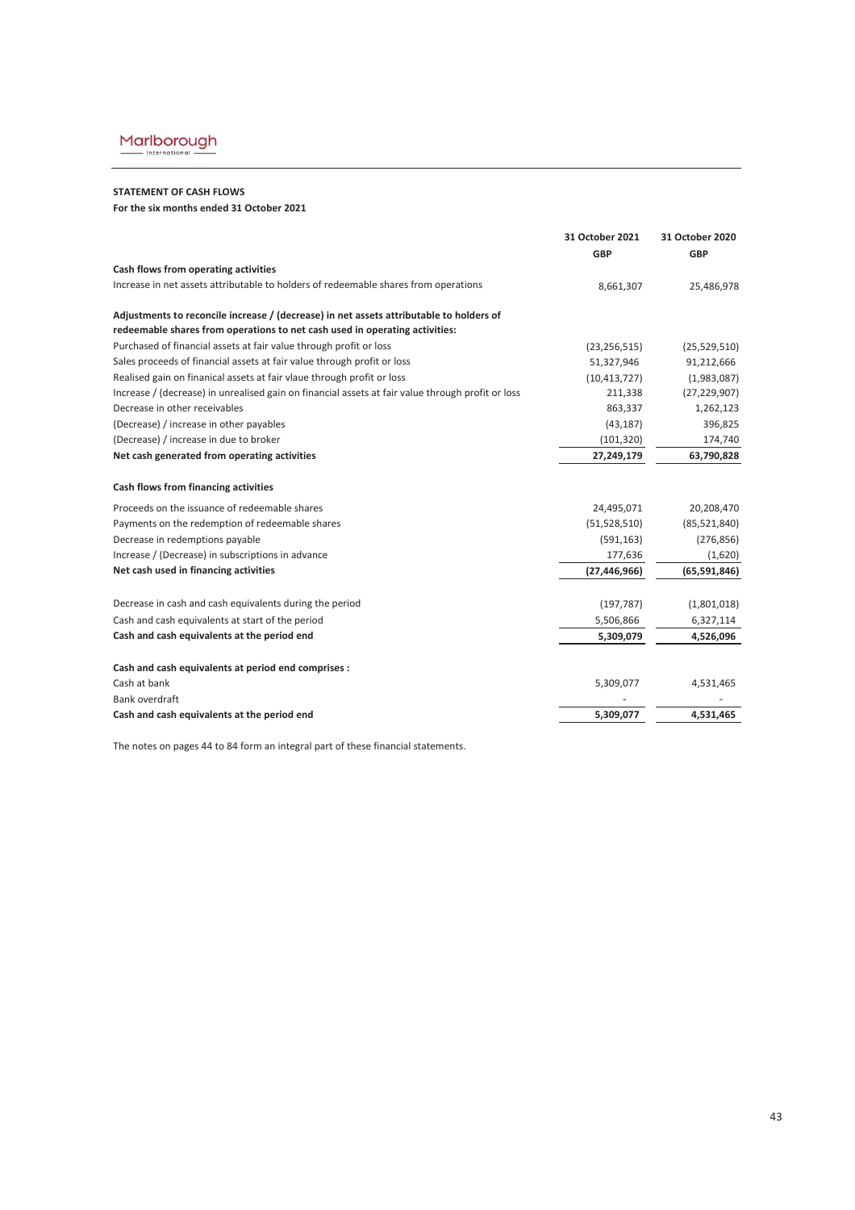Marlborough International

**STATEMENT OF CASH FLOWS**

**For the six months ended 31 October 2021**

| | 31 October 2021 | 31 October 2020 |
|---|---|---|
| | GBP | GBP |
| **Cash flows from operating activities** | | |
| Increase in net assets attributable to holders of redeemable shares from operations | 8,661,307 | 25,486,978 |
| | | |
| **Adjustments to reconcile increase / (decrease) in net assets attributable to holders of redeemable shares from operations to net cash used in operating activities:** | | |
| Purchased of financial assets at fair value through profit or loss | (23,256,515) | (25,529,510) |
| Sales proceeds of financial assets at fair value through profit or loss | 51,327,946 | 91,212,666 |
| Realised gain on finanical assets at fair vlaue through profit or loss | (10,413,727) | (1,983,087) |
| Increase / (decrease) in unrealised gain on financial assets at fair value through profit or loss | 211,338 | (27,229,907) |
| Decrease in other receivables | 863,337 | 1,262,123 |
| (Decrease) / increase in other payables | (43,187) | 396,825 |
| (Decrease) / increase in due to broker | (101,320) | 174,740 |
| **Net cash generated from operating activities** | **27,249,179** | **63,790,828** |
| | | |
| **Cash flows from financing activities** | | |
| Proceeds on the issuance of redeemable shares | 24,495,071 | 20,208,470 |
| Payments on the redemption of redeemable shares | (51,528,510) | (85,521,840) |
| Decrease in redemptions payable | (591,163) | (276,856) |
| Increase / (Decrease) in subscriptions in advance | 177,636 | (1,620) |
| **Net cash used in financing activities** | **(27,446,966)** | **(65,591,846)** |
| | | |
| Decrease in cash and cash equivalents during the period | (197,787) | (1,801,018) |
| Cash and cash equivalents at start of the period | 5,506,866 | 6,327,114 |
| **Cash and cash equivalents at the period end** | **5,309,079** | **4,526,096** |
| | | |
| **Cash and cash equivalents at period end comprises :** | | |
| Cash at bank | 5,309,077 | 4,531,465 |
| Bank overdraft | - | - |
| **Cash and cash equivalents at the period end** | **5,309,077** | **4,531,465** |

The notes on pages 44 to 84 form an integral part of these financial statements.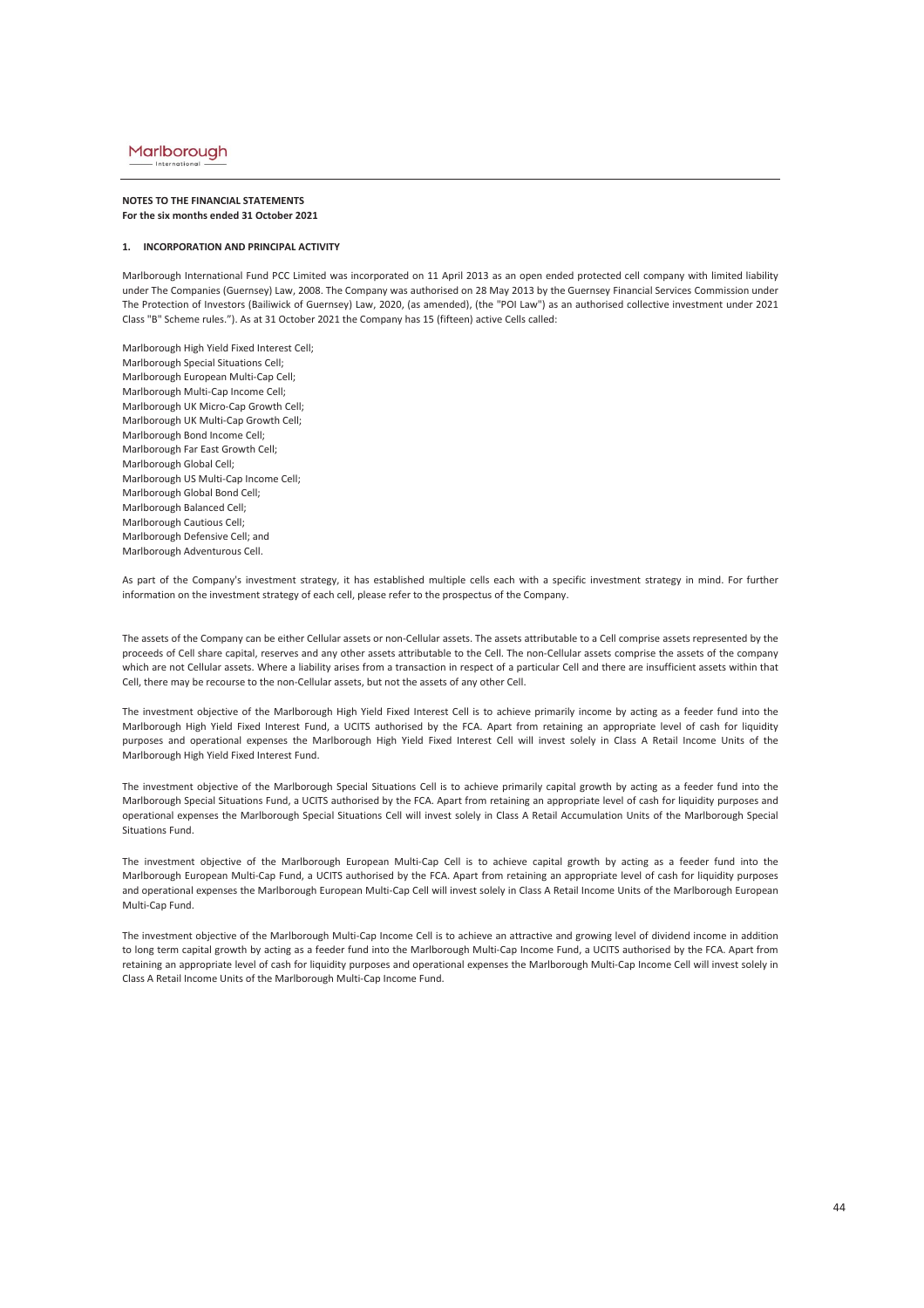**NOTES TO THE FINANCIAL STATEMENTS**
**For the six months ended 31 October 2021**

**1. INCORPORATION AND PRINCIPAL ACTIVITY**

Marlborough International Fund PCC Limited was incorporated on 11 April 2013 as an open ended protected cell company with limited liability under The Companies (Guernsey) Law, 2008. The Company was authorised on 28 May 2013 by the Guernsey Financial Services Commission under The Protection of Investors (Bailiwick of Guernsey) Law, 2020, (as amended), (the "POI Law") as an authorised collective investment under 2021 Class "B" Scheme rules."). As at 31 October 2021 the Company has 15 (fifteen) active Cells called:

Marlborough High Yield Fixed Interest Cell;
Marlborough Special Situations Cell;
Marlborough European Multi-Cap Cell;
Marlborough Multi-Cap Income Cell;
Marlborough UK Micro-Cap Growth Cell;
Marlborough UK Multi-Cap Growth Cell;
Marlborough Bond Income Cell;
Marlborough Far East Growth Cell;
Marlborough Global Cell;
Marlborough US Multi-Cap Income Cell;
Marlborough Global Bond Cell;
Marlborough Balanced Cell;
Marlborough Cautious Cell;
Marlborough Defensive Cell; and
Marlborough Adventurous Cell.

As part of the Company's investment strategy, it has established multiple cells each with a specific investment strategy in mind. For further information on the investment strategy of each cell, please refer to the prospectus of the Company.

The assets of the Company can be either Cellular assets or non-Cellular assets. The assets attributable to a Cell comprise assets represented by the proceeds of Cell share capital, reserves and any other assets attributable to the Cell. The non-Cellular assets comprise the assets of the company which are not Cellular assets. Where a liability arises from a transaction in respect of a particular Cell and there are insufficient assets within that Cell, there may be recourse to the non-Cellular assets, but not the assets of any other Cell.

The investment objective of the Marlborough High Yield Fixed Interest Cell is to achieve primarily income by acting as a feeder fund into the Marlborough High Yield Fixed Interest Fund, a UCITS authorised by the FCA. Apart from retaining an appropriate level of cash for liquidity purposes and operational expenses the Marlborough High Yield Fixed Interest Cell will invest solely in Class A Retail Income Units of the Marlborough High Yield Fixed Interest Fund.

The investment objective of the Marlborough Special Situations Cell is to achieve primarily capital growth by acting as a feeder fund into the Marlborough Special Situations Fund, a UCITS authorised by the FCA. Apart from retaining an appropriate level of cash for liquidity purposes and operational expenses the Marlborough Special Situations Cell will invest solely in Class A Retail Accumulation Units of the Marlborough Special Situations Fund.

The investment objective of the Marlborough European Multi-Cap Cell is to achieve capital growth by acting as a feeder fund into the Marlborough European Multi-Cap Fund, a UCITS authorised by the FCA. Apart from retaining an appropriate level of cash for liquidity purposes and operational expenses the Marlborough European Multi-Cap Cell will invest solely in Class A Retail Income Units of the Marlborough European Multi-Cap Fund.

The investment objective of the Marlborough Multi-Cap Income Cell is to achieve an attractive and growing level of dividend income in addition to long term capital growth by acting as a feeder fund into the Marlborough Multi-Cap Income Fund, a UCITS authorised by the FCA. Apart from retaining an appropriate level of cash for liquidity purposes and operational expenses the Marlborough Multi-Cap Income Cell will invest solely in Class A Retail Income Units of the Marlborough Multi-Cap Income Fund.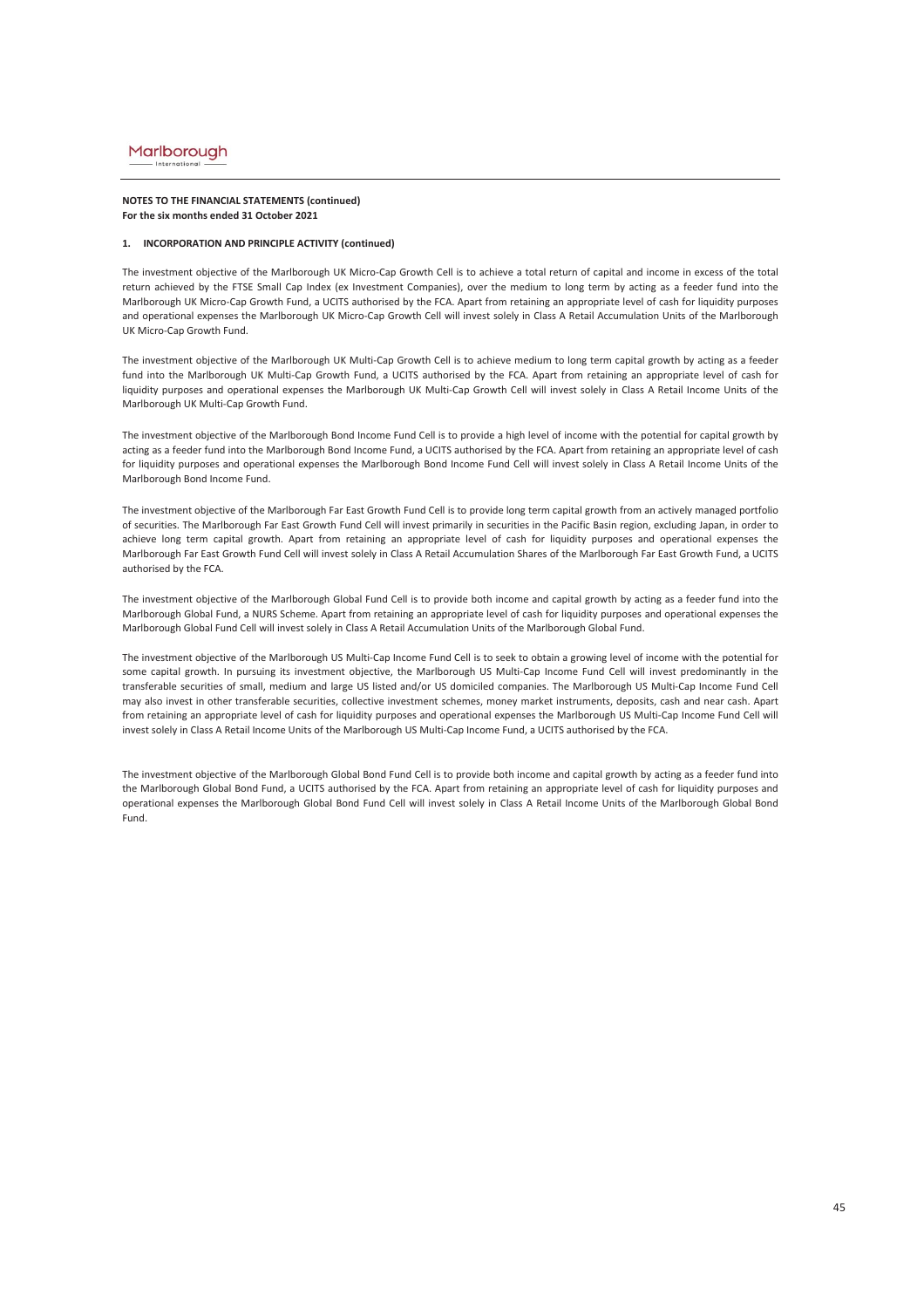**NOTES TO THE FINANCIAL STATEMENTS (continued)**
**For the six months ended 31 October 2021**

**1. INCORPORATION AND PRINCIPLE ACTIVITY (continued)**

The investment objective of the Marlborough UK Micro-Cap Growth Cell is to achieve a total return of capital and income in excess of the total return achieved by the FTSE Small Cap Index (ex Investment Companies), over the medium to long term by acting as a feeder fund into the Marlborough UK Micro-Cap Growth Fund, a UCITS authorised by the FCA. Apart from retaining an appropriate level of cash for liquidity purposes and operational expenses the Marlborough UK Micro-Cap Growth Cell will invest solely in Class A Retail Accumulation Units of the Marlborough UK Micro-Cap Growth Fund.

The investment objective of the Marlborough UK Multi-Cap Growth Cell is to achieve medium to long term capital growth by acting as a feeder fund into the Marlborough UK Multi-Cap Growth Fund, a UCITS authorised by the FCA. Apart from retaining an appropriate level of cash for liquidity purposes and operational expenses the Marlborough UK Multi-Cap Growth Cell will invest solely in Class A Retail Income Units of the Marlborough UK Multi-Cap Growth Fund.

The investment objective of the Marlborough Bond Income Fund Cell is to provide a high level of income with the potential for capital growth by acting as a feeder fund into the Marlborough Bond Income Fund, a UCITS authorised by the FCA. Apart from retaining an appropriate level of cash for liquidity purposes and operational expenses the Marlborough Bond Income Fund Cell will invest solely in Class A Retail Income Units of the Marlborough Bond Income Fund.

The investment objective of the Marlborough Far East Growth Fund Cell is to provide long term capital growth from an actively managed portfolio of securities. The Marlborough Far East Growth Fund Cell will invest primarily in securities in the Pacific Basin region, excluding Japan, in order to achieve long term capital growth. Apart from retaining an appropriate level of cash for liquidity purposes and operational expenses the Marlborough Far East Growth Fund Cell will invest solely in Class A Retail Accumulation Shares of the Marlborough Far East Growth Fund, a UCITS authorised by the FCA.

The investment objective of the Marlborough Global Fund Cell is to provide both income and capital growth by acting as a feeder fund into the Marlborough Global Fund, a NURS Scheme. Apart from retaining an appropriate level of cash for liquidity purposes and operational expenses the Marlborough Global Fund Cell will invest solely in Class A Retail Accumulation Units of the Marlborough Global Fund.

The investment objective of the Marlborough US Multi-Cap Income Fund Cell is to seek to obtain a growing level of income with the potential for some capital growth. In pursuing its investment objective, the Marlborough US Multi-Cap Income Fund Cell will invest predominantly in the transferable securities of small, medium and large US listed and/or US domiciled companies. The Marlborough US Multi-Cap Income Fund Cell may also invest in other transferable securities, collective investment schemes, money market instruments, deposits, cash and near cash. Apart from retaining an appropriate level of cash for liquidity purposes and operational expenses the Marlborough US Multi-Cap Income Fund Cell will invest solely in Class A Retail Income Units of the Marlborough US Multi-Cap Income Fund, a UCITS authorised by the FCA.

The investment objective of the Marlborough Global Bond Fund Cell is to provide both income and capital growth by acting as a feeder fund into the Marlborough Global Bond Fund, a UCITS authorised by the FCA. Apart from retaining an appropriate level of cash for liquidity purposes and operational expenses the Marlborough Global Bond Fund Cell will invest solely in Class A Retail Income Units of the Marlborough Global Bond Fund.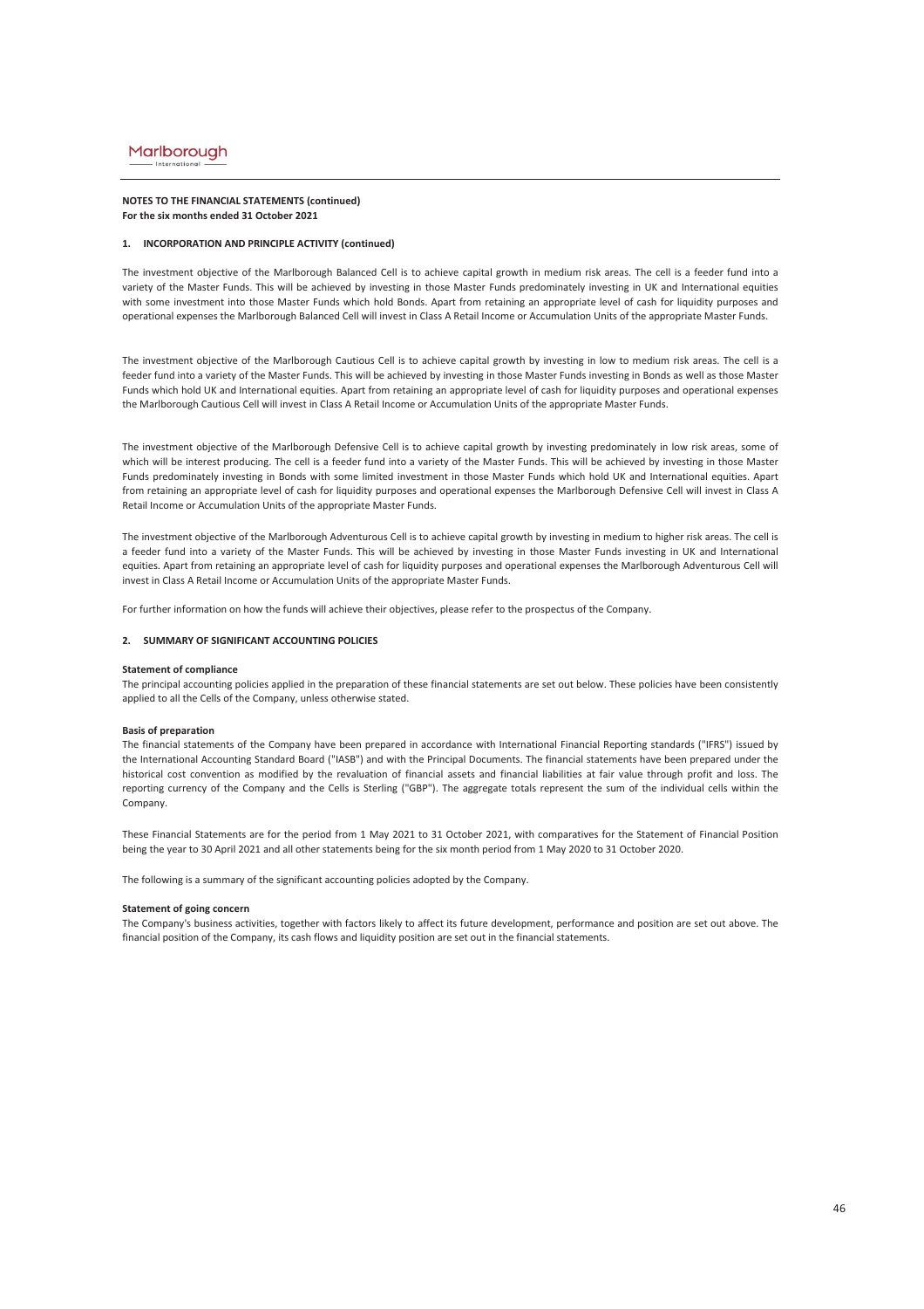**NOTES TO THE FINANCIAL STATEMENTS (continued)**
**For the six months ended 31 October 2021**

## 1. INCORPORATION AND PRINCIPLE ACTIVITY (continued)

The investment objective of the Marlborough Balanced Cell is to achieve capital growth in medium risk areas. The cell is a feeder fund into a variety of the Master Funds. This will be achieved by investing in those Master Funds predominately investing in UK and International equities with some investment into those Master Funds which hold Bonds. Apart from retaining an appropriate level of cash for liquidity purposes and operational expenses the Marlborough Balanced Cell will invest in Class A Retail Income or Accumulation Units of the appropriate Master Funds.

The investment objective of the Marlborough Cautious Cell is to achieve capital growth by investing in low to medium risk areas. The cell is a feeder fund into a variety of the Master Funds. This will be achieved by investing in those Master Funds investing in Bonds as well as those Master Funds which hold UK and International equities. Apart from retaining an appropriate level of cash for liquidity purposes and operational expenses the Marlborough Cautious Cell will invest in Class A Retail Income or Accumulation Units of the appropriate Master Funds.

The investment objective of the Marlborough Defensive Cell is to achieve capital growth by investing predominately in low risk areas, some of which will be interest producing. The cell is a feeder fund into a variety of the Master Funds. This will be achieved by investing in those Master Funds predominately investing in Bonds with some limited investment in those Master Funds which hold UK and International equities. Apart from retaining an appropriate level of cash for liquidity purposes and operational expenses the Marlborough Defensive Cell will invest in Class A Retail Income or Accumulation Units of the appropriate Master Funds.

The investment objective of the Marlborough Adventurous Cell is to achieve capital growth by investing in medium to higher risk areas. The cell is a feeder fund into a variety of the Master Funds. This will be achieved by investing in those Master Funds investing in UK and International equities. Apart from retaining an appropriate level of cash for liquidity purposes and operational expenses the Marlborough Adventurous Cell will invest in Class A Retail Income or Accumulation Units of the appropriate Master Funds.

For further information on how the funds will achieve their objectives, please refer to the prospectus of the Company.

## 2. SUMMARY OF SIGNIFICANT ACCOUNTING POLICIES

**Statement of compliance**
The principal accounting policies applied in the preparation of these financial statements are set out below. These policies have been consistently applied to all the Cells of the Company, unless otherwise stated.

**Basis of preparation**
The financial statements of the Company have been prepared in accordance with International Financial Reporting standards ("IFRS") issued by the International Accounting Standard Board ("IASB") and with the Principal Documents. The financial statements have been prepared under the historical cost convention as modified by the revaluation of financial assets and financial liabilities at fair value through profit and loss. The reporting currency of the Company and the Cells is Sterling ("GBP"). The aggregate totals represent the sum of the individual cells within the Company.

These Financial Statements are for the period from 1 May 2021 to 31 October 2021, with comparatives for the Statement of Financial Position being the year to 30 April 2021 and all other statements being for the six month period from 1 May 2020 to 31 October 2020.

The following is a summary of the significant accounting policies adopted by the Company.

**Statement of going concern**
The Company's business activities, together with factors likely to affect its future development, performance and position are set out above. The financial position of the Company, its cash flows and liquidity position are set out in the financial statements.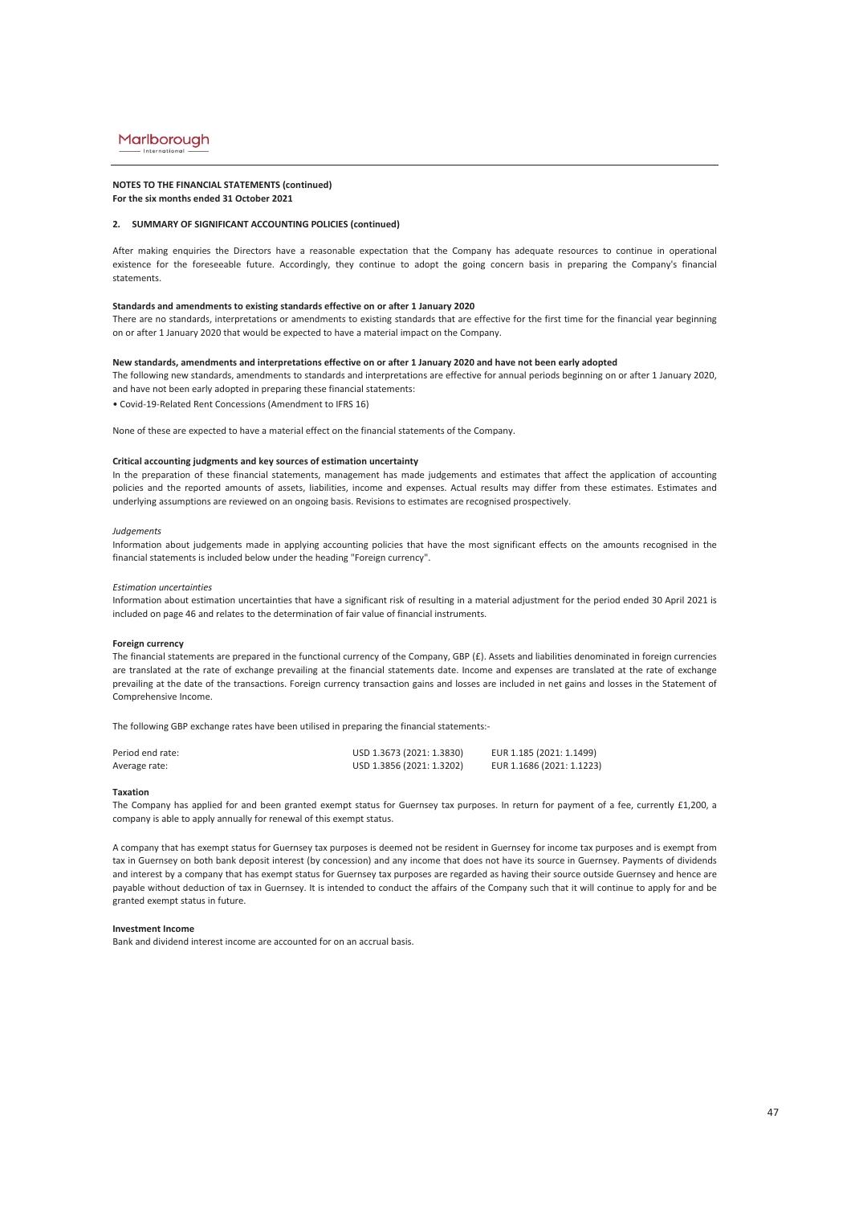**NOTES TO THE FINANCIAL STATEMENTS (continued)**
**For the six months ended 31 October 2021**

**2. SUMMARY OF SIGNIFICANT ACCOUNTING POLICIES (continued)**

After making enquiries the Directors have a reasonable expectation that the Company has adequate resources to continue in operational existence for the foreseeable future. Accordingly, they continue to adopt the going concern basis in preparing the Company's financial statements.

**Standards and amendments to existing standards effective on or after 1 January 2020**

There are no standards, interpretations or amendments to existing standards that are effective for the first time for the financial year beginning on or after 1 January 2020 that would be expected to have a material impact on the Company.

**New standards, amendments and interpretations effective on or after 1 January 2020 and have not been early adopted**

The following new standards, amendments to standards and interpretations are effective for annual periods beginning on or after 1 January 2020, and have not been early adopted in preparing these financial statements:

• Covid-19-Related Rent Concessions (Amendment to IFRS 16)

None of these are expected to have a material effect on the financial statements of the Company.

**Critical accounting judgments and key sources of estimation uncertainty**

In the preparation of these financial statements, management has made judgements and estimates that affect the application of accounting policies and the reported amounts of assets, liabilities, income and expenses. Actual results may differ from these estimates. Estimates and underlying assumptions are reviewed on an ongoing basis. Revisions to estimates are recognised prospectively.

*Judgements*

Information about judgements made in applying accounting policies that have the most significant effects on the amounts recognised in the financial statements is included below under the heading "Foreign currency".

*Estimation uncertainties*

Information about estimation uncertainties that have a significant risk of resulting in a material adjustment for the period ended 30 April 2021 is included on page 46 and relates to the determination of fair value of financial instruments.

**Foreign currency**

The financial statements are prepared in the functional currency of the Company, GBP (£). Assets and liabilities denominated in foreign currencies are translated at the rate of exchange prevailing at the financial statements date. Income and expenses are translated at the rate of exchange prevailing at the date of the transactions. Foreign currency transaction gains and losses are included in net gains and losses in the Statement of Comprehensive Income.

The following GBP exchange rates have been utilised in preparing the financial statements:-

| | | |
|---|---|---|
| Period end rate: | USD 1.3673 (2021: 1.3830) | EUR 1.185 (2021: 1.1499) |
| Average rate: | USD 1.3856 (2021: 1.3202) | EUR 1.1686 (2021: 1.1223) |

**Taxation**

The Company has applied for and been granted exempt status for Guernsey tax purposes. In return for payment of a fee, currently £1,200, a company is able to apply annually for renewal of this exempt status.

A company that has exempt status for Guernsey tax purposes is deemed not be resident in Guernsey for income tax purposes and is exempt from tax in Guernsey on both bank deposit interest (by concession) and any income that does not have its source in Guernsey. Payments of dividends and interest by a company that has exempt status for Guernsey tax purposes are regarded as having their source outside Guernsey and hence are payable without deduction of tax in Guernsey. It is intended to conduct the affairs of the Company such that it will continue to apply for and be granted exempt status in future.

**Investment Income**

Bank and dividend interest income are accounted for on an accrual basis.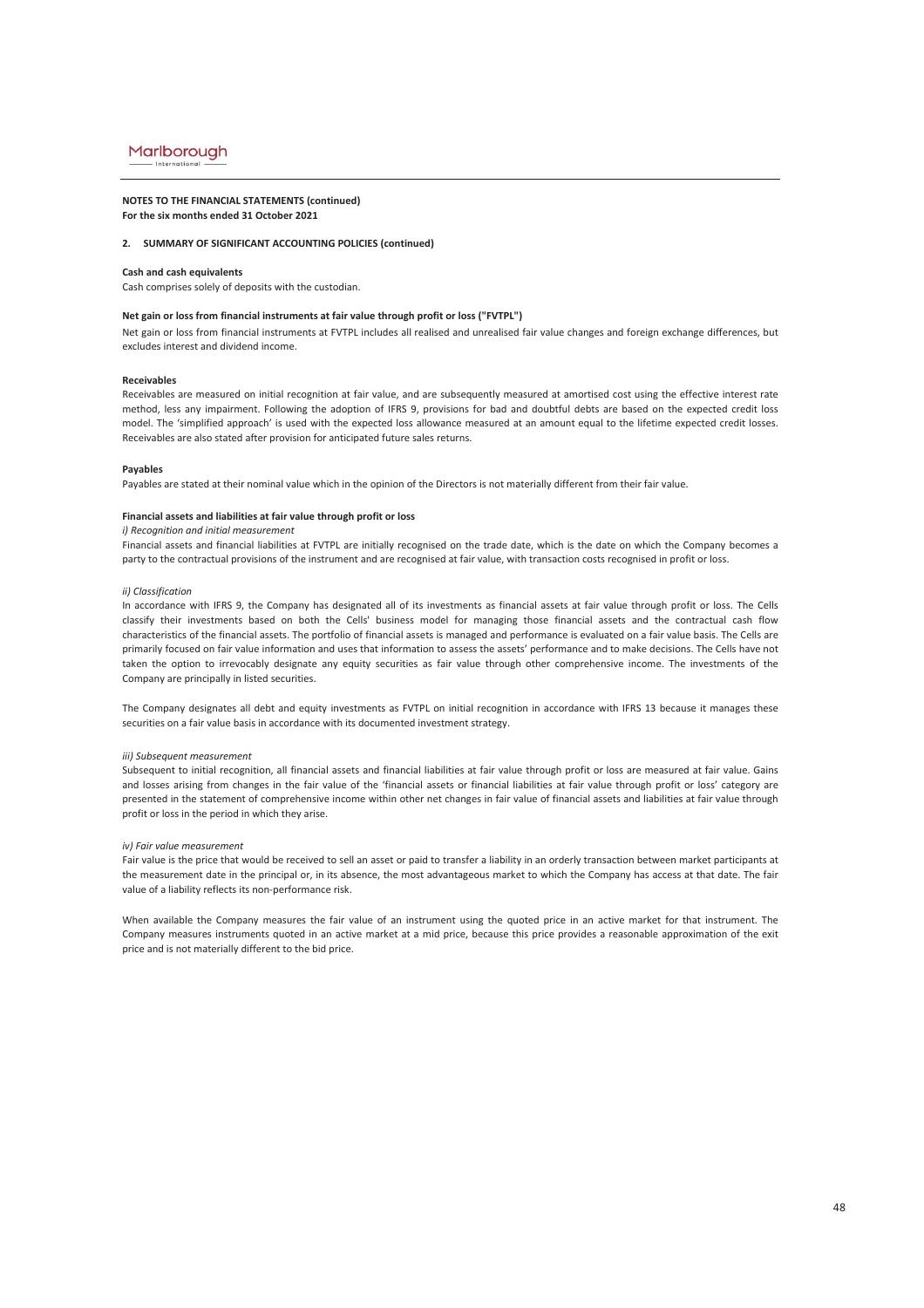**NOTES TO THE FINANCIAL STATEMENTS (continued)**
**For the six months ended 31 October 2021**

**2. SUMMARY OF SIGNIFICANT ACCOUNTING POLICIES (continued)**

**Cash and cash equivalents**

Cash comprises solely of deposits with the custodian.

**Net gain or loss from financial instruments at fair value through profit or loss ("FVTPL")**

Net gain or loss from financial instruments at FVTPL includes all realised and unrealised fair value changes and foreign exchange differences, but excludes interest and dividend income.

**Receivables**

Receivables are measured on initial recognition at fair value, and are subsequently measured at amortised cost using the effective interest rate method, less any impairment. Following the adoption of IFRS 9, provisions for bad and doubtful debts are based on the expected credit loss model. The 'simplified approach' is used with the expected loss allowance measured at an amount equal to the lifetime expected credit losses. Receivables are also stated after provision for anticipated future sales returns.

**Payables**

Payables are stated at their nominal value which in the opinion of the Directors is not materially different from their fair value.

**Financial assets and liabilities at fair value through profit or loss**

*i) Recognition and initial measurement*

Financial assets and financial liabilities at FVTPL are initially recognised on the trade date, which is the date on which the Company becomes a party to the contractual provisions of the instrument and are recognised at fair value, with transaction costs recognised in profit or loss.

*ii) Classification*

In accordance with IFRS 9, the Company has designated all of its investments as financial assets at fair value through profit or loss. The Cells classify their investments based on both the Cells' business model for managing those financial assets and the contractual cash flow characteristics of the financial assets. The portfolio of financial assets is managed and performance is evaluated on a fair value basis. The Cells are primarily focused on fair value information and uses that information to assess the assets' performance and to make decisions. The Cells have not taken the option to irrevocably designate any equity securities as fair value through other comprehensive income. The investments of the Company are principally in listed securities.

The Company designates all debt and equity investments as FVTPL on initial recognition in accordance with IFRS 13 because it manages these securities on a fair value basis in accordance with its documented investment strategy.

*iii) Subsequent measurement*

Subsequent to initial recognition, all financial assets and financial liabilities at fair value through profit or loss are measured at fair value. Gains and losses arising from changes in the fair value of the 'financial assets or financial liabilities at fair value through profit or loss' category are presented in the statement of comprehensive income within other net changes in fair value of financial assets and liabilities at fair value through profit or loss in the period in which they arise.

*iv) Fair value measurement*

Fair value is the price that would be received to sell an asset or paid to transfer a liability in an orderly transaction between market participants at the measurement date in the principal or, in its absence, the most advantageous market to which the Company has access at that date. The fair value of a liability reflects its non-performance risk.

When available the Company measures the fair value of an instrument using the quoted price in an active market for that instrument. The Company measures instruments quoted in an active market at a mid price, because this price provides a reasonable approximation of the exit price and is not materially different to the bid price.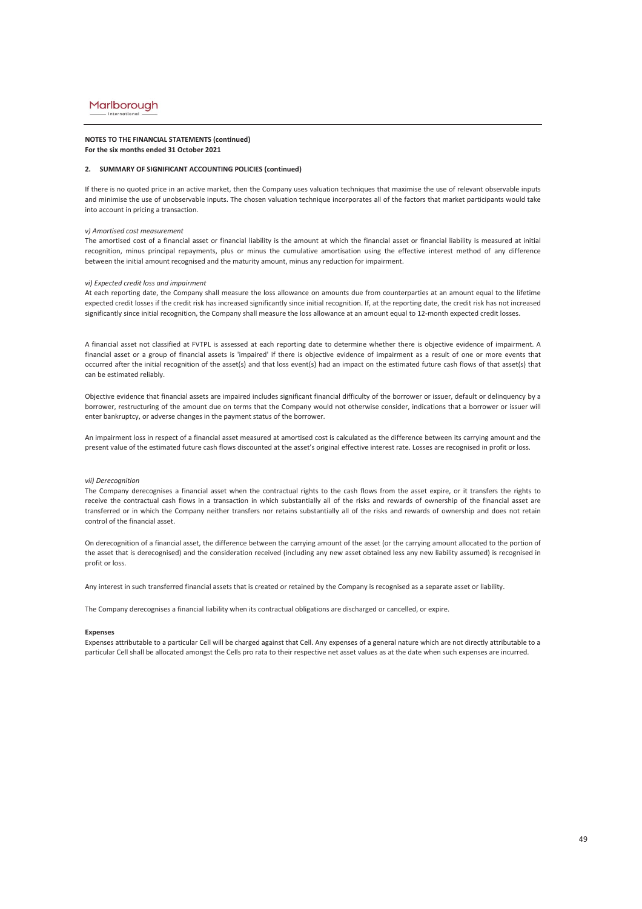**NOTES TO THE FINANCIAL STATEMENTS (continued)**
**For the six months ended 31 October 2021**

**2. SUMMARY OF SIGNIFICANT ACCOUNTING POLICIES (continued)**

If there is no quoted price in an active market, then the Company uses valuation techniques that maximise the use of relevant observable inputs and minimise the use of unobservable inputs. The chosen valuation technique incorporates all of the factors that market participants would take into account in pricing a transaction.

*v) Amortised cost measurement*

The amortised cost of a financial asset or financial liability is the amount at which the financial asset or financial liability is measured at initial recognition, minus principal repayments, plus or minus the cumulative amortisation using the effective interest method of any difference between the initial amount recognised and the maturity amount, minus any reduction for impairment.

*vi) Expected credit loss and impairment*

At each reporting date, the Company shall measure the loss allowance on amounts due from counterparties at an amount equal to the lifetime expected credit losses if the credit risk has increased significantly since initial recognition. If, at the reporting date, the credit risk has not increased significantly since initial recognition, the Company shall measure the loss allowance at an amount equal to 12-month expected credit losses.

A financial asset not classified at FVTPL is assessed at each reporting date to determine whether there is objective evidence of impairment. A financial asset or a group of financial assets is 'impaired' if there is objective evidence of impairment as a result of one or more events that occurred after the initial recognition of the asset(s) and that loss event(s) had an impact on the estimated future cash flows of that asset(s) that can be estimated reliably.

Objective evidence that financial assets are impaired includes significant financial difficulty of the borrower or issuer, default or delinquency by a borrower, restructuring of the amount due on terms that the Company would not otherwise consider, indications that a borrower or issuer will enter bankruptcy, or adverse changes in the payment status of the borrower.

An impairment loss in respect of a financial asset measured at amortised cost is calculated as the difference between its carrying amount and the present value of the estimated future cash flows discounted at the asset's original effective interest rate. Losses are recognised in profit or loss.

*vii) Derecognition*

The Company derecognises a financial asset when the contractual rights to the cash flows from the asset expire, or it transfers the rights to receive the contractual cash flows in a transaction in which substantially all of the risks and rewards of ownership of the financial asset are transferred or in which the Company neither transfers nor retains substantially all of the risks and rewards of ownership and does not retain control of the financial asset.

On derecognition of a financial asset, the difference between the carrying amount of the asset (or the carrying amount allocated to the portion of the asset that is derecognised) and the consideration received (including any new asset obtained less any new liability assumed) is recognised in profit or loss.

Any interest in such transferred financial assets that is created or retained by the Company is recognised as a separate asset or liability.

The Company derecognises a financial liability when its contractual obligations are discharged or cancelled, or expire.

**Expenses**

Expenses attributable to a particular Cell will be charged against that Cell. Any expenses of a general nature which are not directly attributable to a particular Cell shall be allocated amongst the Cells pro rata to their respective net asset values as at the date when such expenses are incurred.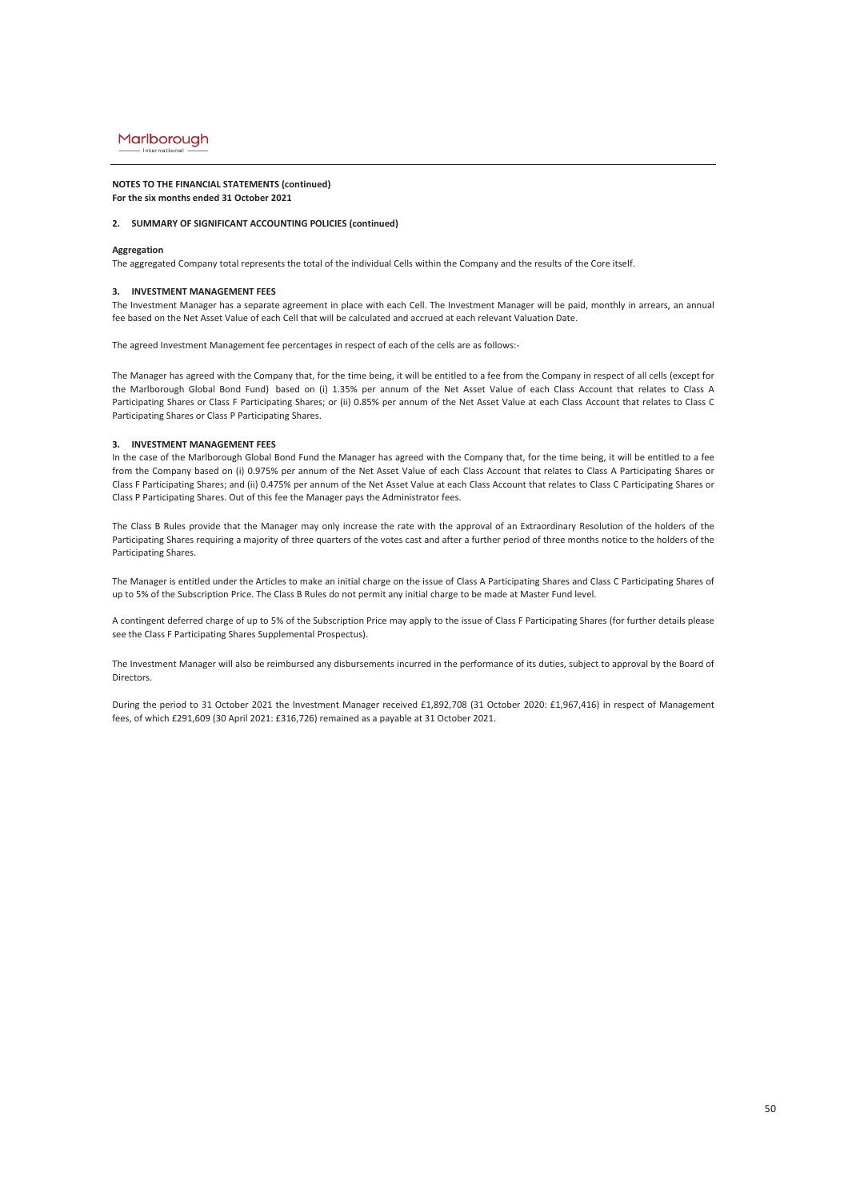**NOTES TO THE FINANCIAL STATEMENTS (continued)**
**For the six months ended 31 October 2021**

**2. SUMMARY OF SIGNIFICANT ACCOUNTING POLICIES (continued)**

**Aggregation**

The aggregated Company total represents the total of the individual Cells within the Company and the results of the Core itself.

**3. INVESTMENT MANAGEMENT FEES**

The Investment Manager has a separate agreement in place with each Cell. The Investment Manager will be paid, monthly in arrears, an annual fee based on the Net Asset Value of each Cell that will be calculated and accrued at each relevant Valuation Date.

The agreed Investment Management fee percentages in respect of each of the cells are as follows:-

The Manager has agreed with the Company that, for the time being, it will be entitled to a fee from the Company in respect of all cells (except for the Marlborough Global Bond Fund) based on (i) 1.35% per annum of the Net Asset Value of each Class Account that relates to Class A Participating Shares or Class F Participating Shares; or (ii) 0.85% per annum of the Net Asset Value at each Class Account that relates to Class C Participating Shares or Class P Participating Shares.

**3. INVESTMENT MANAGEMENT FEES**

In the case of the Marlborough Global Bond Fund the Manager has agreed with the Company that, for the time being, it will be entitled to a fee from the Company based on (i) 0.975% per annum of the Net Asset Value of each Class Account that relates to Class A Participating Shares or Class F Participating Shares; and (ii) 0.475% per annum of the Net Asset Value at each Class Account that relates to Class C Participating Shares or Class P Participating Shares. Out of this fee the Manager pays the Administrator fees.

The Class B Rules provide that the Manager may only increase the rate with the approval of an Extraordinary Resolution of the holders of the Participating Shares requiring a majority of three quarters of the votes cast and after a further period of three months notice to the holders of the Participating Shares.

The Manager is entitled under the Articles to make an initial charge on the issue of Class A Participating Shares and Class C Participating Shares of up to 5% of the Subscription Price. The Class B Rules do not permit any initial charge to be made at Master Fund level.

A contingent deferred charge of up to 5% of the Subscription Price may apply to the issue of Class F Participating Shares (for further details please see the Class F Participating Shares Supplemental Prospectus).

The Investment Manager will also be reimbursed any disbursements incurred in the performance of its duties, subject to approval by the Board of Directors.

During the period to 31 October 2021 the Investment Manager received £1,892,708 (31 October 2020: £1,967,416) in respect of Management fees, of which £291,609 (30 April 2021: £316,726) remained as a payable at 31 October 2021.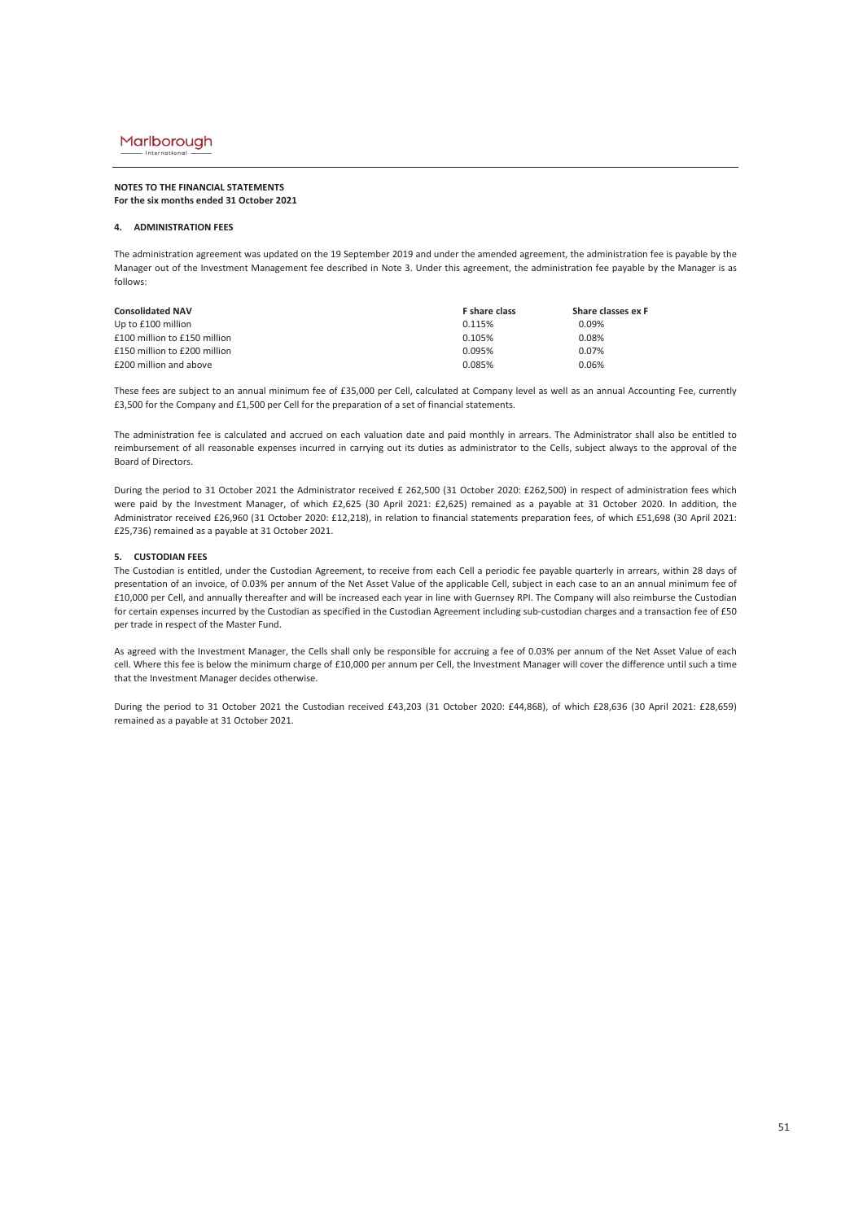**NOTES TO THE FINANCIAL STATEMENTS**
**For the six months ended 31 October 2021**

#### 4. ADMINISTRATION FEES

The administration agreement was updated on the 19 September 2019 and under the amended agreement, the administration fee is payable by the Manager out of the Investment Management fee described in Note 3. Under this agreement, the administration fee payable by the Manager is as follows:

| Consolidated NAV | F share class | Share classes ex F |
|---|---|---|
| Up to £100 million | 0.115% | 0.09% |
| £100 million to £150 million | 0.105% | 0.08% |
| £150 million to £200 million | 0.095% | 0.07% |
| £200 million and above | 0.085% | 0.06% |

These fees are subject to an annual minimum fee of £35,000 per Cell, calculated at Company level as well as an annual Accounting Fee, currently £3,500 for the Company and £1,500 per Cell for the preparation of a set of financial statements.

The administration fee is calculated and accrued on each valuation date and paid monthly in arrears. The Administrator shall also be entitled to reimbursement of all reasonable expenses incurred in carrying out its duties as administrator to the Cells, subject always to the approval of the Board of Directors.

During the period to 31 October 2021 the Administrator received £ 262,500 (31 October 2020: £262,500) in respect of administration fees which were paid by the Investment Manager, of which £2,625 (30 April 2021: £2,625) remained as a payable at 31 October 2020. In addition, the Administrator received £26,960 (31 October 2020: £12,218), in relation to financial statements preparation fees, of which £51,698 (30 April 2021: £25,736) remained as a payable at 31 October 2021.

#### 5. CUSTODIAN FEES

The Custodian is entitled, under the Custodian Agreement, to receive from each Cell a periodic fee payable quarterly in arrears, within 28 days of presentation of an invoice, of 0.03% per annum of the Net Asset Value of the applicable Cell, subject in each case to an an annual minimum fee of £10,000 per Cell, and annually thereafter and will be increased each year in line with Guernsey RPI. The Company will also reimburse the Custodian for certain expenses incurred by the Custodian as specified in the Custodian Agreement including sub-custodian charges and a transaction fee of £50 per trade in respect of the Master Fund.

As agreed with the Investment Manager, the Cells shall only be responsible for accruing a fee of 0.03% per annum of the Net Asset Value of each cell. Where this fee is below the minimum charge of £10,000 per annum per Cell, the Investment Manager will cover the difference until such a time that the Investment Manager decides otherwise.

During the period to 31 October 2021 the Custodian received £43,203 (31 October 2020: £44,868), of which £28,636 (30 April 2021: £28,659) remained as a payable at 31 October 2021.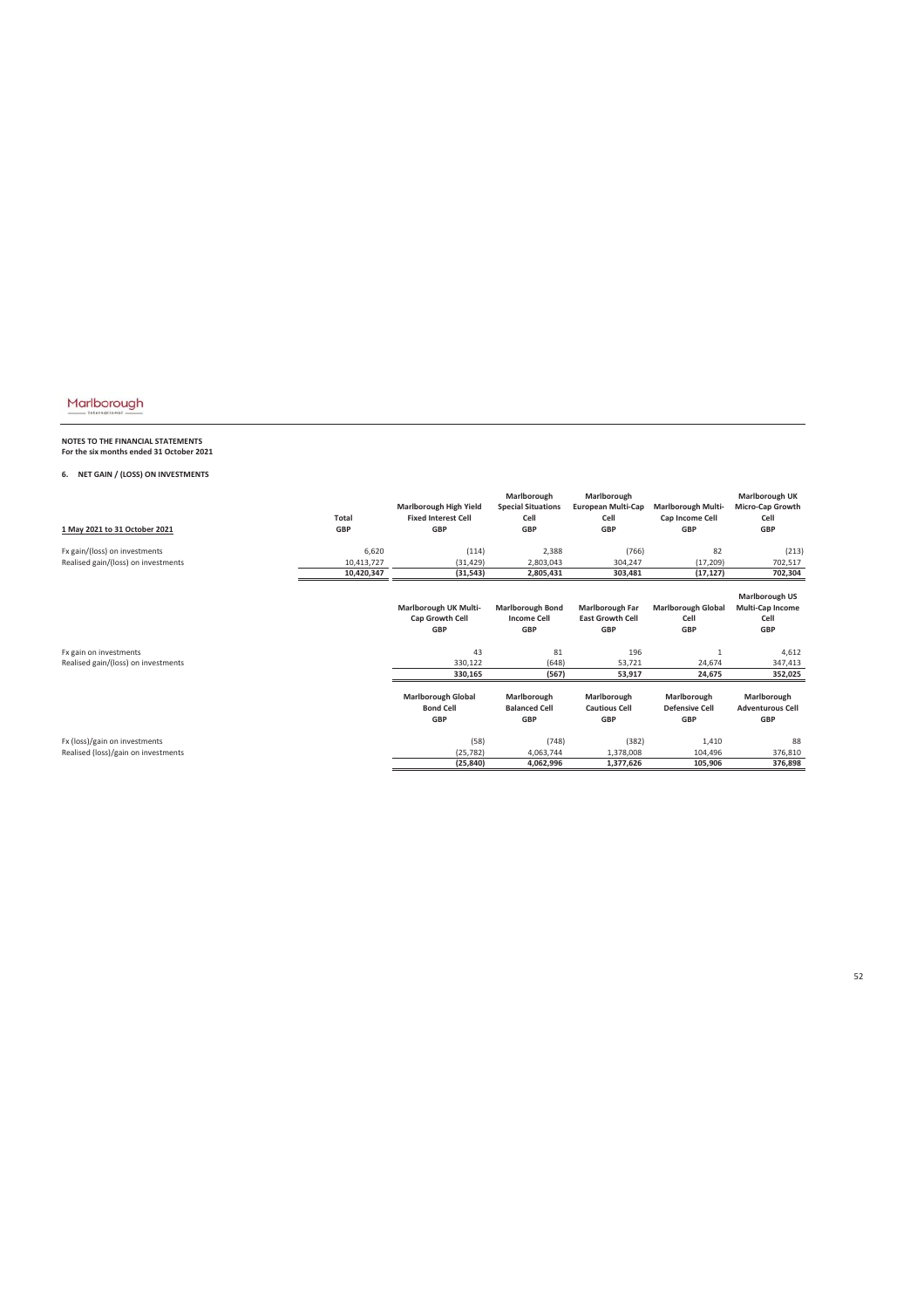Marlborough International

**NOTES TO THE FINANCIAL STATEMENTS**
**For the six months ended 31 October 2021**

**6. NET GAIN / (LOSS) ON INVESTMENTS**

| 1 May 2021 to 31 October 2021 | Total GBP | Marlborough High Yield Fixed Interest Cell GBP | Marlborough Special Situations Cell GBP | Marlborough European Multi-Cap Cell GBP | Marlborough Multi-Cap Income Cell GBP | Marlborough UK Micro-Cap Growth Cell GBP |
|---|---|---|---|---|---|---|
| Fx gain/(loss) on investments | 6,620 | (114) | 2,388 | (766) | 82 | (213) |
| Realised gain/(loss) on investments | 10,413,727 | (31,429) | 2,803,043 | 304,247 | (17,209) | 702,517 |
| | **10,420,347** | **(31,543)** | **2,805,431** | **303,481** | **(17,127)** | **702,304** |

| | Marlborough UK Multi-Cap Growth Cell GBP | Marlborough Bond Income Cell GBP | Marlborough Far East Growth Cell GBP | Marlborough Global Cell GBP | Marlborough US Multi-Cap Income Cell GBP |
|---|---|---|---|---|---|
| Fx gain on investments | 43 | 81 | 196 | 1 | 4,612 |
| Realised gain/(loss) on investments | 330,122 | (648) | 53,721 | 24,674 | 347,413 |
| | **330,165** | **(567)** | **53,917** | **24,675** | **352,025** |

| | Marlborough Global Bond Cell GBP | Marlborough Balanced Cell GBP | Marlborough Cautious Cell GBP | Marlborough Defensive Cell GBP | Marlborough Adventurous Cell GBP |
|---|---|---|---|---|---|
| Fx (loss)/gain on investments | (58) | (748) | (382) | 1,410 | 88 |
| Realised (loss)/gain on investments | (25,782) | 4,063,744 | 1,378,008 | 104,496 | 376,810 |
| | **(25,840)** | **4,062,996** | **1,377,626** | **105,906** | **376,898** |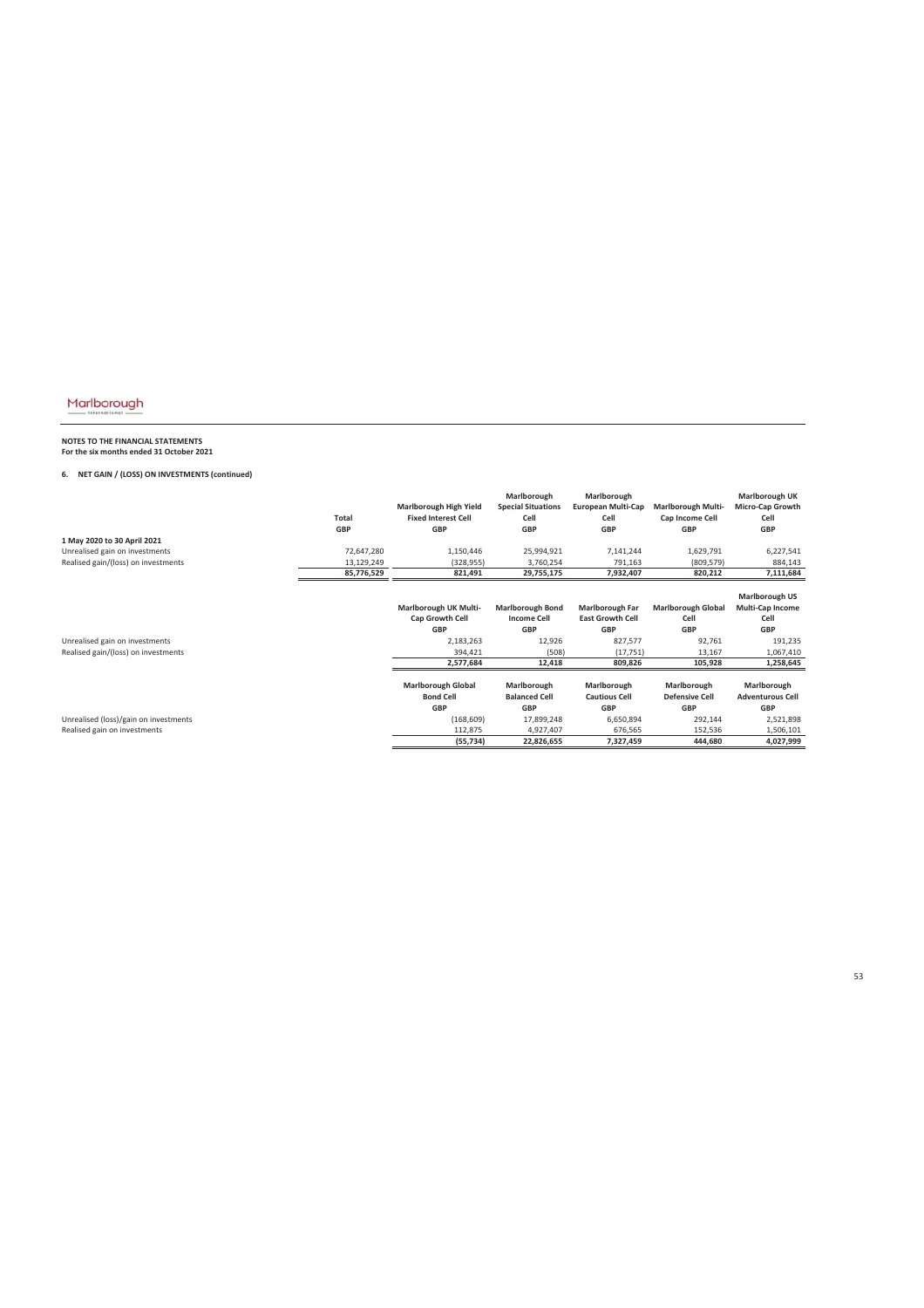**NOTES TO THE FINANCIAL STATEMENTS**
**For the six months ended 31 October 2021**

**6. NET GAIN / (LOSS) ON INVESTMENTS (continued)**

| | Total | Marlborough High Yield Fixed Interest Cell | Marlborough Special Situations Cell | Marlborough European Multi-Cap Cell | Marlborough Multi-Cap Income Cell | Marlborough UK Micro-Cap Growth Cell |
|---|---|---|---|---|---|---|
| | GBP | GBP | GBP | GBP | GBP | GBP |
| **1 May 2020 to 30 April 2021** | | | | | | |
| Unrealised gain on investments | 72,647,280 | 1,150,446 | 25,994,921 | 7,141,244 | 1,629,791 | 6,227,541 |
| Realised gain/(loss) on investments | 13,129,249 | (328,955) | 3,760,254 | 791,163 | (809,579) | 884,143 |
| | **85,776,529** | **821,491** | **29,755,175** | **7,932,407** | **820,212** | **7,111,684** |

| | Marlborough UK Multi-Cap Growth Cell | Marlborough Bond Income Cell | Marlborough Far East Growth Cell | Marlborough Global Cell | Marlborough US Multi-Cap Income Cell |
|---|---|---|---|---|---|
| | GBP | GBP | GBP | GBP | GBP |
| Unrealised gain on investments | 2,183,263 | 12,926 | 827,577 | 92,761 | 191,235 |
| Realised gain/(loss) on investments | 394,421 | (508) | (17,751) | 13,167 | 1,067,410 |
| | **2,577,684** | **12,418** | **809,826** | **105,928** | **1,258,645** |

| | Marlborough Global Bond Cell | Marlborough Balanced Cell | Marlborough Cautious Cell | Marlborough Defensive Cell | Marlborough Adventurous Cell |
|---|---|---|---|---|---|
| | GBP | GBP | GBP | GBP | GBP |
| Unrealised (loss)/gain on investments | (168,609) | 17,899,248 | 6,650,894 | 292,144 | 2,521,898 |
| Realised gain on investments | 112,875 | 4,927,407 | 676,565 | 152,536 | 1,506,101 |
| | **(55,734)** | **22,826,655** | **7,327,459** | **444,680** | **4,027,999** |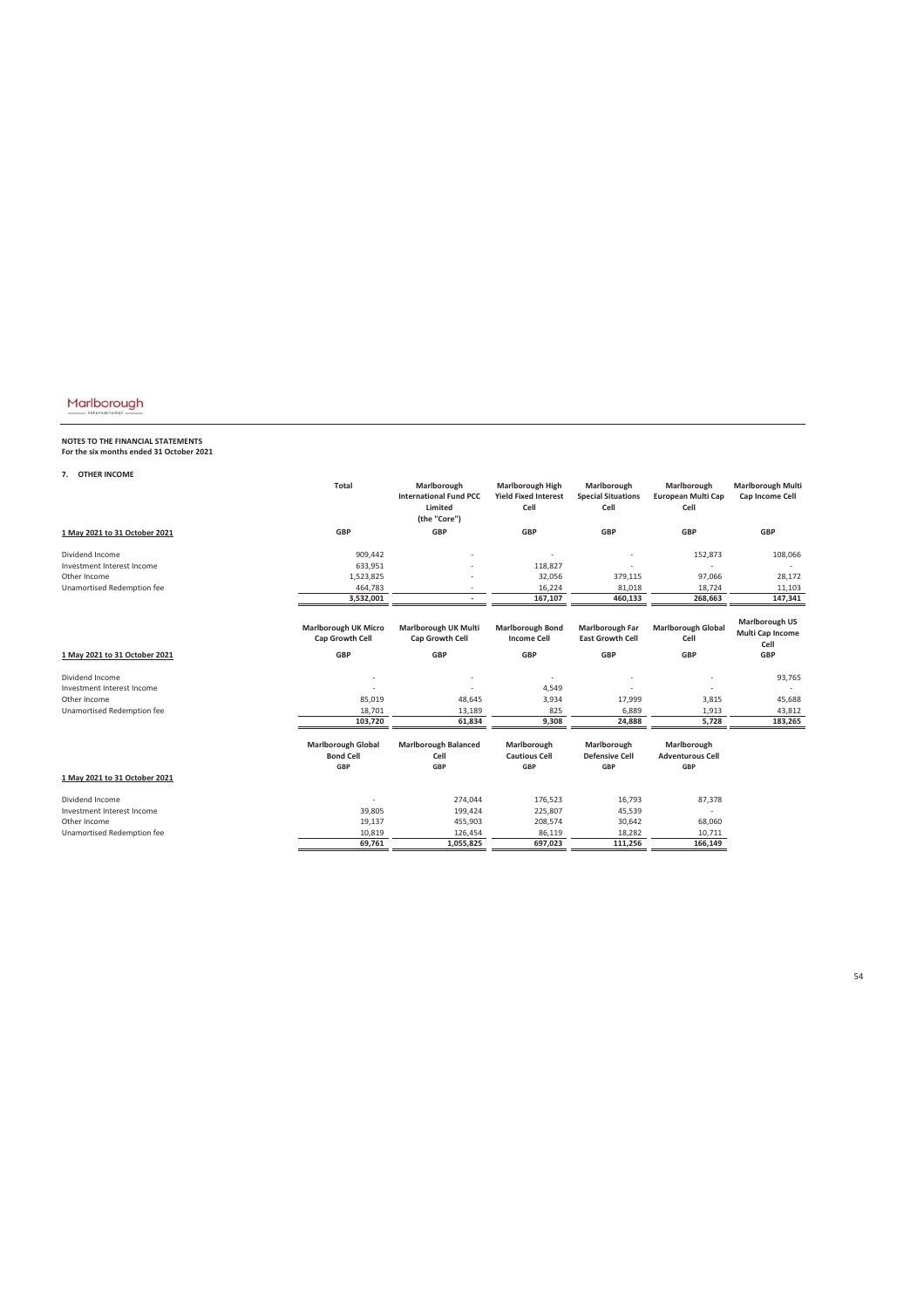Marlborough

**NOTES TO THE FINANCIAL STATEMENTS**
**For the six months ended 31 October 2021**

**7. OTHER INCOME**

| 1 May 2021 to 31 October 2021 | Total | Marlborough International Fund PCC Limited (the "Core") | Marlborough High Yield Fixed Interest Cell | Marlborough Special Situations Cell | Marlborough European Multi Cap Cell | Marlborough Multi Cap Income Cell |
|---|---|---|---|---|---|---|
| | GBP | GBP | GBP | GBP | GBP | GBP |
| Dividend Income | 909,442 | - | - | - | 152,873 | 108,066 |
| Investment Interest Income | 633,951 | - | 118,827 | - | - | - |
| Other Income | 1,523,825 | - | 32,056 | 379,115 | 97,066 | 28,172 |
| Unamortised Redemption fee | 464,783 | - | 16,224 | 81,018 | 18,724 | 11,103 |
| | **3,532,001** | **-** | **167,107** | **460,133** | **268,663** | **147,341** |

| 1 May 2021 to 31 October 2021 | Marlborough UK Micro Cap Growth Cell | Marlborough UK Multi Cap Growth Cell | Marlborough Bond Income Cell | Marlborough Far East Growth Cell | Marlborough Global Cell | Marlborough US Multi Cap Income Cell |
|---|---|---|---|---|---|---|
| | GBP | GBP | GBP | GBP | GBP | GBP |
| Dividend Income | - | - | - | - | - | 93,765 |
| Investment Interest Income | - | - | 4,549 | - | - | - |
| Other Income | 85,019 | 48,645 | 3,934 | 17,999 | 3,815 | 45,688 |
| Unamortised Redemption fee | 18,701 | 13,189 | 825 | 6,889 | 1,913 | 43,812 |
| | **103,720** | **61,834** | **9,308** | **24,888** | **5,728** | **183,265** |

| 1 May 2021 to 31 October 2021 | Marlborough Global Bond Cell | Marlborough Balanced Cell | Marlborough Cautious Cell | Marlborough Defensive Cell | Marlborough Adventurous Cell |
|---|---|---|---|---|---|
| | GBP | GBP | GBP | GBP | GBP |
| Dividend Income | - | 274,044 | 176,523 | 16,793 | 87,378 |
| Investment Interest Income | 39,805 | 199,424 | 225,807 | 45,539 | - |
| Other Income | 19,137 | 455,903 | 208,574 | 30,642 | 68,060 |
| Unamortised Redemption fee | 10,819 | 126,454 | 86,119 | 18,282 | 10,711 |
| | **69,761** | **1,055,825** | **697,023** | **111,256** | **166,149** |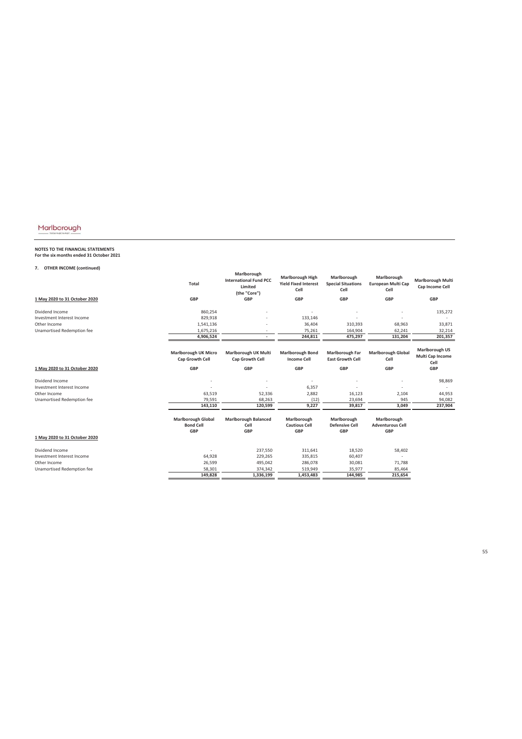Marlborough

**NOTES TO THE FINANCIAL STATEMENTS**
**For the six months ended 31 October 2021**

**7. OTHER INCOME (continued)**

| 1 May 2020 to 31 October 2020 | Total | Marlborough International Fund PCC Limited (the "Core") | Marlborough High Yield Fixed Interest Cell | Marlborough Special Situations Cell | Marlborough European Multi Cap Cell | Marlborough Multi Cap Income Cell |
|---|---|---|---|---|---|---|
| | GBP | GBP | GBP | GBP | GBP | GBP |
| Dividend Income | 860,254 | - | - | - | - | 135,272 |
| Investment Interest Income | 829,918 | - | 133,146 | - | - | - |
| Other Income | 1,541,136 | - | 36,404 | 310,393 | 68,963 | 33,871 |
| Unamortised Redemption fee | 1,675,216 | - | 75,261 | 164,904 | 62,241 | 32,214 |
| | **4,906,524** | **-** | **244,811** | **475,297** | **131,204** | **201,357** |

| 1 May 2020 to 31 October 2020 | Marlborough UK Micro Cap Growth Cell | Marlborough UK Multi Cap Growth Cell | Marlborough Bond Income Cell | Marlborough Far East Growth Cell | Marlborough Global Cell | Marlborough US Multi Cap Income Cell |
|---|---|---|---|---|---|---|
| | GBP | GBP | GBP | GBP | GBP | GBP |
| Dividend Income | - | - | - | - | - | 98,869 |
| Investment Interest Income | - | - | 6,357 | - | - | - |
| Other Income | 63,519 | 52,336 | 2,882 | 16,123 | 2,104 | 44,953 |
| Unamortised Redemption fee | 79,591 | 68,263 | (12) | 23,694 | 945 | 94,082 |
| | **143,110** | **120,599** | **9,227** | **39,817** | **3,049** | **237,904** |

| 1 May 2020 to 31 October 2020 | Marlborough Global Bond Cell | Marlborough Balanced Cell | Marlborough Cautious Cell | Marlborough Defensive Cell | Marlborough Adventurous Cell |
|---|---|---|---|---|---|
| | GBP | GBP | GBP | GBP | GBP |
| Dividend Income | - | 237,550 | 311,641 | 18,520 | 58,402 |
| Investment Interest Income | 64,928 | 229,265 | 335,815 | 60,407 | - |
| Other Income | 26,599 | 495,042 | 286,078 | 30,081 | 71,788 |
| Unamortised Redemption fee | 58,301 | 374,342 | 519,949 | 35,977 | 85,464 |
| | **149,828** | **1,336,199** | **1,453,483** | **144,985** | **215,654** |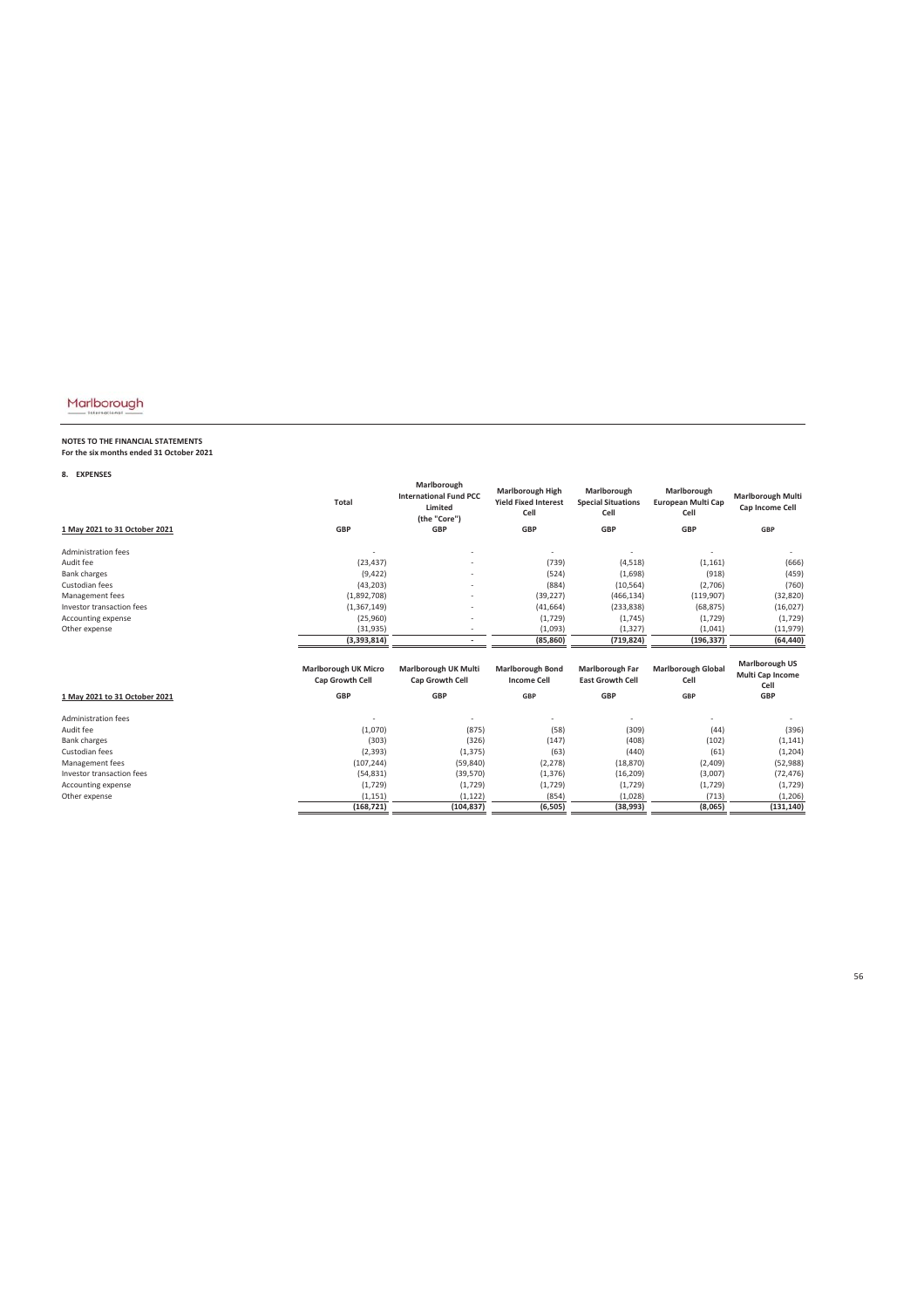Marlborough International

**NOTES TO THE FINANCIAL STATEMENTS**
**For the six months ended 31 October 2021**

**8. EXPENSES**

| 1 May 2021 to 31 October 2021 | Total | Marlborough International Fund PCC Limited (the "Core") | Marlborough High Yield Fixed Interest Cell | Marlborough Special Situations Cell | Marlborough European Multi Cap Cell | Marlborough Multi Cap Income Cell |
|---|---|---|---|---|---|---|
| | GBP | GBP | GBP | GBP | GBP | GBP |
| Administration fees | - | - | - | - | - | - |
| Audit fee | (23,437) | - | (739) | (4,518) | (1,161) | (666) |
| Bank charges | (9,422) | - | (524) | (1,698) | (918) | (459) |
| Custodian fees | (43,203) | - | (884) | (10,564) | (2,706) | (760) |
| Management fees | (1,892,708) | - | (39,227) | (466,134) | (119,907) | (32,820) |
| Investor transaction fees | (1,367,149) | - | (41,664) | (233,838) | (68,875) | (16,027) |
| Accounting expense | (25,960) | - | (1,729) | (1,745) | (1,729) | (1,729) |
| Other expense | (31,935) | - | (1,093) | (1,327) | (1,041) | (11,979) |
| | **(3,393,814)** | **-** | **(85,860)** | **(719,824)** | **(196,337)** | **(64,440)** |

| 1 May 2021 to 31 October 2021 | Marlborough UK Micro Cap Growth Cell | Marlborough UK Multi Cap Growth Cell | Marlborough Bond Income Cell | Marlborough Far East Growth Cell | Marlborough Global Cell | Marlborough US Multi Cap Income Cell |
|---|---|---|---|---|---|---|
| | GBP | GBP | GBP | GBP | GBP | GBP |
| Administration fees | - | - | - | - | - | - |
| Audit fee | (1,070) | (875) | (58) | (309) | (44) | (396) |
| Bank charges | (303) | (326) | (147) | (408) | (102) | (1,141) |
| Custodian fees | (2,393) | (1,375) | (63) | (440) | (61) | (1,204) |
| Management fees | (107,244) | (59,840) | (2,278) | (18,870) | (2,409) | (52,988) |
| Investor transaction fees | (54,831) | (39,570) | (1,376) | (16,209) | (3,007) | (72,476) |
| Accounting expense | (1,729) | (1,729) | (1,729) | (1,729) | (1,729) | (1,729) |
| Other expense | (1,151) | (1,122) | (854) | (1,028) | (713) | (1,206) |
| | **(168,721)** | **(104,837)** | **(6,505)** | **(38,993)** | **(8,065)** | **(131,140)** |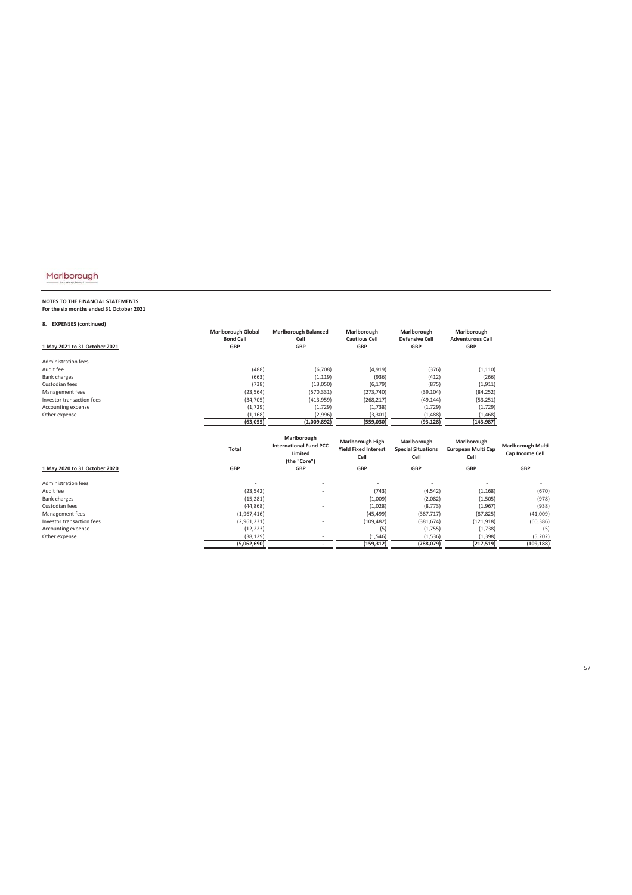**NOTES TO THE FINANCIAL STATEMENTS**
**For the six months ended 31 October 2021**

**8. EXPENSES (continued)**

| 1 May 2021 to 31 October 2021 | Marlborough Global Bond Cell GBP | Marlborough Balanced Cell GBP | Marlborough Cautious Cell GBP | Marlborough Defensive Cell GBP | Marlborough Adventurous Cell GBP |
|---|---|---|---|---|---|
| Administration fees | - | - | - | - | - |
| Audit fee | (488) | (6,708) | (4,919) | (376) | (1,110) |
| Bank charges | (663) | (1,119) | (936) | (412) | (266) |
| Custodian fees | (738) | (13,050) | (6,179) | (875) | (1,911) |
| Management fees | (23,564) | (570,331) | (273,740) | (39,104) | (84,252) |
| Investor transaction fees | (34,705) | (413,959) | (268,217) | (49,144) | (53,251) |
| Accounting expense | (1,729) | (1,729) | (1,738) | (1,729) | (1,729) |
| Other expense | (1,168) | (2,996) | (3,301) | (1,488) | (1,468) |
| | (63,055) | (1,009,892) | (559,030) | (93,128) | (143,987) |

| 1 May 2020 to 31 October 2020 | Total GBP | Marlborough International Fund PCC Limited (the "Core") GBP | Marlborough High Yield Fixed Interest Cell GBP | Marlborough Special Situations Cell GBP | Marlborough European Multi Cap Cell GBP | Marlborough Multi Cap Income Cell GBP |
|---|---|---|---|---|---|---|
| Administration fees | - | - | - | - | - | - |
| Audit fee | (23,542) | - | (743) | (4,542) | (1,168) | (670) |
| Bank charges | (15,281) | - | (1,009) | (2,082) | (1,505) | (978) |
| Custodian fees | (44,868) | - | (1,028) | (8,773) | (1,967) | (938) |
| Management fees | (1,967,416) | - | (45,499) | (387,717) | (87,825) | (41,009) |
| Investor transaction fees | (2,961,231) | - | (109,482) | (381,674) | (121,918) | (60,386) |
| Accounting expense | (12,223) | - | (5) | (1,755) | (1,738) | (5) |
| Other expense | (38,129) | - | (1,546) | (1,536) | (1,398) | (5,202) |
| | (5,062,690) | - | (159,312) | (788,079) | (217,519) | (109,188) |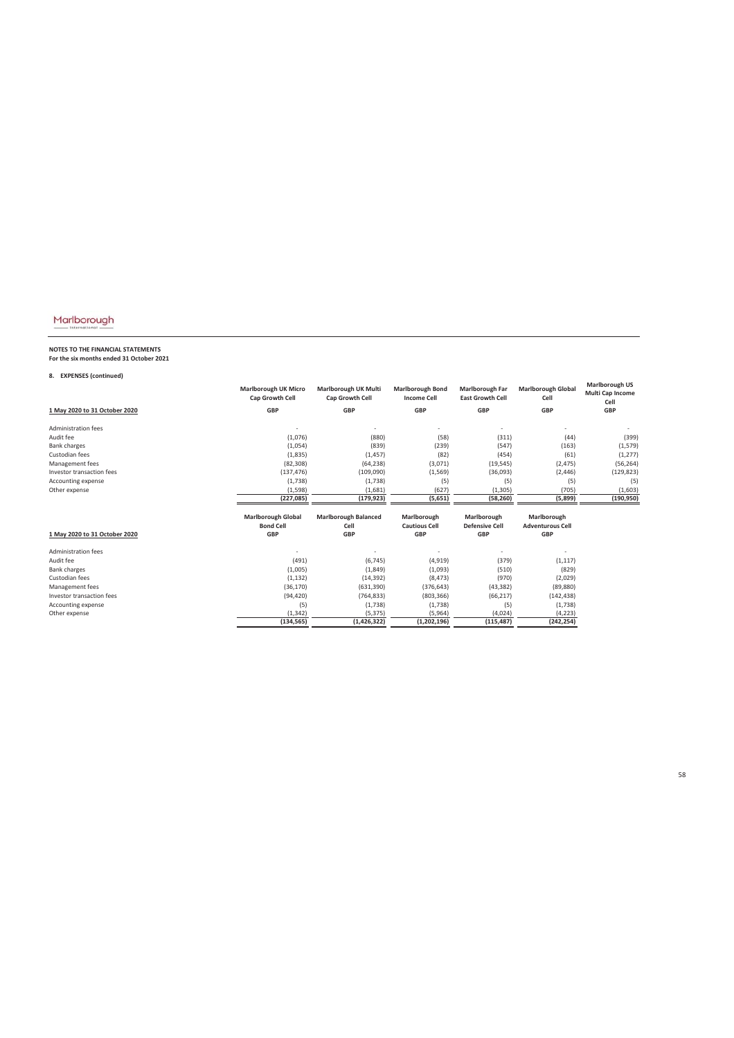Marlborough International

**NOTES TO THE FINANCIAL STATEMENTS**
**For the six months ended 31 October 2021**

**8. EXPENSES (continued)**

| 1 May 2020 to 31 October 2020 | Marlborough UK Micro Cap Growth Cell GBP | Marlborough UK Multi Cap Growth Cell GBP | Marlborough Bond Income Cell GBP | Marlborough Far East Growth Cell GBP | Marlborough Global Cell GBP | Marlborough US Multi Cap Income Cell GBP |
|---|---|---|---|---|---|---|
| Administration fees | - | - | - | - | - | - |
| Audit fee | (1,076) | (880) | (58) | (311) | (44) | (399) |
| Bank charges | (1,054) | (839) | (239) | (547) | (163) | (1,579) |
| Custodian fees | (1,835) | (1,457) | (82) | (454) | (61) | (1,277) |
| Management fees | (82,308) | (64,238) | (3,071) | (19,545) | (2,475) | (56,264) |
| Investor transaction fees | (137,476) | (109,090) | (1,569) | (36,093) | (2,446) | (129,823) |
| Accounting expense | (1,738) | (1,738) | (5) | (5) | (5) | (5) |
| Other expense | (1,598) | (1,681) | (627) | (1,305) | (705) | (1,603) |
| | **(227,085)** | **(179,923)** | **(5,651)** | **(58,260)** | **(5,899)** | **(190,950)** |

| 1 May 2020 to 31 October 2020 | Marlborough Global Bond Cell GBP | Marlborough Balanced Cell GBP | Marlborough Cautious Cell GBP | Marlborough Defensive Cell GBP | Marlborough Adventurous Cell GBP |
|---|---|---|---|---|---|
| Administration fees | - | - | - | - | - |
| Audit fee | (491) | (6,745) | (4,919) | (379) | (1,117) |
| Bank charges | (1,005) | (1,849) | (1,093) | (510) | (829) |
| Custodian fees | (1,132) | (14,392) | (8,473) | (970) | (2,029) |
| Management fees | (36,170) | (631,390) | (376,643) | (43,382) | (89,880) |
| Investor transaction fees | (94,420) | (764,833) | (803,366) | (66,217) | (142,438) |
| Accounting expense | (5) | (1,738) | (1,738) | (5) | (1,738) |
| Other expense | (1,342) | (5,375) | (5,964) | (4,024) | (4,223) |
| | **(134,565)** | **(1,426,322)** | **(1,202,196)** | **(115,487)** | **(242,254)** |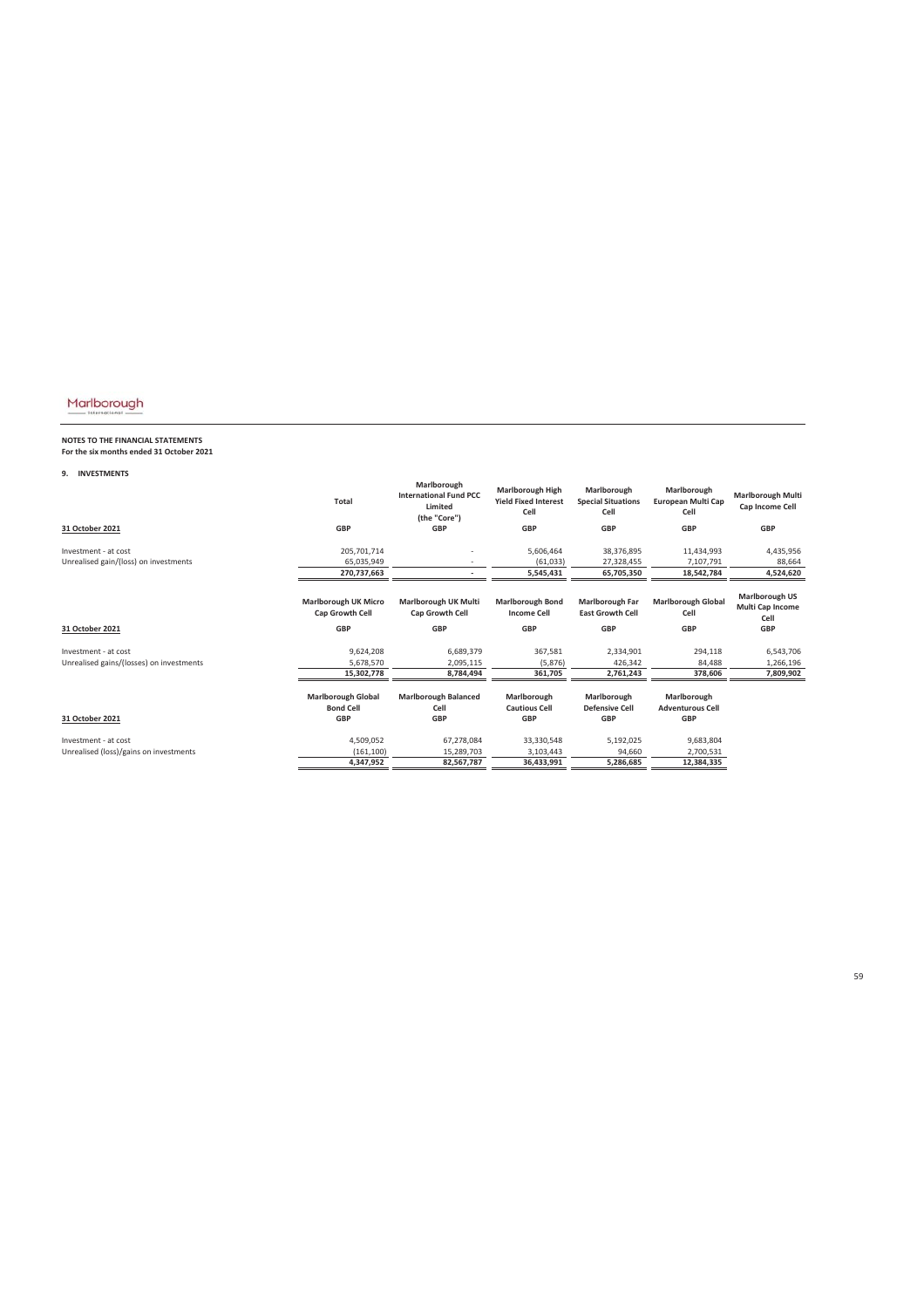**NOTES TO THE FINANCIAL STATEMENTS**
**For the six months ended 31 October 2021**

**9. INVESTMENTS**

| 31 October 2021 | Total | Marlborough International Fund PCC Limited (the "Core") | Marlborough High Yield Fixed Interest Cell | Marlborough Special Situations Cell | Marlborough European Multi Cap Cell | Marlborough Multi Cap Income Cell |
|---|---|---|---|---|---|---|
| | GBP | GBP | GBP | GBP | GBP | GBP |
| Investment - at cost | 205,701,714 | - | 5,606,464 | 38,376,895 | 11,434,993 | 4,435,956 |
| Unrealised gain/(loss) on investments | 65,035,949 | - | (61,033) | 27,328,455 | 7,107,791 | 88,664 |
| | **270,737,663** | **-** | **5,545,431** | **65,705,350** | **18,542,784** | **4,524,620** |

| 31 October 2021 | Marlborough UK Micro Cap Growth Cell | Marlborough UK Multi Cap Growth Cell | Marlborough Bond Income Cell | Marlborough Far East Growth Cell | Marlborough Global Cell | Marlborough US Multi Cap Income Cell |
|---|---|---|---|---|---|---|
| | GBP | GBP | GBP | GBP | GBP | GBP |
| Investment - at cost | 9,624,208 | 6,689,379 | 367,581 | 2,334,901 | 294,118 | 6,543,706 |
| Unrealised gains/(losses) on investments | 5,678,570 | 2,095,115 | (5,876) | 426,342 | 84,488 | 1,266,196 |
| | **15,302,778** | **8,784,494** | **361,705** | **2,761,243** | **378,606** | **7,809,902** |

| 31 October 2021 | Marlborough Global Bond Cell | Marlborough Balanced Cell | Marlborough Cautious Cell | Marlborough Defensive Cell | Marlborough Adventurous Cell |
|---|---|---|---|---|---|
| | GBP | GBP | GBP | GBP | GBP |
| Investment - at cost | 4,509,052 | 67,278,084 | 33,330,548 | 5,192,025 | 9,683,804 |
| Unrealised (loss)/gains on investments | (161,100) | 15,289,703 | 3,103,443 | 94,660 | 2,700,531 |
| | **4,347,952** | **82,567,787** | **36,433,991** | **5,286,685** | **12,384,335** |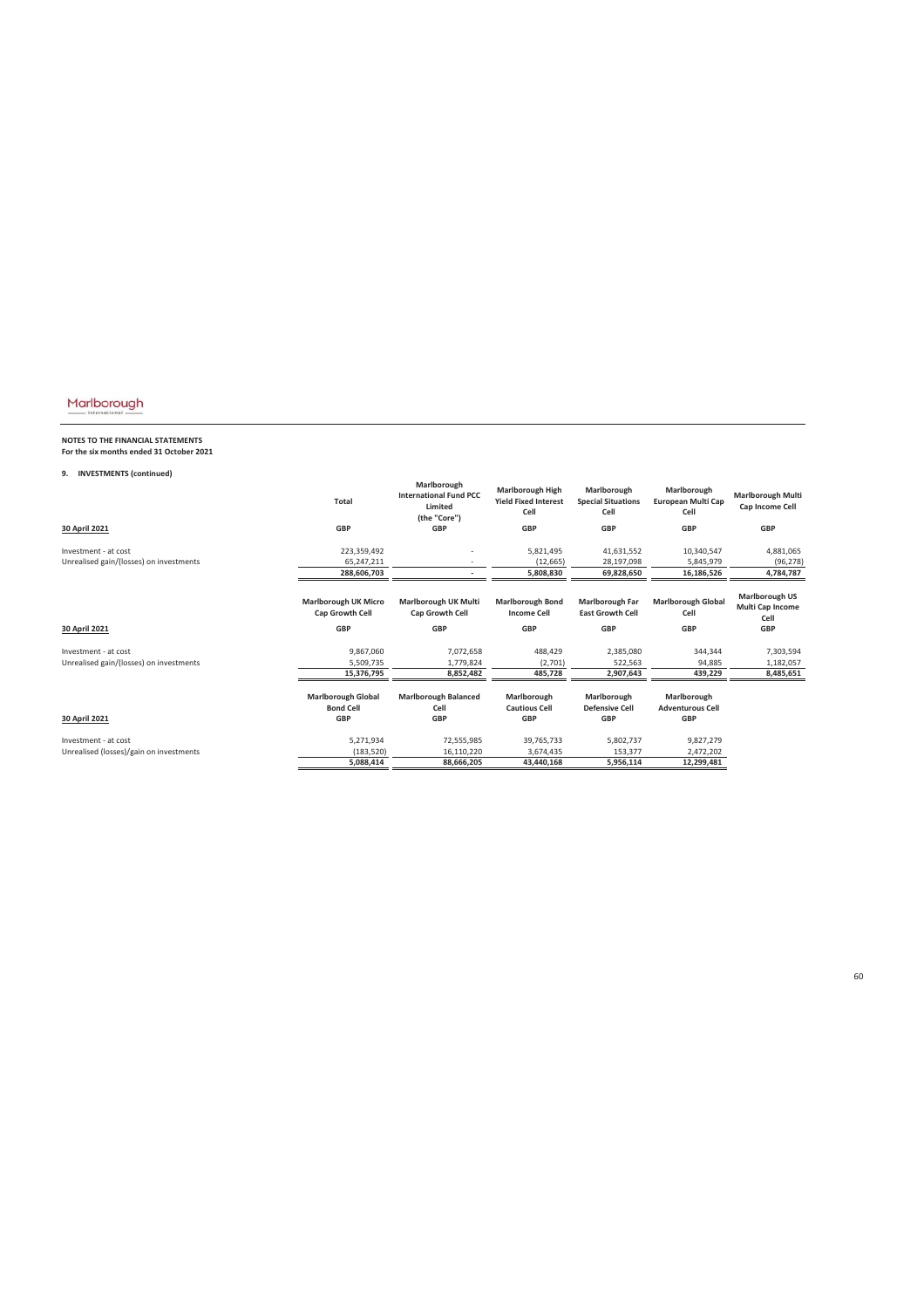Marlborough International

**NOTES TO THE FINANCIAL STATEMENTS**
**For the six months ended 31 October 2021**

**9. INVESTMENTS (continued)**

| 30 April 2021 | Total | Marlborough International Fund PCC Limited (the "Core") | Marlborough High Yield Fixed Interest Cell | Marlborough Special Situations Cell | Marlborough European Multi Cap Cell | Marlborough Multi Cap Income Cell |
|---|---|---|---|---|---|---|
| | GBP | GBP | GBP | GBP | GBP | GBP |
| Investment - at cost | 223,359,492 | - | 5,821,495 | 41,631,552 | 10,340,547 | 4,881,065 |
| Unrealised gain/(losses) on investments | 65,247,211 | - | (12,665) | 28,197,098 | 5,845,979 | (96,278) |
| | **288,606,703** | **-** | **5,808,830** | **69,828,650** | **16,186,526** | **4,784,787** |

| 30 April 2021 | Marlborough UK Micro Cap Growth Cell | Marlborough UK Multi Cap Growth Cell | Marlborough Bond Income Cell | Marlborough Far East Growth Cell | Marlborough Global Cell | Marlborough US Multi Cap Income Cell |
|---|---|---|---|---|---|---|
| | GBP | GBP | GBP | GBP | GBP | GBP |
| Investment - at cost | 9,867,060 | 7,072,658 | 488,429 | 2,385,080 | 344,344 | 7,303,594 |
| Unrealised gain/(losses) on investments | 5,509,735 | 1,779,824 | (2,701) | 522,563 | 94,885 | 1,182,057 |
| | **15,376,795** | **8,852,482** | **485,728** | **2,907,643** | **439,229** | **8,485,651** |

| 30 April 2021 | Marlborough Global Bond Cell | Marlborough Balanced Cell | Marlborough Cautious Cell | Marlborough Defensive Cell | Marlborough Adventurous Cell |
|---|---|---|---|---|---|
| | GBP | GBP | GBP | GBP | GBP |
| Investment - at cost | 5,271,934 | 72,555,985 | 39,765,733 | 5,802,737 | 9,827,279 |
| Unrealised (losses)/gain on investments | (183,520) | 16,110,220 | 3,674,435 | 153,377 | 2,472,202 |
| | **5,088,414** | **88,666,205** | **43,440,168** | **5,956,114** | **12,299,481** |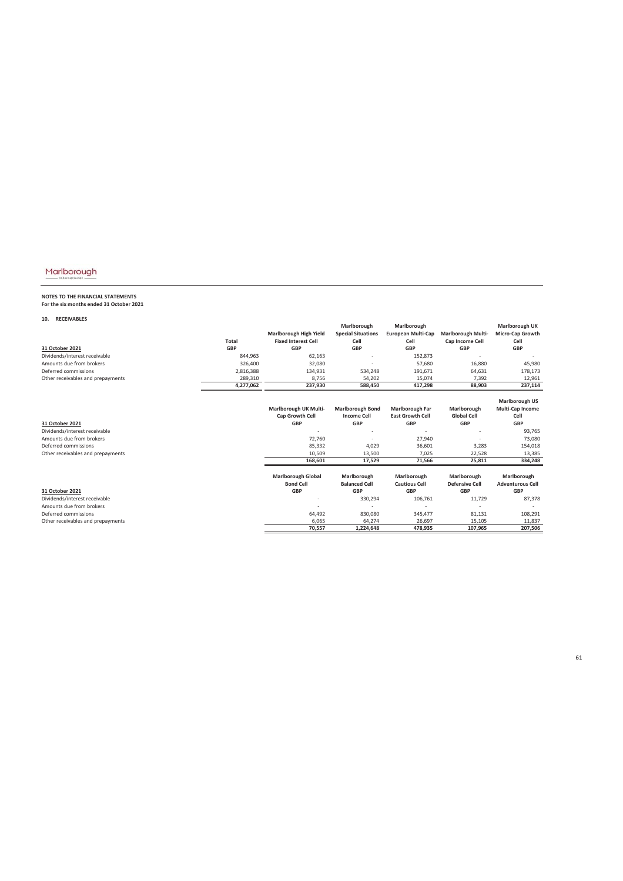Marlborough International

**NOTES TO THE FINANCIAL STATEMENTS**
**For the six months ended 31 October 2021**

## 10. RECEIVABLES

| 31 October 2021 | Total GBP | Marlborough High Yield Fixed Interest Cell GBP | Marlborough Special Situations Cell GBP | Marlborough European Multi-Cap Cell GBP | Marlborough Multi-Cap Income Cell GBP | Marlborough UK Micro-Cap Growth Cell GBP |
|---|---|---|---|---|---|---|
| Dividends/interest receivable | 844,963 | 62,163 | - | 152,873 | - | - |
| Amounts due from brokers | 326,400 | 32,080 | - | 57,680 | 16,880 | 45,980 |
| Deferred commissions | 2,816,388 | 134,931 | 534,248 | 191,671 | 64,631 | 178,173 |
| Other receivables and prepayments | 289,310 | 8,756 | 54,202 | 15,074 | 7,392 | 12,961 |
| | **4,277,062** | **237,930** | **588,450** | **417,298** | **88,903** | **237,114** |

| 31 October 2021 | Marlborough UK Multi-Cap Growth Cell GBP | Marlborough Bond Income Cell GBP | Marlborough Far East Growth Cell GBP | Marlborough Global Cell GBP | Marlborough US Multi-Cap Income Cell GBP |
|---|---|---|---|---|---|
| Dividends/interest receivable | - | - | - | - | 93,765 |
| Amounts due from brokers | 72,760 | - | 27,940 | - | 73,080 |
| Deferred commissions | 85,332 | 4,029 | 36,601 | 3,283 | 154,018 |
| Other receivables and prepayments | 10,509 | 13,500 | 7,025 | 22,528 | 13,385 |
| | **168,601** | **17,529** | **71,566** | **25,811** | **334,248** |

| 31 October 2021 | Marlborough Global Bond Cell GBP | Marlborough Balanced Cell GBP | Marlborough Cautious Cell GBP | Marlborough Defensive Cell GBP | Marlborough Adventurous Cell GBP |
|---|---|---|---|---|---|
| Dividends/interest receivable | - | 330,294 | 106,761 | 11,729 | 87,378 |
| Amounts due from brokers | - | - | - | - | - |
| Deferred commissions | 64,492 | 830,080 | 345,477 | 81,131 | 108,291 |
| Other receivables and prepayments | 6,065 | 64,274 | 26,697 | 15,105 | 11,837 |
| | **70,557** | **1,224,648** | **478,935** | **107,965** | **207,506** |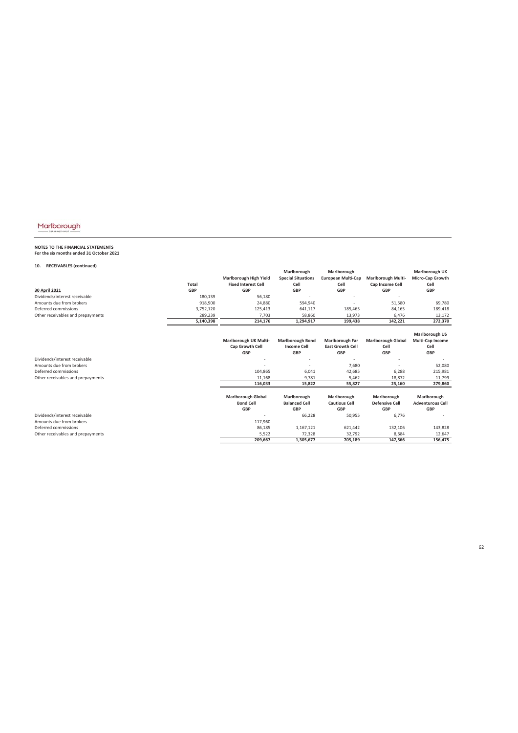**NOTES TO THE FINANCIAL STATEMENTS**
**For the six months ended 31 October 2021**

**10. RECEIVABLES (continued)**

| 30 April 2021 | Total GBP | Marlborough High Yield Fixed Interest Cell GBP | Marlborough Special Situations Cell GBP | Marlborough European Multi-Cap Cell GBP | Marlborough Multi-Cap Income Cell GBP | Marlborough UK Micro-Cap Growth Cell GBP |
|---|---|---|---|---|---|---|
| Dividends/interest receivable | 180,139 | 56,180 | - | - | - | |
| Amounts due from brokers | 918,900 | 24,880 | 594,940 | - | 51,580 | 69,780 |
| Deferred commissions | 3,752,120 | 125,413 | 641,117 | 185,465 | 84,165 | 189,418 |
| Other receivables and prepayments | 289,239 | 7,703 | 58,860 | 13,973 | 6,476 | 13,172 |
| | **5,140,398** | **214,176** | **1,294,917** | **199,438** | **142,221** | **272,370** |

| | Marlborough UK Multi-Cap Growth Cell GBP | Marlborough Bond Income Cell GBP | Marlborough Far East Growth Cell GBP | Marlborough Global Cell GBP | Marlborough US Multi-Cap Income Cell GBP |
|---|---|---|---|---|---|
| Dividends/interest receivable | - | - | - | - | - |
| Amounts due from brokers | - | - | 7,680 | - | 52,080 |
| Deferred commissions | 104,865 | 6,041 | 42,685 | 6,288 | 215,981 |
| Other receivables and prepayments | 11,168 | 9,781 | 5,462 | 18,872 | 11,799 |
| | **116,033** | **15,822** | **55,827** | **25,160** | **279,860** |

| | Marlborough Global Bond Cell GBP | Marlborough Balanced Cell GBP | Marlborough Cautious Cell GBP | Marlborough Defensive Cell GBP | Marlborough Adventurous Cell GBP |
|---|---|---|---|---|---|
| Dividends/interest receivable | - | 66,228 | 50,955 | 6,776 | - |
| Amounts due from brokers | 117,960 | - | - | - | - |
| Deferred commissions | 86,185 | 1,167,121 | 621,442 | 132,106 | 143,828 |
| Other receivables and prepayments | 5,522 | 72,328 | 32,792 | 8,684 | 12,647 |
| | **209,667** | **1,305,677** | **705,189** | **147,566** | **156,475** |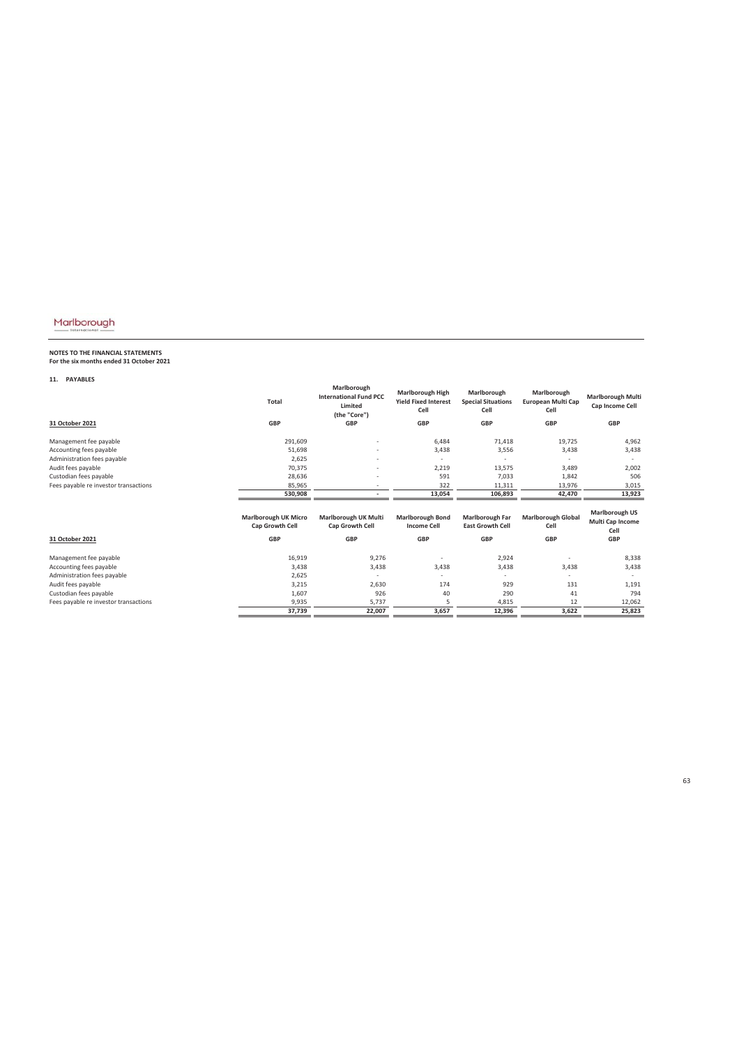Marlborough International

**NOTES TO THE FINANCIAL STATEMENTS**
**For the six months ended 31 October 2021**

## 11. PAYABLES

| 31 October 2021 | Total | Marlborough International Fund PCC Limited (the "Core") | Marlborough High Yield Fixed Interest Cell | Marlborough Special Situations Cell | Marlborough European Multi Cap Cell | Marlborough Multi Cap Income Cell |
|---|---|---|---|---|---|---|
| | GBP | GBP | GBP | GBP | GBP | GBP |
| Management fee payable | 291,609 | - | 6,484 | 71,418 | 19,725 | 4,962 |
| Accounting fees payable | 51,698 | - | 3,438 | 3,556 | 3,438 | 3,438 |
| Administration fees payable | 2,625 | - | - | - | - | - |
| Audit fees payable | 70,375 | - | 2,219 | 13,575 | 3,489 | 2,002 |
| Custodian fees payable | 28,636 | - | 591 | 7,033 | 1,842 | 506 |
| Fees payable re investor transactions | 85,965 | - | 322 | 11,311 | 13,976 | 3,015 |
| | **530,908** | **-** | **13,054** | **106,893** | **42,470** | **13,923** |

| 31 October 2021 | Marlborough UK Micro Cap Growth Cell | Marlborough UK Multi Cap Growth Cell | Marlborough Bond Income Cell | Marlborough Far East Growth Cell | Marlborough Global Cell | Marlborough US Multi Cap Income Cell |
|---|---|---|---|---|---|---|
| | GBP | GBP | GBP | GBP | GBP | GBP |
| Management fee payable | 16,919 | 9,276 | - | 2,924 | - | 8,338 |
| Accounting fees payable | 3,438 | 3,438 | 3,438 | 3,438 | 3,438 | 3,438 |
| Administration fees payable | 2,625 | - | - | - | - | - |
| Audit fees payable | 3,215 | 2,630 | 174 | 929 | 131 | 1,191 |
| Custodian fees payable | 1,607 | 926 | 40 | 290 | 41 | 794 |
| Fees payable re investor transactions | 9,935 | 5,737 | 5 | 4,815 | 12 | 12,062 |
| | **37,739** | **22,007** | **3,657** | **12,396** | **3,622** | **25,823** |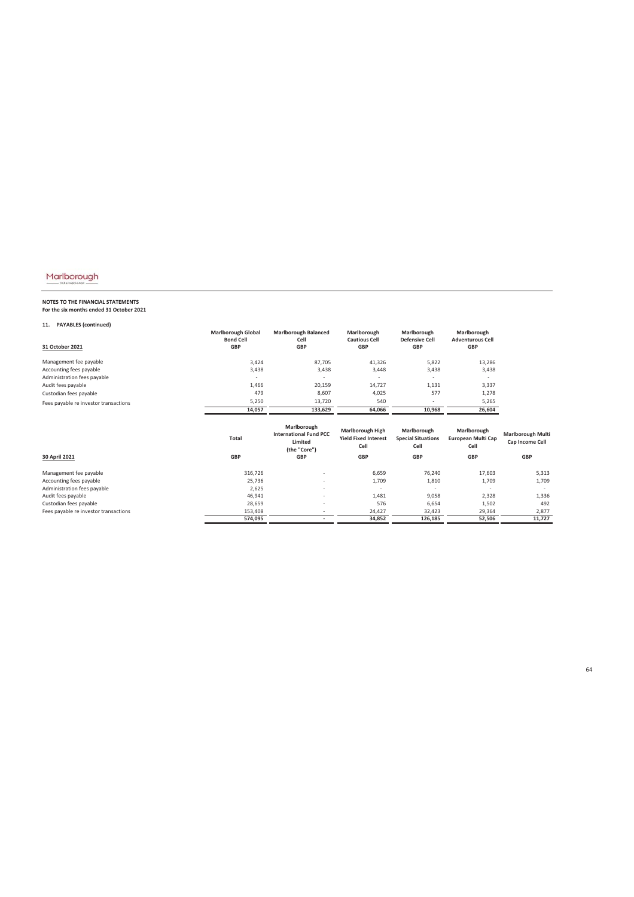**NOTES TO THE FINANCIAL STATEMENTS**
**For the six months ended 31 October 2021**

**11. PAYABLES (continued)**

| 31 October 2021 | Marlborough Global Bond Cell GBP | Marlborough Balanced Cell GBP | Marlborough Cautious Cell GBP | Marlborough Defensive Cell GBP | Marlborough Adventurous Cell GBP |
|---|---|---|---|---|---|
| Management fee payable | 3,424 | 87,705 | 41,326 | 5,822 | 13,286 |
| Accounting fees payable | 3,438 | 3,438 | 3,448 | 3,438 | 3,438 |
| Administration fees payable | - | - | - | - | - |
| Audit fees payable | 1,466 | 20,159 | 14,727 | 1,131 | 3,337 |
| Custodian fees payable | 479 | 8,607 | 4,025 | 577 | 1,278 |
| Fees payable re investor transactions | 5,250 | 13,720 | 540 | - | 5,265 |
| | **14,057** | **133,629** | **64,066** | **10,968** | **26,604** |

| 30 April 2021 | Total GBP | Marlborough International Fund PCC Limited (the "Core") GBP | Marlborough High Yield Fixed Interest Cell GBP | Marlborough Special Situations Cell GBP | Marlborough European Multi Cap Cell GBP | Marlborough Multi Cap Income Cell GBP |
|---|---|---|---|---|---|---|
| Management fee payable | 316,726 | - | 6,659 | 76,240 | 17,603 | 5,313 |
| Accounting fees payable | 25,736 | - | 1,709 | 1,810 | 1,709 | 1,709 |
| Administration fees payable | 2,625 | - | - | - | - | - |
| Audit fees payable | 46,941 | - | 1,481 | 9,058 | 2,328 | 1,336 |
| Custodian fees payable | 28,659 | - | 576 | 6,654 | 1,502 | 492 |
| Fees payable re investor transactions | 153,408 | - | 24,427 | 32,423 | 29,364 | 2,877 |
| | **574,095** | **-** | **34,852** | **126,185** | **52,506** | **11,727** |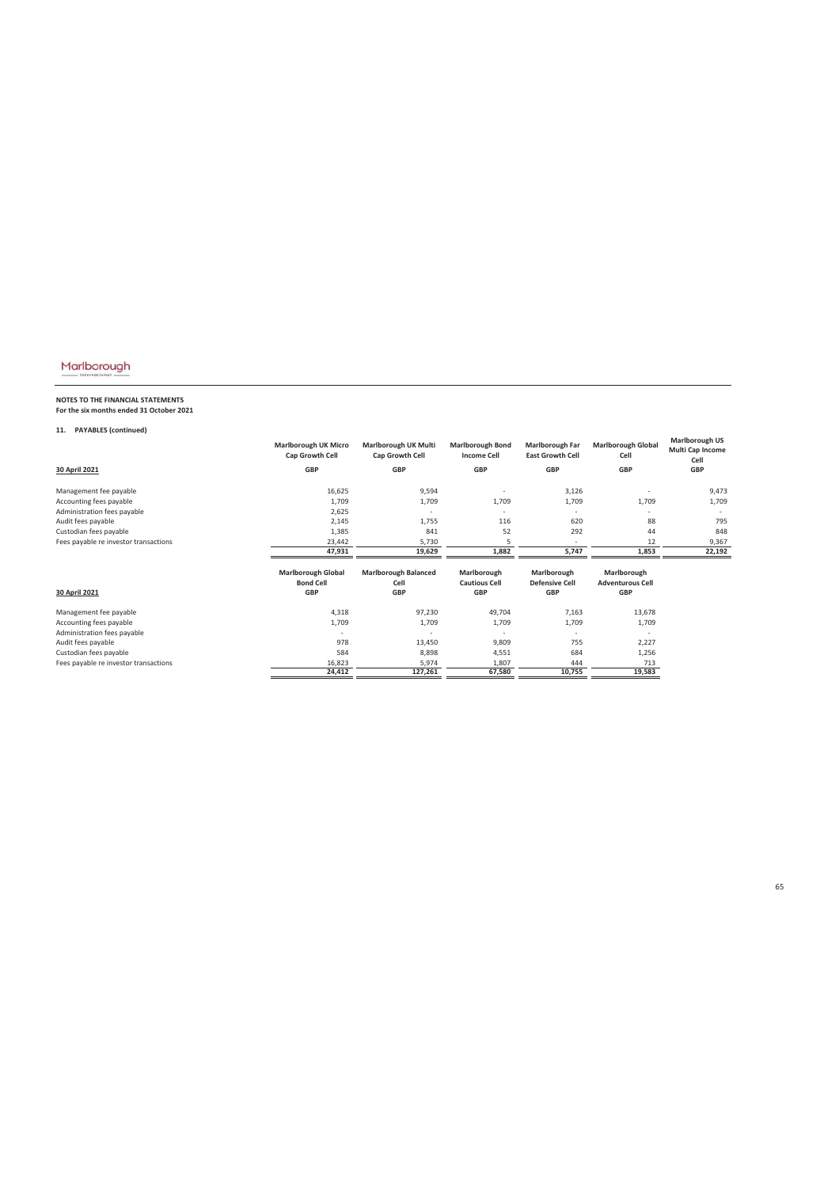**NOTES TO THE FINANCIAL STATEMENTS**
**For the six months ended 31 October 2021**

**11. PAYABLES (continued)**

| 30 April 2021 | Marlborough UK Micro Cap Growth Cell GBP | Marlborough UK Multi Cap Growth Cell GBP | Marlborough Bond Income Cell GBP | Marlborough Far East Growth Cell GBP | Marlborough Global Cell GBP | Marlborough US Multi Cap Income Cell GBP |
|---|---|---|---|---|---|---|
| Management fee payable | 16,625 | 9,594 | - | 3,126 | - | 9,473 |
| Accounting fees payable | 1,709 | 1,709 | 1,709 | 1,709 | 1,709 | 1,709 |
| Administration fees payable | 2,625 | - | - | - | - | - |
| Audit fees payable | 2,145 | 1,755 | 116 | 620 | 88 | 795 |
| Custodian fees payable | 1,385 | 841 | 52 | 292 | 44 | 848 |
| Fees payable re investor transactions | 23,442 | 5,730 | 5 | - | 12 | 9,367 |
| | **47,931** | **19,629** | **1,882** | **5,747** | **1,853** | **22,192** |

| 30 April 2021 | Marlborough Global Bond Cell GBP | Marlborough Balanced Cell GBP | Marlborough Cautious Cell GBP | Marlborough Defensive Cell GBP | Marlborough Adventurous Cell GBP |
|---|---|---|---|---|---|
| Management fee payable | 4,318 | 97,230 | 49,704 | 7,163 | 13,678 |
| Accounting fees payable | 1,709 | 1,709 | 1,709 | 1,709 | 1,709 |
| Administration fees payable | - | - | - | - | - |
| Audit fees payable | 978 | 13,450 | 9,809 | 755 | 2,227 |
| Custodian fees payable | 584 | 8,898 | 4,551 | 684 | 1,256 |
| Fees payable re investor transactions | 16,823 | 5,974 | 1,807 | 444 | 713 |
| | **24,412** | **127,261** | **67,580** | **10,755** | **19,583** |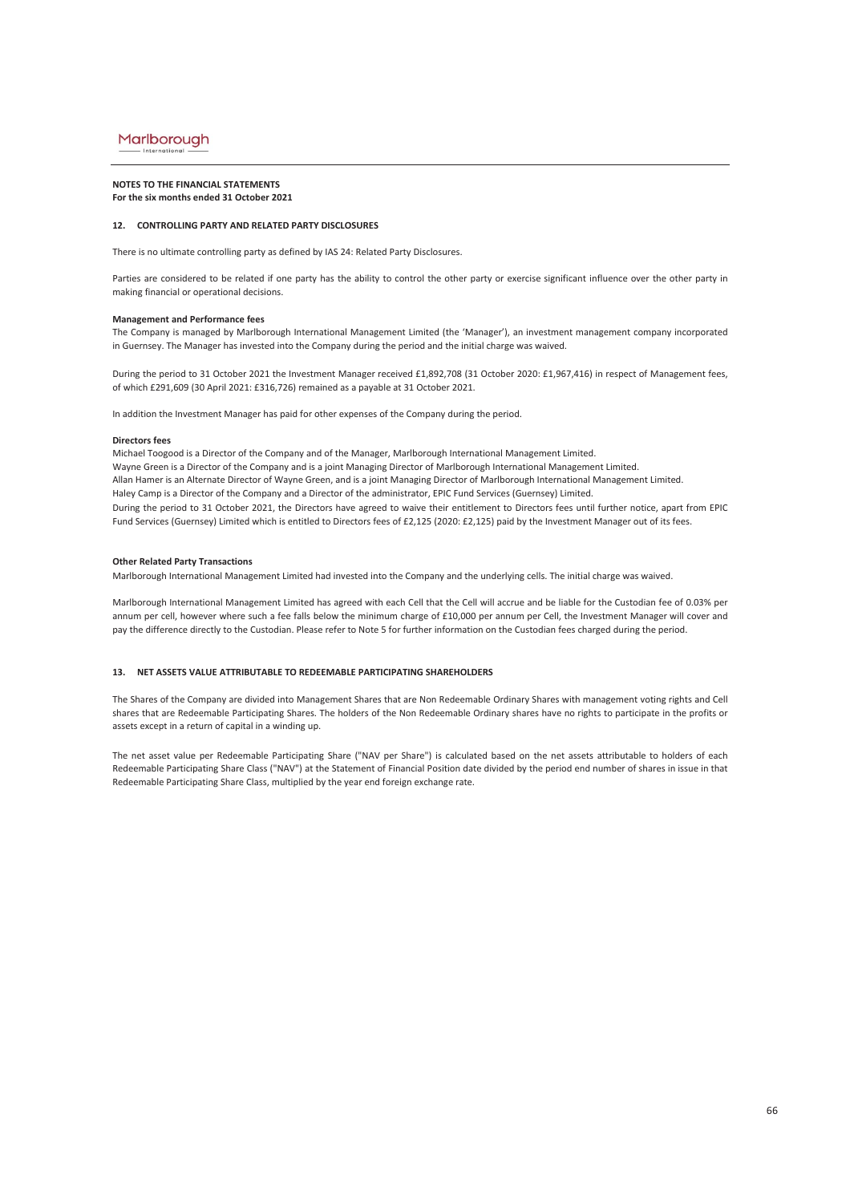**NOTES TO THE FINANCIAL STATEMENTS**
**For the six months ended 31 October 2021**

## 12. CONTROLLING PARTY AND RELATED PARTY DISCLOSURES

There is no ultimate controlling party as defined by IAS 24: Related Party Disclosures.

Parties are considered to be related if one party has the ability to control the other party or exercise significant influence over the other party in making financial or operational decisions.

### Management and Performance fees

The Company is managed by Marlborough International Management Limited (the 'Manager'), an investment management company incorporated in Guernsey. The Manager has invested into the Company during the period and the initial charge was waived.

During the period to 31 October 2021 the Investment Manager received £1,892,708 (31 October 2020: £1,967,416) in respect of Management fees, of which £291,609 (30 April 2021: £316,726) remained as a payable at 31 October 2021.

In addition the Investment Manager has paid for other expenses of the Company during the period.

### Directors fees

Michael Toogood is a Director of the Company and of the Manager, Marlborough International Management Limited.
Wayne Green is a Director of the Company and is a joint Managing Director of Marlborough International Management Limited.
Allan Hamer is an Alternate Director of Wayne Green, and is a joint Managing Director of Marlborough International Management Limited.
Haley Camp is a Director of the Company and a Director of the administrator, EPIC Fund Services (Guernsey) Limited.
During the period to 31 October 2021, the Directors have agreed to waive their entitlement to Directors fees until further notice, apart from EPIC Fund Services (Guernsey) Limited which is entitled to Directors fees of £2,125 (2020: £2,125) paid by the Investment Manager out of its fees.

### Other Related Party Transactions

Marlborough International Management Limited had invested into the Company and the underlying cells. The initial charge was waived.

Marlborough International Management Limited has agreed with each Cell that the Cell will accrue and be liable for the Custodian fee of 0.03% per annum per cell, however where such a fee falls below the minimum charge of £10,000 per annum per Cell, the Investment Manager will cover and pay the difference directly to the Custodian. Please refer to Note 5 for further information on the Custodian fees charged during the period.

## 13. NET ASSETS VALUE ATTRIBUTABLE TO REDEEMABLE PARTICIPATING SHAREHOLDERS

The Shares of the Company are divided into Management Shares that are Non Redeemable Ordinary Shares with management voting rights and Cell shares that are Redeemable Participating Shares. The holders of the Non Redeemable Ordinary shares have no rights to participate in the profits or assets except in a return of capital in a winding up.

The net asset value per Redeemable Participating Share ("NAV per Share") is calculated based on the net assets attributable to holders of each Redeemable Participating Share Class ("NAV") at the Statement of Financial Position date divided by the period end number of shares in issue in that Redeemable Participating Share Class, multiplied by the year end foreign exchange rate.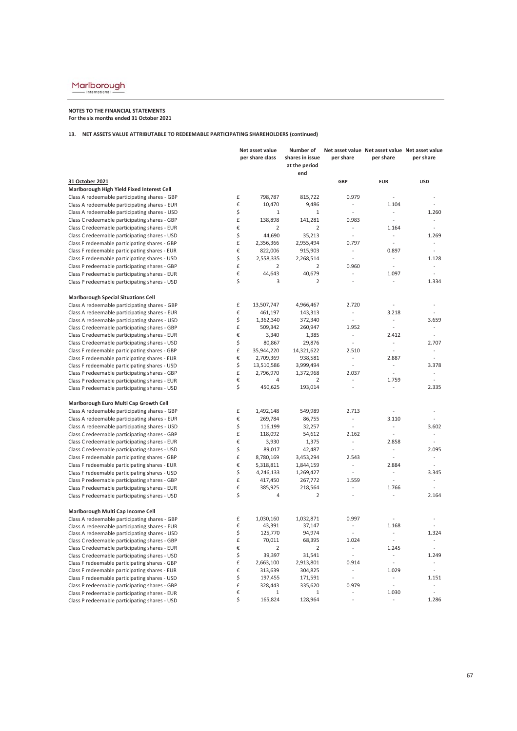Marlborough International

**NOTES TO THE FINANCIAL STATEMENTS**
**For the six months ended 31 October 2021**

**13. NET ASSETS VALUE ATTRIBUTABLE TO REDEEMABLE PARTICIPATING SHAREHOLDERS (continued)**

| | | Net asset value per share class | Number of shares in issue at the period end | Net asset value per share | Net asset value per share | Net asset value per share |
|---|---|---|---|---|---|---|
| **31 October 2021** | | | | **GBP** | **EUR** | **USD** |
| **Marlborough High Yield Fixed Interest Cell** | | | | | | |
| Class A redeemable participating shares - GBP | £ | 798,787 | 815,722 | 0.979 | - | - |
| Class A redeemable participating shares - EUR | € | 10,470 | 9,486 | - | 1.104 | - |
| Class A redeemable participating shares - USD | $ | 1 | 1 | - | - | 1.260 |
| Class C redeemable participating shares - GBP | £ | 138,898 | 141,281 | 0.983 | - | - |
| Class C redeemable participating shares - EUR | € | 2 | 2 | - | 1.164 | - |
| Class C redeemable participating shares - USD | $ | 44,690 | 35,213 | - | - | 1.269 |
| Class F redeemable participating shares - GBP | £ | 2,356,366 | 2,955,494 | 0.797 | - | - |
| Class F redeemable participating shares - EUR | € | 822,006 | 915,903 | - | 0.897 | - |
| Class F redeemable participating shares - USD | $ | 2,558,335 | 2,268,514 | - | - | 1.128 |
| Class P redeemable participating shares - GBP | £ | 2 | 2 | 0.960 | - | - |
| Class P redeemable participating shares - EUR | € | 44,643 | 40,679 | - | 1.097 | - |
| Class P redeemable participating shares - USD | $ | 3 | 2 | - | - | 1.334 |
| | | | | | | |
| **Marlborough Special Situations Cell** | | | | | | |
| Class A redeemable participating shares - GBP | £ | 13,507,747 | 4,966,467 | 2.720 | - | - |
| Class A redeemable participating shares - EUR | € | 461,197 | 143,313 | - | 3.218 | - |
| Class A redeemable participating shares - USD | $ | 1,362,340 | 372,340 | - | - | 3.659 |
| Class C redeemable participating shares - GBP | £ | 509,342 | 260,947 | 1.952 | - | - |
| Class C redeemable participating shares - EUR | € | 3,340 | 1,385 | - | 2.412 | - |
| Class C redeemable participating shares - USD | $ | 80,867 | 29,876 | - | - | 2.707 |
| Class F redeemable participating shares - GBP | £ | 35,944,220 | 14,321,622 | 2.510 | - | - |
| Class F redeemable participating shares - EUR | € | 2,709,369 | 938,581 | - | 2.887 | - |
| Class F redeemable participating shares - USD | $ | 13,510,586 | 3,999,494 | - | - | 3.378 |
| Class P redeemable participating shares - GBP | £ | 2,796,970 | 1,372,968 | 2.037 | - | - |
| Class P redeemable participating shares - EUR | € | 4 | 2 | - | 1.759 | - |
| Class P redeemable participating shares - USD | $ | 450,625 | 193,014 | - | - | 2.335 |
| | | | | | | |
| **Marlborough Euro Multi Cap Growth Cell** | | | | | | |
| Class A redeemable participating shares - GBP | £ | 1,492,148 | 549,989 | 2.713 | - | - |
| Class A redeemable participating shares - EUR | € | 269,784 | 86,755 | - | 3.110 | - |
| Class A redeemable participating shares - USD | $ | 116,199 | 32,257 | - | - | 3.602 |
| Class C redeemable participating shares - GBP | £ | 118,092 | 54,612 | 2.162 | - | - |
| Class C redeemable participating shares - EUR | € | 3,930 | 1,375 | - | 2.858 | - |
| Class C redeemable participating shares - USD | $ | 89,017 | 42,487 | - | - | 2.095 |
| Class F redeemable participating shares - GBP | £ | 8,780,169 | 3,453,294 | 2.543 | - | - |
| Class F redeemable participating shares - EUR | € | 5,318,811 | 1,844,159 | - | 2.884 | - |
| Class F redeemable participating shares - USD | $ | 4,246,133 | 1,269,427 | - | - | 3.345 |
| Class P redeemable participating shares - GBP | £ | 417,450 | 267,772 | 1.559 | - | - |
| Class P redeemable participating shares - EUR | € | 385,925 | 218,564 | - | 1.766 | - |
| Class P redeemable participating shares - USD | $ | 4 | 2 | - | - | 2.164 |
| | | | | | | |
| **Marlborough Multi Cap Income Cell** | | | | | | |
| Class A redeemable participating shares - GBP | £ | 1,030,160 | 1,032,871 | 0.997 | - | - |
| Class A redeemable participating shares - EUR | € | 43,391 | 37,147 | - | 1.168 | - |
| Class A redeemable participating shares - USD | $ | 125,770 | 94,974 | - | - | 1.324 |
| Class C redeemable participating shares - GBP | £ | 70,011 | 68,395 | 1.024 | - | - |
| Class C redeemable participating shares - EUR | € | 2 | 2 | - | 1.245 | - |
| Class C redeemable participating shares - USD | $ | 39,397 | 31,541 | - | - | 1.249 |
| Class F redeemable participating shares - GBP | £ | 2,663,100 | 2,913,801 | 0.914 | - | - |
| Class F redeemable participating shares - EUR | € | 313,639 | 304,825 | - | 1.029 | - |
| Class F redeemable participating shares - USD | $ | 197,455 | 171,591 | - | - | 1.151 |
| Class P redeemable participating shares - GBP | £ | 328,443 | 335,620 | 0.979 | - | - |
| Class P redeemable participating shares - EUR | € | 1 | 1 | - | 1.030 | - |
| Class P redeemable participating shares - USD | $ | 165,824 | 128,964 | - | - | 1.286 |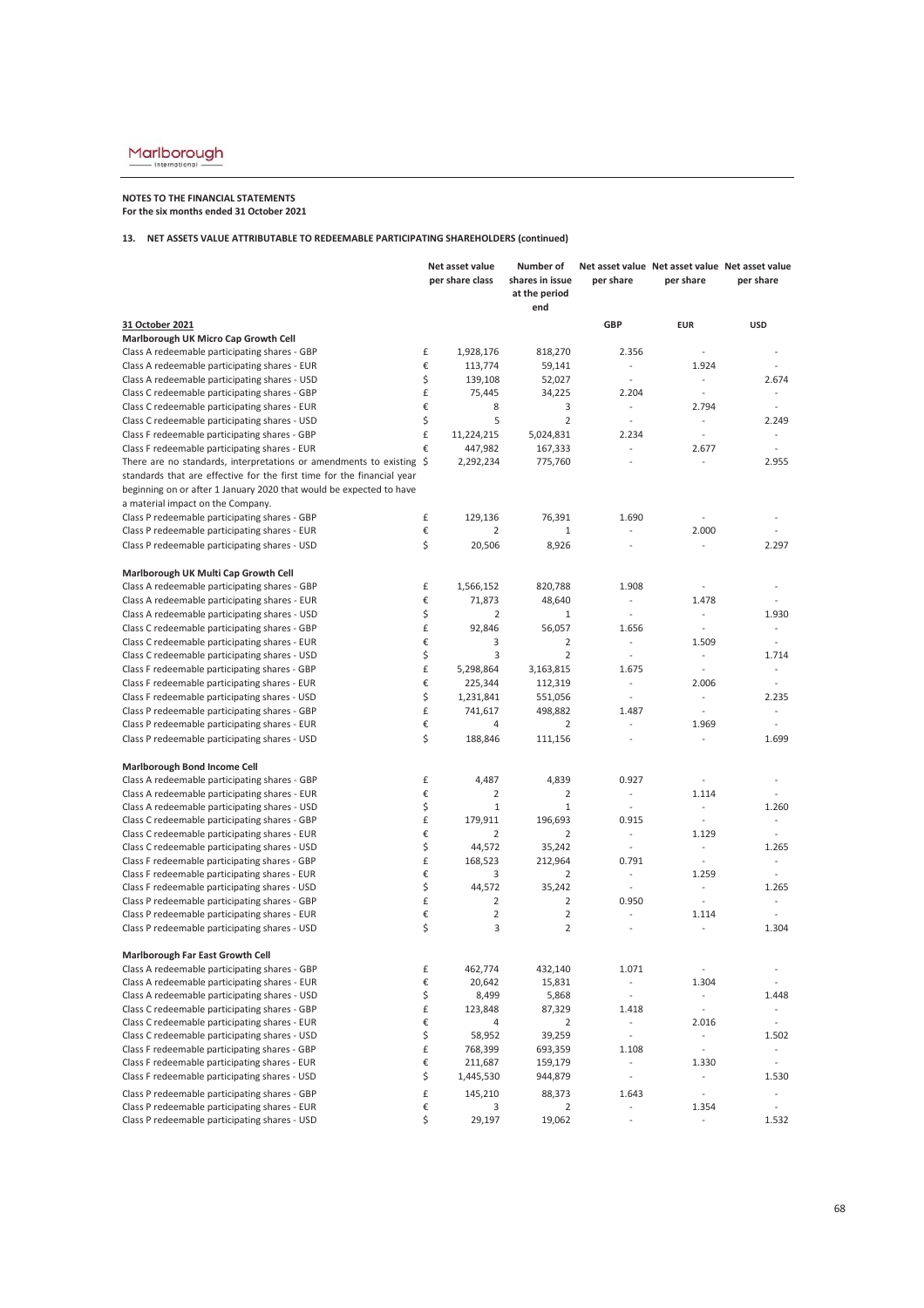**NOTES TO THE FINANCIAL STATEMENTS**
**For the six months ended 31 October 2021**

**13. NET ASSETS VALUE ATTRIBUTABLE TO REDEEMABLE PARTICIPATING SHAREHOLDERS (continued)**

| | | Net asset value per share class | Number of shares in issue at the period end | Net asset value per share | Net asset value per share | Net asset value per share |
|---|---|---|---|---|---|---|
| **31 October 2021** | | | | **GBP** | **EUR** | **USD** |
| **Marlborough UK Micro Cap Growth Cell** | | | | | | |
| Class A redeemable participating shares - GBP | £ | 1,928,176 | 818,270 | 2.356 | - | - |
| Class A redeemable participating shares - EUR | € | 113,774 | 59,141 | - | 1.924 | - |
| Class A redeemable participating shares - USD | $ | 139,108 | 52,027 | - | - | 2.674 |
| Class C redeemable participating shares - GBP | £ | 75,445 | 34,225 | 2.204 | - | - |
| Class C redeemable participating shares - EUR | € | 8 | 3 | - | 2.794 | - |
| Class C redeemable participating shares - USD | $ | 5 | 2 | - | - | 2.249 |
| Class F redeemable participating shares - GBP | £ | 11,224,215 | 5,024,831 | 2.234 | - | - |
| Class F redeemable participating shares - EUR | € | 447,982 | 167,333 | - | 2.677 | - |
| There are no standards, interpretations or amendments to existing standards that are effective for the first time for the financial year beginning on or after 1 January 2020 that would be expected to have a material impact on the Company. | $ | 2,292,234 | 775,760 | - | - | 2.955 |
| Class P redeemable participating shares - GBP | £ | 129,136 | 76,391 | 1.690 | - | - |
| Class P redeemable participating shares - EUR | € | 2 | 1 | - | 2.000 | - |
| Class P redeemable participating shares - USD | $ | 20,506 | 8,926 | - | - | 2.297 |
| **Marlborough UK Multi Cap Growth Cell** | | | | | | |
| Class A redeemable participating shares - GBP | £ | 1,566,152 | 820,788 | 1.908 | - | - |
| Class A redeemable participating shares - EUR | € | 71,873 | 48,640 | - | 1.478 | - |
| Class A redeemable participating shares - USD | $ | 2 | 1 | - | - | 1.930 |
| Class C redeemable participating shares - GBP | £ | 92,846 | 56,057 | 1.656 | - | - |
| Class C redeemable participating shares - EUR | € | 3 | 2 | - | 1.509 | - |
| Class C redeemable participating shares - USD | $ | 3 | 2 | - | - | 1.714 |
| Class F redeemable participating shares - GBP | £ | 5,298,864 | 3,163,815 | 1.675 | - | - |
| Class F redeemable participating shares - EUR | € | 225,344 | 112,319 | - | 2.006 | - |
| Class F redeemable participating shares - USD | $ | 1,231,841 | 551,056 | - | - | 2.235 |
| Class P redeemable participating shares - GBP | £ | 741,617 | 498,882 | 1.487 | - | - |
| Class P redeemable participating shares - EUR | € | 4 | 2 | - | 1.969 | - |
| Class P redeemable participating shares - USD | $ | 188,846 | 111,156 | - | - | 1.699 |
| **Marlborough Bond Income Cell** | | | | | | |
| Class A redeemable participating shares - GBP | £ | 4,487 | 4,839 | 0.927 | - | - |
| Class A redeemable participating shares - EUR | € | 2 | 2 | - | 1.114 | - |
| Class A redeemable participating shares - USD | $ | 1 | 1 | - | - | 1.260 |
| Class C redeemable participating shares - GBP | £ | 179,911 | 196,693 | 0.915 | - | - |
| Class C redeemable participating shares - EUR | € | 2 | 2 | - | 1.129 | - |
| Class C redeemable participating shares - USD | $ | 44,572 | 35,242 | - | - | 1.265 |
| Class F redeemable participating shares - GBP | £ | 168,523 | 212,964 | 0.791 | - | - |
| Class F redeemable participating shares - EUR | € | 3 | 2 | - | 1.259 | - |
| Class F redeemable participating shares - USD | $ | 44,572 | 35,242 | - | - | 1.265 |
| Class P redeemable participating shares - GBP | £ | 2 | 2 | 0.950 | - | - |
| Class P redeemable participating shares - EUR | € | 2 | 2 | - | 1.114 | - |
| Class P redeemable participating shares - USD | $ | 3 | 2 | - | - | 1.304 |
| **Marlborough Far East Growth Cell** | | | | | | |
| Class A redeemable participating shares - GBP | £ | 462,774 | 432,140 | 1.071 | - | - |
| Class A redeemable participating shares - EUR | € | 20,642 | 15,831 | - | 1.304 | - |
| Class A redeemable participating shares - USD | $ | 8,499 | 5,868 | - | - | 1.448 |
| Class C redeemable participating shares - GBP | £ | 123,848 | 87,329 | 1.418 | - | - |
| Class C redeemable participating shares - EUR | € | 4 | 2 | - | 2.016 | - |
| Class C redeemable participating shares - USD | $ | 58,952 | 39,259 | - | - | 1.502 |
| Class F redeemable participating shares - GBP | £ | 768,399 | 693,359 | 1.108 | - | - |
| Class F redeemable participating shares - EUR | € | 211,687 | 159,179 | - | 1.330 | - |
| Class F redeemable participating shares - USD | $ | 1,445,530 | 944,879 | - | - | 1.530 |
| Class P redeemable participating shares - GBP | £ | 145,210 | 88,373 | 1.643 | - | - |
| Class P redeemable participating shares - EUR | € | 3 | 2 | - | 1.354 | - |
| Class P redeemable participating shares - USD | $ | 29,197 | 19,062 | - | - | 1.532 |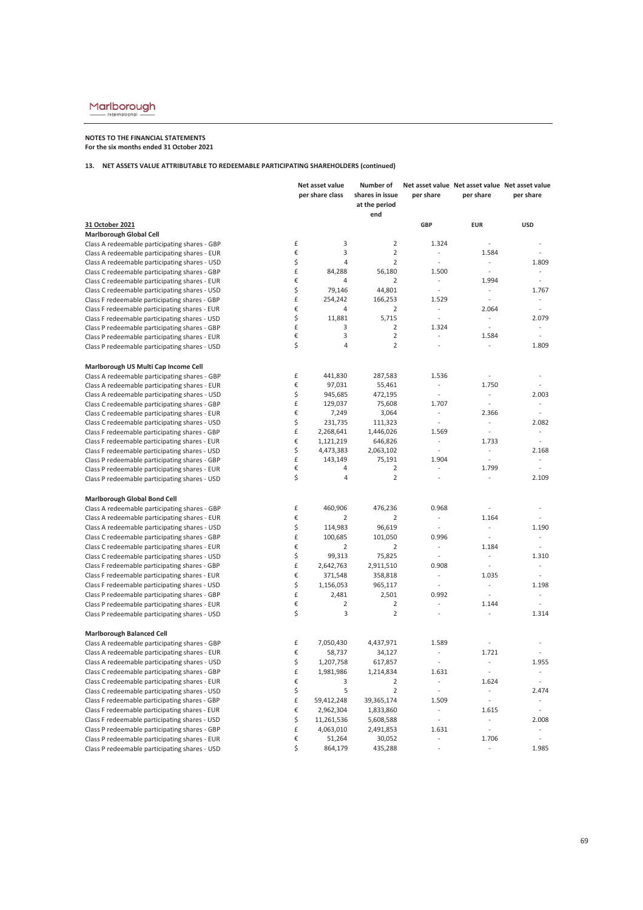**NOTES TO THE FINANCIAL STATEMENTS**
**For the six months ended 31 October 2021**

**13. NET ASSETS VALUE ATTRIBUTABLE TO REDEEMABLE PARTICIPATING SHAREHOLDERS (continued)**

| | | Net asset value per share class | Number of shares in issue at the period end | Net asset value per share | Net asset value per share | Net asset value per share |
|---|---|---|---|---|---|---|
| **31 October 2021** | | | | **GBP** | **EUR** | **USD** |
| **Marlborough Global Cell** | | | | | | |
| Class A redeemable participating shares - GBP | £ | 3 | 2 | 1.324 | - | - |
| Class A redeemable participating shares - EUR | € | 3 | 2 | - | 1.584 | - |
| Class A redeemable participating shares - USD | $ | 4 | 2 | - | - | 1.809 |
| Class C redeemable participating shares - GBP | £ | 84,288 | 56,180 | 1.500 | - | - |
| Class C redeemable participating shares - EUR | € | 4 | 2 | - | 1.994 | - |
| Class C redeemable participating shares - USD | $ | 79,146 | 44,801 | - | - | 1.767 |
| Class F redeemable participating shares - GBP | £ | 254,242 | 166,253 | 1.529 | - | - |
| Class F redeemable participating shares - EUR | € | 4 | 2 | - | 2.064 | - |
| Class F redeemable participating shares - USD | $ | 11,881 | 5,715 | - | - | 2.079 |
| Class P redeemable participating shares - GBP | £ | 3 | 2 | 1.324 | - | - |
| Class P redeemable participating shares - EUR | € | 3 | 2 | - | 1.584 | - |
| Class P redeemable participating shares - USD | $ | 4 | 2 | - | - | 1.809 |
| | | | | | | |
| **Marlborough US Multi Cap Income Cell** | | | | | | |
| Class A redeemable participating shares - GBP | £ | 441,830 | 287,583 | 1.536 | - | - |
| Class A redeemable participating shares - EUR | € | 97,031 | 55,461 | - | 1.750 | - |
| Class A redeemable participating shares - USD | $ | 945,685 | 472,195 | - | - | 2.003 |
| Class C redeemable participating shares - GBP | £ | 129,037 | 75,608 | 1.707 | - | - |
| Class C redeemable participating shares - EUR | € | 7,249 | 3,064 | - | 2.366 | - |
| Class C redeemable participating shares - USD | $ | 231,735 | 111,323 | - | - | 2.082 |
| Class F redeemable participating shares - GBP | £ | 2,268,641 | 1,446,026 | 1.569 | - | - |
| Class F redeemable participating shares - EUR | € | 1,121,219 | 646,826 | - | 1.733 | - |
| Class F redeemable participating shares - USD | $ | 4,473,383 | 2,063,102 | - | - | 2.168 |
| Class P redeemable participating shares - GBP | £ | 143,149 | 75,191 | 1.904 | - | - |
| Class P redeemable participating shares - EUR | € | 4 | 2 | - | 1.799 | - |
| Class P redeemable participating shares - USD | $ | 4 | 2 | - | - | 2.109 |
| | | | | | | |
| **Marlborough Global Bond Cell** | | | | | | |
| Class A redeemable participating shares - GBP | £ | 460,906 | 476,236 | 0.968 | - | - |
| Class A redeemable participating shares - EUR | € | 2 | 2 | - | 1.164 | - |
| Class A redeemable participating shares - USD | $ | 114,983 | 96,619 | - | - | 1.190 |
| Class C redeemable participating shares - GBP | £ | 100,685 | 101,050 | 0.996 | - | - |
| Class C redeemable participating shares - EUR | € | 2 | 2 | - | 1.184 | - |
| Class C redeemable participating shares - USD | $ | 99,313 | 75,825 | - | - | 1.310 |
| Class F redeemable participating shares - GBP | £ | 2,642,763 | 2,911,510 | 0.908 | - | - |
| Class F redeemable participating shares - EUR | € | 371,548 | 358,818 | - | 1.035 | - |
| Class F redeemable participating shares - USD | $ | 1,156,053 | 965,117 | - | - | 1.198 |
| Class P redeemable participating shares - GBP | £ | 2,481 | 2,501 | 0.992 | - | - |
| Class P redeemable participating shares - EUR | € | 2 | 2 | - | 1.144 | - |
| Class P redeemable participating shares - USD | $ | 3 | 2 | - | - | 1.314 |
| | | | | | | |
| **Marlborough Balanced Cell** | | | | | | |
| Class A redeemable participating shares - GBP | £ | 7,050,430 | 4,437,971 | 1.589 | - | - |
| Class A redeemable participating shares - EUR | € | 58,737 | 34,127 | - | 1.721 | - |
| Class A redeemable participating shares - USD | $ | 1,207,758 | 617,857 | - | - | 1.955 |
| Class C redeemable participating shares - GBP | £ | 1,981,986 | 1,214,834 | 1.631 | - | - |
| Class C redeemable participating shares - EUR | € | 3 | 2 | - | 1.624 | - |
| Class C redeemable participating shares - USD | $ | 5 | 2 | - | - | 2.474 |
| Class F redeemable participating shares - GBP | £ | 59,412,248 | 39,365,174 | 1.509 | - | - |
| Class F redeemable participating shares - EUR | € | 2,962,304 | 1,833,860 | - | 1.615 | - |
| Class F redeemable participating shares - USD | $ | 11,261,536 | 5,608,588 | - | - | 2.008 |
| Class P redeemable participating shares - GBP | £ | 4,063,010 | 2,491,853 | 1.631 | - | - |
| Class P redeemable participating shares - EUR | € | 51,264 | 30,052 | - | 1.706 | - |
| Class P redeemable participating shares - USD | $ | 864,179 | 435,288 | - | - | 1.985 |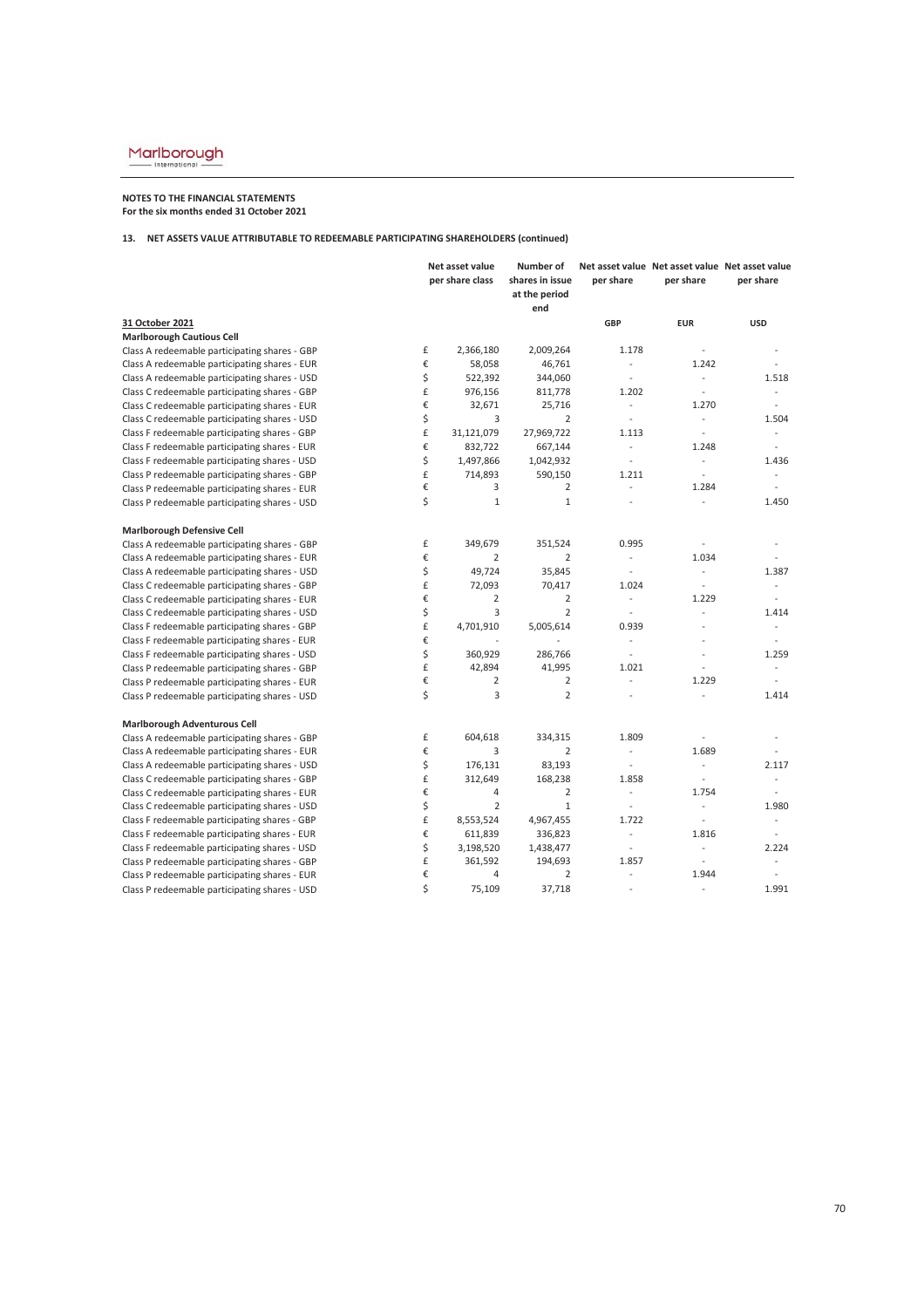**NOTES TO THE FINANCIAL STATEMENTS**
**For the six months ended 31 October 2021**

**13. NET ASSETS VALUE ATTRIBUTABLE TO REDEEMABLE PARTICIPATING SHAREHOLDERS (continued)**

| | | Net asset value per share class | Number of shares in issue at the period end | Net asset value per share | Net asset value per share | Net asset value per share |
|---|---|---|---|---|---|---|
| **31 October 2021** | | | | **GBP** | **EUR** | **USD** |
| **Marlborough Cautious Cell** | | | | | | |
| Class A redeemable participating shares - GBP | £ | 2,366,180 | 2,009,264 | 1.178 | - | - |
| Class A redeemable participating shares - EUR | € | 58,058 | 46,761 | - | 1.242 | - |
| Class A redeemable participating shares - USD | $ | 522,392 | 344,060 | - | - | 1.518 |
| Class C redeemable participating shares - GBP | £ | 976,156 | 811,778 | 1.202 | - | - |
| Class C redeemable participating shares - EUR | € | 32,671 | 25,716 | - | 1.270 | - |
| Class C redeemable participating shares - USD | $ | 3 | 2 | - | - | 1.504 |
| Class F redeemable participating shares - GBP | £ | 31,121,079 | 27,969,722 | 1.113 | - | - |
| Class F redeemable participating shares - EUR | € | 832,722 | 667,144 | - | 1.248 | - |
| Class F redeemable participating shares - USD | $ | 1,497,866 | 1,042,932 | - | - | 1.436 |
| Class P redeemable participating shares - GBP | £ | 714,893 | 590,150 | 1.211 | - | - |
| Class P redeemable participating shares - EUR | € | 3 | 2 | - | 1.284 | - |
| Class P redeemable participating shares - USD | $ | 1 | 1 | - | - | 1.450 |
| | | | | | | |
| **Marlborough Defensive Cell** | | | | | | |
| Class A redeemable participating shares - GBP | £ | 349,679 | 351,524 | 0.995 | - | - |
| Class A redeemable participating shares - EUR | € | 2 | 2 | - | 1.034 | - |
| Class A redeemable participating shares - USD | $ | 49,724 | 35,845 | - | - | 1.387 |
| Class C redeemable participating shares - GBP | £ | 72,093 | 70,417 | 1.024 | - | - |
| Class C redeemable participating shares - EUR | € | 2 | 2 | - | 1.229 | - |
| Class C redeemable participating shares - USD | $ | 3 | 2 | - | - | 1.414 |
| Class F redeemable participating shares - GBP | £ | 4,701,910 | 5,005,614 | 0.939 | - | - |
| Class F redeemable participating shares - EUR | € | - | - | - | - | - |
| Class F redeemable participating shares - USD | $ | 360,929 | 286,766 | - | - | 1.259 |
| Class P redeemable participating shares - GBP | £ | 42,894 | 41,995 | 1.021 | - | - |
| Class P redeemable participating shares - EUR | € | 2 | 2 | - | 1.229 | - |
| Class P redeemable participating shares - USD | $ | 3 | 2 | - | - | 1.414 |
| | | | | | | |
| **Marlborough Adventurous Cell** | | | | | | |
| Class A redeemable participating shares - GBP | £ | 604,618 | 334,315 | 1.809 | - | - |
| Class A redeemable participating shares - EUR | € | 3 | 2 | - | 1.689 | - |
| Class A redeemable participating shares - USD | $ | 176,131 | 83,193 | - | - | 2.117 |
| Class C redeemable participating shares - GBP | £ | 312,649 | 168,238 | 1.858 | - | - |
| Class C redeemable participating shares - EUR | € | 4 | 2 | - | 1.754 | - |
| Class C redeemable participating shares - USD | $ | 2 | 1 | - | - | 1.980 |
| Class F redeemable participating shares - GBP | £ | 8,553,524 | 4,967,455 | 1.722 | - | - |
| Class F redeemable participating shares - EUR | € | 611,839 | 336,823 | - | 1.816 | - |
| Class F redeemable participating shares - USD | $ | 3,198,520 | 1,438,477 | - | - | 2.224 |
| Class P redeemable participating shares - GBP | £ | 361,592 | 194,693 | 1.857 | - | - |
| Class P redeemable participating shares - EUR | € | 4 | 2 | - | 1.944 | - |
| Class P redeemable participating shares - USD | $ | 75,109 | 37,718 | - | - | 1.991 |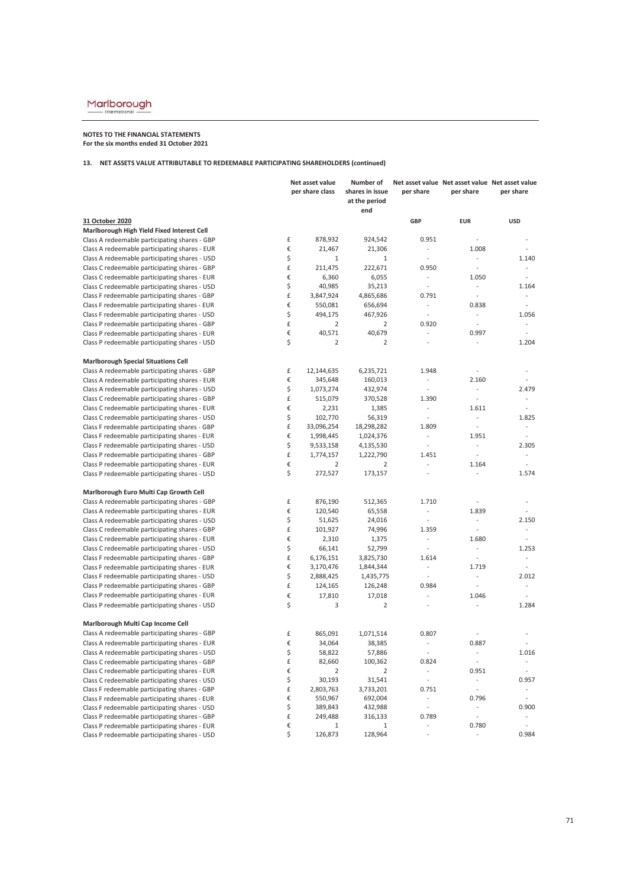**NOTES TO THE FINANCIAL STATEMENTS**
**For the six months ended 31 October 2021**

**13. NET ASSETS VALUE ATTRIBUTABLE TO REDEEMABLE PARTICIPATING SHAREHOLDERS (continued)**

| | | Net asset value per share class | Number of shares in issue at the period end | Net asset value per share | Net asset value per share | Net asset value per share |
|---|---|---|---|---|---|---|
| **31 October 2020** | | | | **GBP** | **EUR** | **USD** |
| **Marlborough High Yield Fixed Interest Cell** | | | | | | |
| Class A redeemable participating shares - GBP | £ | 878,932 | 924,542 | 0.951 | - | - |
| Class A redeemable participating shares - EUR | € | 21,467 | 21,306 | - | 1.008 | - |
| Class A redeemable participating shares - USD | $ | 1 | 1 | - | - | 1.140 |
| Class C redeemable participating shares - GBP | £ | 211,475 | 222,671 | 0.950 | - | - |
| Class C redeemable participating shares - EUR | € | 6,360 | 6,055 | - | 1.050 | - |
| Class C redeemable participating shares - USD | $ | 40,985 | 35,213 | - | - | 1.164 |
| Class F redeemable participating shares - GBP | £ | 3,847,924 | 4,865,686 | 0.791 | - | - |
| Class F redeemable participating shares - EUR | € | 550,081 | 656,694 | - | 0.838 | - |
| Class F redeemable participating shares - USD | $ | 494,175 | 467,926 | - | - | 1.056 |
| Class P redeemable participating shares - GBP | £ | 2 | 2 | 0.920 | - | - |
| Class P redeemable participating shares - EUR | € | 40,571 | 40,679 | - | 0.997 | - |
| Class P redeemable participating shares - USD | $ | 2 | 2 | - | - | 1.204 |
| | | | | | | |
| **Marlborough Special Situations Cell** | | | | | | |
| Class A redeemable participating shares - GBP | £ | 12,144,635 | 6,235,721 | 1.948 | - | - |
| Class A redeemable participating shares - EUR | € | 345,648 | 160,013 | - | 2.160 | - |
| Class A redeemable participating shares - USD | $ | 1,073,274 | 432,974 | - | - | 2.479 |
| Class C redeemable participating shares - GBP | £ | 515,079 | 370,528 | 1.390 | - | - |
| Class C redeemable participating shares - EUR | € | 2,231 | 1,385 | - | 1.611 | - |
| Class C redeemable participating shares - USD | $ | 102,770 | 56,319 | - | - | 1.825 |
| Class F redeemable participating shares - GBP | £ | 33,096,254 | 18,298,282 | 1.809 | - | - |
| Class F redeemable participating shares - EUR | € | 1,998,445 | 1,024,376 | - | 1.951 | - |
| Class F redeemable participating shares - USD | $ | 9,533,158 | 4,135,530 | - | - | 2.305 |
| Class P redeemable participating shares - GBP | £ | 1,774,157 | 1,222,790 | 1.451 | - | - |
| Class P redeemable participating shares - EUR | € | 2 | 2 | - | 1.164 | - |
| Class P redeemable participating shares - USD | $ | 272,527 | 173,157 | - | - | 1.574 |
| | | | | | | |
| **Marlborough Euro Multi Cap Growth Cell** | | | | | | |
| Class A redeemable participating shares - GBP | £ | 876,190 | 512,365 | 1.710 | - | - |
| Class A redeemable participating shares - EUR | € | 120,540 | 65,558 | - | 1.839 | - |
| Class A redeemable participating shares - USD | $ | 51,625 | 24,016 | - | - | 2.150 |
| Class C redeemable participating shares - GBP | £ | 101,927 | 74,996 | 1.359 | - | - |
| Class C redeemable participating shares - EUR | € | 2,310 | 1,375 | - | 1.680 | - |
| Class C redeemable participating shares - USD | $ | 66,141 | 52,799 | - | - | 1.253 |
| Class F redeemable participating shares - GBP | £ | 6,176,151 | 3,825,730 | 1.614 | - | - |
| Class F redeemable participating shares - EUR | € | 3,170,476 | 1,844,344 | - | 1.719 | - |
| Class F redeemable participating shares - USD | $ | 2,888,425 | 1,435,775 | - | - | 2.012 |
| Class P redeemable participating shares - GBP | £ | 124,165 | 126,248 | 0.984 | - | - |
| Class P redeemable participating shares - EUR | € | 17,810 | 17,018 | - | 1.046 | - |
| Class P redeemable participating shares - USD | $ | 3 | 2 | - | - | 1.284 |
| | | | | | | |
| **Marlborough Multi Cap Income Cell** | | | | | | |
| Class A redeemable participating shares - GBP | £ | 865,091 | 1,071,514 | 0.807 | - | - |
| Class A redeemable participating shares - EUR | € | 34,064 | 38,385 | - | 0.887 | - |
| Class A redeemable participating shares - USD | $ | 58,822 | 57,886 | - | - | 1.016 |
| Class C redeemable participating shares - GBP | £ | 82,660 | 100,362 | 0.824 | - | - |
| Class C redeemable participating shares - EUR | € | 2 | 2 | - | 0.951 | - |
| Class C redeemable participating shares - USD | $ | 30,193 | 31,541 | - | - | 0.957 |
| Class F redeemable participating shares - GBP | £ | 2,803,763 | 3,733,201 | 0.751 | - | - |
| Class F redeemable participating shares - EUR | € | 550,967 | 692,004 | - | 0.796 | - |
| Class F redeemable participating shares - USD | $ | 389,843 | 432,988 | - | - | 0.900 |
| Class P redeemable participating shares - GBP | £ | 249,488 | 316,133 | 0.789 | - | - |
| Class P redeemable participating shares - EUR | € | 1 | 1 | - | 0.780 | - |
| Class P redeemable participating shares - USD | $ | 126,873 | 128,964 | - | - | 0.984 |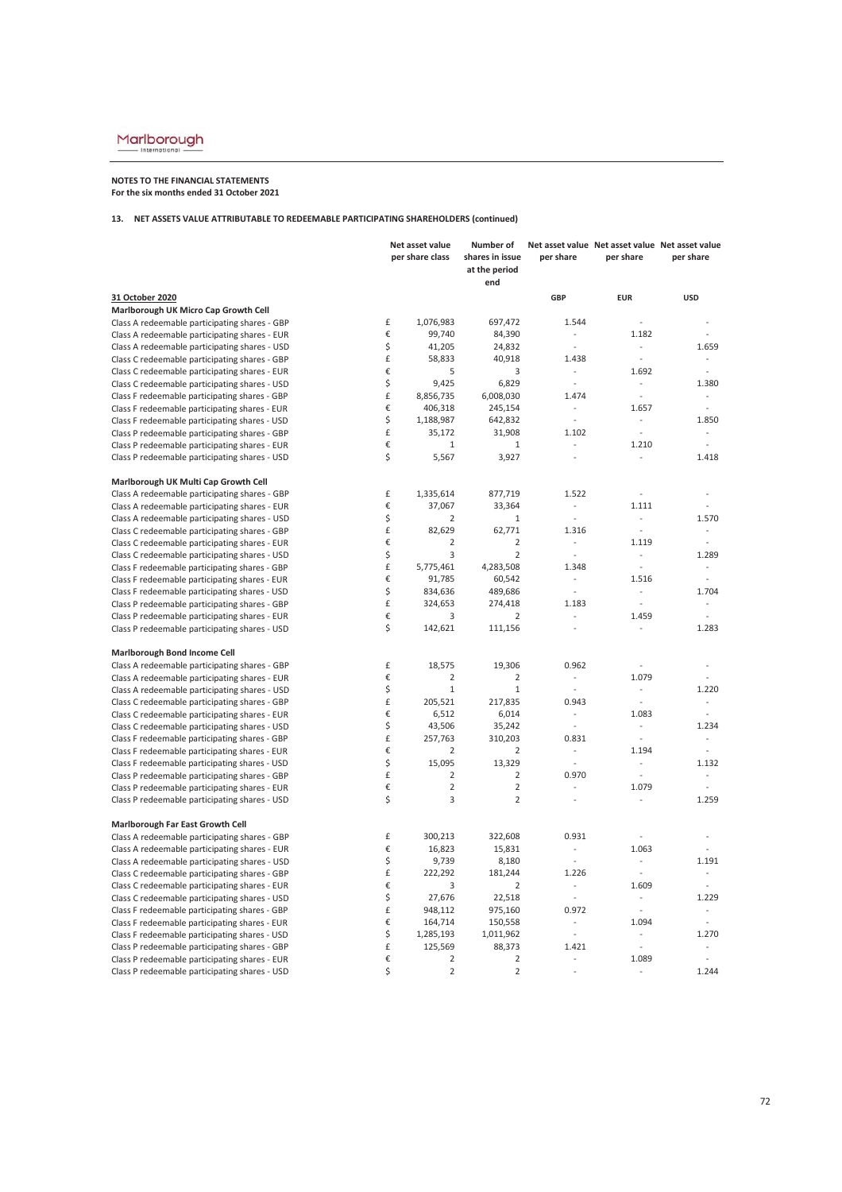**NOTES TO THE FINANCIAL STATEMENTS**
**For the six months ended 31 October 2021**

**13. NET ASSETS VALUE ATTRIBUTABLE TO REDEEMABLE PARTICIPATING SHAREHOLDERS (continued)**

| | | Net asset value per share class | Number of shares in issue at the period end | Net asset value per share | Net asset value per share | Net asset value per share |
|---|---|---|---|---|---|---|
| **31 October 2020** | | | | **GBP** | **EUR** | **USD** |
| **Marlborough UK Micro Cap Growth Cell** | | | | | | |
| Class A redeemable participating shares - GBP | £ | 1,076,983 | 697,472 | 1.544 | - | - |
| Class A redeemable participating shares - EUR | € | 99,740 | 84,390 | - | 1.182 | - |
| Class A redeemable participating shares - USD | $ | 41,205 | 24,832 | - | - | 1.659 |
| Class C redeemable participating shares - GBP | £ | 58,833 | 40,918 | 1.438 | - | - |
| Class C redeemable participating shares - EUR | € | 5 | 3 | - | 1.692 | - |
| Class C redeemable participating shares - USD | $ | 9,425 | 6,829 | - | - | 1.380 |
| Class F redeemable participating shares - GBP | £ | 8,856,735 | 6,008,030 | 1.474 | - | - |
| Class F redeemable participating shares - EUR | € | 406,318 | 245,154 | - | 1.657 | - |
| Class F redeemable participating shares - USD | $ | 1,188,987 | 642,832 | - | - | 1.850 |
| Class P redeemable participating shares - GBP | £ | 35,172 | 31,908 | 1.102 | - | - |
| Class P redeemable participating shares - EUR | € | 1 | 1 | - | 1.210 | - |
| Class P redeemable participating shares - USD | $ | 5,567 | 3,927 | - | - | 1.418 |
| **Marlborough UK Multi Cap Growth Cell** | | | | | | |
| Class A redeemable participating shares - GBP | £ | 1,335,614 | 877,719 | 1.522 | - | - |
| Class A redeemable participating shares - EUR | € | 37,067 | 33,364 | - | 1.111 | - |
| Class A redeemable participating shares - USD | $ | 2 | 1 | - | - | 1.570 |
| Class C redeemable participating shares - GBP | £ | 82,629 | 62,771 | 1.316 | - | - |
| Class C redeemable participating shares - EUR | € | 2 | 2 | - | 1.119 | - |
| Class C redeemable participating shares - USD | $ | 3 | 2 | - | - | 1.289 |
| Class F redeemable participating shares - GBP | £ | 5,775,461 | 4,283,508 | 1.348 | - | - |
| Class F redeemable participating shares - EUR | € | 91,785 | 60,542 | - | 1.516 | - |
| Class F redeemable participating shares - USD | $ | 834,636 | 489,686 | - | - | 1.704 |
| Class P redeemable participating shares - GBP | £ | 324,653 | 274,418 | 1.183 | - | - |
| Class P redeemable participating shares - EUR | € | 3 | 2 | - | 1.459 | - |
| Class P redeemable participating shares - USD | $ | 142,621 | 111,156 | - | - | 1.283 |
| **Marlborough Bond Income Cell** | | | | | | |
| Class A redeemable participating shares - GBP | £ | 18,575 | 19,306 | 0.962 | - | - |
| Class A redeemable participating shares - EUR | € | 2 | 2 | - | 1.079 | - |
| Class A redeemable participating shares - USD | $ | 1 | 1 | - | - | 1.220 |
| Class C redeemable participating shares - GBP | £ | 205,521 | 217,835 | 0.943 | - | - |
| Class C redeemable participating shares - EUR | € | 6,512 | 6,014 | - | 1.083 | - |
| Class C redeemable participating shares - USD | $ | 43,506 | 35,242 | - | - | 1.234 |
| Class F redeemable participating shares - GBP | £ | 257,763 | 310,203 | 0.831 | - | - |
| Class F redeemable participating shares - EUR | € | 2 | 2 | - | 1.194 | - |
| Class F redeemable participating shares - USD | $ | 15,095 | 13,329 | - | - | 1.132 |
| Class P redeemable participating shares - GBP | £ | 2 | 2 | 0.970 | - | - |
| Class P redeemable participating shares - EUR | € | 2 | 2 | - | 1.079 | - |
| Class P redeemable participating shares - USD | $ | 3 | 2 | - | - | 1.259 |
| **Marlborough Far East Growth Cell** | | | | | | |
| Class A redeemable participating shares - GBP | £ | 300,213 | 322,608 | 0.931 | - | - |
| Class A redeemable participating shares - EUR | € | 16,823 | 15,831 | - | 1.063 | - |
| Class A redeemable participating shares - USD | $ | 9,739 | 8,180 | - | - | 1.191 |
| Class C redeemable participating shares - GBP | £ | 222,292 | 181,244 | 1.226 | - | - |
| Class C redeemable participating shares - EUR | € | 3 | 2 | - | 1.609 | - |
| Class C redeemable participating shares - USD | $ | 27,676 | 22,518 | - | - | 1.229 |
| Class F redeemable participating shares - GBP | £ | 948,112 | 975,160 | 0.972 | - | - |
| Class F redeemable participating shares - EUR | € | 164,714 | 150,558 | - | 1.094 | - |
| Class F redeemable participating shares - USD | $ | 1,285,193 | 1,011,962 | - | - | 1.270 |
| Class P redeemable participating shares - GBP | £ | 125,569 | 88,373 | 1.421 | - | - |
| Class P redeemable participating shares - EUR | € | 2 | 2 | - | 1.089 | - |
| Class P redeemable participating shares - USD | $ | 2 | 2 | - | - | 1.244 |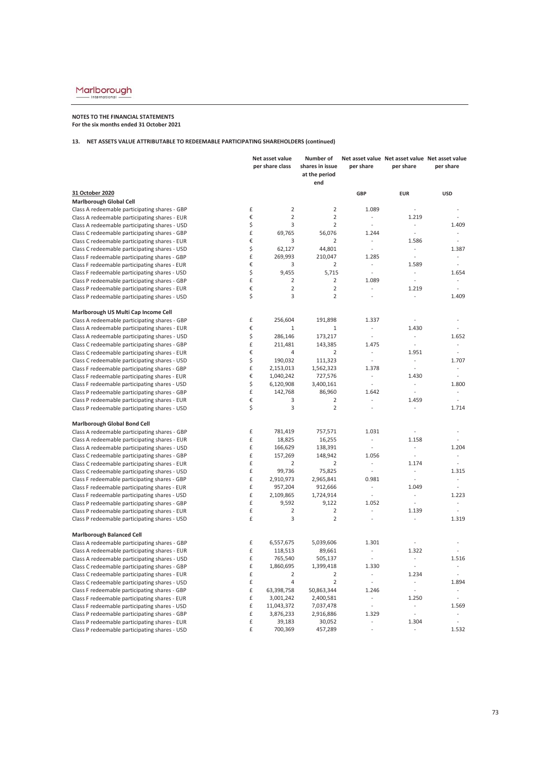**NOTES TO THE FINANCIAL STATEMENTS**
**For the six months ended 31 October 2021**

**13. NET ASSETS VALUE ATTRIBUTABLE TO REDEEMABLE PARTICIPATING SHAREHOLDERS (continued)**

| | | Net asset value per share class | Number of shares in issue at the period end | Net asset value per share | Net asset value per share | Net asset value per share |
|---|---|---|---|---|---|---|
| **31 October 2020** | | | | **GBP** | **EUR** | **USD** |
| **Marlborough Global Cell** | | | | | | |
| Class A redeemable participating shares - GBP | £ | 2 | 2 | 1.089 | - | - |
| Class A redeemable participating shares - EUR | € | 2 | 2 | - | 1.219 | - |
| Class A redeemable participating shares - USD | $ | 3 | 2 | - | - | 1.409 |
| Class C redeemable participating shares - GBP | £ | 69,765 | 56,076 | 1.244 | - | - |
| Class C redeemable participating shares - EUR | € | 3 | 2 | - | 1.586 | - |
| Class C redeemable participating shares - USD | $ | 62,127 | 44,801 | - | - | 1.387 |
| Class F redeemable participating shares - GBP | £ | 269,993 | 210,047 | 1.285 | - | - |
| Class F redeemable participating shares - EUR | € | 3 | 2 | - | 1.589 | - |
| Class F redeemable participating shares - USD | $ | 9,455 | 5,715 | - | - | 1.654 |
| Class P redeemable participating shares - GBP | £ | 2 | 2 | 1.089 | - | - |
| Class P redeemable participating shares - EUR | € | 2 | 2 | - | 1.219 | - |
| Class P redeemable participating shares - USD | $ | 3 | 2 | - | - | 1.409 |
| **Marlborough US Multi Cap Income Cell** | | | | | | |
| Class A redeemable participating shares - GBP | £ | 256,604 | 191,898 | 1.337 | - | - |
| Class A redeemable participating shares - EUR | € | 1 | 1 | - | 1.430 | - |
| Class A redeemable participating shares - USD | $ | 286,146 | 173,217 | - | - | 1.652 |
| Class C redeemable participating shares - GBP | £ | 211,481 | 143,385 | 1.475 | - | - |
| Class C redeemable participating shares - EUR | € | 4 | 2 | - | 1.951 | - |
| Class C redeemable participating shares - USD | $ | 190,032 | 111,323 | - | - | 1.707 |
| Class F redeemable participating shares - GBP | £ | 2,153,013 | 1,562,323 | 1.378 | - | - |
| Class F redeemable participating shares - EUR | € | 1,040,242 | 727,576 | - | 1.430 | - |
| Class F redeemable participating shares - USD | $ | 6,120,908 | 3,400,161 | - | - | 1.800 |
| Class P redeemable participating shares - GBP | £ | 142,768 | 86,960 | 1.642 | - | - |
| Class P redeemable participating shares - EUR | € | 3 | 2 | - | 1.459 | - |
| Class P redeemable participating shares - USD | $ | 3 | 2 | - | - | 1.714 |
| **Marlborough Global Bond Cell** | | | | | | |
| Class A redeemable participating shares - GBP | £ | 781,419 | 757,571 | 1.031 | - | - |
| Class A redeemable participating shares - EUR | £ | 18,825 | 16,255 | - | 1.158 | - |
| Class A redeemable participating shares - USD | £ | 166,629 | 138,391 | - | - | 1.204 |
| Class C redeemable participating shares - GBP | £ | 157,269 | 148,942 | 1.056 | - | - |
| Class C redeemable participating shares - EUR | £ | 2 | 2 | - | 1.174 | - |
| Class C redeemable participating shares - USD | £ | 99,736 | 75,825 | - | - | 1.315 |
| Class F redeemable participating shares - GBP | £ | 2,910,973 | 2,965,841 | 0.981 | - | - |
| Class F redeemable participating shares - EUR | £ | 957,204 | 912,666 | - | 1.049 | - |
| Class F redeemable participating shares - USD | £ | 2,109,865 | 1,724,914 | - | - | 1.223 |
| Class P redeemable participating shares - GBP | £ | 9,592 | 9,122 | 1.052 | - | - |
| Class P redeemable participating shares - EUR | £ | 2 | 2 | - | 1.139 | - |
| Class P redeemable participating shares - USD | £ | 3 | 2 | - | - | 1.319 |
| **Marlborough Balanced Cell** | | | | | | |
| Class A redeemable participating shares - GBP | £ | 6,557,675 | 5,039,606 | 1.301 | - | - |
| Class A redeemable participating shares - EUR | £ | 118,513 | 89,661 | - | 1.322 | - |
| Class A redeemable participating shares - USD | £ | 765,540 | 505,137 | - | - | 1.516 |
| Class C redeemable participating shares - GBP | £ | 1,860,695 | 1,399,418 | 1.330 | - | - |
| Class C redeemable participating shares - EUR | £ | 2 | 2 | - | 1.234 | - |
| Class C redeemable participating shares - USD | £ | 4 | 2 | - | - | 1.894 |
| Class F redeemable participating shares - GBP | £ | 63,398,758 | 50,863,344 | 1.246 | - | - |
| Class F redeemable participating shares - EUR | £ | 3,001,242 | 2,400,581 | - | 1.250 | - |
| Class F redeemable participating shares - USD | £ | 11,043,372 | 7,037,478 | - | - | 1.569 |
| Class P redeemable participating shares - GBP | £ | 3,876,233 | 2,916,886 | 1.329 | - | - |
| Class P redeemable participating shares - EUR | £ | 39,183 | 30,052 | - | 1.304 | - |
| Class P redeemable participating shares - USD | £ | 700,369 | 457,289 | - | - | 1.532 |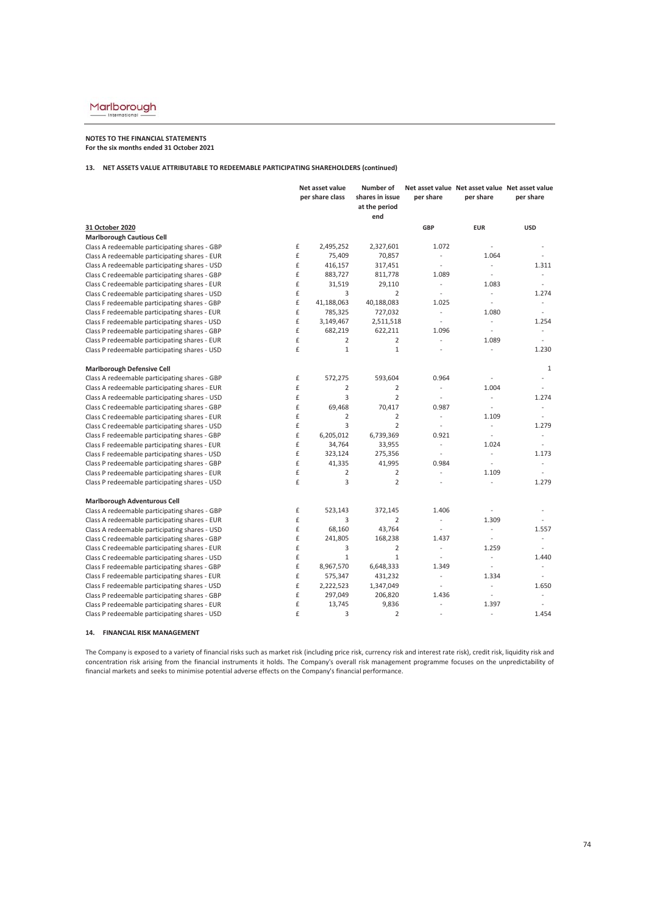**NOTES TO THE FINANCIAL STATEMENTS**
**For the six months ended 31 October 2021**

**13. NET ASSETS VALUE ATTRIBUTABLE TO REDEEMABLE PARTICIPATING SHAREHOLDERS (continued)**

| | | Net asset value per share class | Number of shares in issue at the period end | Net asset value per share | Net asset value per share | Net asset value per share |
|---|---|---|---|---|---|---|
| **31 October 2020** | | | | **GBP** | **EUR** | **USD** |
| **Marlborough Cautious Cell** | | | | | | |
| Class A redeemable participating shares - GBP | £ | 2,495,252 | 2,327,601 | 1.072 | - | - |
| Class A redeemable participating shares - EUR | £ | 75,409 | 70,857 | - | 1.064 | - |
| Class A redeemable participating shares - USD | £ | 416,157 | 317,451 | - | - | 1.311 |
| Class C redeemable participating shares - GBP | £ | 883,727 | 811,778 | 1.089 | - | - |
| Class C redeemable participating shares - EUR | £ | 31,519 | 29,110 | - | 1.083 | - |
| Class C redeemable participating shares - USD | £ | 3 | 2 | - | - | 1.274 |
| Class F redeemable participating shares - GBP | £ | 41,188,063 | 40,188,083 | 1.025 | - | - |
| Class F redeemable participating shares - EUR | £ | 785,325 | 727,032 | - | 1.080 | - |
| Class F redeemable participating shares - USD | £ | 3,149,467 | 2,511,518 | - | - | 1.254 |
| Class P redeemable participating shares - GBP | £ | 682,219 | 622,211 | 1.096 | - | - |
| Class P redeemable participating shares - EUR | £ | 2 | 2 | - | 1.089 | - |
| Class P redeemable participating shares - USD | £ | 1 | 1 | - | - | 1.230 |
| | | | | | | |
| **Marlborough Defensive Cell** | | | | | | 1 |
| Class A redeemable participating shares - GBP | £ | 572,275 | 593,604 | 0.964 | - | - |
| Class A redeemable participating shares - EUR | £ | 2 | 2 | - | 1.004 | - |
| Class A redeemable participating shares - USD | £ | 3 | 2 | - | - | 1.274 |
| Class C redeemable participating shares - GBP | £ | 69,468 | 70,417 | 0.987 | - | - |
| Class C redeemable participating shares - EUR | £ | 2 | 2 | - | 1.109 | - |
| Class C redeemable participating shares - USD | £ | 3 | 2 | - | - | 1.279 |
| Class F redeemable participating shares - GBP | £ | 6,205,012 | 6,739,369 | 0.921 | - | - |
| Class F redeemable participating shares - EUR | £ | 34,764 | 33,955 | - | 1.024 | - |
| Class F redeemable participating shares - USD | £ | 323,124 | 275,356 | - | - | 1.173 |
| Class P redeemable participating shares - GBP | £ | 41,335 | 41,995 | 0.984 | - | - |
| Class P redeemable participating shares - EUR | £ | 2 | 2 | - | 1.109 | - |
| Class P redeemable participating shares - USD | £ | 3 | 2 | - | - | 1.279 |
| | | | | | | |
| **Marlborough Adventurous Cell** | | | | | | |
| Class A redeemable participating shares - GBP | £ | 523,143 | 372,145 | 1.406 | - | - |
| Class A redeemable participating shares - EUR | £ | 3 | 2 | - | 1.309 | - |
| Class A redeemable participating shares - USD | £ | 68,160 | 43,764 | - | - | 1.557 |
| Class C redeemable participating shares - GBP | £ | 241,805 | 168,238 | 1.437 | - | - |
| Class C redeemable participating shares - EUR | £ | 3 | 2 | - | 1.259 | - |
| Class C redeemable participating shares - USD | £ | 1 | 1 | - | - | 1.440 |
| Class F redeemable participating shares - GBP | £ | 8,967,570 | 6,648,333 | 1.349 | - | - |
| Class F redeemable participating shares - EUR | £ | 575,347 | 431,232 | - | 1.334 | - |
| Class F redeemable participating shares - USD | £ | 2,222,523 | 1,347,049 | - | - | 1.650 |
| Class P redeemable participating shares - GBP | £ | 297,049 | 206,820 | 1.436 | - | - |
| Class P redeemable participating shares - EUR | £ | 13,745 | 9,836 | - | 1.397 | - |
| Class P redeemable participating shares - USD | £ | 3 | 2 | - | - | 1.454 |

**14. FINANCIAL RISK MANAGEMENT**

The Company is exposed to a variety of financial risks such as market risk (including price risk, currency risk and interest rate risk), credit risk, liquidity risk and concentration risk arising from the financial instruments it holds. The Company's overall risk management programme focuses on the unpredictability of financial markets and seeks to minimise potential adverse effects on the Company's financial performance.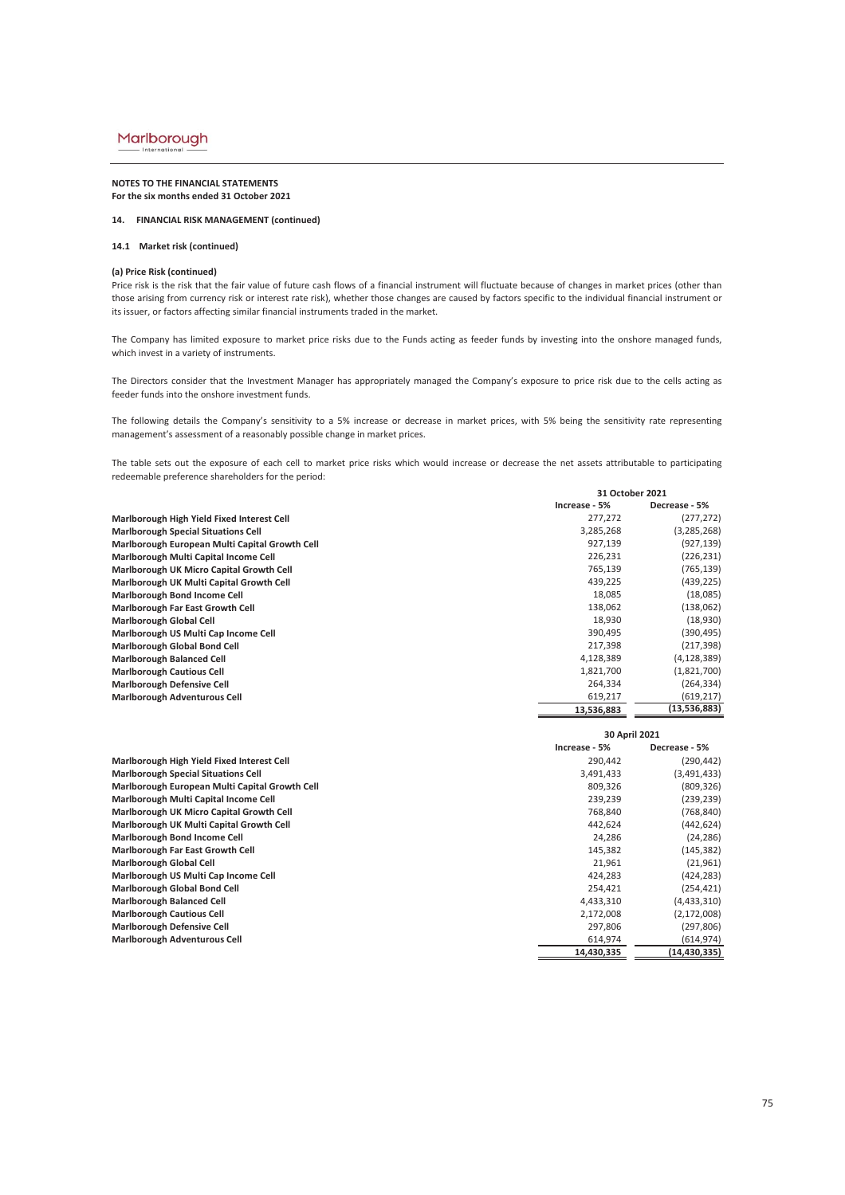**NOTES TO THE FINANCIAL STATEMENTS**
**For the six months ended 31 October 2021**

**14. FINANCIAL RISK MANAGEMENT (continued)**

**14.1 Market risk (continued)**

**(a) Price Risk (continued)**

Price risk is the risk that the fair value of future cash flows of a financial instrument will fluctuate because of changes in market prices (other than those arising from currency risk or interest rate risk), whether those changes are caused by factors specific to the individual financial instrument or its issuer, or factors affecting similar financial instruments traded in the market.

The Company has limited exposure to market price risks due to the Funds acting as feeder funds by investing into the onshore managed funds, which invest in a variety of instruments.

The Directors consider that the Investment Manager has appropriately managed the Company's exposure to price risk due to the cells acting as feeder funds into the onshore investment funds.

The following details the Company's sensitivity to a 5% increase or decrease in market prices, with 5% being the sensitivity rate representing management's assessment of a reasonably possible change in market prices.

The table sets out the exposure of each cell to market price risks which would increase or decrease the net assets attributable to participating redeemable preference shareholders for the period:

| | 31 October 2021 | |
|---|---|---|
| | Increase - 5% | Decrease - 5% |
| **Marlborough High Yield Fixed Interest Cell** | 277,272 | (277,272) |
| **Marlborough Special Situations Cell** | 3,285,268 | (3,285,268) |
| **Marlborough European Multi Capital Growth Cell** | 927,139 | (927,139) |
| **Marlborough Multi Capital Income Cell** | 226,231 | (226,231) |
| **Marlborough UK Micro Capital Growth Cell** | 765,139 | (765,139) |
| **Marlborough UK Multi Capital Growth Cell** | 439,225 | (439,225) |
| **Marlborough Bond Income Cell** | 18,085 | (18,085) |
| **Marlborough Far East Growth Cell** | 138,062 | (138,062) |
| **Marlborough Global Cell** | 18,930 | (18,930) |
| **Marlborough US Multi Cap Income Cell** | 390,495 | (390,495) |
| **Marlborough Global Bond Cell** | 217,398 | (217,398) |
| **Marlborough Balanced Cell** | 4,128,389 | (4,128,389) |
| **Marlborough Cautious Cell** | 1,821,700 | (1,821,700) |
| **Marlborough Defensive Cell** | 264,334 | (264,334) |
| **Marlborough Adventurous Cell** | 619,217 | (619,217) |
| | **13,536,883** | **(13,536,883)** |

| | 30 April 2021 | |
|---|---|---|
| | Increase - 5% | Decrease - 5% |
| **Marlborough High Yield Fixed Interest Cell** | 290,442 | (290,442) |
| **Marlborough Special Situations Cell** | 3,491,433 | (3,491,433) |
| **Marlborough European Multi Capital Growth Cell** | 809,326 | (809,326) |
| **Marlborough Multi Capital Income Cell** | 239,239 | (239,239) |
| **Marlborough UK Micro Capital Growth Cell** | 768,840 | (768,840) |
| **Marlborough UK Multi Capital Growth Cell** | 442,624 | (442,624) |
| **Marlborough Bond Income Cell** | 24,286 | (24,286) |
| **Marlborough Far East Growth Cell** | 145,382 | (145,382) |
| **Marlborough Global Cell** | 21,961 | (21,961) |
| **Marlborough US Multi Cap Income Cell** | 424,283 | (424,283) |
| **Marlborough Global Bond Cell** | 254,421 | (254,421) |
| **Marlborough Balanced Cell** | 4,433,310 | (4,433,310) |
| **Marlborough Cautious Cell** | 2,172,008 | (2,172,008) |
| **Marlborough Defensive Cell** | 297,806 | (297,806) |
| **Marlborough Adventurous Cell** | 614,974 | (614,974) |
| | **14,430,335** | **(14,430,335)** |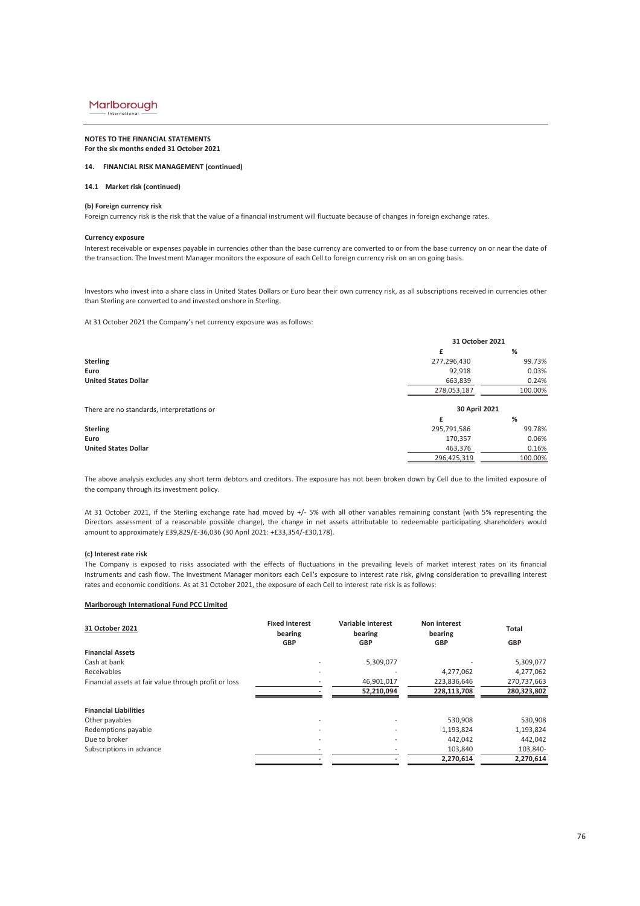**NOTES TO THE FINANCIAL STATEMENTS**
**For the six months ended 31 October 2021**

**14. FINANCIAL RISK MANAGEMENT (continued)**

**14.1 Market risk (continued)**

**(b) Foreign currency risk**

Foreign currency risk is the risk that the value of a financial instrument will fluctuate because of changes in foreign exchange rates.

**Currency exposure**

Interest receivable or expenses payable in currencies other than the base currency are converted to or from the base currency on or near the date of the transaction. The Investment Manager monitors the exposure of each Cell to foreign currency risk on an on going basis.

Investors who invest into a share class in United States Dollars or Euro bear their own currency risk, as all subscriptions received in currencies other than Sterling are converted to and invested onshore in Sterling.

At 31 October 2021 the Company's net currency exposure was as follows:

| | 31 October 2021 | |
|---|---|---|
| | £ | % |
| **Sterling** | 277,296,430 | 99.73% |
| **Euro** | 92,918 | 0.03% |
| **United States Dollar** | 663,839 | 0.24% |
| | 278,053,187 | 100.00% |

| There are no standards, interpretations or | 30 April 2021 | |
|---|---|---|
| | £ | % |
| **Sterling** | 295,791,586 | 99.78% |
| **Euro** | 170,357 | 0.06% |
| **United States Dollar** | 463,376 | 0.16% |
| | 296,425,319 | 100.00% |

The above analysis excludes any short term debtors and creditors. The exposure has not been broken down by Cell due to the limited exposure of the company through its investment policy.

At 31 October 2021, if the Sterling exchange rate had moved by +/- 5% with all other variables remaining constant (with 5% representing the Directors assessment of a reasonable possible change), the change in net assets attributable to redeemable participating shareholders would amount to approximately £39,829/£-36,036 (30 April 2021: +£33,354/-£30,178).

**(c) Interest rate risk**

The Company is exposed to risks associated with the effects of fluctuations in the prevailing levels of market interest rates on its financial instruments and cash flow. The Investment Manager monitors each Cell's exposure to interest rate risk, giving consideration to prevailing interest rates and economic conditions. As at 31 October 2021, the exposure of each Cell to interest rate risk is as follows:

**Marlborough International Fund PCC Limited**

| 31 October 2021 | Fixed interest bearing GBP | Variable interest bearing GBP | Non interest bearing GBP | Total GBP |
|---|---|---|---|---|
| **Financial Assets** | | | | |
| Cash at bank | - | 5,309,077 | - | 5,309,077 |
| Receivables | - | - | 4,277,062 | 4,277,062 |
| Financial assets at fair value through profit or loss | - | 46,901,017 | 223,836,646 | 270,737,663 |
| | - | 52,210,094 | 228,113,708 | 280,323,802 |
| **Financial Liabilities** | | | | |
| Other payables | - | - | 530,908 | 530,908 |
| Redemptions payable | - | - | 1,193,824 | 1,193,824 |
| Due to broker | - | - | 442,042 | 442,042 |
| Subscriptions in advance | - | - | 103,840 | 103,840- |
| | - | - | 2,270,614 | 2,270,614 |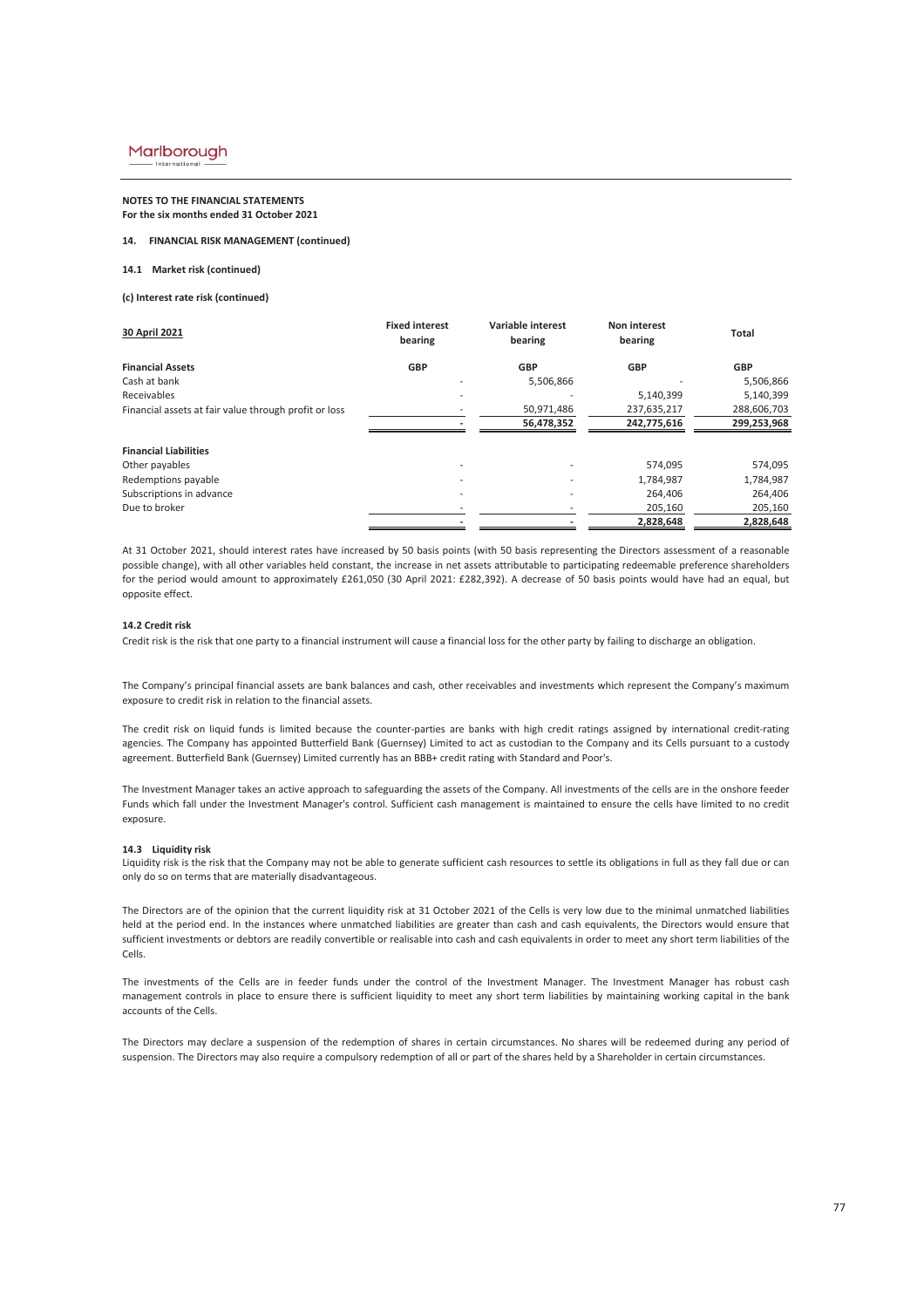**NOTES TO THE FINANCIAL STATEMENTS**
**For the six months ended 31 October 2021**

**14. FINANCIAL RISK MANAGEMENT (continued)**

**14.1 Market risk (continued)**

**(c) Interest rate risk (continued)**

| 30 April 2021 | Fixed interest bearing | Variable interest bearing | Non interest bearing | Total |
|---|---|---|---|---|
| **Financial Assets** | **GBP** | **GBP** | **GBP** | **GBP** |
| Cash at bank | - | 5,506,866 | - | 5,506,866 |
| Receivables | - | - | 5,140,399 | 5,140,399 |
| Financial assets at fair value through profit or loss | - | 50,971,486 | 237,635,217 | 288,606,703 |
| | - | 56,478,352 | 242,775,616 | 299,253,968 |
| **Financial Liabilities** | | | | |
| Other payables | - | - | 574,095 | 574,095 |
| Redemptions payable | - | - | 1,784,987 | 1,784,987 |
| Subscriptions in advance | - | - | 264,406 | 264,406 |
| Due to broker | - | - | 205,160 | 205,160 |
| | - | - | 2,828,648 | 2,828,648 |

At 31 October 2021, should interest rates have increased by 50 basis points (with 50 basis representing the Directors assessment of a reasonable possible change), with all other variables held constant, the increase in net assets attributable to participating redeemable preference shareholders for the period would amount to approximately £261,050 (30 April 2021: £282,392). A decrease of 50 basis points would have had an equal, but opposite effect.

**14.2 Credit risk**

Credit risk is the risk that one party to a financial instrument will cause a financial loss for the other party by failing to discharge an obligation.

The Company's principal financial assets are bank balances and cash, other receivables and investments which represent the Company's maximum exposure to credit risk in relation to the financial assets.

The credit risk on liquid funds is limited because the counter-parties are banks with high credit ratings assigned by international credit-rating agencies. The Company has appointed Butterfield Bank (Guernsey) Limited to act as custodian to the Company and its Cells pursuant to a custody agreement. Butterfield Bank (Guernsey) Limited currently has an BBB+ credit rating with Standard and Poor's.

The Investment Manager takes an active approach to safeguarding the assets of the Company. All investments of the cells are in the onshore feeder Funds which fall under the Investment Manager's control. Sufficient cash management is maintained to ensure the cells have limited to no credit exposure.

**14.3 Liquidity risk**

Liquidity risk is the risk that the Company may not be able to generate sufficient cash resources to settle its obligations in full as they fall due or can only do so on terms that are materially disadvantageous.

The Directors are of the opinion that the current liquidity risk at 31 October 2021 of the Cells is very low due to the minimal unmatched liabilities held at the period end. In the instances where unmatched liabilities are greater than cash and cash equivalents, the Directors would ensure that sufficient investments or debtors are readily convertible or realisable into cash and cash equivalents in order to meet any short term liabilities of the Cells.

The investments of the Cells are in feeder funds under the control of the Investment Manager. The Investment Manager has robust cash management controls in place to ensure there is sufficient liquidity to meet any short term liabilities by maintaining working capital in the bank accounts of the Cells.

The Directors may declare a suspension of the redemption of shares in certain circumstances. No shares will be redeemed during any period of suspension. The Directors may also require a compulsory redemption of all or part of the shares held by a Shareholder in certain circumstances.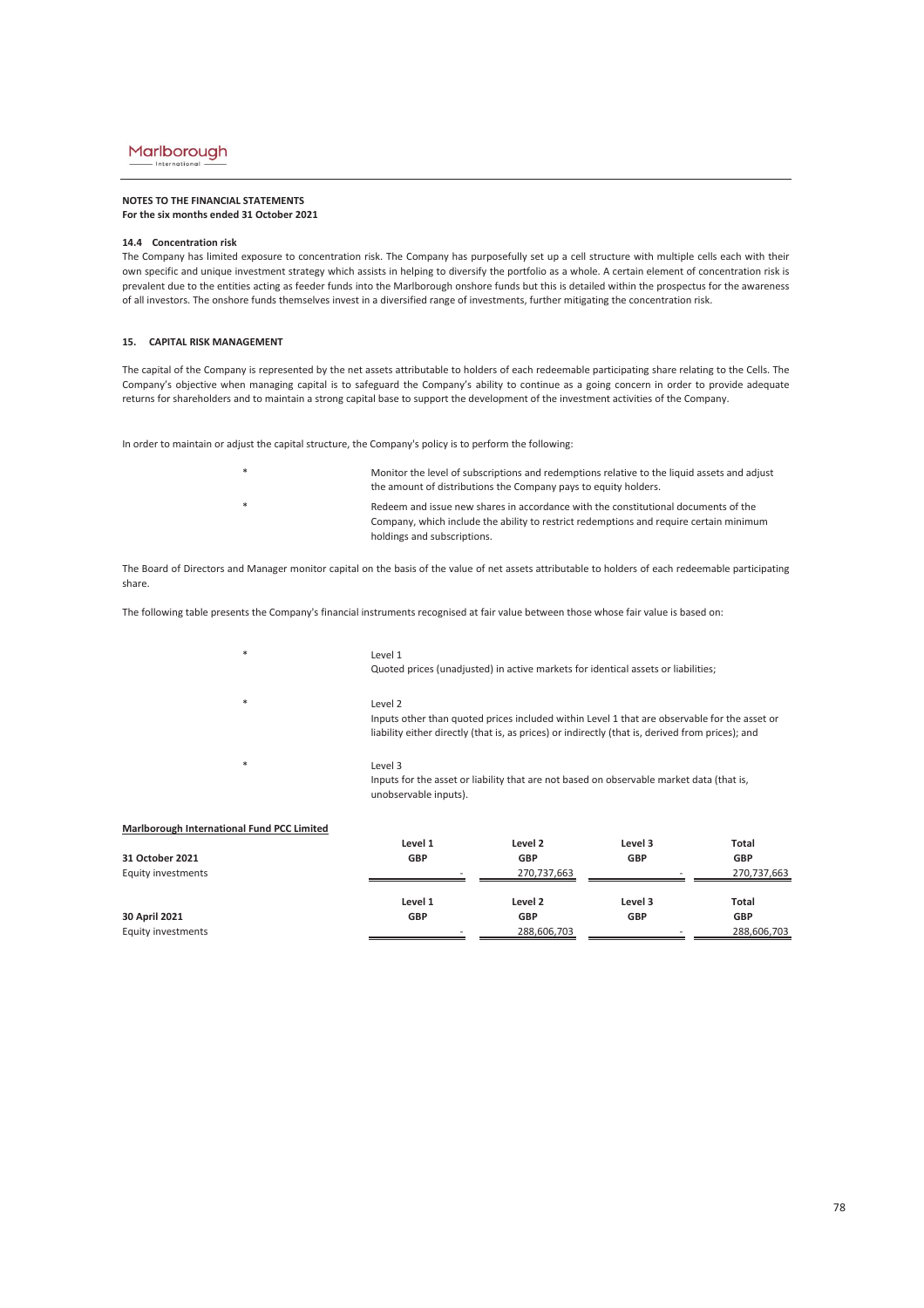**NOTES TO THE FINANCIAL STATEMENTS**
**For the six months ended 31 October 2021**

#### 14.4 Concentration risk

The Company has limited exposure to concentration risk. The Company has purposefully set up a cell structure with multiple cells each with their own specific and unique investment strategy which assists in helping to diversify the portfolio as a whole. A certain element of concentration risk is prevalent due to the entities acting as feeder funds into the Marlborough onshore funds but this is detailed within the prospectus for the awareness of all investors. The onshore funds themselves invest in a diversified range of investments, further mitigating the concentration risk.

### 15. CAPITAL RISK MANAGEMENT

The capital of the Company is represented by the net assets attributable to holders of each redeemable participating share relating to the Cells. The Company's objective when managing capital is to safeguard the Company's ability to continue as a going concern in order to provide adequate returns for shareholders and to maintain a strong capital base to support the development of the investment activities of the Company.

In order to maintain or adjust the capital structure, the Company's policy is to perform the following:

* Monitor the level of subscriptions and redemptions relative to the liquid assets and adjust the amount of distributions the Company pays to equity holders.
* Redeem and issue new shares in accordance with the constitutional documents of the Company, which include the ability to restrict redemptions and require certain minimum holdings and subscriptions.

The Board of Directors and Manager monitor capital on the basis of the value of net assets attributable to holders of each redeemable participating share.

The following table presents the Company's financial instruments recognised at fair value between those whose fair value is based on:

* Level 1
  Quoted prices (unadjusted) in active markets for identical assets or liabilities;
* Level 2
  Inputs other than quoted prices included within Level 1 that are observable for the asset or liability either directly (that is, as prices) or indirectly (that is, derived from prices); and
* Level 3
  Inputs for the asset or liability that are not based on observable market data (that is, unobservable inputs).

**Marlborough International Fund PCC Limited**

| | Level 1 | Level 2 | Level 3 | Total |
|---|---|---|---|---|
| **31 October 2021** | **GBP** | **GBP** | **GBP** | **GBP** |
| Equity investments | - | 270,737,663 | - | 270,737,663 |

| | Level 1 | Level 2 | Level 3 | Total |
|---|---|---|---|---|
| **30 April 2021** | **GBP** | **GBP** | **GBP** | **GBP** |
| Equity investments | - | 288,606,703 | - | 288,606,703 |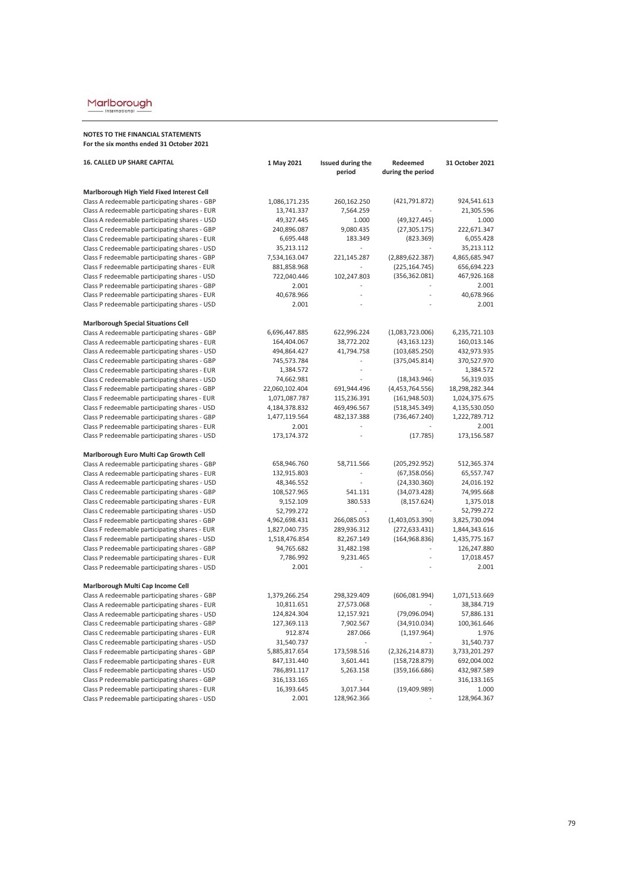**NOTES TO THE FINANCIAL STATEMENTS**
**For the six months ended 31 October 2021**

| 16. CALLED UP SHARE CAPITAL | 1 May 2021 | Issued during the period | Redeemed during the period | 31 October 2021 |
|---|---|---|---|---|
| **Marlborough High Yield Fixed Interest Cell** | | | | |
| Class A redeemable participating shares - GBP | 1,086,171.235 | 260,162.250 | (421,791.872) | 924,541.613 |
| Class A redeemable participating shares - EUR | 13,741.337 | 7,564.259 | - | 21,305.596 |
| Class A redeemable participating shares - USD | 49,327.445 | 1.000 | (49,327.445) | 1.000 |
| Class C redeemable participating shares - GBP | 240,896.087 | 9,080.435 | (27,305.175) | 222,671.347 |
| Class C redeemable participating shares - EUR | 6,695.448 | 183.349 | (823.369) | 6,055.428 |
| Class C redeemable participating shares - USD | 35,213.112 | - | - | 35,213.112 |
| Class F redeemable participating shares - GBP | 7,534,163.047 | 221,145.287 | (2,889,622.387) | 4,865,685.947 |
| Class F redeemable participating shares - EUR | 881,858.968 | - | (225,164.745) | 656,694.223 |
| Class F redeemable participating shares - USD | 722,040.446 | 102,247.803 | (356,362.081) | 467,926.168 |
| Class P redeemable participating shares - GBP | 2.001 | - | - | 2.001 |
| Class P redeemable participating shares - EUR | 40,678.966 | - | - | 40,678.966 |
| Class P redeemable participating shares - USD | 2.001 | - | - | 2.001 |
| **Marlborough Special Situations Cell** | | | | |
| Class A redeemable participating shares - GBP | 6,696,447.885 | 622,996.224 | (1,083,723.006) | 6,235,721.103 |
| Class A redeemable participating shares - EUR | 164,404.067 | 38,772.202 | (43,163.123) | 160,013.146 |
| Class A redeemable participating shares - USD | 494,864.427 | 41,794.758 | (103,685.250) | 432,973.935 |
| Class C redeemable participating shares - GBP | 745,573.784 | - | (375,045.814) | 370,527.970 |
| Class C redeemable participating shares - EUR | 1,384.572 | - | - | 1,384.572 |
| Class C redeemable participating shares - USD | 74,662.981 | - | (18,343.946) | 56,319.035 |
| Class F redeemable participating shares - GBP | 22,060,102.404 | 691,944.496 | (4,453,764.556) | 18,298,282.344 |
| Class F redeemable participating shares - EUR | 1,071,087.787 | 115,236.391 | (161,948.503) | 1,024,375.675 |
| Class F redeemable participating shares - USD | 4,184,378.832 | 469,496.567 | (518,345.349) | 4,135,530.050 |
| Class P redeemable participating shares - GBP | 1,477,119.564 | 482,137.388 | (736,467.240) | 1,222,789.712 |
| Class P redeemable participating shares - EUR | 2.001 | - | - | 2.001 |
| Class P redeemable participating shares - USD | 173,174.372 | - | (17.785) | 173,156.587 |
| **Marlborough Euro Multi Cap Growth Cell** | | | | |
| Class A redeemable participating shares - GBP | 658,946.760 | 58,711.566 | (205,292.952) | 512,365.374 |
| Class A redeemable participating shares - EUR | 132,915.803 | - | (67,358.056) | 65,557.747 |
| Class A redeemable participating shares - USD | 48,346.552 | - | (24,330.360) | 24,016.192 |
| Class C redeemable participating shares - GBP | 108,527.965 | 541.131 | (34,073.428) | 74,995.668 |
| Class C redeemable participating shares - EUR | 9,152.109 | 380.533 | (8,157.624) | 1,375.018 |
| Class C redeemable participating shares - USD | 52,799.272 | - | - | 52,799.272 |
| Class F redeemable participating shares - GBP | 4,962,698.431 | 266,085.053 | (1,403,053.390) | 3,825,730.094 |
| Class F redeemable participating shares - EUR | 1,827,040.735 | 289,936.312 | (272,633.431) | 1,844,343.616 |
| Class F redeemable participating shares - USD | 1,518,476.854 | 82,267.149 | (164,968.836) | 1,435,775.167 |
| Class P redeemable participating shares - GBP | 94,765.682 | 31,482.198 | - | 126,247.880 |
| Class P redeemable participating shares - EUR | 7,786.992 | 9,231.465 | - | 17,018.457 |
| Class P redeemable participating shares - USD | 2.001 | - | - | 2.001 |
| **Marlborough Multi Cap Income Cell** | | | | |
| Class A redeemable participating shares - GBP | 1,379,266.254 | 298,329.409 | (606,081.994) | 1,071,513.669 |
| Class A redeemable participating shares - EUR | 10,811.651 | 27,573.068 | - | 38,384.719 |
| Class A redeemable participating shares - USD | 124,824.304 | 12,157.921 | (79,096.094) | 57,886.131 |
| Class C redeemable participating shares - GBP | 127,369.113 | 7,902.567 | (34,910.034) | 100,361.646 |
| Class C redeemable participating shares - EUR | 912.874 | 287.066 | (1,197.964) | 1.976 |
| Class C redeemable participating shares - USD | 31,540.737 | - | - | 31,540.737 |
| Class F redeemable participating shares - GBP | 5,885,817.654 | 173,598.516 | (2,326,214.873) | 3,733,201.297 |
| Class F redeemable participating shares - EUR | 847,131.440 | 3,601.441 | (158,728.879) | 692,004.002 |
| Class F redeemable participating shares - USD | 786,891.117 | 5,263.158 | (359,166.686) | 432,987.589 |
| Class P redeemable participating shares - GBP | 316,133.165 | - | - | 316,133.165 |
| Class P redeemable participating shares - EUR | 16,393.645 | 3,017.344 | (19,409.989) | 1.000 |
| Class P redeemable participating shares - USD | 2.001 | 128,962.366 | - | 128,964.367 |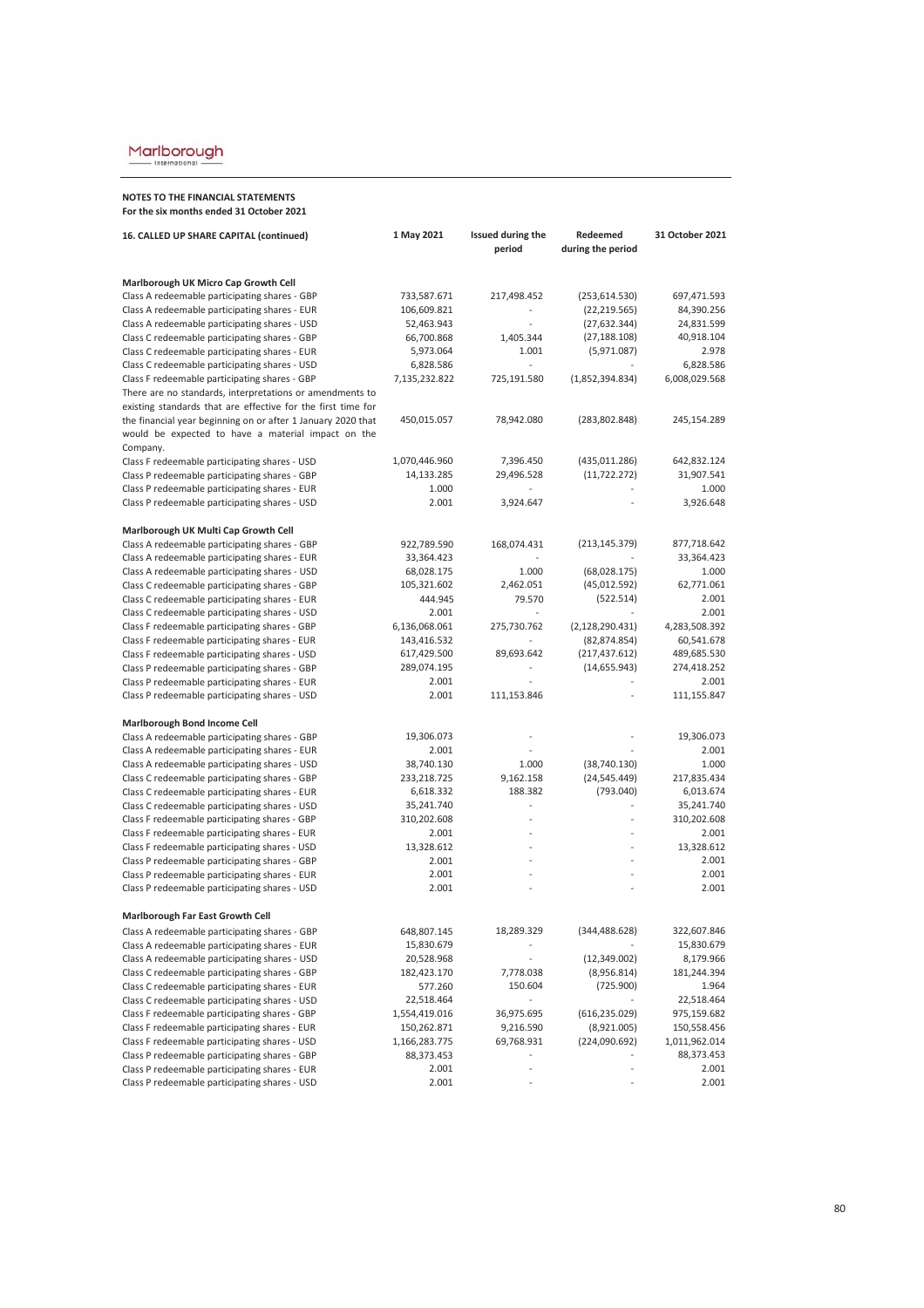**NOTES TO THE FINANCIAL STATEMENTS**
**For the six months ended 31 October 2021**

| 16. CALLED UP SHARE CAPITAL (continued) | 1 May 2021 | Issued during the period | Redeemed during the period | 31 October 2021 |
|---|---|---|---|---|
| **Marlborough UK Micro Cap Growth Cell** | | | | |
| Class A redeemable participating shares - GBP | 733,587.671 | 217,498.452 | (253,614.530) | 697,471.593 |
| Class A redeemable participating shares - EUR | 106,609.821 | - | (22,219.565) | 84,390.256 |
| Class A redeemable participating shares - USD | 52,463.943 | - | (27,632.344) | 24,831.599 |
| Class C redeemable participating shares - GBP | 66,700.868 | 1,405.344 | (27,188.108) | 40,918.104 |
| Class C redeemable participating shares - EUR | 5,973.064 | 1.001 | (5,971.087) | 2.978 |
| Class C redeemable participating shares - USD | 6,828.586 | - | - | 6,828.586 |
| Class F redeemable participating shares - GBP | 7,135,232.822 | 725,191.580 | (1,852,394.834) | 6,008,029.568 |
| There are no standards, interpretations or amendments to existing standards that are effective for the first time for the financial year beginning on or after 1 January 2020 that would be expected to have a material impact on the Company. | 450,015.057 | 78,942.080 | (283,802.848) | 245,154.289 |
| Class F redeemable participating shares - USD | 1,070,446.960 | 7,396.450 | (435,011.286) | 642,832.124 |
| Class P redeemable participating shares - GBP | 14,133.285 | 29,496.528 | (11,722.272) | 31,907.541 |
| Class P redeemable participating shares - EUR | 1.000 | - | - | 1.000 |
| Class P redeemable participating shares - USD | 2.001 | 3,924.647 | - | 3,926.648 |
| **Marlborough UK Multi Cap Growth Cell** | | | | |
| Class A redeemable participating shares - GBP | 922,789.590 | 168,074.431 | (213,145.379) | 877,718.642 |
| Class A redeemable participating shares - EUR | 33,364.423 | - | - | 33,364.423 |
| Class A redeemable participating shares - USD | 68,028.175 | 1.000 | (68,028.175) | 1.000 |
| Class C redeemable participating shares - GBP | 105,321.602 | 2,462.051 | (45,012.592) | 62,771.061 |
| Class C redeemable participating shares - EUR | 444.945 | 79.570 | (522.514) | 2.001 |
| Class C redeemable participating shares - USD | 2.001 | - | - | 2.001 |
| Class F redeemable participating shares - GBP | 6,136,068.061 | 275,730.762 | (2,128,290.431) | 4,283,508.392 |
| Class F redeemable participating shares - EUR | 143,416.532 | - | (82,874.854) | 60,541.678 |
| Class F redeemable participating shares - USD | 617,429.500 | 89,693.642 | (217,437.612) | 489,685.530 |
| Class P redeemable participating shares - GBP | 289,074.195 | - | (14,655.943) | 274,418.252 |
| Class P redeemable participating shares - EUR | 2.001 | - | - | 2.001 |
| Class P redeemable participating shares - USD | 2.001 | 111,153.846 | - | 111,155.847 |
| **Marlborough Bond Income Cell** | | | | |
| Class A redeemable participating shares - GBP | 19,306.073 | - | - | 19,306.073 |
| Class A redeemable participating shares - EUR | 2.001 | - | - | 2.001 |
| Class A redeemable participating shares - USD | 38,740.130 | 1.000 | (38,740.130) | 1.000 |
| Class C redeemable participating shares - GBP | 233,218.725 | 9,162.158 | (24,545.449) | 217,835.434 |
| Class C redeemable participating shares - EUR | 6,618.332 | 188.382 | (793.040) | 6,013.674 |
| Class C redeemable participating shares - USD | 35,241.740 | - | - | 35,241.740 |
| Class F redeemable participating shares - GBP | 310,202.608 | - | - | 310,202.608 |
| Class F redeemable participating shares - EUR | 2.001 | - | - | 2.001 |
| Class F redeemable participating shares - USD | 13,328.612 | - | - | 13,328.612 |
| Class P redeemable participating shares - GBP | 2.001 | - | - | 2.001 |
| Class P redeemable participating shares - EUR | 2.001 | - | - | 2.001 |
| Class P redeemable participating shares - USD | 2.001 | - | - | 2.001 |
| **Marlborough Far East Growth Cell** | | | | |
| Class A redeemable participating shares - GBP | 648,807.145 | 18,289.329 | (344,488.628) | 322,607.846 |
| Class A redeemable participating shares - EUR | 15,830.679 | - | - | 15,830.679 |
| Class A redeemable participating shares - USD | 20,528.968 | - | (12,349.002) | 8,179.966 |
| Class C redeemable participating shares - GBP | 182,423.170 | 7,778.038 | (8,956.814) | 181,244.394 |
| Class C redeemable participating shares - EUR | 577.260 | 150.604 | (725.900) | 1.964 |
| Class C redeemable participating shares - USD | 22,518.464 | - | - | 22,518.464 |
| Class F redeemable participating shares - GBP | 1,554,419.016 | 36,975.695 | (616,235.029) | 975,159.682 |
| Class F redeemable participating shares - EUR | 150,262.871 | 9,216.590 | (8,921.005) | 150,558.456 |
| Class F redeemable participating shares - USD | 1,166,283.775 | 69,768.931 | (224,090.692) | 1,011,962.014 |
| Class P redeemable participating shares - GBP | 88,373.453 | - | - | 88,373.453 |
| Class P redeemable participating shares - EUR | 2.001 | - | - | 2.001 |
| Class P redeemable participating shares - USD | 2.001 | - | - | 2.001 |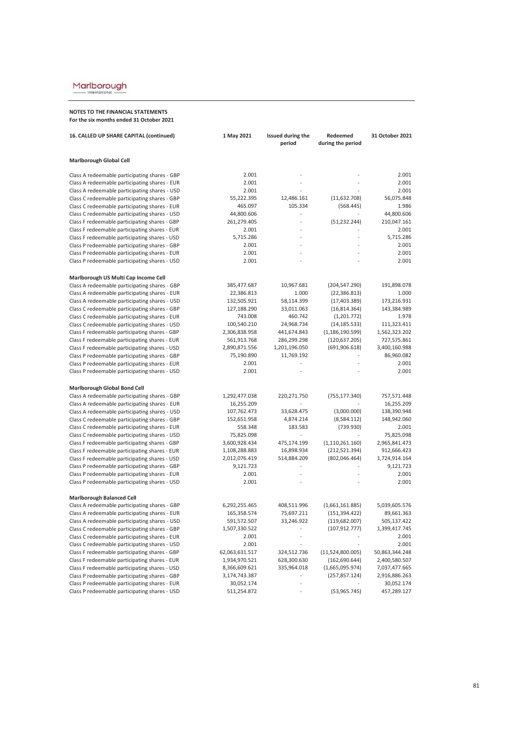**NOTES TO THE FINANCIAL STATEMENTS**
**For the six months ended 31 October 2021**

| 16. CALLED UP SHARE CAPITAL (continued) | 1 May 2021 | Issued during the period | Redeemed during the period | 31 October 2021 |
|---|---|---|---|---|
| **Marlborough Global Cell** | | | | |
| Class A redeemable participating shares - GBP | 2.001 | - | - | 2.001 |
| Class A redeemable participating shares - EUR | 2.001 | - | - | 2.001 |
| Class A redeemable participating shares - USD | 2.001 | - | - | 2.001 |
| Class C redeemable participating shares - GBP | 55,222.395 | 12,486.161 | (11,632.708) | 56,075.848 |
| Class C redeemable participating shares - EUR | 465.097 | 105.334 | (568.445) | 1.986 |
| Class C redeemable participating shares - USD | 44,800.606 | - | - | 44,800.606 |
| Class F redeemable participating shares - GBP | 261,279.405 | - | (51,232.244) | 210,047.161 |
| Class F redeemable participating shares - EUR | 2.001 | - | - | 2.001 |
| Class F redeemable participating shares - USD | 5,715.286 | - | - | 5,715.286 |
| Class P redeemable participating shares - GBP | 2.001 | - | - | 2.001 |
| Class P redeemable participating shares - EUR | 2.001 | - | - | 2.001 |
| Class P redeemable participating shares - USD | 2.001 | - | - | 2.001 |
| **Marlborough US Multi Cap Income Cell** | | | | |
| Class A redeemable participating shares - GBP | 385,477.687 | 10,967.681 | (204,547.290) | 191,898.078 |
| Class A redeemable participating shares - EUR | 22,386.813 | 1.000 | (22,386.813) | 1.000 |
| Class A redeemable participating shares - USD | 132,505.921 | 58,114.399 | (17,403.389) | 173,216.931 |
| Class C redeemable participating shares - GBP | 127,188.290 | 33,011.063 | (16,814.364) | 143,384.989 |
| Class C redeemable participating shares - EUR | 743.008 | 460.742 | (1,201.772) | 1.978 |
| Class C redeemable participating shares - USD | 100,540.210 | 24,968.734 | (14,185.533) | 111,323.411 |
| Class F redeemable participating shares - GBP | 2,306,838.958 | 441,674.843 | (1,186,190.599) | 1,562,323.202 |
| Class F redeemable participating shares - EUR | 561,913.768 | 286,299.298 | (120,637.205) | 727,575.861 |
| Class F redeemable participating shares - USD | 2,890,871.556 | 1,201,196.050 | (691,906.618) | 3,400,160.988 |
| Class P redeemable participating shares - GBP | 75,190.890 | 11,769.192 | - | 86,960.082 |
| Class P redeemable participating shares - EUR | 2.001 | - | - | 2.001 |
| Class P redeemable participating shares - USD | 2.001 | - | - | 2.001 |
| **Marlborough Global Bond Cell** | | | | |
| Class A redeemable participating shares - GBP | 1,292,477.038 | 220,271.750 | (755,177.340) | 757,571.448 |
| Class A redeemable participating shares - EUR | 16,255.209 | - | - | 16,255.209 |
| Class A redeemable participating shares - USD | 107,762.473 | 33,628.475 | (3,000.000) | 138,390.948 |
| Class C redeemable participating shares - GBP | 152,651.958 | 4,874.214 | (8,584.112) | 148,942.060 |
| Class C redeemable participating shares - EUR | 558.348 | 183.583 | (739.930) | 2.001 |
| Class C redeemable participating shares - USD | 75,825.098 | - | - | 75,825.098 |
| Class F redeemable participating shares - GBP | 3,600,928.434 | 475,174.199 | (1,110,261.160) | 2,965,841.473 |
| Class F redeemable participating shares - EUR | 1,108,288.883 | 16,898.934 | (212,521.394) | 912,666.423 |
| Class F redeemable participating shares - USD | 2,012,076.419 | 514,884.209 | (802,046.464) | 1,724,914.164 |
| Class P redeemable participating shares - GBP | 9,121.723 | - | - | 9,121.723 |
| Class P redeemable participating shares - EUR | 2.001 | - | - | 2.001 |
| Class P redeemable participating shares - USD | 2.001 | - | - | 2.001 |
| **Marlborough Balanced Cell** | | | | |
| Class A redeemable participating shares - GBP | 6,292,255.465 | 408,511.996 | (1,661,161.885) | 5,039,605.576 |
| Class A redeemable participating shares - EUR | 165,358.574 | 75,697.211 | (151,394.422) | 89,661.363 |
| Class A redeemable participating shares - USD | 591,572.507 | 33,246.922 | (119,682.007) | 505,137.422 |
| Class C redeemable participating shares - GBP | 1,507,330.522 | - | (107,912.777) | 1,399,417.745 |
| Class C redeemable participating shares - EUR | 2.001 | - | - | 2.001 |
| Class C redeemable participating shares - USD | 2.001 | - | - | 2.001 |
| Class F redeemable participating shares - GBP | 62,063,631.517 | 324,512.736 | (11,524,800.005) | 50,863,344.248 |
| Class F redeemable participating shares - EUR | 1,934,970.521 | 628,300.630 | (162,690.644) | 2,400,580.507 |
| Class F redeemable participating shares - USD | 8,366,609.621 | 335,964.018 | (1,665,095.974) | 7,037,477.665 |
| Class P redeemable participating shares - GBP | 3,174,743.387 | - | (257,857.124) | 2,916,886.263 |
| Class P redeemable participating shares - EUR | 30,052.174 | - | - | 30,052.174 |
| Class P redeemable participating shares - USD | 511,254.872 | - | (53,965.745) | 457,289.127 |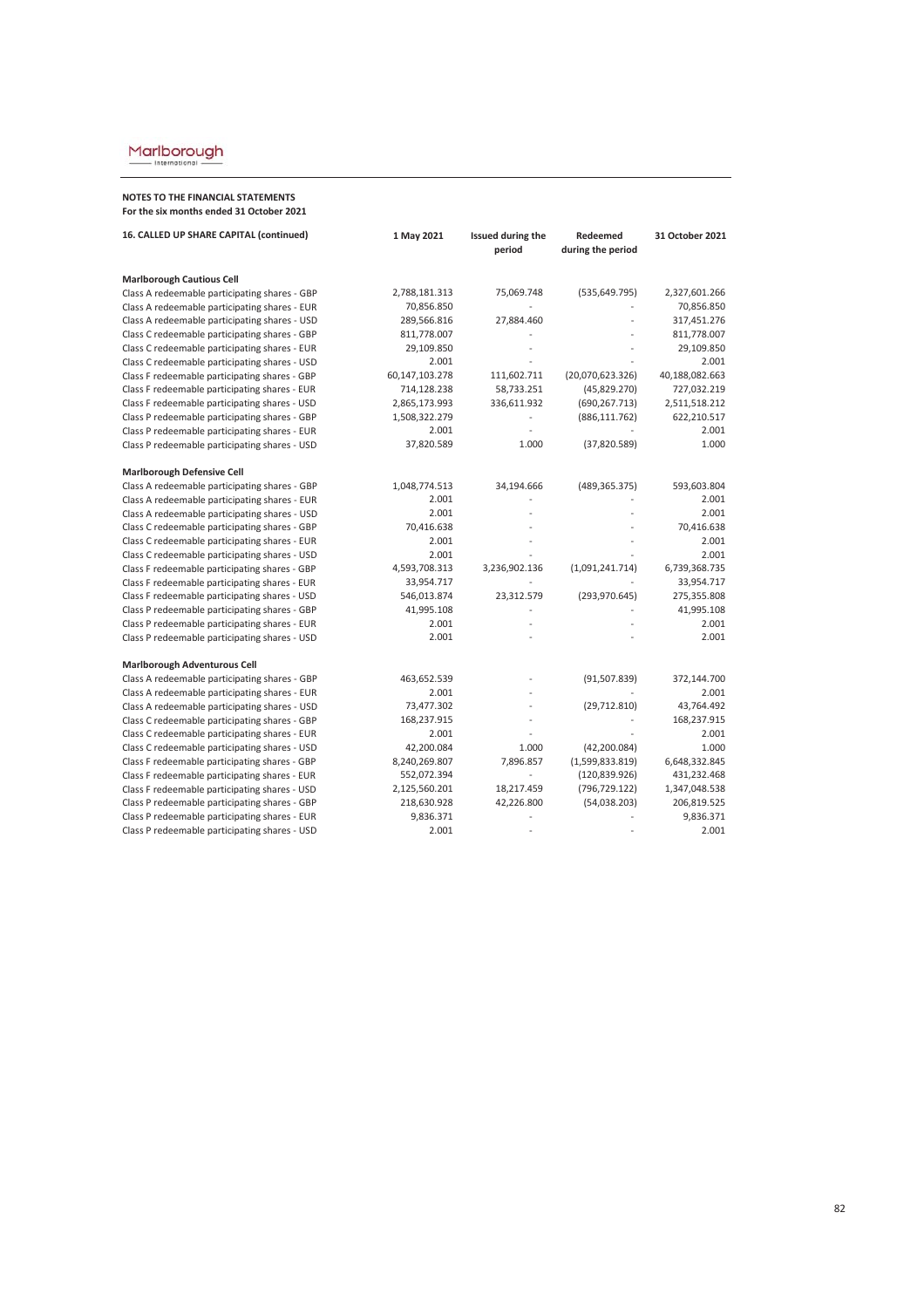**NOTES TO THE FINANCIAL STATEMENTS**
**For the six months ended 31 October 2021**

| 16. CALLED UP SHARE CAPITAL (continued) | 1 May 2021 | Issued during the period | Redeemed during the period | 31 October 2021 |
|---|---|---|---|---|
| **Marlborough Cautious Cell** | | | | |
| Class A redeemable participating shares - GBP | 2,788,181.313 | 75,069.748 | (535,649.795) | 2,327,601.266 |
| Class A redeemable participating shares - EUR | 70,856.850 | - | - | 70,856.850 |
| Class A redeemable participating shares - USD | 289,566.816 | 27,884.460 | - | 317,451.276 |
| Class C redeemable participating shares - GBP | 811,778.007 | - | - | 811,778.007 |
| Class C redeemable participating shares - EUR | 29,109.850 | - | - | 29,109.850 |
| Class C redeemable participating shares - USD | 2.001 | - | - | 2.001 |
| Class F redeemable participating shares - GBP | 60,147,103.278 | 111,602.711 | (20,070,623.326) | 40,188,082.663 |
| Class F redeemable participating shares - EUR | 714,128.238 | 58,733.251 | (45,829.270) | 727,032.219 |
| Class F redeemable participating shares - USD | 2,865,173.993 | 336,611.932 | (690,267.713) | 2,511,518.212 |
| Class P redeemable participating shares - GBP | 1,508,322.279 | - | (886,111.762) | 622,210.517 |
| Class P redeemable participating shares - EUR | 2.001 | - | - | 2.001 |
| Class P redeemable participating shares - USD | 37,820.589 | 1.000 | (37,820.589) | 1.000 |
| **Marlborough Defensive Cell** | | | | |
| Class A redeemable participating shares - GBP | 1,048,774.513 | 34,194.666 | (489,365.375) | 593,603.804 |
| Class A redeemable participating shares - EUR | 2.001 | - | - | 2.001 |
| Class A redeemable participating shares - USD | 2.001 | - | - | 2.001 |
| Class C redeemable participating shares - GBP | 70,416.638 | - | - | 70,416.638 |
| Class C redeemable participating shares - EUR | 2.001 | - | - | 2.001 |
| Class C redeemable participating shares - USD | 2.001 | - | - | 2.001 |
| Class F redeemable participating shares - GBP | 4,593,708.313 | 3,236,902.136 | (1,091,241.714) | 6,739,368.735 |
| Class F redeemable participating shares - EUR | 33,954.717 | - | - | 33,954.717 |
| Class F redeemable participating shares - USD | 546,013.874 | 23,312.579 | (293,970.645) | 275,355.808 |
| Class P redeemable participating shares - GBP | 41,995.108 | - | - | 41,995.108 |
| Class P redeemable participating shares - EUR | 2.001 | - | - | 2.001 |
| Class P redeemable participating shares - USD | 2.001 | - | - | 2.001 |
| **Marlborough Adventurous Cell** | | | | |
| Class A redeemable participating shares - GBP | 463,652.539 | - | (91,507.839) | 372,144.700 |
| Class A redeemable participating shares - EUR | 2.001 | - | - | 2.001 |
| Class A redeemable participating shares - USD | 73,477.302 | - | (29,712.810) | 43,764.492 |
| Class C redeemable participating shares - GBP | 168,237.915 | - | - | 168,237.915 |
| Class C redeemable participating shares - EUR | 2.001 | - | - | 2.001 |
| Class C redeemable participating shares - USD | 42,200.084 | 1.000 | (42,200.084) | 1.000 |
| Class F redeemable participating shares - GBP | 8,240,269.807 | 7,896.857 | (1,599,833.819) | 6,648,332.845 |
| Class F redeemable participating shares - EUR | 552,072.394 | - | (120,839.926) | 431,232.468 |
| Class F redeemable participating shares - USD | 2,125,560.201 | 18,217.459 | (796,729.122) | 1,347,048.538 |
| Class P redeemable participating shares - GBP | 218,630.928 | 42,226.800 | (54,038.203) | 206,819.525 |
| Class P redeemable participating shares - EUR | 9,836.371 | - | - | 9,836.371 |
| Class P redeemable participating shares - USD | 2.001 | - | - | 2.001 |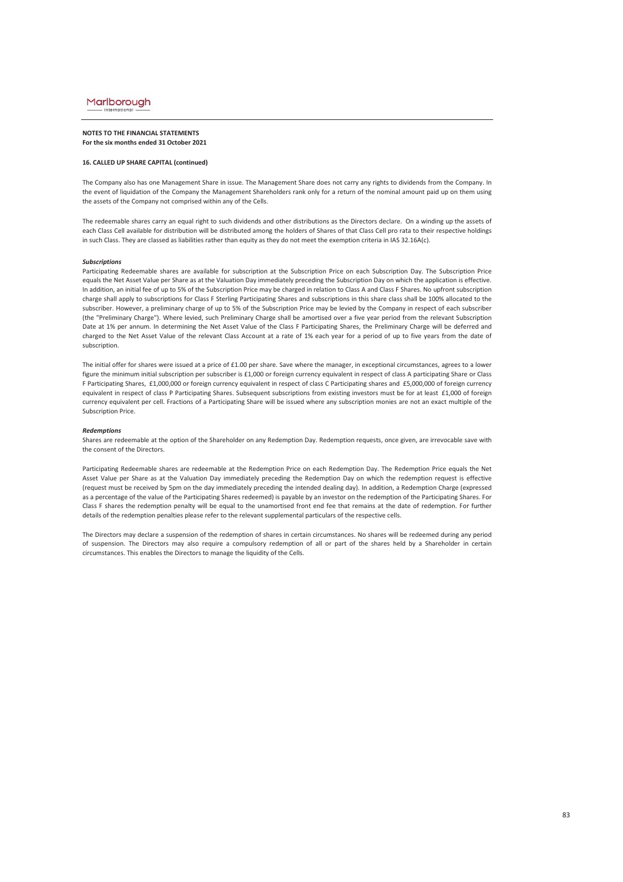**NOTES TO THE FINANCIAL STATEMENTS**
**For the six months ended 31 October 2021**

**16. CALLED UP SHARE CAPITAL (continued)**

The Company also has one Management Share in issue. The Management Share does not carry any rights to dividends from the Company. In the event of liquidation of the Company the Management Shareholders rank only for a return of the nominal amount paid up on them using the assets of the Company not comprised within any of the Cells.

The redeemable shares carry an equal right to such dividends and other distributions as the Directors declare. On a winding up the assets of each Class Cell available for distribution will be distributed among the holders of Shares of that Class Cell pro rata to their respective holdings in such Class. They are classed as liabilities rather than equity as they do not meet the exemption criteria in IAS 32.16A(c).

***Subscriptions***

Participating Redeemable shares are available for subscription at the Subscription Price on each Subscription Day. The Subscription Price equals the Net Asset Value per Share as at the Valuation Day immediately preceding the Subscription Day on which the application is effective. In addition, an initial fee of up to 5% of the Subscription Price may be charged in relation to Class A and Class F Shares. No upfront subscription charge shall apply to subscriptions for Class F Sterling Participating Shares and subscriptions in this share class shall be 100% allocated to the subscriber. However, a preliminary charge of up to 5% of the Subscription Price may be levied by the Company in respect of each subscriber (the "Preliminary Charge"). Where levied, such Preliminary Charge shall be amortised over a five year period from the relevant Subscription Date at 1% per annum. In determining the Net Asset Value of the Class F Participating Shares, the Preliminary Charge will be deferred and charged to the Net Asset Value of the relevant Class Account at a rate of 1% each year for a period of up to five years from the date of subscription.

The initial offer for shares were issued at a price of £1.00 per share. Save where the manager, in exceptional circumstances, agrees to a lower figure the minimum initial subscription per subscriber is £1,000 or foreign currency equivalent in respect of class A participating Share or Class F Participating Shares, £1,000,000 or foreign currency equivalent in respect of class C Participating shares and £5,000,000 of foreign currency equivalent in respect of class P Participating Shares. Subsequent subscriptions from existing investors must be for at least £1,000 of foreign currency equivalent per cell. Fractions of a Participating Share will be issued where any subscription monies are not an exact multiple of the Subscription Price.

***Redemptions***

Shares are redeemable at the option of the Shareholder on any Redemption Day. Redemption requests, once given, are irrevocable save with the consent of the Directors.

Participating Redeemable shares are redeemable at the Redemption Price on each Redemption Day. The Redemption Price equals the Net Asset Value per Share as at the Valuation Day immediately preceding the Redemption Day on which the redemption request is effective (request must be received by 5pm on the day immediately preceding the intended dealing day). In addition, a Redemption Charge (expressed as a percentage of the value of the Participating Shares redeemed) is payable by an investor on the redemption of the Participating Shares. For Class F shares the redemption penalty will be equal to the unamortised front end fee that remains at the date of redemption. For further details of the redemption penalties please refer to the relevant supplemental particulars of the respective cells.

The Directors may declare a suspension of the redemption of shares in certain circumstances. No shares will be redeemed during any period of suspension. The Directors may also require a compulsory redemption of all or part of the shares held by a Shareholder in certain circumstances. This enables the Directors to manage the liquidity of the Cells.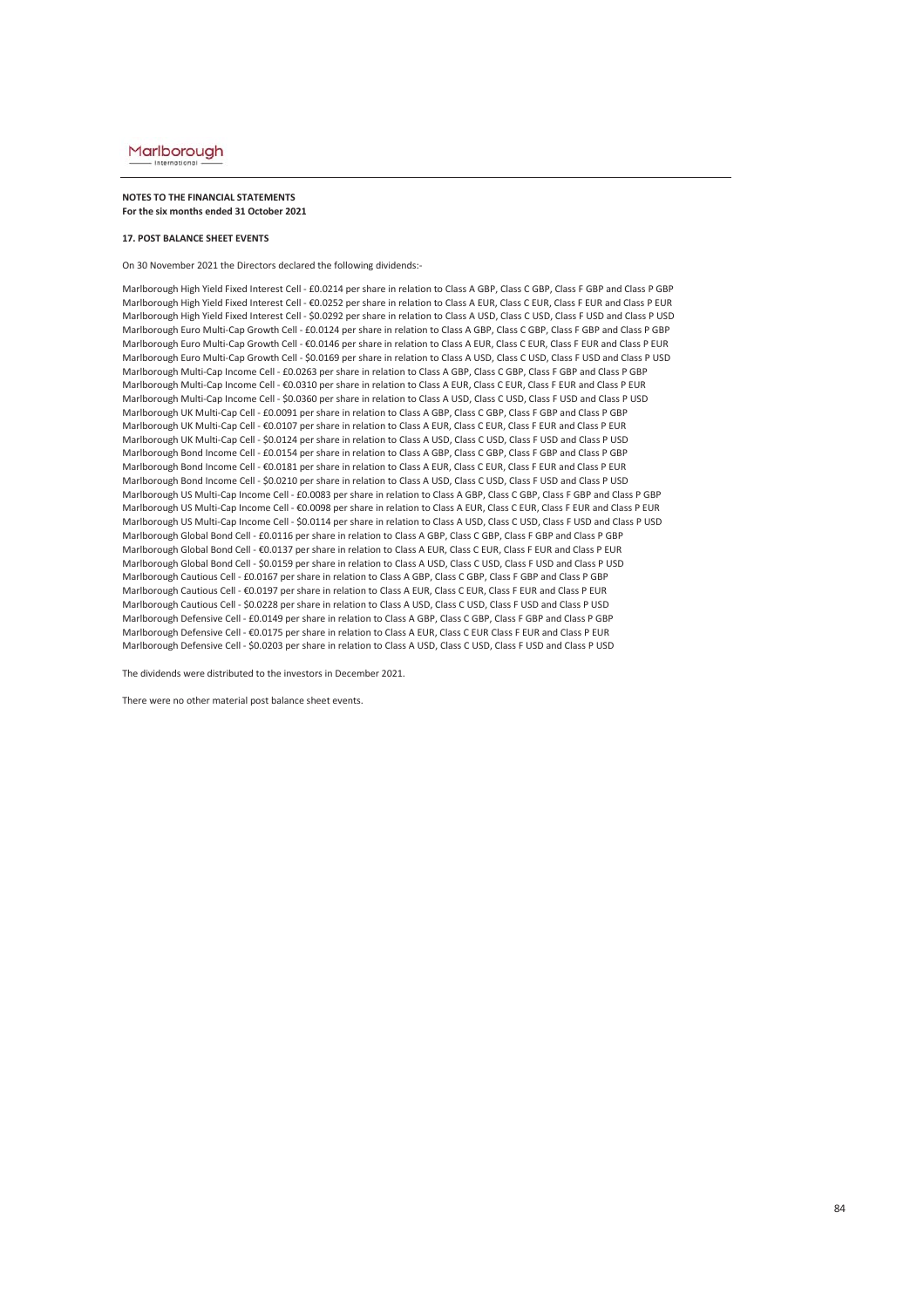**NOTES TO THE FINANCIAL STATEMENTS**
**For the six months ended 31 October 2021**

**17. POST BALANCE SHEET EVENTS**

On 30 November 2021 the Directors declared the following dividends:-

Marlborough High Yield Fixed Interest Cell - £0.0214 per share in relation to Class A GBP, Class C GBP, Class F GBP and Class P GBP
Marlborough High Yield Fixed Interest Cell - €0.0252 per share in relation to Class A EUR, Class C EUR, Class F EUR and Class P EUR
Marlborough High Yield Fixed Interest Cell - $0.0292 per share in relation to Class A USD, Class C USD, Class F USD and Class P USD
Marlborough Euro Multi-Cap Growth Cell - £0.0124 per share in relation to Class A GBP, Class C GBP, Class F GBP and Class P GBP
Marlborough Euro Multi-Cap Growth Cell - €0.0146 per share in relation to Class A EUR, Class C EUR, Class F EUR and Class P EUR
Marlborough Euro Multi-Cap Growth Cell - $0.0169 per share in relation to Class A USD, Class C USD, Class F USD and Class P USD
Marlborough Multi-Cap Income Cell - £0.0263 per share in relation to Class A GBP, Class C GBP, Class F GBP and Class P GBP
Marlborough Multi-Cap Income Cell - €0.0310 per share in relation to Class A EUR, Class C EUR, Class F EUR and Class P EUR
Marlborough Multi-Cap Income Cell - $0.0360 per share in relation to Class A USD, Class C USD, Class F USD and Class P USD
Marlborough UK Multi-Cap Cell - £0.0091 per share in relation to Class A GBP, Class C GBP, Class F GBP and Class P GBP
Marlborough UK Multi-Cap Cell - €0.0107 per share in relation to Class A EUR, Class C EUR, Class F EUR and Class P EUR
Marlborough UK Multi-Cap Cell - $0.0124 per share in relation to Class A USD, Class C USD, Class F USD and Class P USD
Marlborough Bond Income Cell - £0.0154 per share in relation to Class A GBP, Class C GBP, Class F GBP and Class P GBP
Marlborough Bond Income Cell - €0.0181 per share in relation to Class A EUR, Class C EUR, Class F EUR and Class P EUR
Marlborough Bond Income Cell - $0.0210 per share in relation to Class A USD, Class C USD, Class F USD and Class P USD
Marlborough US Multi-Cap Income Cell - £0.0083 per share in relation to Class A GBP, Class C GBP, Class F GBP and Class P GBP
Marlborough US Multi-Cap Income Cell - €0.0098 per share in relation to Class A EUR, Class C EUR, Class F EUR and Class P EUR
Marlborough US Multi-Cap Income Cell - $0.0114 per share in relation to Class A USD, Class C USD, Class F USD and Class P USD
Marlborough Global Bond Cell - £0.0116 per share in relation to Class A GBP, Class C GBP, Class F GBP and Class P GBP
Marlborough Global Bond Cell - €0.0137 per share in relation to Class A EUR, Class C EUR, Class F EUR and Class P EUR
Marlborough Global Bond Cell - $0.0159 per share in relation to Class A USD, Class C USD, Class F USD and Class P USD
Marlborough Cautious Cell - £0.0167 per share in relation to Class A GBP, Class C GBP, Class F GBP and Class P GBP
Marlborough Cautious Cell - €0.0197 per share in relation to Class A EUR, Class C EUR, Class F EUR and Class P EUR
Marlborough Cautious Cell - $0.0228 per share in relation to Class A USD, Class C USD, Class F USD and Class P USD
Marlborough Defensive Cell - £0.0149 per share in relation to Class A GBP, Class C GBP, Class F GBP and Class P GBP
Marlborough Defensive Cell - €0.0175 per share in relation to Class A EUR, Class C EUR Class F EUR and Class P EUR
Marlborough Defensive Cell - $0.0203 per share in relation to Class A USD, Class C USD, Class F USD and Class P USD

The dividends were distributed to the investors in December 2021.

There were no other material post balance sheet events.